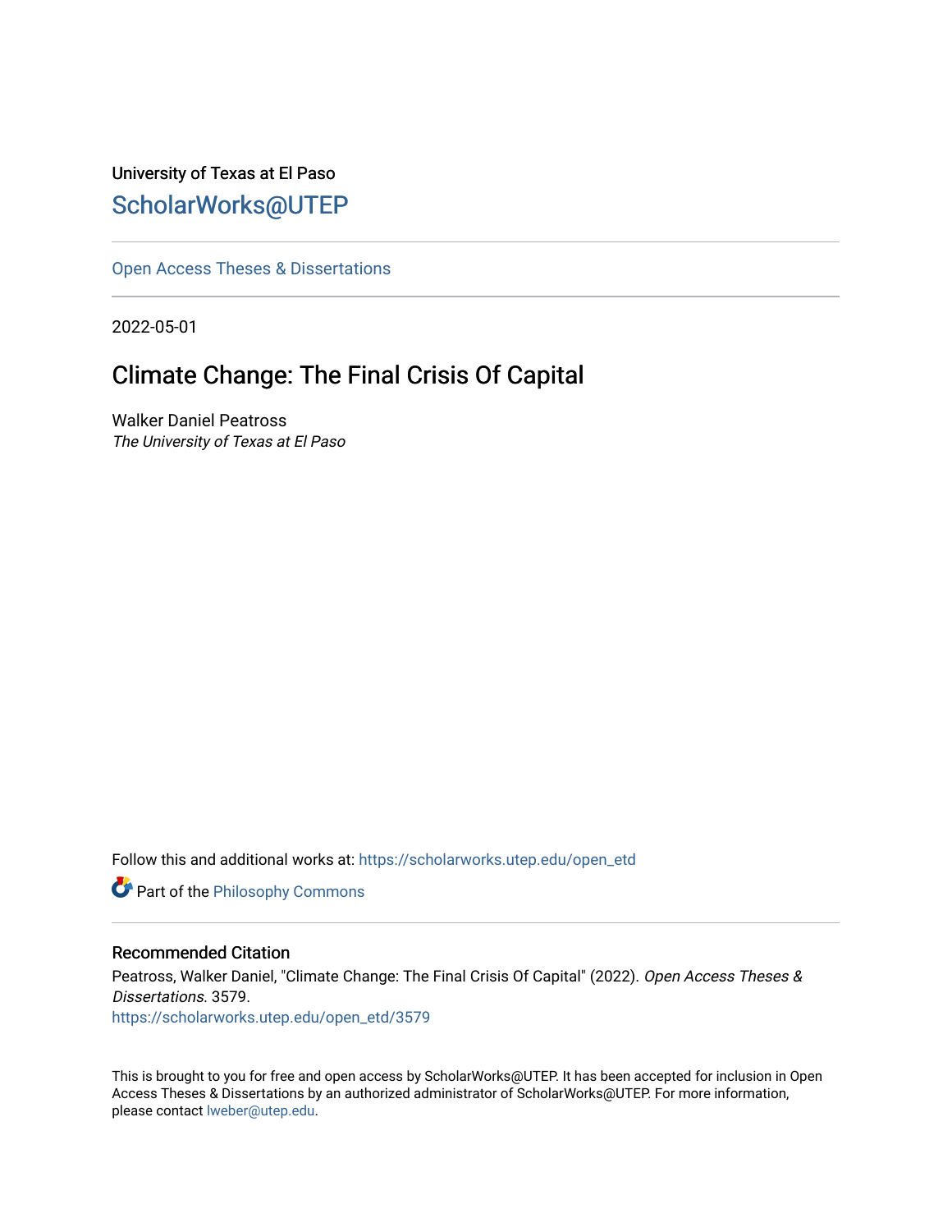University of Texas at El Paso

## ScholarWorks@UTEP

Open Access Theses & Dissertations

2022-05-01

# Climate Change: The Final Crisis Of Capital

Walker Daniel Peatross
*The University of Texas at El Paso*

Follow this and additional works at: https://scholarworks.utep.edu/open_etd

Part of the Philosophy Commons

### Recommended Citation

Peatross, Walker Daniel, "Climate Change: The Final Crisis Of Capital" (2022). *Open Access Theses & Dissertations*. 3579.
https://scholarworks.utep.edu/open_etd/3579

This is brought to you for free and open access by ScholarWorks@UTEP. It has been accepted for inclusion in Open Access Theses & Dissertations by an authorized administrator of ScholarWorks@UTEP. For more information, please contact lweber@utep.edu.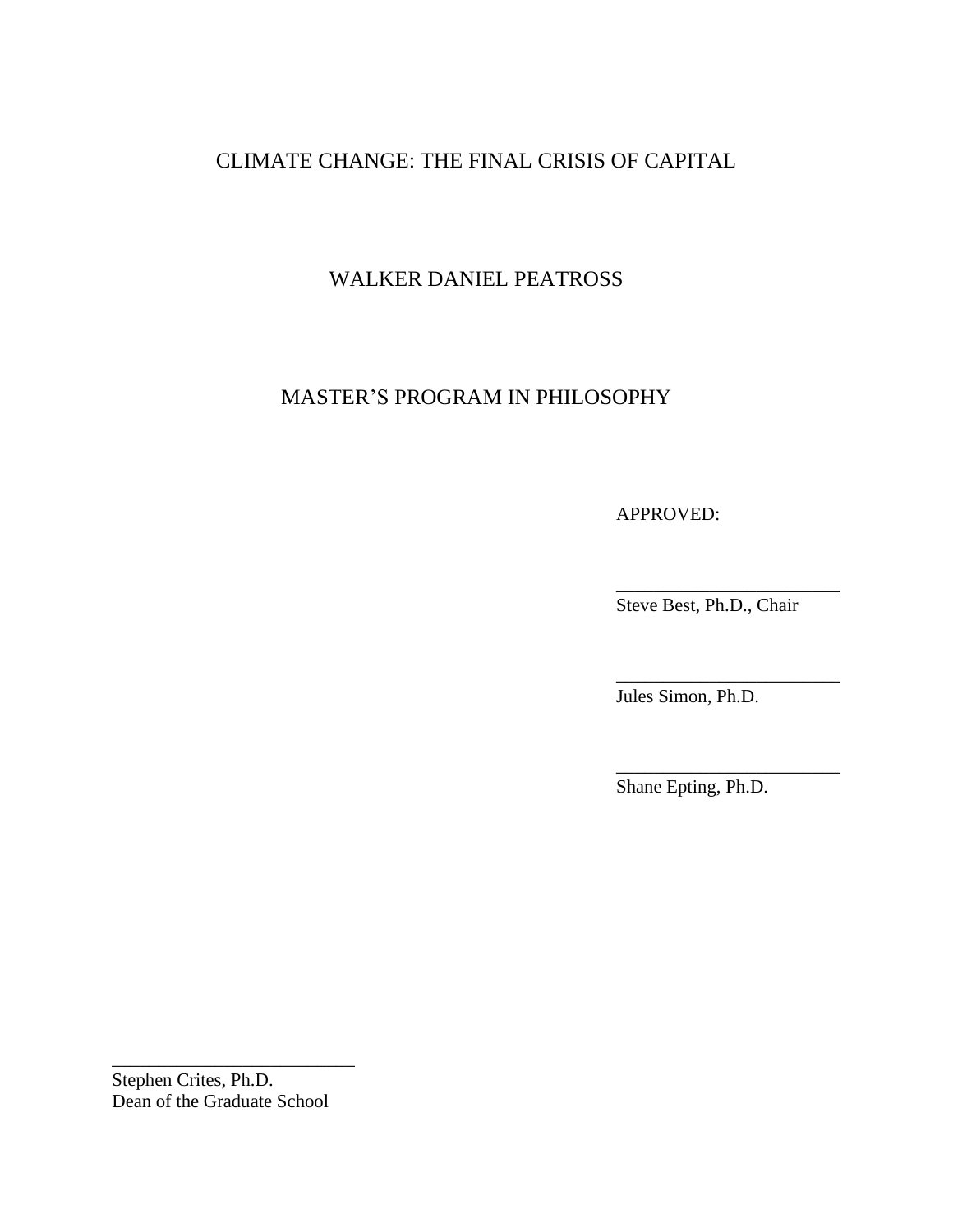CLIMATE CHANGE: THE FINAL CRISIS OF CAPITAL

WALKER DANIEL PEATROSS

MASTER'S PROGRAM IN PHILOSOPHY

APPROVED:

\_\_\_\_\_\_\_\_\_\_\_\_\_\_\_\_\_\_\_\_\_\_\_\_
Steve Best, Ph.D., Chair

\_\_\_\_\_\_\_\_\_\_\_\_\_\_\_\_\_\_\_\_\_\_\_\_
Jules Simon, Ph.D.

\_\_\_\_\_\_\_\_\_\_\_\_\_\_\_\_\_\_\_\_\_\_\_\_
Shane Epting, Ph.D.

\_\_\_\_\_\_\_\_\_\_\_\_\_\_\_\_\_\_\_\_\_\_\_\_
Stephen Crites, Ph.D.
Dean of the Graduate School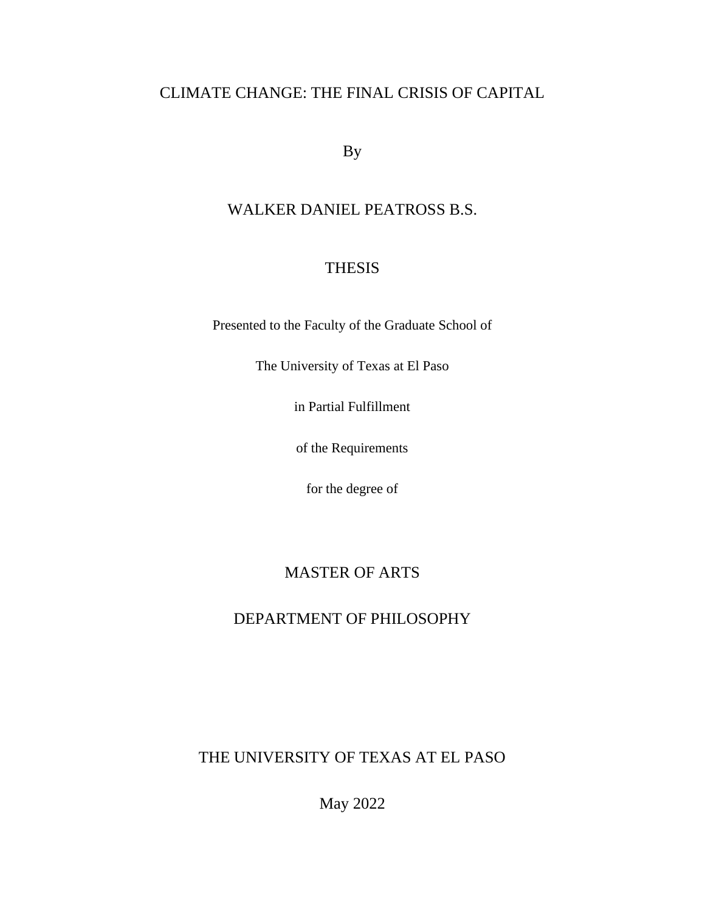# CLIMATE CHANGE: THE FINAL CRISIS OF CAPITAL

By

WALKER DANIEL PEATROSS B.S.

THESIS

Presented to the Faculty of the Graduate School of

The University of Texas at El Paso

in Partial Fulfillment

of the Requirements

for the degree of

MASTER OF ARTS

DEPARTMENT OF PHILOSOPHY

THE UNIVERSITY OF TEXAS AT EL PASO

May 2022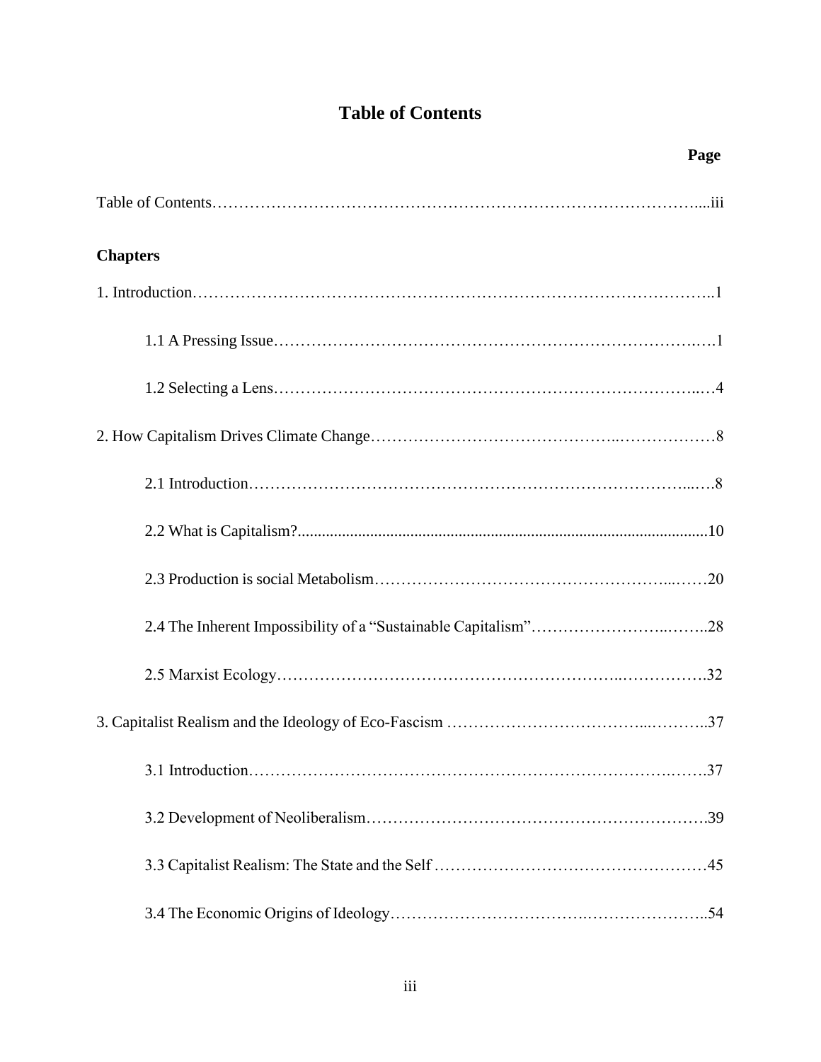# Table of Contents

**Page**

Table of Contents....iii

**Chapters**

1. Introduction..1

  1.1 A Pressing Issue....1

  1.2 Selecting a Lens....4

2. How Capitalism Drives Climate Change....8

  2.1 Introduction....8

  2.2 What is Capitalism?....10

  2.3 Production is social Metabolism....20

  2.4 The Inherent Impossibility of a “Sustainable Capitalism”....28

  2.5 Marxist Ecology....32

3. Capitalist Realism and the Ideology of Eco-Fascism....37

  3.1 Introduction....37

  3.2 Development of Neoliberalism....39

  3.3 Capitalist Realism: The State and the Self....45

  3.4 The Economic Origins of Ideology....54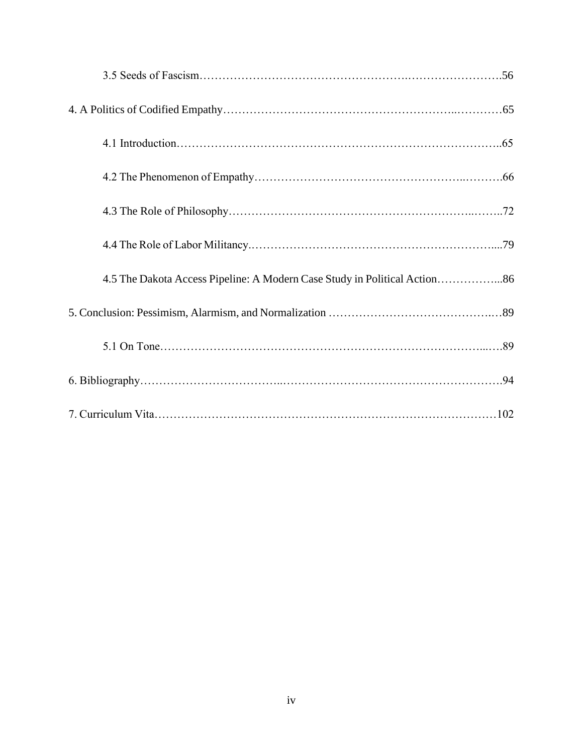3.5 Seeds of Fascism……………………………………………….…………………….56

4. A Politics of Codified Empathy…………………………………………………..…………65

4.1 Introduction………………………………………………………………………..65

4.2 The Phenomenon of Empathy……………………………………………..……….66

4.3 The Role of Philosophy……………………………………………………..……..72

4.4 The Role of Labor Militancy.……………………………………………………....79

4.5 The Dakota Access Pipeline: A Modern Case Study in Political Action……………...86

5. Conclusion: Pessimism, Alarmism, and Normalization …………………………………..…89

5.1 On Tone………………………………………………………………………...…89

6. Bibliography……………………………..…………………………………………………94

7. Curriculum Vita……………………………………………………………………………102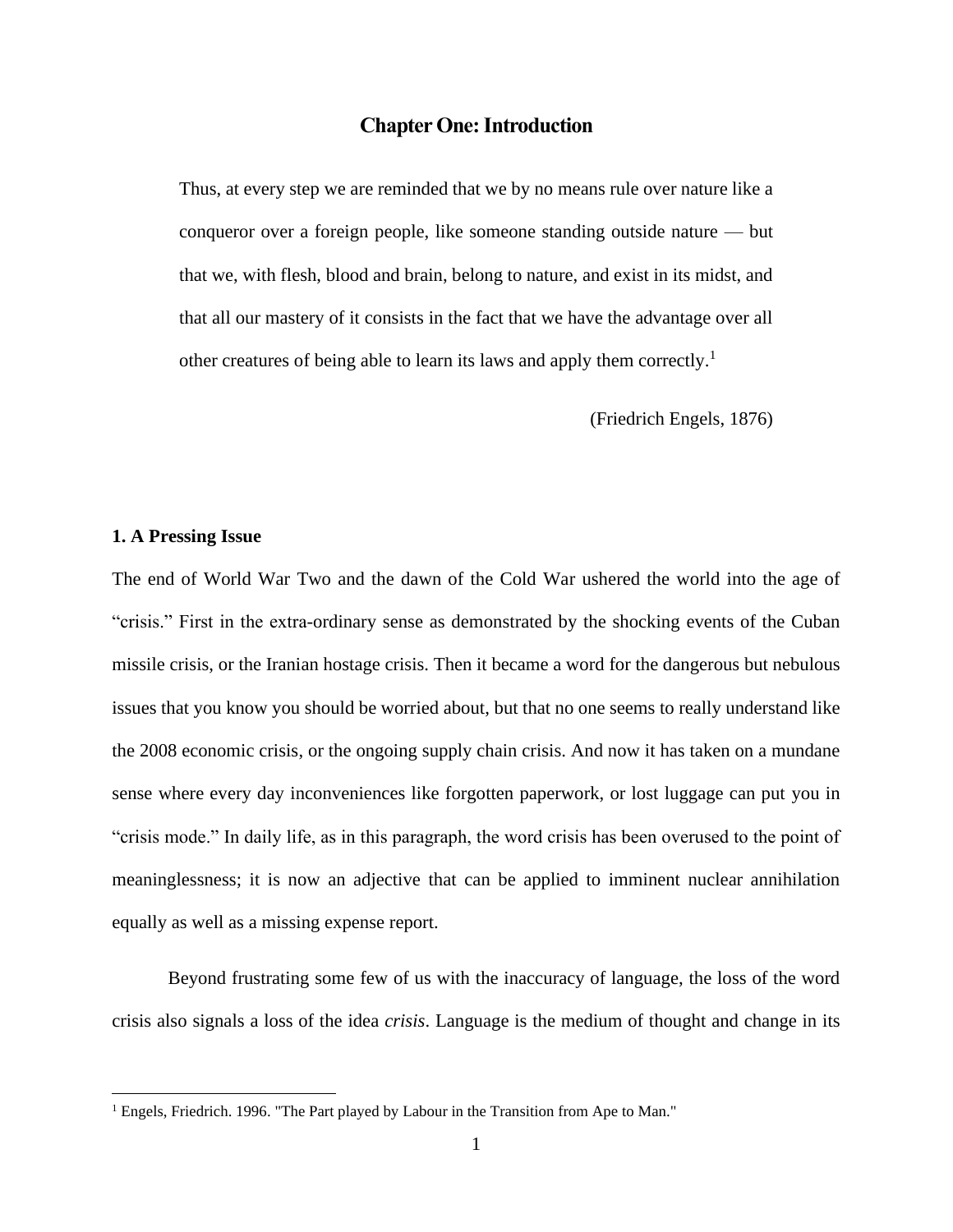# Chapter One: Introduction

> Thus, at every step we are reminded that we by no means rule over nature like a conqueror over a foreign people, like someone standing outside nature — but that we, with flesh, blood and brain, belong to nature, and exist in its midst, and that all our mastery of it consists in the fact that we have the advantage over all other creatures of being able to learn its laws and apply them correctly.[1]
>
> (Friedrich Engels, 1876)

### 1. A Pressing Issue

The end of World War Two and the dawn of the Cold War ushered the world into the age of "crisis." First in the extra-ordinary sense as demonstrated by the shocking events of the Cuban missile crisis, or the Iranian hostage crisis. Then it became a word for the dangerous but nebulous issues that you know you should be worried about, but that no one seems to really understand like the 2008 economic crisis, or the ongoing supply chain crisis. And now it has taken on a mundane sense where every day inconveniences like forgotten paperwork, or lost luggage can put you in "crisis mode." In daily life, as in this paragraph, the word crisis has been overused to the point of meaninglessness; it is now an adjective that can be applied to imminent nuclear annihilation equally as well as a missing expense report.

Beyond frustrating some few of us with the inaccuracy of language, the loss of the word crisis also signals a loss of the idea *crisis*. Language is the medium of thought and change in its

---

[1] Engels, Friedrich. 1996. "The Part played by Labour in the Transition from Ape to Man."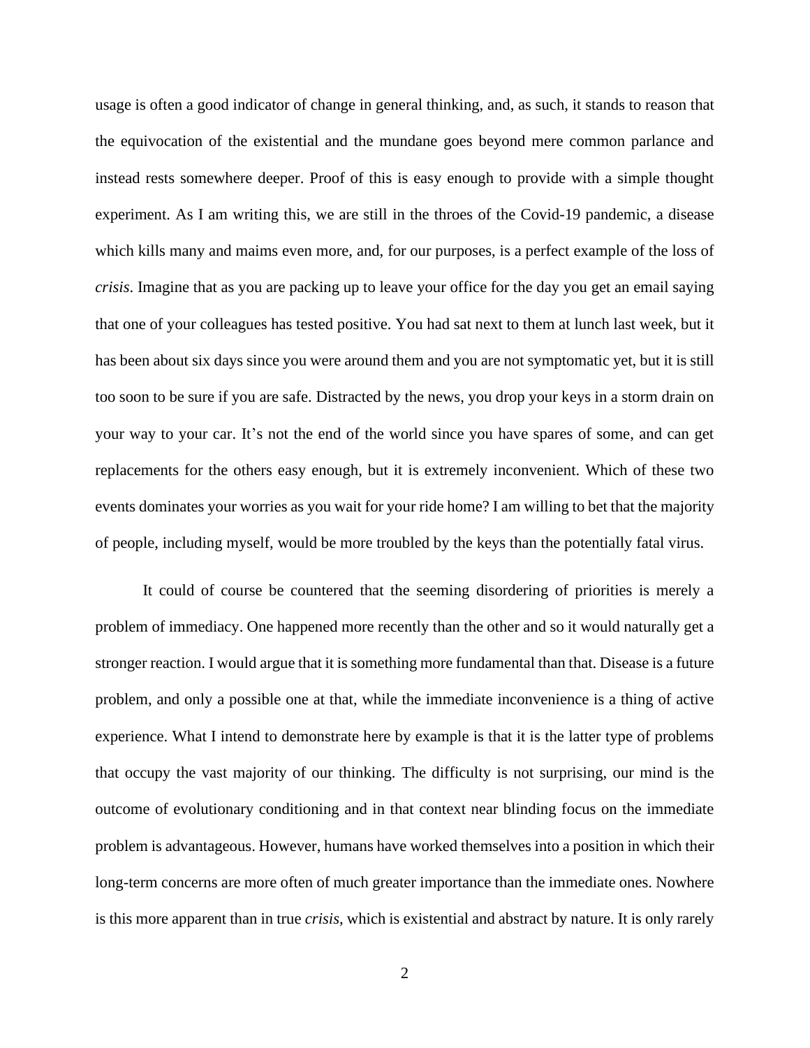usage is often a good indicator of change in general thinking, and, as such, it stands to reason that the equivocation of the existential and the mundane goes beyond mere common parlance and instead rests somewhere deeper. Proof of this is easy enough to provide with a simple thought experiment. As I am writing this, we are still in the throes of the Covid-19 pandemic, a disease which kills many and maims even more, and, for our purposes, is a perfect example of the loss of *crisis*. Imagine that as you are packing up to leave your office for the day you get an email saying that one of your colleagues has tested positive. You had sat next to them at lunch last week, but it has been about six days since you were around them and you are not symptomatic yet, but it is still too soon to be sure if you are safe. Distracted by the news, you drop your keys in a storm drain on your way to your car. It's not the end of the world since you have spares of some, and can get replacements for the others easy enough, but it is extremely inconvenient. Which of these two events dominates your worries as you wait for your ride home? I am willing to bet that the majority of people, including myself, would be more troubled by the keys than the potentially fatal virus.

It could of course be countered that the seeming disordering of priorities is merely a problem of immediacy. One happened more recently than the other and so it would naturally get a stronger reaction. I would argue that it is something more fundamental than that. Disease is a future problem, and only a possible one at that, while the immediate inconvenience is a thing of active experience. What I intend to demonstrate here by example is that it is the latter type of problems that occupy the vast majority of our thinking. The difficulty is not surprising, our mind is the outcome of evolutionary conditioning and in that context near blinding focus on the immediate problem is advantageous. However, humans have worked themselves into a position in which their long-term concerns are more often of much greater importance than the immediate ones. Nowhere is this more apparent than in true *crisis*, which is existential and abstract by nature. It is only rarely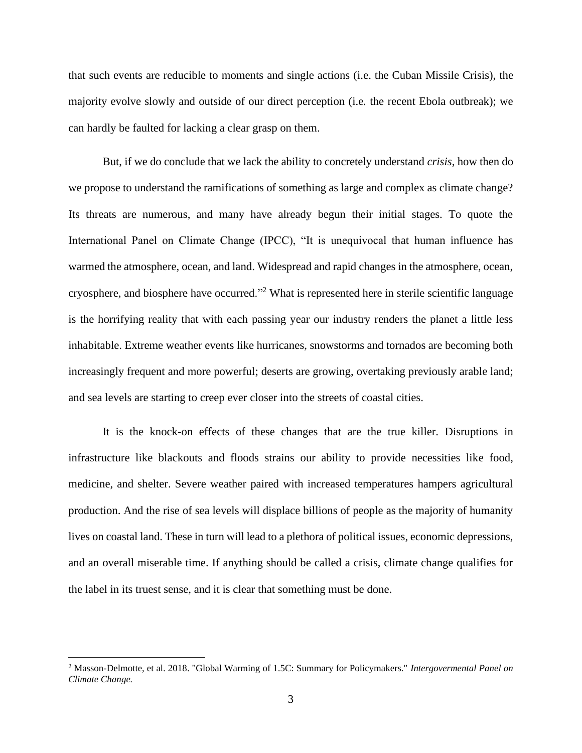that such events are reducible to moments and single actions (i.e. the Cuban Missile Crisis), the majority evolve slowly and outside of our direct perception (i.e. the recent Ebola outbreak); we can hardly be faulted for lacking a clear grasp on them.

But, if we do conclude that we lack the ability to concretely understand *crisis*, how then do we propose to understand the ramifications of something as large and complex as climate change? Its threats are numerous, and many have already begun their initial stages. To quote the International Panel on Climate Change (IPCC), "It is unequivocal that human influence has warmed the atmosphere, ocean, and land. Widespread and rapid changes in the atmosphere, ocean, cryosphere, and biosphere have occurred."[2] What is represented here in sterile scientific language is the horrifying reality that with each passing year our industry renders the planet a little less inhabitable. Extreme weather events like hurricanes, snowstorms and tornados are becoming both increasingly frequent and more powerful; deserts are growing, overtaking previously arable land; and sea levels are starting to creep ever closer into the streets of coastal cities.

It is the knock-on effects of these changes that are the true killer. Disruptions in infrastructure like blackouts and floods strains our ability to provide necessities like food, medicine, and shelter. Severe weather paired with increased temperatures hampers agricultural production. And the rise of sea levels will displace billions of people as the majority of humanity lives on coastal land. These in turn will lead to a plethora of political issues, economic depressions, and an overall miserable time. If anything should be called a crisis, climate change qualifies for the label in its truest sense, and it is clear that something must be done.

---

[2] Masson-Delmotte, et al. 2018. "Global Warming of 1.5C: Summary for Policymakers." *Intergovermental Panel on Climate Change.*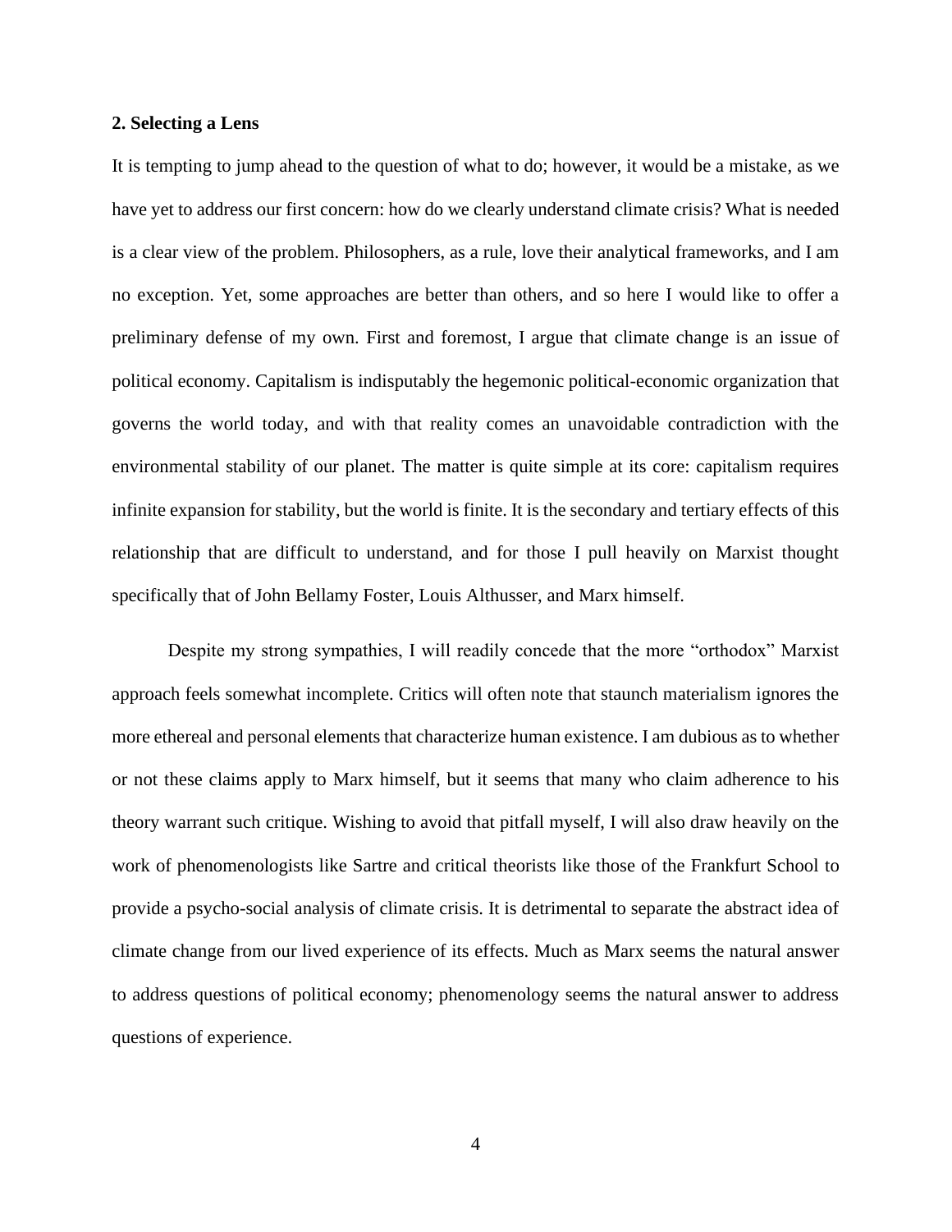## 2. Selecting a Lens

It is tempting to jump ahead to the question of what to do; however, it would be a mistake, as we have yet to address our first concern: how do we clearly understand climate crisis? What is needed is a clear view of the problem. Philosophers, as a rule, love their analytical frameworks, and I am no exception. Yet, some approaches are better than others, and so here I would like to offer a preliminary defense of my own. First and foremost, I argue that climate change is an issue of political economy. Capitalism is indisputably the hegemonic political-economic organization that governs the world today, and with that reality comes an unavoidable contradiction with the environmental stability of our planet. The matter is quite simple at its core: capitalism requires infinite expansion for stability, but the world is finite. It is the secondary and tertiary effects of this relationship that are difficult to understand, and for those I pull heavily on Marxist thought specifically that of John Bellamy Foster, Louis Althusser, and Marx himself.

Despite my strong sympathies, I will readily concede that the more "orthodox" Marxist approach feels somewhat incomplete. Critics will often note that staunch materialism ignores the more ethereal and personal elements that characterize human existence. I am dubious as to whether or not these claims apply to Marx himself, but it seems that many who claim adherence to his theory warrant such critique. Wishing to avoid that pitfall myself, I will also draw heavily on the work of phenomenologists like Sartre and critical theorists like those of the Frankfurt School to provide a psycho-social analysis of climate crisis. It is detrimental to separate the abstract idea of climate change from our lived experience of its effects. Much as Marx seems the natural answer to address questions of political economy; phenomenology seems the natural answer to address questions of experience.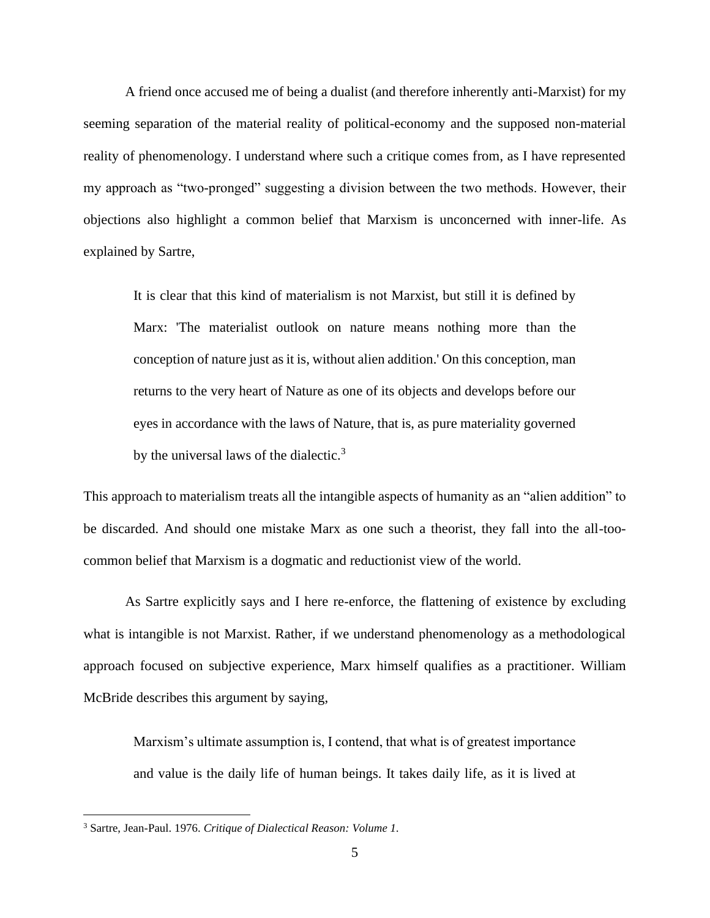A friend once accused me of being a dualist (and therefore inherently anti-Marxist) for my seeming separation of the material reality of political-economy and the supposed non-material reality of phenomenology. I understand where such a critique comes from, as I have represented my approach as "two-pronged" suggesting a division between the two methods. However, their objections also highlight a common belief that Marxism is unconcerned with inner-life. As explained by Sartre,

> It is clear that this kind of materialism is not Marxist, but still it is defined by Marx: 'The materialist outlook on nature means nothing more than the conception of nature just as it is, without alien addition.' On this conception, man returns to the very heart of Nature as one of its objects and develops before our eyes in accordance with the laws of Nature, that is, as pure materiality governed by the universal laws of the dialectic.[3]

This approach to materialism treats all the intangible aspects of humanity as an "alien addition" to be discarded. And should one mistake Marx as one such a theorist, they fall into the all-too-common belief that Marxism is a dogmatic and reductionist view of the world.

As Sartre explicitly says and I here re-enforce, the flattening of existence by excluding what is intangible is not Marxist. Rather, if we understand phenomenology as a methodological approach focused on subjective experience, Marx himself qualifies as a practitioner. William McBride describes this argument by saying,

> Marxism's ultimate assumption is, I contend, that what is of greatest importance and value is the daily life of human beings. It takes daily life, as it is lived at

---

[3] Sartre, Jean-Paul. 1976. *Critique of Dialectical Reason: Volume 1*.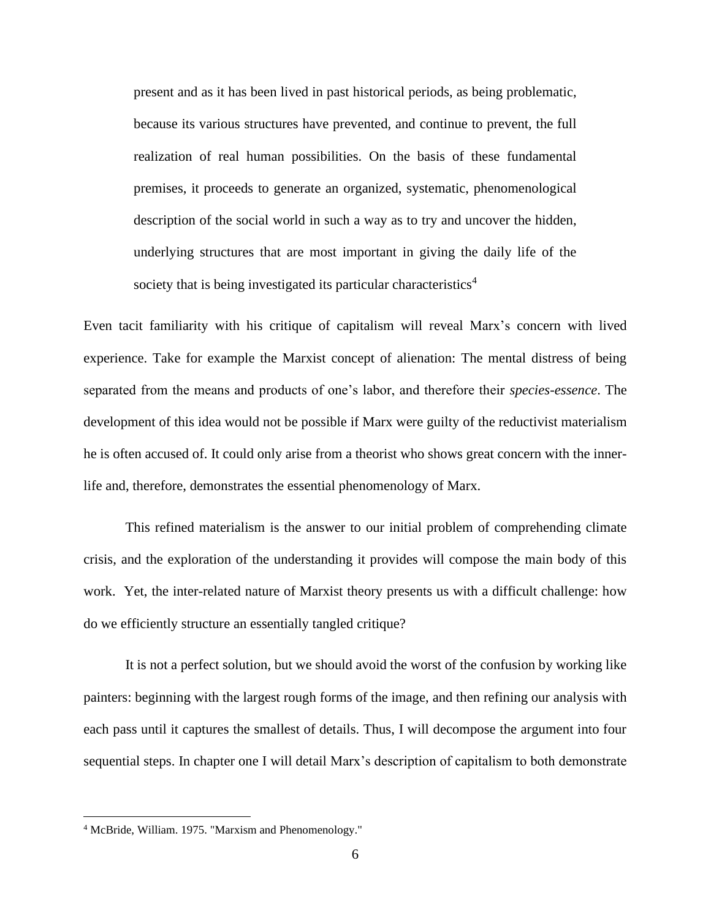> present and as it has been lived in past historical periods, as being problematic, because its various structures have prevented, and continue to prevent, the full realization of real human possibilities. On the basis of these fundamental premises, it proceeds to generate an organized, systematic, phenomenological description of the social world in such a way as to try and uncover the hidden, underlying structures that are most important in giving the daily life of the society that is being investigated its particular characteristics[4]

Even tacit familiarity with his critique of capitalism will reveal Marx's concern with lived experience. Take for example the Marxist concept of alienation: The mental distress of being separated from the means and products of one's labor, and therefore their *species-essence*. The development of this idea would not be possible if Marx were guilty of the reductivist materialism he is often accused of. It could only arise from a theorist who shows great concern with the inner-life and, therefore, demonstrates the essential phenomenology of Marx.

This refined materialism is the answer to our initial problem of comprehending climate crisis, and the exploration of the understanding it provides will compose the main body of this work. Yet, the inter-related nature of Marxist theory presents us with a difficult challenge: how do we efficiently structure an essentially tangled critique?

It is not a perfect solution, but we should avoid the worst of the confusion by working like painters: beginning with the largest rough forms of the image, and then refining our analysis with each pass until it captures the smallest of details. Thus, I will decompose the argument into four sequential steps. In chapter one I will detail Marx's description of capitalism to both demonstrate

[4] McBride, William. 1975. "Marxism and Phenomenology."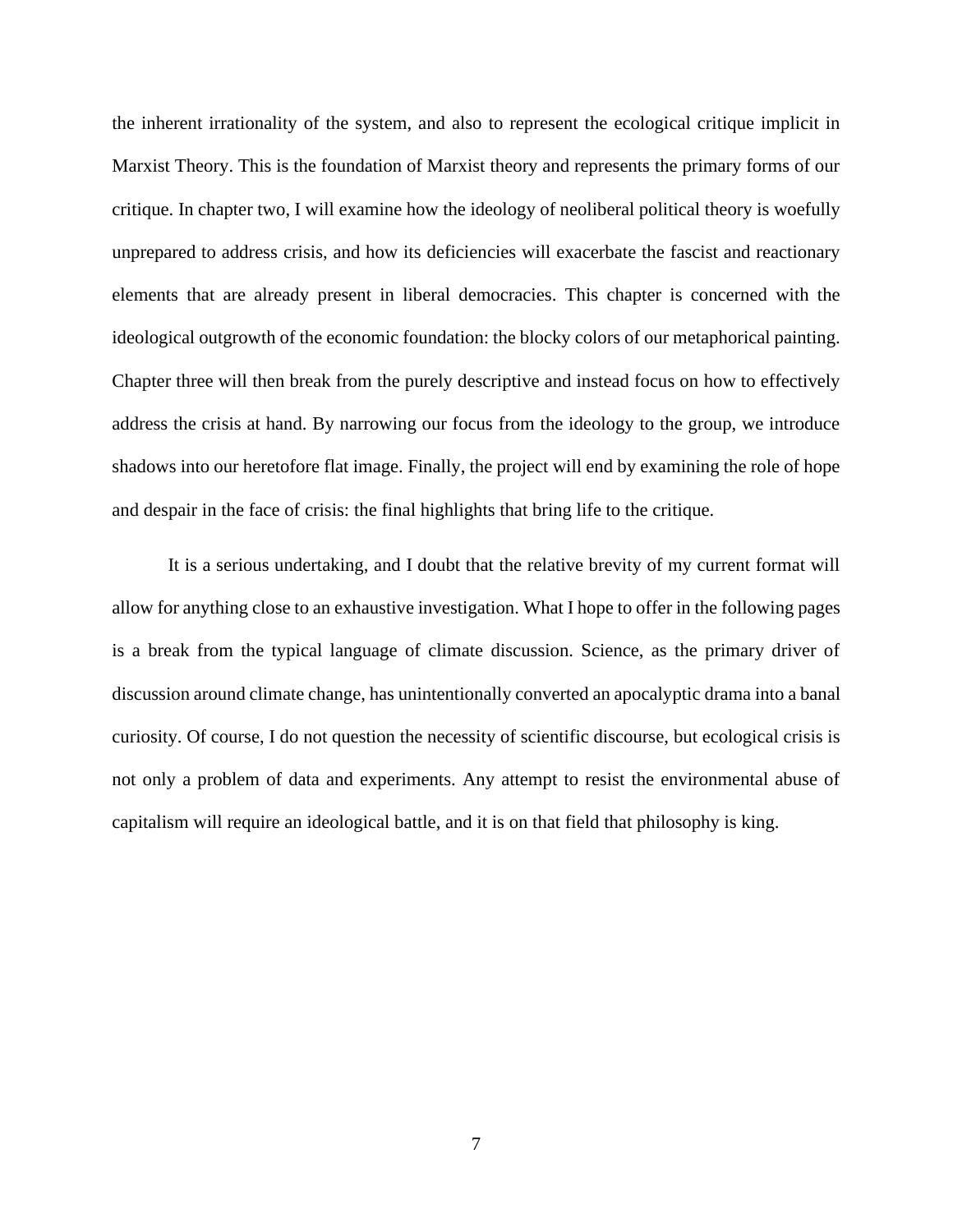the inherent irrationality of the system, and also to represent the ecological critique implicit in Marxist Theory. This is the foundation of Marxist theory and represents the primary forms of our critique. In chapter two, I will examine how the ideology of neoliberal political theory is woefully unprepared to address crisis, and how its deficiencies will exacerbate the fascist and reactionary elements that are already present in liberal democracies. This chapter is concerned with the ideological outgrowth of the economic foundation: the blocky colors of our metaphorical painting. Chapter three will then break from the purely descriptive and instead focus on how to effectively address the crisis at hand. By narrowing our focus from the ideology to the group, we introduce shadows into our heretofore flat image. Finally, the project will end by examining the role of hope and despair in the face of crisis: the final highlights that bring life to the critique.

It is a serious undertaking, and I doubt that the relative brevity of my current format will allow for anything close to an exhaustive investigation. What I hope to offer in the following pages is a break from the typical language of climate discussion. Science, as the primary driver of discussion around climate change, has unintentionally converted an apocalyptic drama into a banal curiosity. Of course, I do not question the necessity of scientific discourse, but ecological crisis is not only a problem of data and experiments. Any attempt to resist the environmental abuse of capitalism will require an ideological battle, and it is on that field that philosophy is king.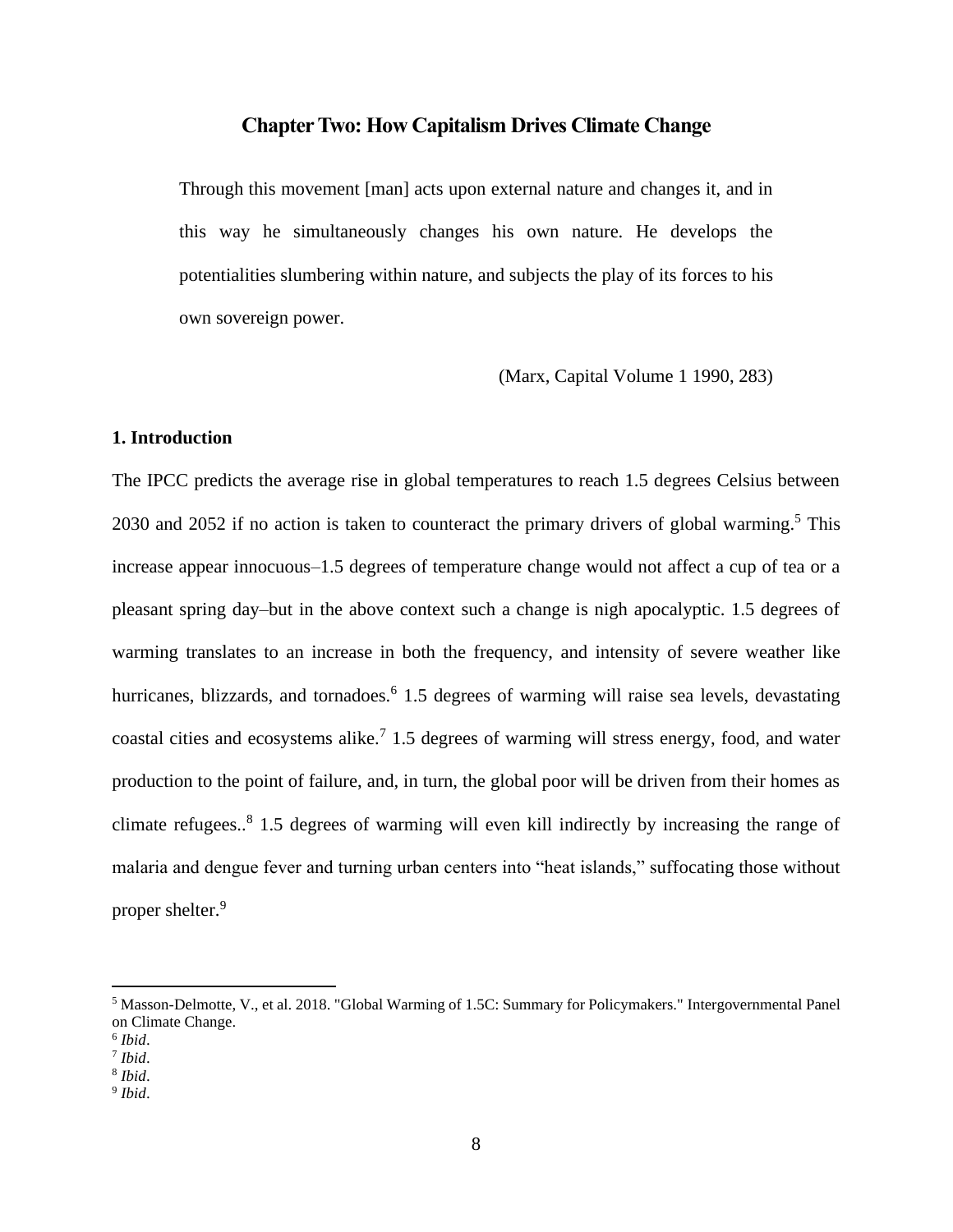## Chapter Two: How Capitalism Drives Climate Change

> Through this movement [man] acts upon external nature and changes it, and in this way he simultaneously changes his own nature. He develops the potentialities slumbering within nature, and subjects the play of its forces to his own sovereign power.
>
> (Marx, Capital Volume 1 1990, 283)

### 1. Introduction

The IPCC predicts the average rise in global temperatures to reach 1.5 degrees Celsius between 2030 and 2052 if no action is taken to counteract the primary drivers of global warming.[5] This increase appear innocuous–1.5 degrees of temperature change would not affect a cup of tea or a pleasant spring day–but in the above context such a change is nigh apocalyptic. 1.5 degrees of warming translates to an increase in both the frequency, and intensity of severe weather like hurricanes, blizzards, and tornadoes.[6] 1.5 degrees of warming will raise sea levels, devastating coastal cities and ecosystems alike.[7] 1.5 degrees of warming will stress energy, food, and water production to the point of failure, and, in turn, the global poor will be driven from their homes as climate refugees..[8] 1.5 degrees of warming will even kill indirectly by increasing the range of malaria and dengue fever and turning urban centers into "heat islands," suffocating those without proper shelter.[9]

---

[5] Masson-Delmotte, V., et al. 2018. "Global Warming of 1.5C: Summary for Policymakers." Intergovernmental Panel on Climate Change.

[6] *Ibid*.

[7] *Ibid*.

[8] *Ibid*.

[9] *Ibid*.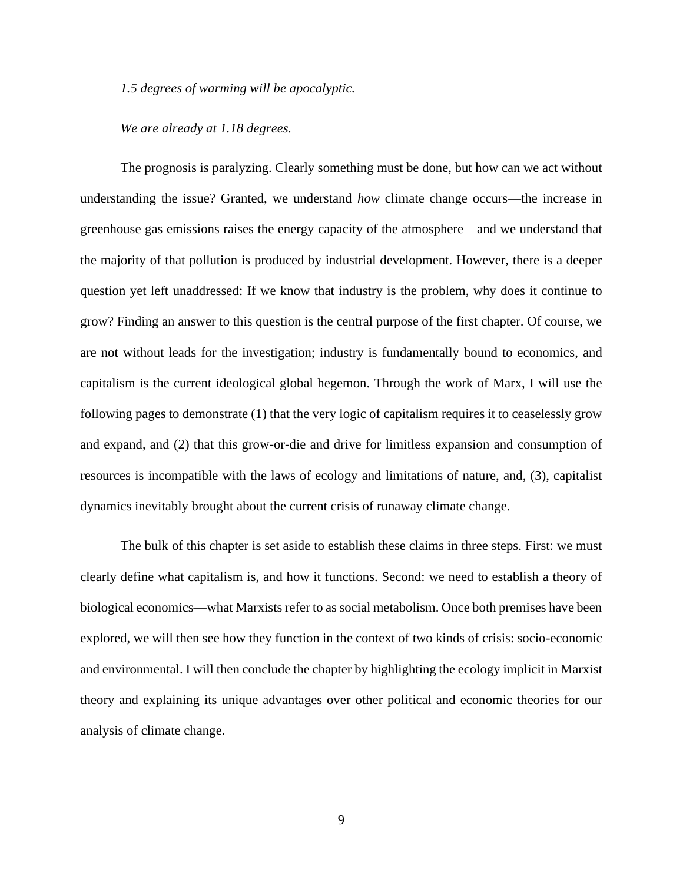*1.5 degrees of warming will be apocalyptic.*

*We are already at 1.18 degrees.*

The prognosis is paralyzing. Clearly something must be done, but how can we act without understanding the issue? Granted, we understand *how* climate change occurs—the increase in greenhouse gas emissions raises the energy capacity of the atmosphere—and we understand that the majority of that pollution is produced by industrial development. However, there is a deeper question yet left unaddressed: If we know that industry is the problem, why does it continue to grow? Finding an answer to this question is the central purpose of the first chapter. Of course, we are not without leads for the investigation; industry is fundamentally bound to economics, and capitalism is the current ideological global hegemon. Through the work of Marx, I will use the following pages to demonstrate (1) that the very logic of capitalism requires it to ceaselessly grow and expand, and (2) that this grow-or-die and drive for limitless expansion and consumption of resources is incompatible with the laws of ecology and limitations of nature, and, (3), capitalist dynamics inevitably brought about the current crisis of runaway climate change.

The bulk of this chapter is set aside to establish these claims in three steps. First: we must clearly define what capitalism is, and how it functions. Second: we need to establish a theory of biological economics—what Marxists refer to as social metabolism. Once both premises have been explored, we will then see how they function in the context of two kinds of crisis: socio-economic and environmental. I will then conclude the chapter by highlighting the ecology implicit in Marxist theory and explaining its unique advantages over other political and economic theories for our analysis of climate change.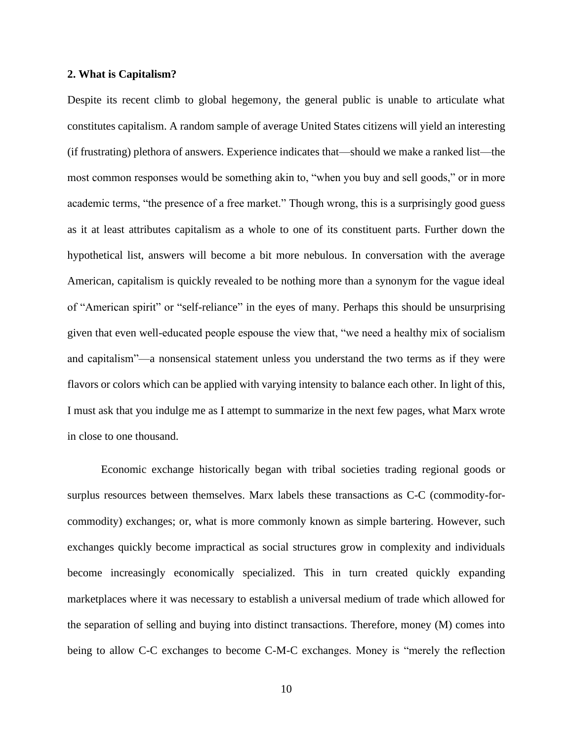## 2. What is Capitalism?

Despite its recent climb to global hegemony, the general public is unable to articulate what constitutes capitalism. A random sample of average United States citizens will yield an interesting (if frustrating) plethora of answers. Experience indicates that—should we make a ranked list—the most common responses would be something akin to, "when you buy and sell goods," or in more academic terms, "the presence of a free market." Though wrong, this is a surprisingly good guess as it at least attributes capitalism as a whole to one of its constituent parts. Further down the hypothetical list, answers will become a bit more nebulous. In conversation with the average American, capitalism is quickly revealed to be nothing more than a synonym for the vague ideal of "American spirit" or "self-reliance" in the eyes of many. Perhaps this should be unsurprising given that even well-educated people espouse the view that, "we need a healthy mix of socialism and capitalism"—a nonsensical statement unless you understand the two terms as if they were flavors or colors which can be applied with varying intensity to balance each other. In light of this, I must ask that you indulge me as I attempt to summarize in the next few pages, what Marx wrote in close to one thousand.

Economic exchange historically began with tribal societies trading regional goods or surplus resources between themselves. Marx labels these transactions as C-C (commodity-for-commodity) exchanges; or, what is more commonly known as simple bartering. However, such exchanges quickly become impractical as social structures grow in complexity and individuals become increasingly economically specialized. This in turn created quickly expanding marketplaces where it was necessary to establish a universal medium of trade which allowed for the separation of selling and buying into distinct transactions. Therefore, money (M) comes into being to allow C-C exchanges to become C-M-C exchanges. Money is "merely the reflection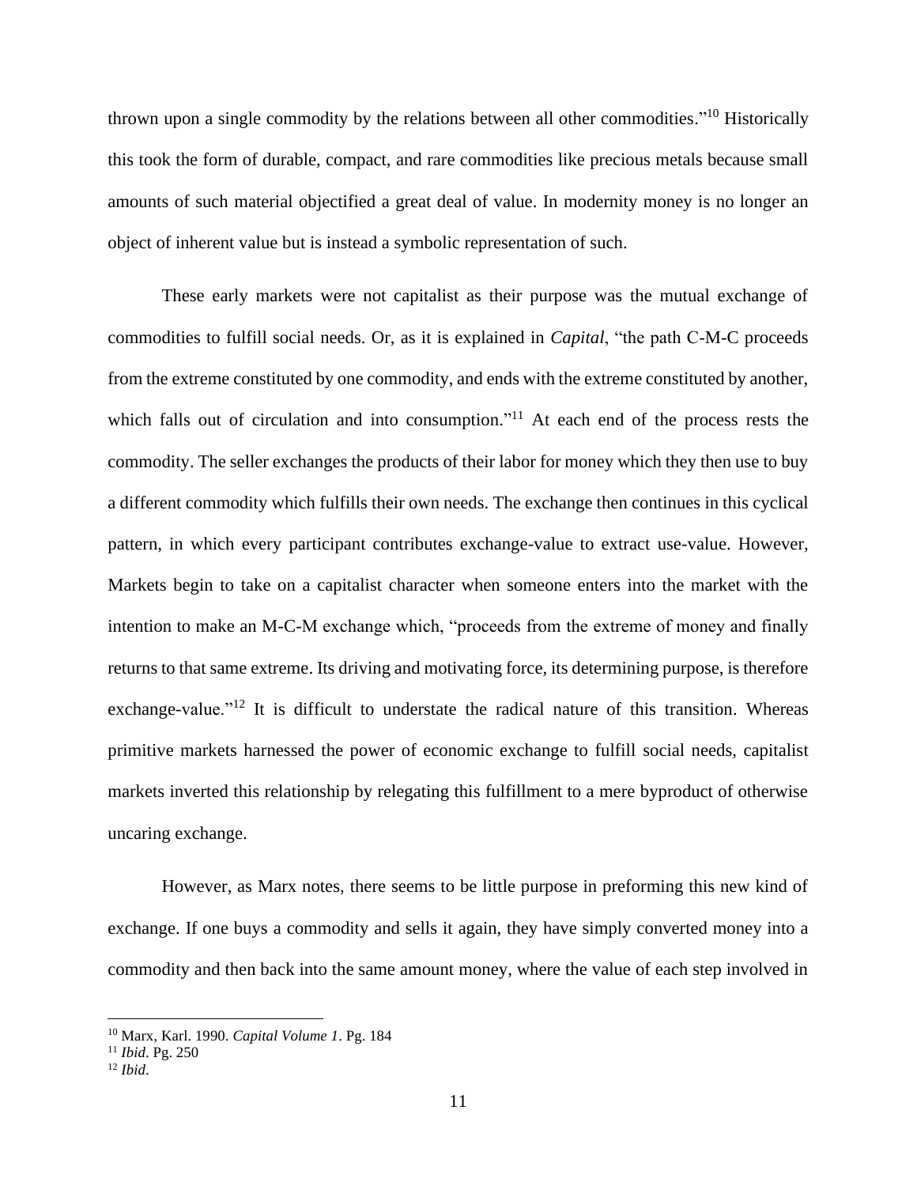thrown upon a single commodity by the relations between all other commodities."[10] Historically this took the form of durable, compact, and rare commodities like precious metals because small amounts of such material objectified a great deal of value. In modernity money is no longer an object of inherent value but is instead a symbolic representation of such.

These early markets were not capitalist as their purpose was the mutual exchange of commodities to fulfill social needs. Or, as it is explained in *Capital*, "the path C-M-C proceeds from the extreme constituted by one commodity, and ends with the extreme constituted by another, which falls out of circulation and into consumption."[11] At each end of the process rests the commodity. The seller exchanges the products of their labor for money which they then use to buy a different commodity which fulfills their own needs. The exchange then continues in this cyclical pattern, in which every participant contributes exchange-value to extract use-value. However, Markets begin to take on a capitalist character when someone enters into the market with the intention to make an M-C-M exchange which, "proceeds from the extreme of money and finally returns to that same extreme. Its driving and motivating force, its determining purpose, is therefore exchange-value."[12] It is difficult to understate the radical nature of this transition. Whereas primitive markets harnessed the power of economic exchange to fulfill social needs, capitalist markets inverted this relationship by relegating this fulfillment to a mere byproduct of otherwise uncaring exchange.

However, as Marx notes, there seems to be little purpose in preforming this new kind of exchange. If one buys a commodity and sells it again, they have simply converted money into a commodity and then back into the same amount money, where the value of each step involved in

---

[10] Marx, Karl. 1990. *Capital Volume 1*. Pg. 184

[11] *Ibid*. Pg. 250

[12] *Ibid*.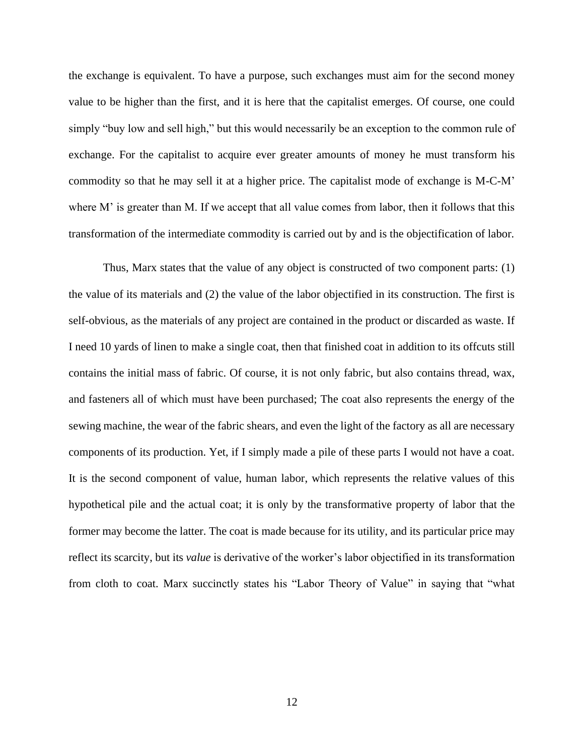the exchange is equivalent. To have a purpose, such exchanges must aim for the second money value to be higher than the first, and it is here that the capitalist emerges. Of course, one could simply "buy low and sell high," but this would necessarily be an exception to the common rule of exchange. For the capitalist to acquire ever greater amounts of money he must transform his commodity so that he may sell it at a higher price. The capitalist mode of exchange is M-C-M' where M' is greater than M. If we accept that all value comes from labor, then it follows that this transformation of the intermediate commodity is carried out by and is the objectification of labor.

Thus, Marx states that the value of any object is constructed of two component parts: (1) the value of its materials and (2) the value of the labor objectified in its construction. The first is self-obvious, as the materials of any project are contained in the product or discarded as waste. If I need 10 yards of linen to make a single coat, then that finished coat in addition to its offcuts still contains the initial mass of fabric. Of course, it is not only fabric, but also contains thread, wax, and fasteners all of which must have been purchased; The coat also represents the energy of the sewing machine, the wear of the fabric shears, and even the light of the factory as all are necessary components of its production. Yet, if I simply made a pile of these parts I would not have a coat. It is the second component of value, human labor, which represents the relative values of this hypothetical pile and the actual coat; it is only by the transformative property of labor that the former may become the latter. The coat is made because for its utility, and its particular price may reflect its scarcity, but its *value* is derivative of the worker's labor objectified in its transformation from cloth to coat. Marx succinctly states his "Labor Theory of Value" in saying that "what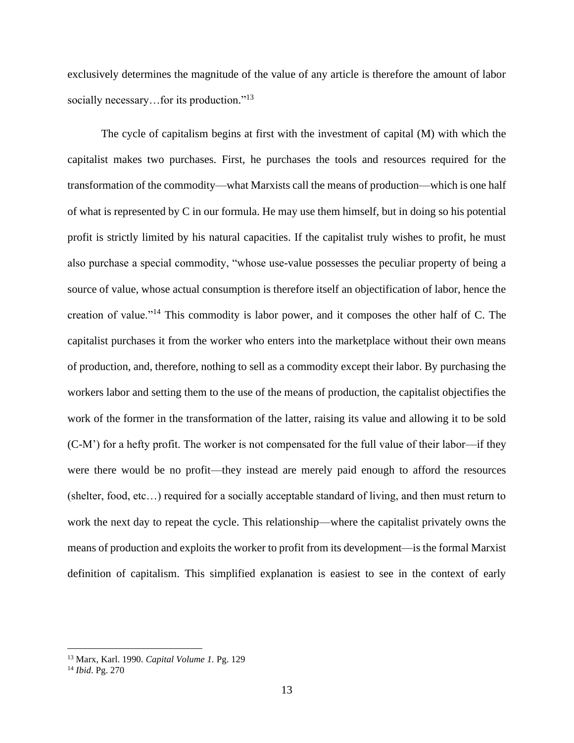exclusively determines the magnitude of the value of any article is therefore the amount of labor socially necessary…for its production."[13]

The cycle of capitalism begins at first with the investment of capital (M) with which the capitalist makes two purchases. First, he purchases the tools and resources required for the transformation of the commodity—what Marxists call the means of production—which is one half of what is represented by C in our formula. He may use them himself, but in doing so his potential profit is strictly limited by his natural capacities. If the capitalist truly wishes to profit, he must also purchase a special commodity, "whose use-value possesses the peculiar property of being a source of value, whose actual consumption is therefore itself an objectification of labor, hence the creation of value."[14] This commodity is labor power, and it composes the other half of C. The capitalist purchases it from the worker who enters into the marketplace without their own means of production, and, therefore, nothing to sell as a commodity except their labor. By purchasing the workers labor and setting them to the use of the means of production, the capitalist objectifies the work of the former in the transformation of the latter, raising its value and allowing it to be sold (C-M') for a hefty profit. The worker is not compensated for the full value of their labor—if they were there would be no profit—they instead are merely paid enough to afford the resources (shelter, food, etc…) required for a socially acceptable standard of living, and then must return to work the next day to repeat the cycle. This relationship—where the capitalist privately owns the means of production and exploits the worker to profit from its development—is the formal Marxist definition of capitalism. This simplified explanation is easiest to see in the context of early

---

[13] Marx, Karl. 1990. *Capital Volume 1.* Pg. 129

[14] *Ibid*. Pg. 270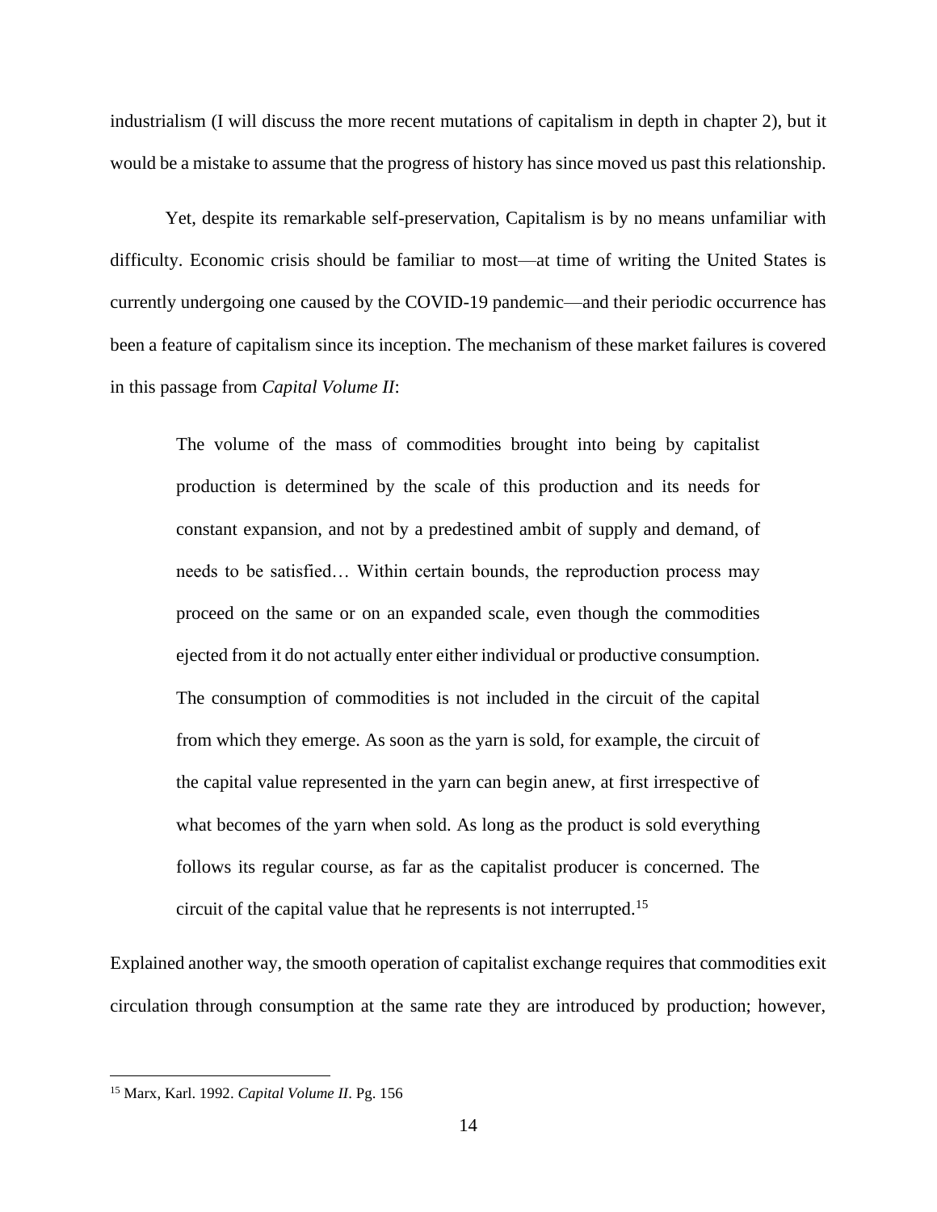industrialism (I will discuss the more recent mutations of capitalism in depth in chapter 2), but it would be a mistake to assume that the progress of history has since moved us past this relationship.

Yet, despite its remarkable self-preservation, Capitalism is by no means unfamiliar with difficulty. Economic crisis should be familiar to most—at time of writing the United States is currently undergoing one caused by the COVID-19 pandemic—and their periodic occurrence has been a feature of capitalism since its inception. The mechanism of these market failures is covered in this passage from *Capital Volume II*:

> The volume of the mass of commodities brought into being by capitalist production is determined by the scale of this production and its needs for constant expansion, and not by a predestined ambit of supply and demand, of needs to be satisfied… Within certain bounds, the reproduction process may proceed on the same or on an expanded scale, even though the commodities ejected from it do not actually enter either individual or productive consumption. The consumption of commodities is not included in the circuit of the capital from which they emerge. As soon as the yarn is sold, for example, the circuit of the capital value represented in the yarn can begin anew, at first irrespective of what becomes of the yarn when sold. As long as the product is sold everything follows its regular course, as far as the capitalist producer is concerned. The circuit of the capital value that he represents is not interrupted.[15]

Explained another way, the smooth operation of capitalist exchange requires that commodities exit circulation through consumption at the same rate they are introduced by production; however,

[15] Marx, Karl. 1992. *Capital Volume II*. Pg. 156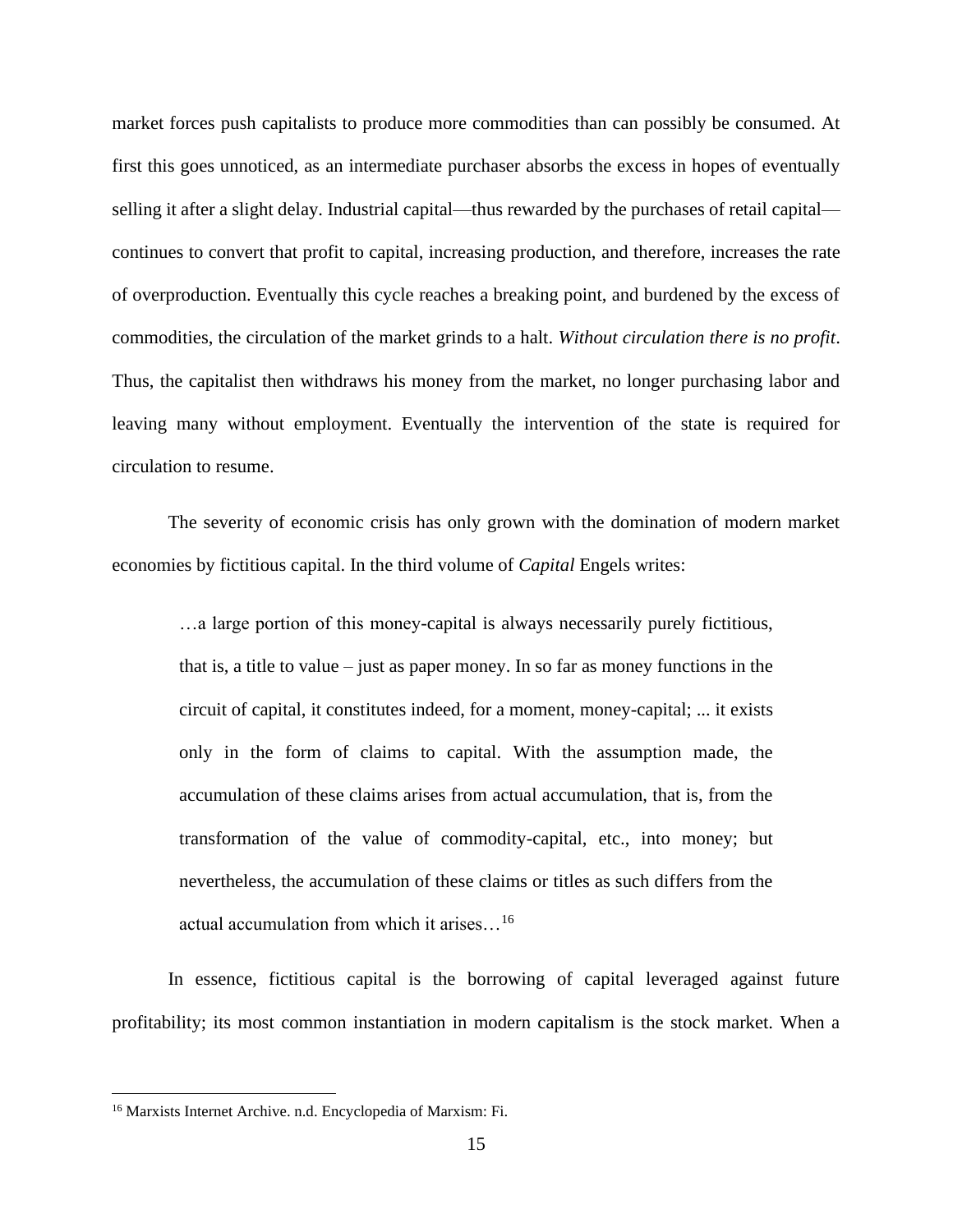market forces push capitalists to produce more commodities than can possibly be consumed. At first this goes unnoticed, as an intermediate purchaser absorbs the excess in hopes of eventually selling it after a slight delay. Industrial capital—thus rewarded by the purchases of retail capital—continues to convert that profit to capital, increasing production, and therefore, increases the rate of overproduction. Eventually this cycle reaches a breaking point, and burdened by the excess of commodities, the circulation of the market grinds to a halt. *Without circulation there is no profit*. Thus, the capitalist then withdraws his money from the market, no longer purchasing labor and leaving many without employment. Eventually the intervention of the state is required for circulation to resume.

The severity of economic crisis has only grown with the domination of modern market economies by fictitious capital. In the third volume of *Capital* Engels writes:

> …a large portion of this money-capital is always necessarily purely fictitious, that is, a title to value – just as paper money. In so far as money functions in the circuit of capital, it constitutes indeed, for a moment, money-capital; ... it exists only in the form of claims to capital. With the assumption made, the accumulation of these claims arises from actual accumulation, that is, from the transformation of the value of commodity-capital, etc., into money; but nevertheless, the accumulation of these claims or titles as such differs from the actual accumulation from which it arises…[16]

In essence, fictitious capital is the borrowing of capital leveraged against future profitability; its most common instantiation in modern capitalism is the stock market. When a

---

[16] Marxists Internet Archive. n.d. Encyclopedia of Marxism: Fi.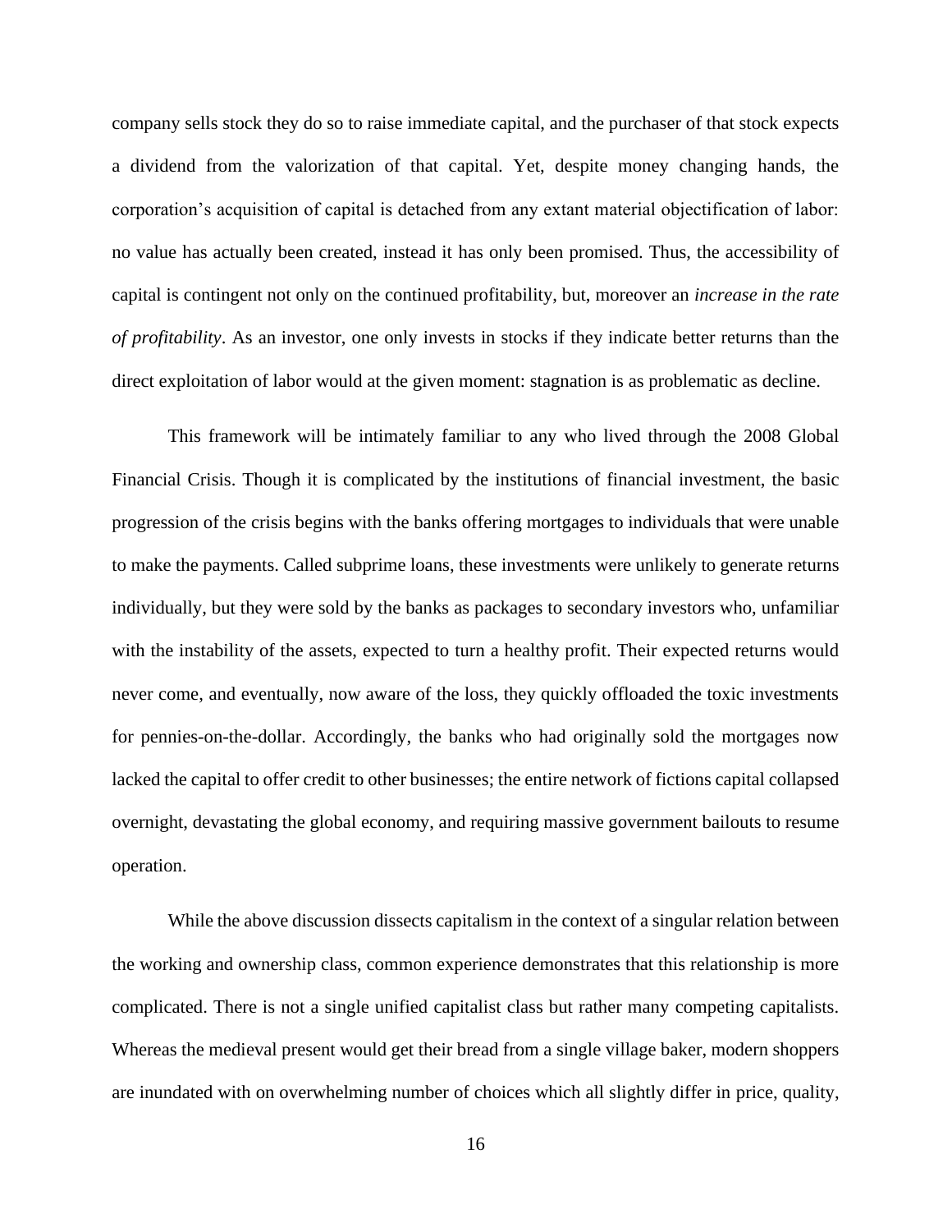company sells stock they do so to raise immediate capital, and the purchaser of that stock expects a dividend from the valorization of that capital. Yet, despite money changing hands, the corporation's acquisition of capital is detached from any extant material objectification of labor: no value has actually been created, instead it has only been promised. Thus, the accessibility of capital is contingent not only on the continued profitability, but, moreover an *increase in the rate of profitability*. As an investor, one only invests in stocks if they indicate better returns than the direct exploitation of labor would at the given moment: stagnation is as problematic as decline.

This framework will be intimately familiar to any who lived through the 2008 Global Financial Crisis. Though it is complicated by the institutions of financial investment, the basic progression of the crisis begins with the banks offering mortgages to individuals that were unable to make the payments. Called subprime loans, these investments were unlikely to generate returns individually, but they were sold by the banks as packages to secondary investors who, unfamiliar with the instability of the assets, expected to turn a healthy profit. Their expected returns would never come, and eventually, now aware of the loss, they quickly offloaded the toxic investments for pennies-on-the-dollar. Accordingly, the banks who had originally sold the mortgages now lacked the capital to offer credit to other businesses; the entire network of fictions capital collapsed overnight, devastating the global economy, and requiring massive government bailouts to resume operation.

While the above discussion dissects capitalism in the context of a singular relation between the working and ownership class, common experience demonstrates that this relationship is more complicated. There is not a single unified capitalist class but rather many competing capitalists. Whereas the medieval present would get their bread from a single village baker, modern shoppers are inundated with on overwhelming number of choices which all slightly differ in price, quality,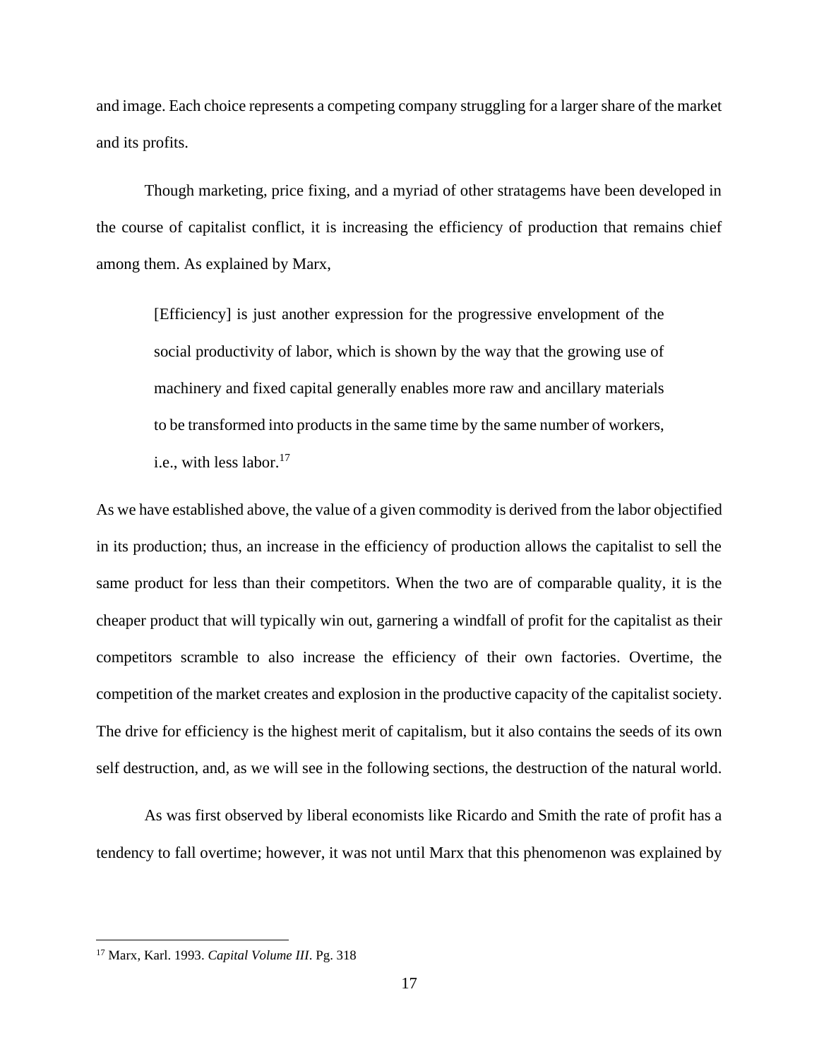and image. Each choice represents a competing company struggling for a larger share of the market and its profits.

Though marketing, price fixing, and a myriad of other stratagems have been developed in the course of capitalist conflict, it is increasing the efficiency of production that remains chief among them. As explained by Marx,

> [Efficiency] is just another expression for the progressive envelopment of the social productivity of labor, which is shown by the way that the growing use of machinery and fixed capital generally enables more raw and ancillary materials to be transformed into products in the same time by the same number of workers, i.e., with less labor.[17]

As we have established above, the value of a given commodity is derived from the labor objectified in its production; thus, an increase in the efficiency of production allows the capitalist to sell the same product for less than their competitors. When the two are of comparable quality, it is the cheaper product that will typically win out, garnering a windfall of profit for the capitalist as their competitors scramble to also increase the efficiency of their own factories. Overtime, the competition of the market creates and explosion in the productive capacity of the capitalist society. The drive for efficiency is the highest merit of capitalism, but it also contains the seeds of its own self destruction, and, as we will see in the following sections, the destruction of the natural world.

As was first observed by liberal economists like Ricardo and Smith the rate of profit has a tendency to fall overtime; however, it was not until Marx that this phenomenon was explained by

[17] Marx, Karl. 1993. *Capital Volume III*. Pg. 318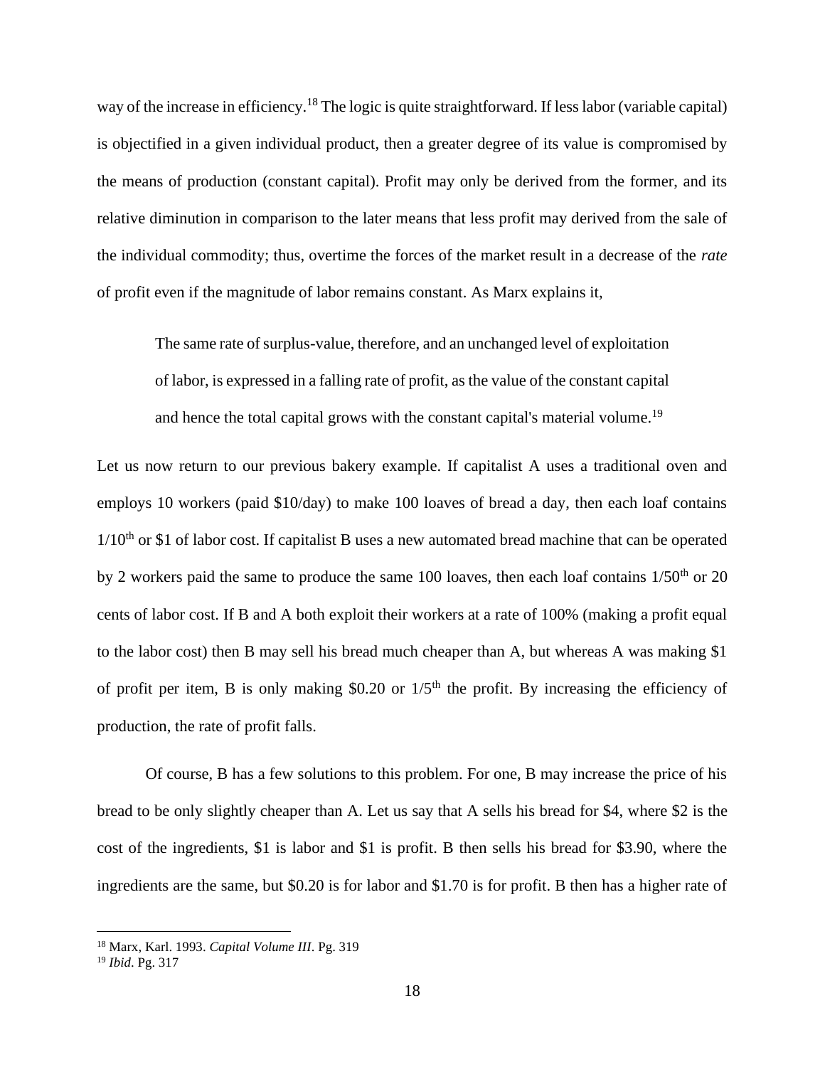way of the increase in efficiency.[18] The logic is quite straightforward. If less labor (variable capital) is objectified in a given individual product, then a greater degree of its value is compromised by the means of production (constant capital). Profit may only be derived from the former, and its relative diminution in comparison to the later means that less profit may derived from the sale of the individual commodity; thus, overtime the forces of the market result in a decrease of the *rate* of profit even if the magnitude of labor remains constant. As Marx explains it,

> The same rate of surplus-value, therefore, and an unchanged level of exploitation of labor, is expressed in a falling rate of profit, as the value of the constant capital and hence the total capital grows with the constant capital's material volume.[19]

Let us now return to our previous bakery example. If capitalist A uses a traditional oven and employs 10 workers (paid $10/day) to make 100 loaves of bread a day, then each loaf contains 1/10th or $1 of labor cost. If capitalist B uses a new automated bread machine that can be operated by 2 workers paid the same to produce the same 100 loaves, then each loaf contains 1/50th or 20 cents of labor cost. If B and A both exploit their workers at a rate of 100% (making a profit equal to the labor cost) then B may sell his bread much cheaper than A, but whereas A was making $1 of profit per item, B is only making $0.20 or 1/5th the profit. By increasing the efficiency of production, the rate of profit falls.

Of course, B has a few solutions to this problem. For one, B may increase the price of his bread to be only slightly cheaper than A. Let us say that A sells his bread for $4, where $2 is the cost of the ingredients, $1 is labor and $1 is profit. B then sells his bread for $3.90, where the ingredients are the same, but $0.20 is for labor and $1.70 is for profit. B then has a higher rate of

---

[18] Marx, Karl. 1993. *Capital Volume III*. Pg. 319

[19] *Ibid*. Pg. 317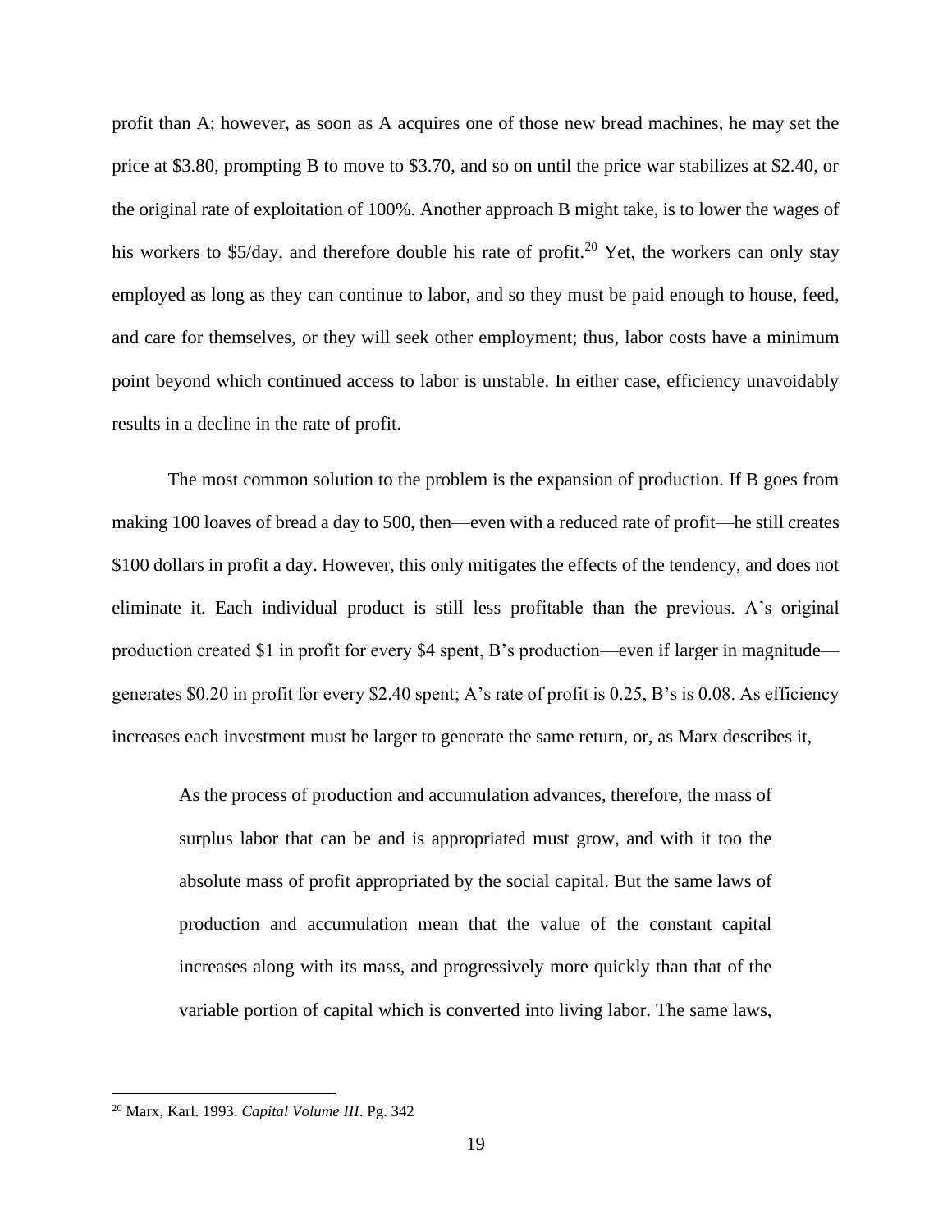profit than A; however, as soon as A acquires one of those new bread machines, he may set the price at $3.80, prompting B to move to $3.70, and so on until the price war stabilizes at $2.40, or the original rate of exploitation of 100%. Another approach B might take, is to lower the wages of his workers to $5/day, and therefore double his rate of profit.[20] Yet, the workers can only stay employed as long as they can continue to labor, and so they must be paid enough to house, feed, and care for themselves, or they will seek other employment; thus, labor costs have a minimum point beyond which continued access to labor is unstable. In either case, efficiency unavoidably results in a decline in the rate of profit.

The most common solution to the problem is the expansion of production. If B goes from making 100 loaves of bread a day to 500, then—even with a reduced rate of profit—he still creates $100 dollars in profit a day. However, this only mitigates the effects of the tendency, and does not eliminate it. Each individual product is still less profitable than the previous. A's original production created $1 in profit for every $4 spent, B's production—even if larger in magnitude—generates $0.20 in profit for every $2.40 spent; A's rate of profit is 0.25, B's is 0.08. As efficiency increases each investment must be larger to generate the same return, or, as Marx describes it,

> As the process of production and accumulation advances, therefore, the mass of surplus labor that can be and is appropriated must grow, and with it too the absolute mass of profit appropriated by the social capital. But the same laws of production and accumulation mean that the value of the constant capital increases along with its mass, and progressively more quickly than that of the variable portion of capital which is converted into living labor. The same laws,

[20] Marx, Karl. 1993. *Capital Volume III*. Pg. 342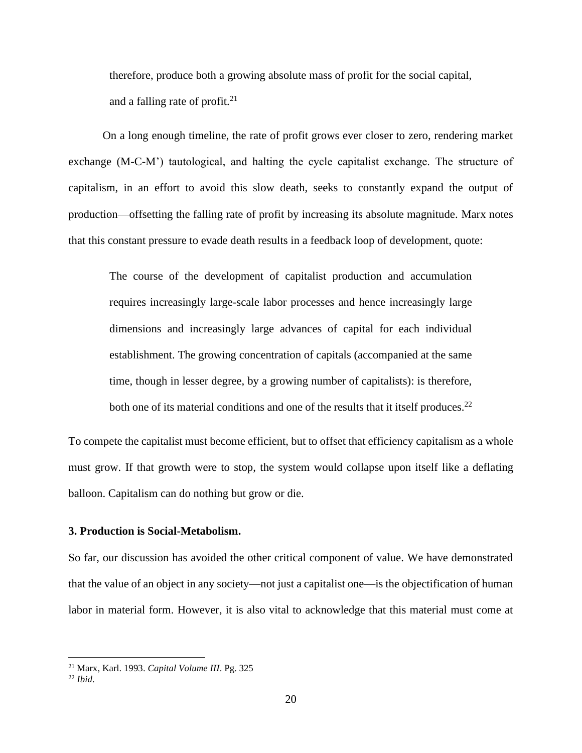> therefore, produce both a growing absolute mass of profit for the social capital, and a falling rate of profit.[21]

On a long enough timeline, the rate of profit grows ever closer to zero, rendering market exchange (M-C-M') tautological, and halting the cycle capitalist exchange. The structure of capitalism, in an effort to avoid this slow death, seeks to constantly expand the output of production—offsetting the falling rate of profit by increasing its absolute magnitude. Marx notes that this constant pressure to evade death results in a feedback loop of development, quote:

> The course of the development of capitalist production and accumulation requires increasingly large-scale labor processes and hence increasingly large dimensions and increasingly large advances of capital for each individual establishment. The growing concentration of capitals (accompanied at the same time, though in lesser degree, by a growing number of capitalists): is therefore, both one of its material conditions and one of the results that it itself produces.[22]

To compete the capitalist must become efficient, but to offset that efficiency capitalism as a whole must grow. If that growth were to stop, the system would collapse upon itself like a deflating balloon. Capitalism can do nothing but grow or die.

### 3. Production is Social-Metabolism.

So far, our discussion has avoided the other critical component of value. We have demonstrated that the value of an object in any society—not just a capitalist one—is the objectification of human labor in material form. However, it is also vital to acknowledge that this material must come at

---

[21] Marx, Karl. 1993. *Capital Volume III*. Pg. 325

[22] *Ibid*.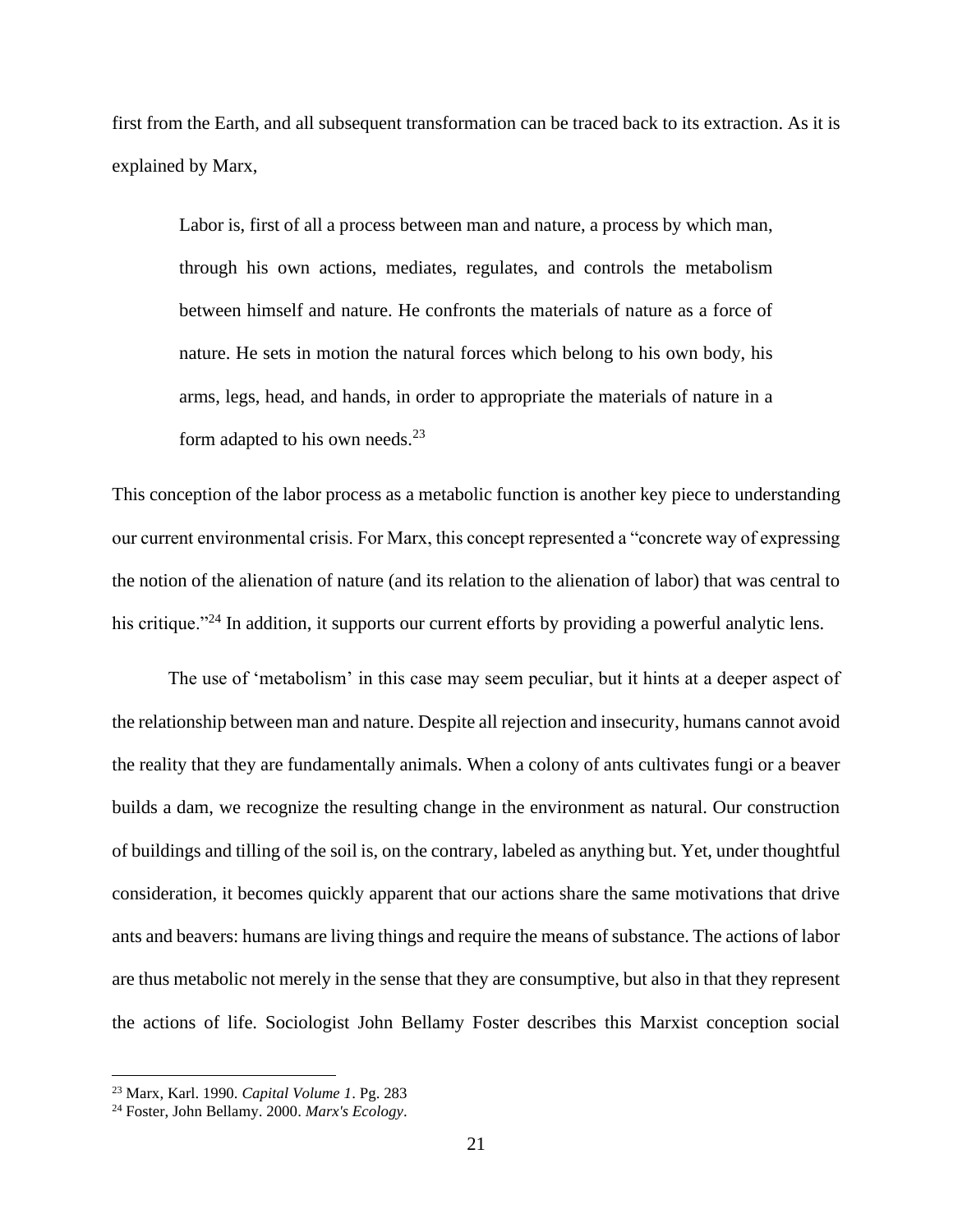first from the Earth, and all subsequent transformation can be traced back to its extraction. As it is explained by Marx,

> Labor is, first of all a process between man and nature, a process by which man, through his own actions, mediates, regulates, and controls the metabolism between himself and nature. He confronts the materials of nature as a force of nature. He sets in motion the natural forces which belong to his own body, his arms, legs, head, and hands, in order to appropriate the materials of nature in a form adapted to his own needs.[23]

This conception of the labor process as a metabolic function is another key piece to understanding our current environmental crisis. For Marx, this concept represented a "concrete way of expressing the notion of the alienation of nature (and its relation to the alienation of labor) that was central to his critique."[24] In addition, it supports our current efforts by providing a powerful analytic lens.

The use of 'metabolism' in this case may seem peculiar, but it hints at a deeper aspect of the relationship between man and nature. Despite all rejection and insecurity, humans cannot avoid the reality that they are fundamentally animals. When a colony of ants cultivates fungi or a beaver builds a dam, we recognize the resulting change in the environment as natural. Our construction of buildings and tilling of the soil is, on the contrary, labeled as anything but. Yet, under thoughtful consideration, it becomes quickly apparent that our actions share the same motivations that drive ants and beavers: humans are living things and require the means of substance. The actions of labor are thus metabolic not merely in the sense that they are consumptive, but also in that they represent the actions of life. Sociologist John Bellamy Foster describes this Marxist conception social

---

[23] Marx, Karl. 1990. *Capital Volume 1*. Pg. 283

[24] Foster, John Bellamy. 2000. *Marx's Ecology*.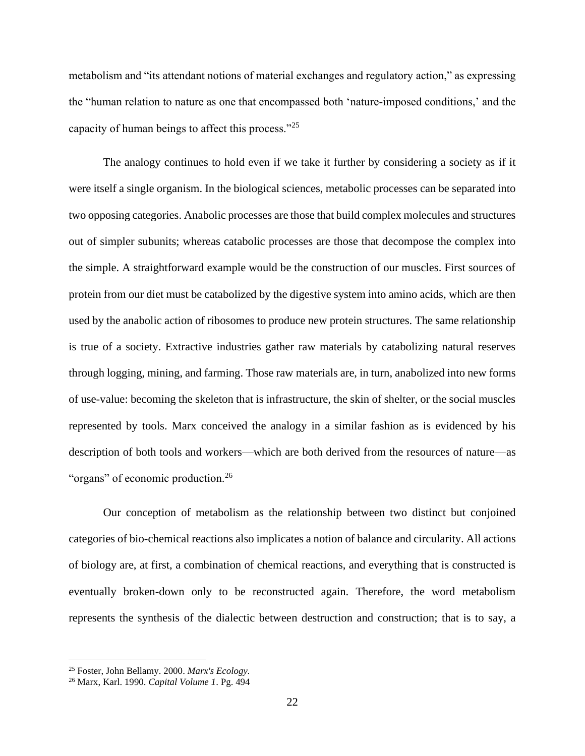metabolism and "its attendant notions of material exchanges and regulatory action," as expressing the "human relation to nature as one that encompassed both 'nature-imposed conditions,' and the capacity of human beings to affect this process."[25]

The analogy continues to hold even if we take it further by considering a society as if it were itself a single organism. In the biological sciences, metabolic processes can be separated into two opposing categories. Anabolic processes are those that build complex molecules and structures out of simpler subunits; whereas catabolic processes are those that decompose the complex into the simple. A straightforward example would be the construction of our muscles. First sources of protein from our diet must be catabolized by the digestive system into amino acids, which are then used by the anabolic action of ribosomes to produce new protein structures. The same relationship is true of a society. Extractive industries gather raw materials by catabolizing natural reserves through logging, mining, and farming. Those raw materials are, in turn, anabolized into new forms of use-value: becoming the skeleton that is infrastructure, the skin of shelter, or the social muscles represented by tools. Marx conceived the analogy in a similar fashion as is evidenced by his description of both tools and workers—which are both derived from the resources of nature—as "organs" of economic production.[26]

Our conception of metabolism as the relationship between two distinct but conjoined categories of bio-chemical reactions also implicates a notion of balance and circularity. All actions of biology are, at first, a combination of chemical reactions, and everything that is constructed is eventually broken-down only to be reconstructed again. Therefore, the word metabolism represents the synthesis of the dialectic between destruction and construction; that is to say, a

---

[25] Foster, John Bellamy. 2000. *Marx's Ecology*.

[26] Marx, Karl. 1990. *Capital Volume 1*. Pg. 494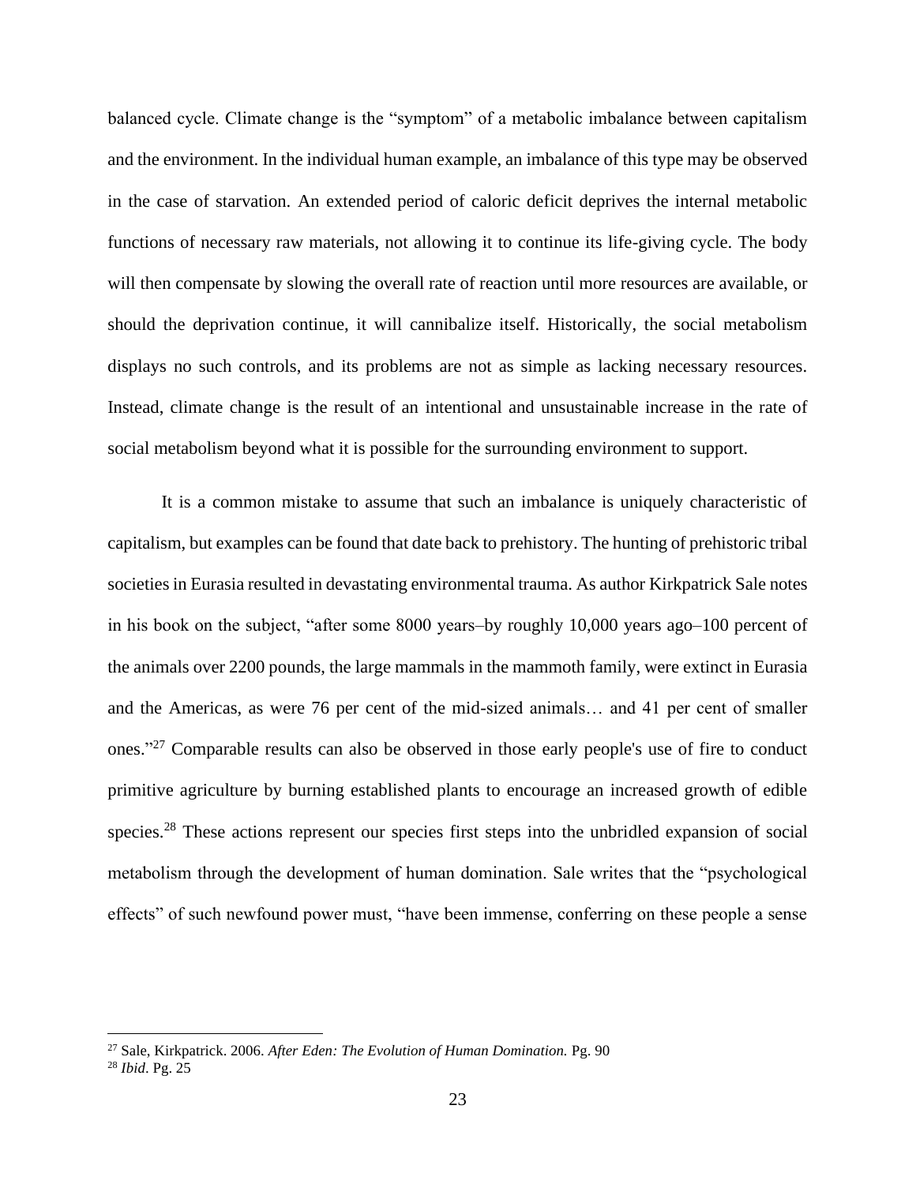balanced cycle. Climate change is the "symptom" of a metabolic imbalance between capitalism and the environment. In the individual human example, an imbalance of this type may be observed in the case of starvation. An extended period of caloric deficit deprives the internal metabolic functions of necessary raw materials, not allowing it to continue its life-giving cycle. The body will then compensate by slowing the overall rate of reaction until more resources are available, or should the deprivation continue, it will cannibalize itself. Historically, the social metabolism displays no such controls, and its problems are not as simple as lacking necessary resources. Instead, climate change is the result of an intentional and unsustainable increase in the rate of social metabolism beyond what it is possible for the surrounding environment to support.

It is a common mistake to assume that such an imbalance is uniquely characteristic of capitalism, but examples can be found that date back to prehistory. The hunting of prehistoric tribal societies in Eurasia resulted in devastating environmental trauma. As author Kirkpatrick Sale notes in his book on the subject, "after some 8000 years–by roughly 10,000 years ago–100 percent of the animals over 2200 pounds, the large mammals in the mammoth family, were extinct in Eurasia and the Americas, as were 76 per cent of the mid-sized animals… and 41 per cent of smaller ones."[27] Comparable results can also be observed in those early people's use of fire to conduct primitive agriculture by burning established plants to encourage an increased growth of edible species.[28] These actions represent our species first steps into the unbridled expansion of social metabolism through the development of human domination. Sale writes that the "psychological effects" of such newfound power must, "have been immense, conferring on these people a sense

---

[27] Sale, Kirkpatrick. 2006. *After Eden: The Evolution of Human Domination.* Pg. 90

[28] *Ibid*. Pg. 25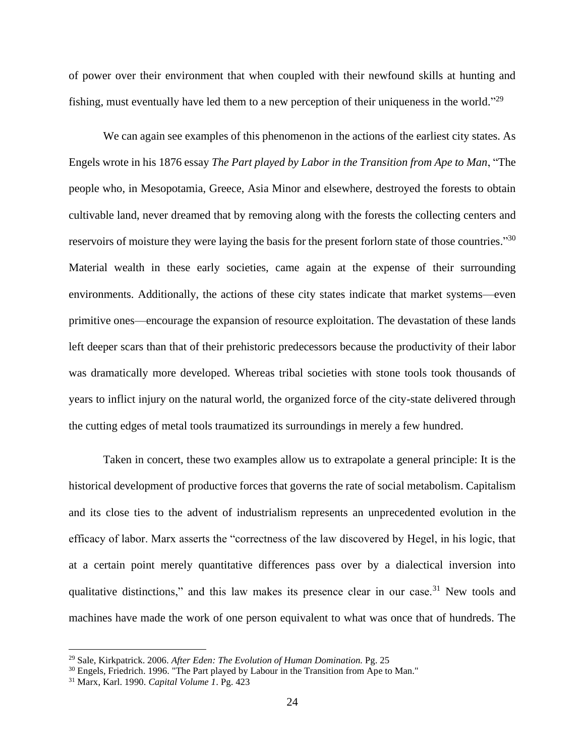of power over their environment that when coupled with their newfound skills at hunting and fishing, must eventually have led them to a new perception of their uniqueness in the world."[29]

We can again see examples of this phenomenon in the actions of the earliest city states. As Engels wrote in his 1876 essay *The Part played by Labor in the Transition from Ape to Man*, "The people who, in Mesopotamia, Greece, Asia Minor and elsewhere, destroyed the forests to obtain cultivable land, never dreamed that by removing along with the forests the collecting centers and reservoirs of moisture they were laying the basis for the present forlorn state of those countries."[30] Material wealth in these early societies, came again at the expense of their surrounding environments. Additionally, the actions of these city states indicate that market systems—even primitive ones—encourage the expansion of resource exploitation. The devastation of these lands left deeper scars than that of their prehistoric predecessors because the productivity of their labor was dramatically more developed. Whereas tribal societies with stone tools took thousands of years to inflict injury on the natural world, the organized force of the city-state delivered through the cutting edges of metal tools traumatized its surroundings in merely a few hundred.

Taken in concert, these two examples allow us to extrapolate a general principle: It is the historical development of productive forces that governs the rate of social metabolism. Capitalism and its close ties to the advent of industrialism represents an unprecedented evolution in the efficacy of labor. Marx asserts the "correctness of the law discovered by Hegel, in his logic, that at a certain point merely quantitative differences pass over by a dialectical inversion into qualitative distinctions," and this law makes its presence clear in our case.[31] New tools and machines have made the work of one person equivalent to what was once that of hundreds. The

---

[29] Sale, Kirkpatrick. 2006. *After Eden: The Evolution of Human Domination.* Pg. 25

[30] Engels, Friedrich. 1996. "The Part played by Labour in the Transition from Ape to Man."

[31] Marx, Karl. 1990. *Capital Volume 1*. Pg. 423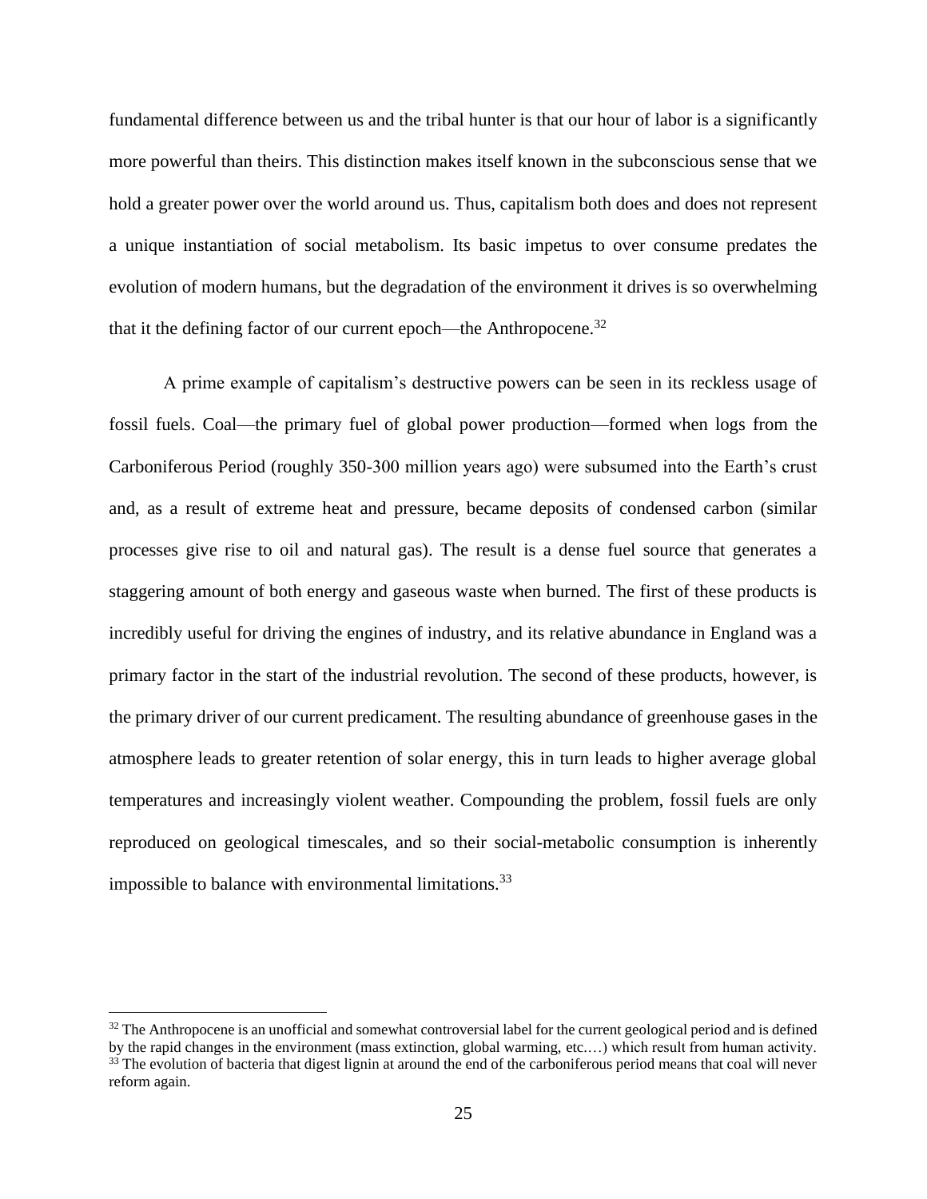fundamental difference between us and the tribal hunter is that our hour of labor is a significantly more powerful than theirs. This distinction makes itself known in the subconscious sense that we hold a greater power over the world around us. Thus, capitalism both does and does not represent a unique instantiation of social metabolism. Its basic impetus to over consume predates the evolution of modern humans, but the degradation of the environment it drives is so overwhelming that it the defining factor of our current epoch—the Anthropocene.[32]

A prime example of capitalism's destructive powers can be seen in its reckless usage of fossil fuels. Coal—the primary fuel of global power production—formed when logs from the Carboniferous Period (roughly 350-300 million years ago) were subsumed into the Earth's crust and, as a result of extreme heat and pressure, became deposits of condensed carbon (similar processes give rise to oil and natural gas). The result is a dense fuel source that generates a staggering amount of both energy and gaseous waste when burned. The first of these products is incredibly useful for driving the engines of industry, and its relative abundance in England was a primary factor in the start of the industrial revolution. The second of these products, however, is the primary driver of our current predicament. The resulting abundance of greenhouse gases in the atmosphere leads to greater retention of solar energy, this in turn leads to higher average global temperatures and increasingly violent weather. Compounding the problem, fossil fuels are only reproduced on geological timescales, and so their social-metabolic consumption is inherently impossible to balance with environmental limitations.[33]

---

[32] The Anthropocene is an unofficial and somewhat controversial label for the current geological period and is defined by the rapid changes in the environment (mass extinction, global warming, etc.…) which result from human activity.

[33] The evolution of bacteria that digest lignin at around the end of the carboniferous period means that coal will never reform again.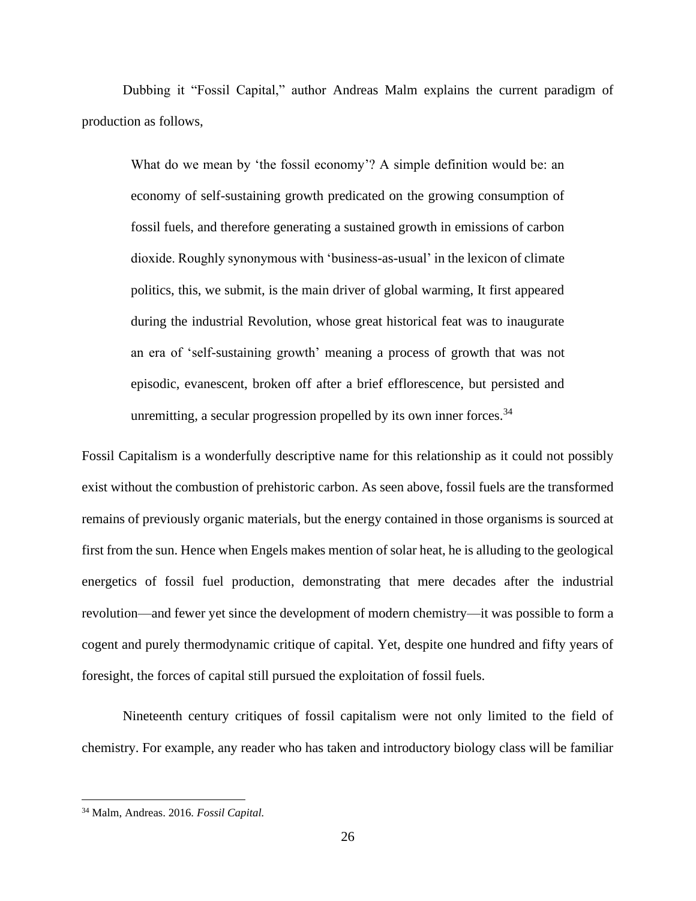Dubbing it "Fossil Capital," author Andreas Malm explains the current paradigm of production as follows,

> What do we mean by 'the fossil economy'? A simple definition would be: an economy of self-sustaining growth predicated on the growing consumption of fossil fuels, and therefore generating a sustained growth in emissions of carbon dioxide. Roughly synonymous with 'business-as-usual' in the lexicon of climate politics, this, we submit, is the main driver of global warming, It first appeared during the industrial Revolution, whose great historical feat was to inaugurate an era of 'self-sustaining growth' meaning a process of growth that was not episodic, evanescent, broken off after a brief efflorescence, but persisted and unremitting, a secular progression propelled by its own inner forces.[34]

Fossil Capitalism is a wonderfully descriptive name for this relationship as it could not possibly exist without the combustion of prehistoric carbon. As seen above, fossil fuels are the transformed remains of previously organic materials, but the energy contained in those organisms is sourced at first from the sun. Hence when Engels makes mention of solar heat, he is alluding to the geological energetics of fossil fuel production, demonstrating that mere decades after the industrial revolution—and fewer yet since the development of modern chemistry—it was possible to form a cogent and purely thermodynamic critique of capital. Yet, despite one hundred and fifty years of foresight, the forces of capital still pursued the exploitation of fossil fuels.

Nineteenth century critiques of fossil capitalism were not only limited to the field of chemistry. For example, any reader who has taken and introductory biology class will be familiar

---

[34] Malm, Andreas. 2016. *Fossil Capital.*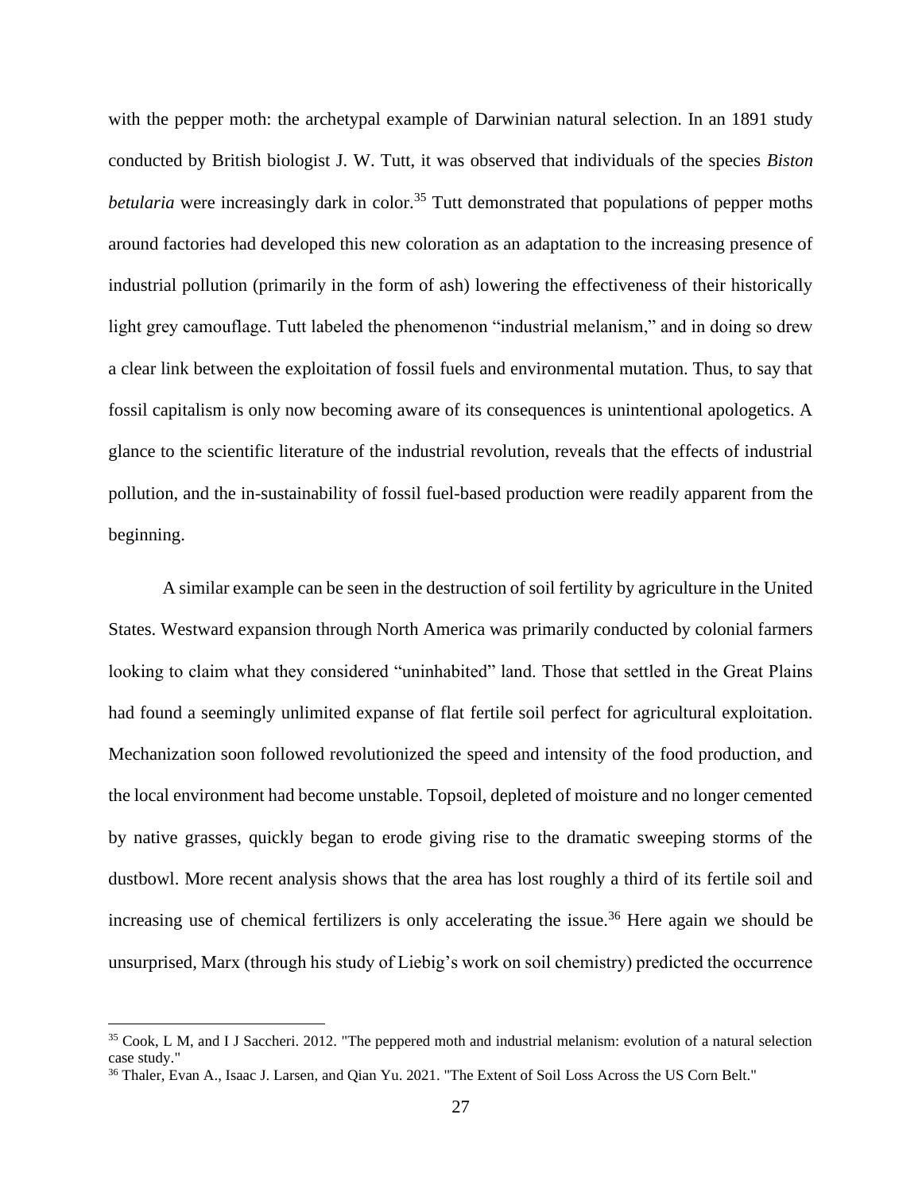with the pepper moth: the archetypal example of Darwinian natural selection. In an 1891 study conducted by British biologist J. W. Tutt, it was observed that individuals of the species *Biston betularia* were increasingly dark in color.[35] Tutt demonstrated that populations of pepper moths around factories had developed this new coloration as an adaptation to the increasing presence of industrial pollution (primarily in the form of ash) lowering the effectiveness of their historically light grey camouflage. Tutt labeled the phenomenon "industrial melanism," and in doing so drew a clear link between the exploitation of fossil fuels and environmental mutation. Thus, to say that fossil capitalism is only now becoming aware of its consequences is unintentional apologetics. A glance to the scientific literature of the industrial revolution, reveals that the effects of industrial pollution, and the in-sustainability of fossil fuel-based production were readily apparent from the beginning.

A similar example can be seen in the destruction of soil fertility by agriculture in the United States. Westward expansion through North America was primarily conducted by colonial farmers looking to claim what they considered "uninhabited" land. Those that settled in the Great Plains had found a seemingly unlimited expanse of flat fertile soil perfect for agricultural exploitation. Mechanization soon followed revolutionized the speed and intensity of the food production, and the local environment had become unstable. Topsoil, depleted of moisture and no longer cemented by native grasses, quickly began to erode giving rise to the dramatic sweeping storms of the dustbowl. More recent analysis shows that the area has lost roughly a third of its fertile soil and increasing use of chemical fertilizers is only accelerating the issue.[36] Here again we should be unsurprised, Marx (through his study of Liebig's work on soil chemistry) predicted the occurrence

---

[35] Cook, L M, and I J Saccheri. 2012. "The peppered moth and industrial melanism: evolution of a natural selection case study."

[36] Thaler, Evan A., Isaac J. Larsen, and Qian Yu. 2021. "The Extent of Soil Loss Across the US Corn Belt."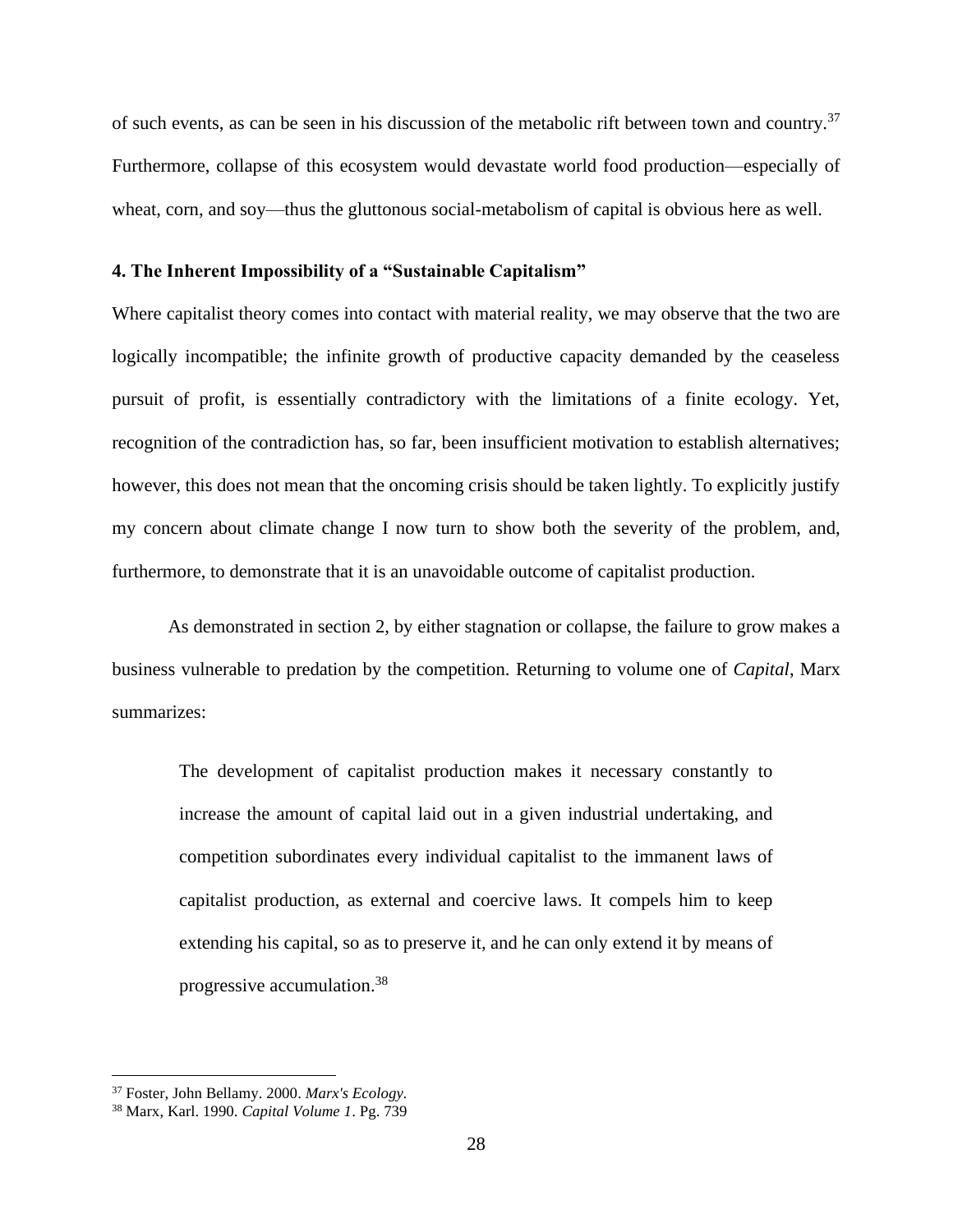of such events, as can be seen in his discussion of the metabolic rift between town and country.[37] Furthermore, collapse of this ecosystem would devastate world food production—especially of wheat, corn, and soy—thus the gluttonous social-metabolism of capital is obvious here as well.

### 4. The Inherent Impossibility of a "Sustainable Capitalism"

Where capitalist theory comes into contact with material reality, we may observe that the two are logically incompatible; the infinite growth of productive capacity demanded by the ceaseless pursuit of profit, is essentially contradictory with the limitations of a finite ecology. Yet, recognition of the contradiction has, so far, been insufficient motivation to establish alternatives; however, this does not mean that the oncoming crisis should be taken lightly. To explicitly justify my concern about climate change I now turn to show both the severity of the problem, and, furthermore, to demonstrate that it is an unavoidable outcome of capitalist production.

As demonstrated in section 2, by either stagnation or collapse, the failure to grow makes a business vulnerable to predation by the competition. Returning to volume one of *Capital*, Marx summarizes:

> The development of capitalist production makes it necessary constantly to increase the amount of capital laid out in a given industrial undertaking, and competition subordinates every individual capitalist to the immanent laws of capitalist production, as external and coercive laws. It compels him to keep extending his capital, so as to preserve it, and he can only extend it by means of progressive accumulation.[38]

---

[37] Foster, John Bellamy. 2000. *Marx's Ecology*.

[38] Marx, Karl. 1990. *Capital Volume 1*. Pg. 739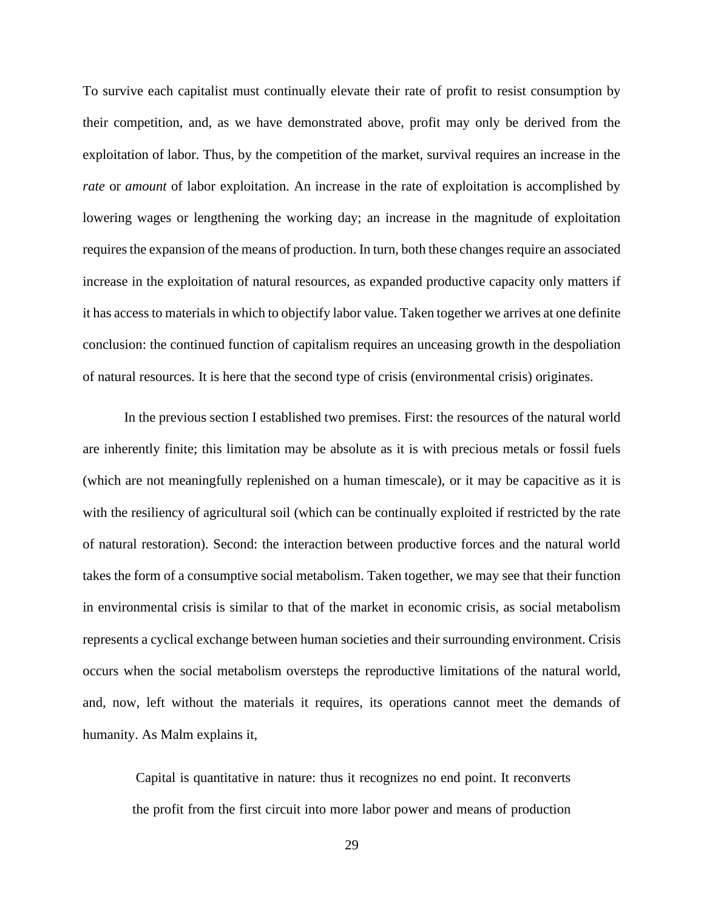To survive each capitalist must continually elevate their rate of profit to resist consumption by their competition, and, as we have demonstrated above, profit may only be derived from the exploitation of labor. Thus, by the competition of the market, survival requires an increase in the *rate* or *amount* of labor exploitation. An increase in the rate of exploitation is accomplished by lowering wages or lengthening the working day; an increase in the magnitude of exploitation requires the expansion of the means of production. In turn, both these changes require an associated increase in the exploitation of natural resources, as expanded productive capacity only matters if it has access to materials in which to objectify labor value. Taken together we arrives at one definite conclusion: the continued function of capitalism requires an unceasing growth in the despoliation of natural resources. It is here that the second type of crisis (environmental crisis) originates.

In the previous section I established two premises. First: the resources of the natural world are inherently finite; this limitation may be absolute as it is with precious metals or fossil fuels (which are not meaningfully replenished on a human timescale), or it may be capacitive as it is with the resiliency of agricultural soil (which can be continually exploited if restricted by the rate of natural restoration). Second: the interaction between productive forces and the natural world takes the form of a consumptive social metabolism. Taken together, we may see that their function in environmental crisis is similar to that of the market in economic crisis, as social metabolism represents a cyclical exchange between human societies and their surrounding environment. Crisis occurs when the social metabolism oversteps the reproductive limitations of the natural world, and, now, left without the materials it requires, its operations cannot meet the demands of humanity. As Malm explains it,

> Capital is quantitative in nature: thus it recognizes no end point. It reconverts the profit from the first circuit into more labor power and means of production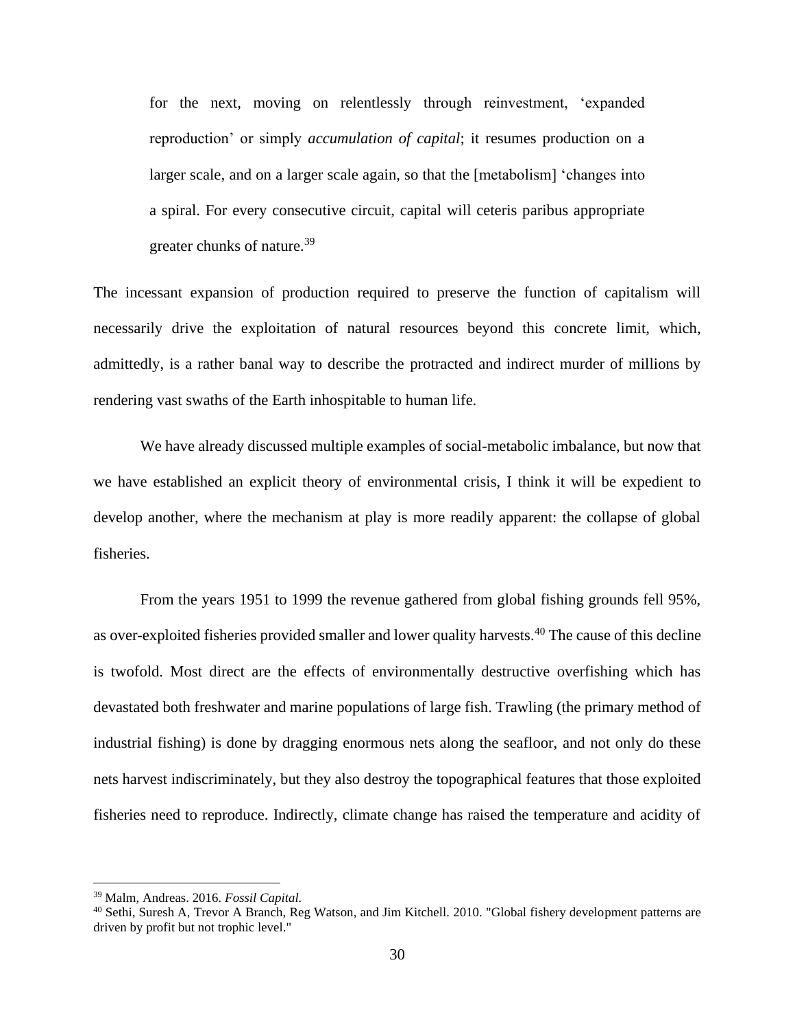> for the next, moving on relentlessly through reinvestment, 'expanded reproduction' or simply *accumulation of capital*; it resumes production on a larger scale, and on a larger scale again, so that the [metabolism] 'changes into a spiral. For every consecutive circuit, capital will ceteris paribus appropriate greater chunks of nature.[39]

The incessant expansion of production required to preserve the function of capitalism will necessarily drive the exploitation of natural resources beyond this concrete limit, which, admittedly, is a rather banal way to describe the protracted and indirect murder of millions by rendering vast swaths of the Earth inhospitable to human life.

We have already discussed multiple examples of social-metabolic imbalance, but now that we have established an explicit theory of environmental crisis, I think it will be expedient to develop another, where the mechanism at play is more readily apparent: the collapse of global fisheries.

From the years 1951 to 1999 the revenue gathered from global fishing grounds fell 95%, as over-exploited fisheries provided smaller and lower quality harvests.[40] The cause of this decline is twofold. Most direct are the effects of environmentally destructive overfishing which has devastated both freshwater and marine populations of large fish. Trawling (the primary method of industrial fishing) is done by dragging enormous nets along the seafloor, and not only do these nets harvest indiscriminately, but they also destroy the topographical features that those exploited fisheries need to reproduce. Indirectly, climate change has raised the temperature and acidity of

[39] Malm, Andreas. 2016. *Fossil Capital.*

[40] Sethi, Suresh A, Trevor A Branch, Reg Watson, and Jim Kitchell. 2010. "Global fishery development patterns are driven by profit but not trophic level."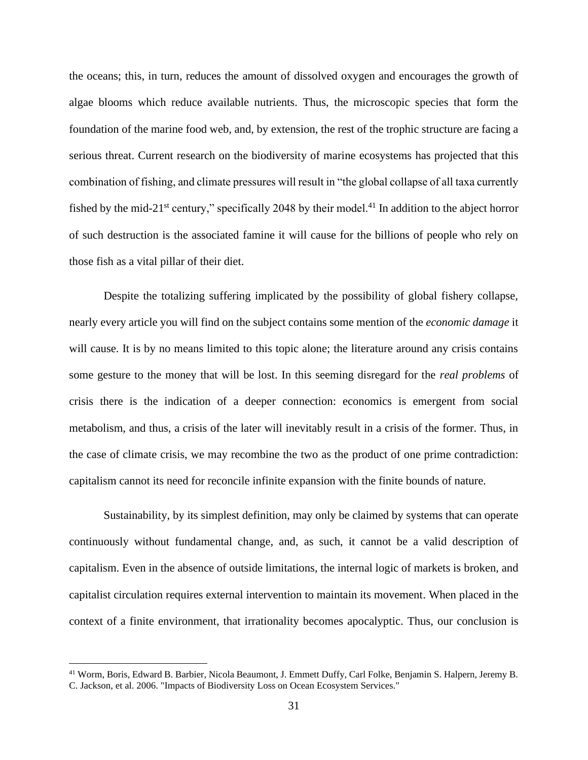the oceans; this, in turn, reduces the amount of dissolved oxygen and encourages the growth of algae blooms which reduce available nutrients. Thus, the microscopic species that form the foundation of the marine food web, and, by extension, the rest of the trophic structure are facing a serious threat. Current research on the biodiversity of marine ecosystems has projected that this combination of fishing, and climate pressures will result in "the global collapse of all taxa currently fished by the mid-21st century," specifically 2048 by their model.[41] In addition to the abject horror of such destruction is the associated famine it will cause for the billions of people who rely on those fish as a vital pillar of their diet.

Despite the totalizing suffering implicated by the possibility of global fishery collapse, nearly every article you will find on the subject contains some mention of the *economic damage* it will cause. It is by no means limited to this topic alone; the literature around any crisis contains some gesture to the money that will be lost. In this seeming disregard for the *real problems* of crisis there is the indication of a deeper connection: economics is emergent from social metabolism, and thus, a crisis of the later will inevitably result in a crisis of the former. Thus, in the case of climate crisis, we may recombine the two as the product of one prime contradiction: capitalism cannot its need for reconcile infinite expansion with the finite bounds of nature.

Sustainability, by its simplest definition, may only be claimed by systems that can operate continuously without fundamental change, and, as such, it cannot be a valid description of capitalism. Even in the absence of outside limitations, the internal logic of markets is broken, and capitalist circulation requires external intervention to maintain its movement. When placed in the context of a finite environment, that irrationality becomes apocalyptic. Thus, our conclusion is

[41] Worm, Boris, Edward B. Barbier, Nicola Beaumont, J. Emmett Duffy, Carl Folke, Benjamin S. Halpern, Jeremy B. C. Jackson, et al. 2006. "Impacts of Biodiversity Loss on Ocean Ecosystem Services."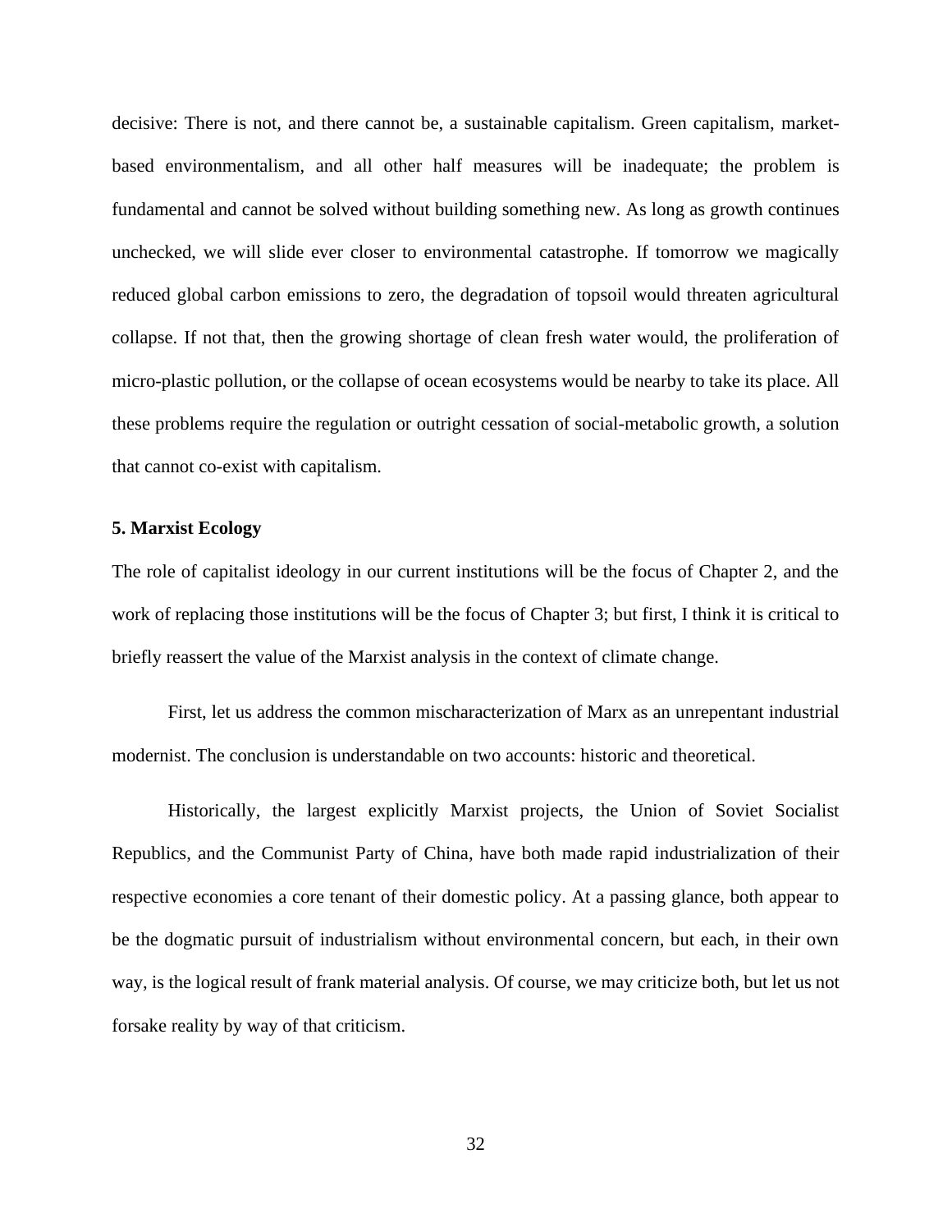decisive: There is not, and there cannot be, a sustainable capitalism. Green capitalism, market-based environmentalism, and all other half measures will be inadequate; the problem is fundamental and cannot be solved without building something new. As long as growth continues unchecked, we will slide ever closer to environmental catastrophe. If tomorrow we magically reduced global carbon emissions to zero, the degradation of topsoil would threaten agricultural collapse. If not that, then the growing shortage of clean fresh water would, the proliferation of micro-plastic pollution, or the collapse of ocean ecosystems would be nearby to take its place. All these problems require the regulation or outright cessation of social-metabolic growth, a solution that cannot co-exist with capitalism.

**5. Marxist Ecology**

The role of capitalist ideology in our current institutions will be the focus of Chapter 2, and the work of replacing those institutions will be the focus of Chapter 3; but first, I think it is critical to briefly reassert the value of the Marxist analysis in the context of climate change.

First, let us address the common mischaracterization of Marx as an unrepentant industrial modernist. The conclusion is understandable on two accounts: historic and theoretical.

Historically, the largest explicitly Marxist projects, the Union of Soviet Socialist Republics, and the Communist Party of China, have both made rapid industrialization of their respective economies a core tenant of their domestic policy. At a passing glance, both appear to be the dogmatic pursuit of industrialism without environmental concern, but each, in their own way, is the logical result of frank material analysis. Of course, we may criticize both, but let us not forsake reality by way of that criticism.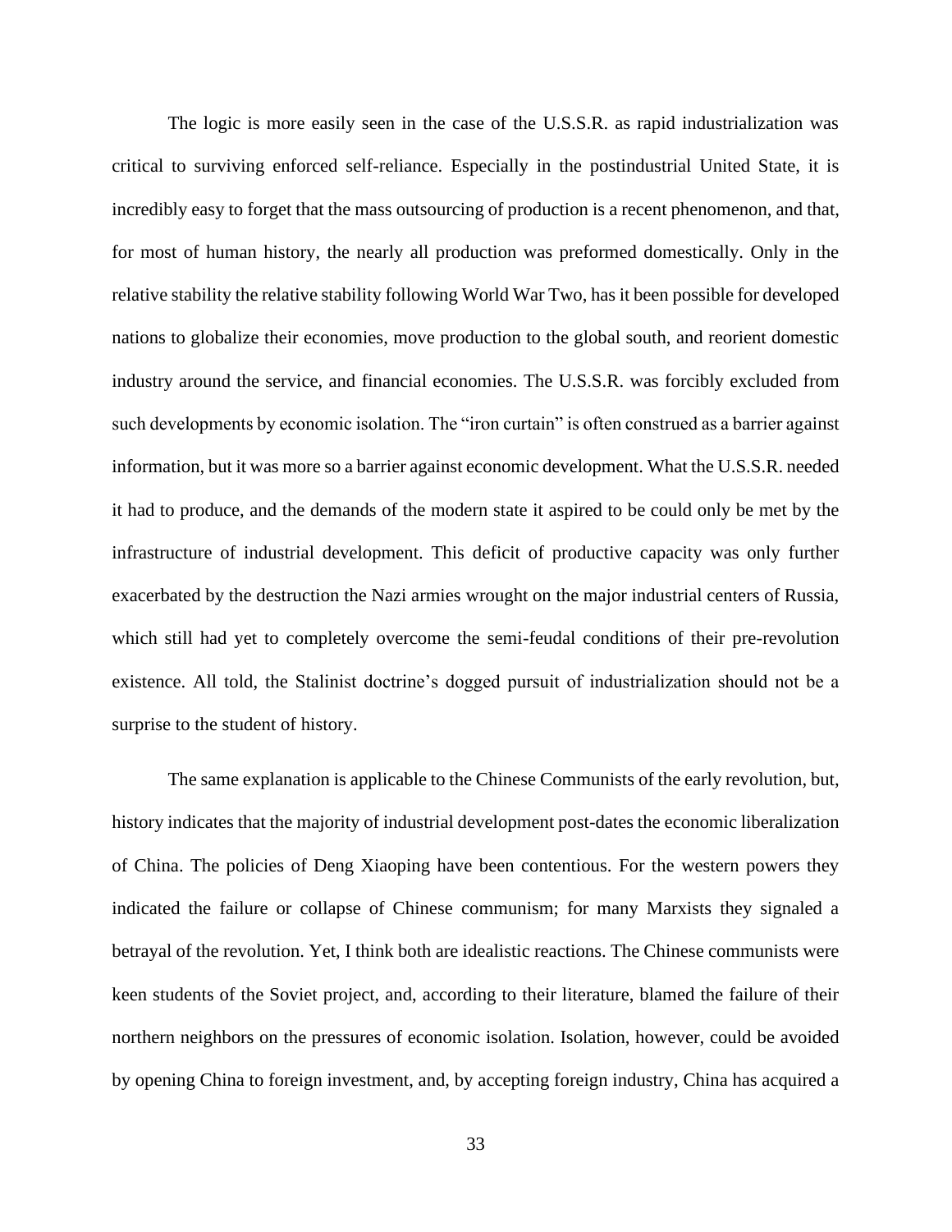The logic is more easily seen in the case of the U.S.S.R. as rapid industrialization was critical to surviving enforced self-reliance. Especially in the postindustrial United State, it is incredibly easy to forget that the mass outsourcing of production is a recent phenomenon, and that, for most of human history, the nearly all production was preformed domestically. Only in the relative stability the relative stability following World War Two, has it been possible for developed nations to globalize their economies, move production to the global south, and reorient domestic industry around the service, and financial economies. The U.S.S.R. was forcibly excluded from such developments by economic isolation. The "iron curtain" is often construed as a barrier against information, but it was more so a barrier against economic development. What the U.S.S.R. needed it had to produce, and the demands of the modern state it aspired to be could only be met by the infrastructure of industrial development. This deficit of productive capacity was only further exacerbated by the destruction the Nazi armies wrought on the major industrial centers of Russia, which still had yet to completely overcome the semi-feudal conditions of their pre-revolution existence. All told, the Stalinist doctrine's dogged pursuit of industrialization should not be a surprise to the student of history.

The same explanation is applicable to the Chinese Communists of the early revolution, but, history indicates that the majority of industrial development post-dates the economic liberalization of China. The policies of Deng Xiaoping have been contentious. For the western powers they indicated the failure or collapse of Chinese communism; for many Marxists they signaled a betrayal of the revolution. Yet, I think both are idealistic reactions. The Chinese communists were keen students of the Soviet project, and, according to their literature, blamed the failure of their northern neighbors on the pressures of economic isolation. Isolation, however, could be avoided by opening China to foreign investment, and, by accepting foreign industry, China has acquired a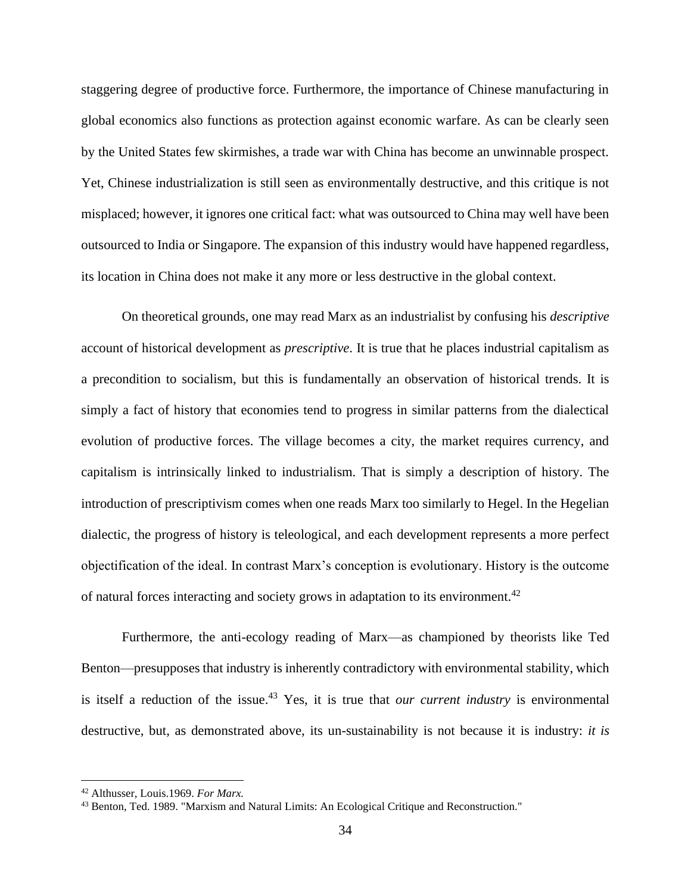staggering degree of productive force. Furthermore, the importance of Chinese manufacturing in global economics also functions as protection against economic warfare. As can be clearly seen by the United States few skirmishes, a trade war with China has become an unwinnable prospect. Yet, Chinese industrialization is still seen as environmentally destructive, and this critique is not misplaced; however, it ignores one critical fact: what was outsourced to China may well have been outsourced to India or Singapore. The expansion of this industry would have happened regardless, its location in China does not make it any more or less destructive in the global context.

On theoretical grounds, one may read Marx as an industrialist by confusing his *descriptive* account of historical development as *prescriptive*. It is true that he places industrial capitalism as a precondition to socialism, but this is fundamentally an observation of historical trends. It is simply a fact of history that economies tend to progress in similar patterns from the dialectical evolution of productive forces. The village becomes a city, the market requires currency, and capitalism is intrinsically linked to industrialism. That is simply a description of history. The introduction of prescriptivism comes when one reads Marx too similarly to Hegel. In the Hegelian dialectic, the progress of history is teleological, and each development represents a more perfect objectification of the ideal. In contrast Marx's conception is evolutionary. History is the outcome of natural forces interacting and society grows in adaptation to its environment.[42]

Furthermore, the anti-ecology reading of Marx—as championed by theorists like Ted Benton—presupposes that industry is inherently contradictory with environmental stability, which is itself a reduction of the issue.[43] Yes, it is true that *our current industry* is environmental destructive, but, as demonstrated above, its un-sustainability is not because it is industry: *it is*

---

[42] Althusser, Louis.1969. *For Marx.*

[43] Benton, Ted. 1989. "Marxism and Natural Limits: An Ecological Critique and Reconstruction."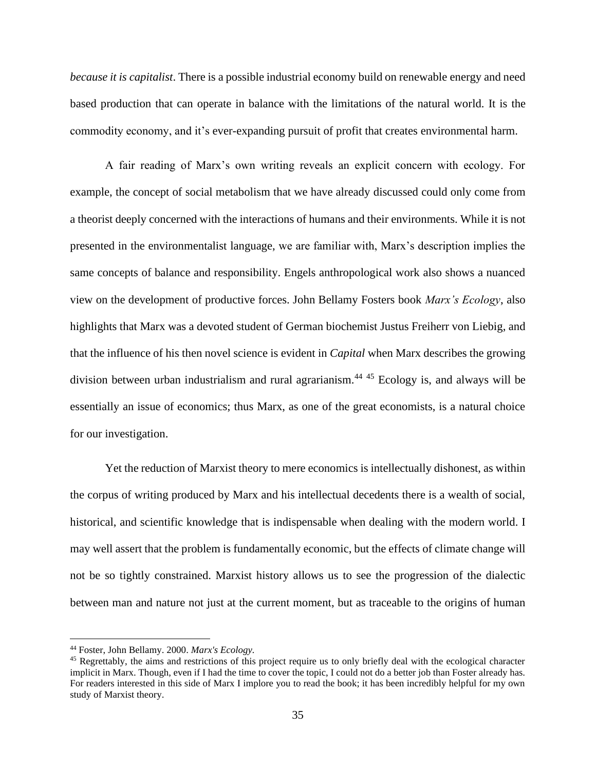*because it is capitalist*. There is a possible industrial economy build on renewable energy and need based production that can operate in balance with the limitations of the natural world. It is the commodity economy, and it's ever-expanding pursuit of profit that creates environmental harm.

A fair reading of Marx's own writing reveals an explicit concern with ecology. For example, the concept of social metabolism that we have already discussed could only come from a theorist deeply concerned with the interactions of humans and their environments. While it is not presented in the environmentalist language, we are familiar with, Marx's description implies the same concepts of balance and responsibility. Engels anthropological work also shows a nuanced view on the development of productive forces. John Bellamy Fosters book *Marx's Ecology*, also highlights that Marx was a devoted student of German biochemist Justus Freiherr von Liebig, and that the influence of his then novel science is evident in *Capital* when Marx describes the growing division between urban industrialism and rural agrarianism.[44] [45] Ecology is, and always will be essentially an issue of economics; thus Marx, as one of the great economists, is a natural choice for our investigation.

Yet the reduction of Marxist theory to mere economics is intellectually dishonest, as within the corpus of writing produced by Marx and his intellectual decedents there is a wealth of social, historical, and scientific knowledge that is indispensable when dealing with the modern world. I may well assert that the problem is fundamentally economic, but the effects of climate change will not be so tightly constrained. Marxist history allows us to see the progression of the dialectic between man and nature not just at the current moment, but as traceable to the origins of human

[44] Foster, John Bellamy. 2000. *Marx's Ecology.*

[45] Regrettably, the aims and restrictions of this project require us to only briefly deal with the ecological character implicit in Marx. Though, even if I had the time to cover the topic, I could not do a better job than Foster already has. For readers interested in this side of Marx I implore you to read the book; it has been incredibly helpful for my own study of Marxist theory.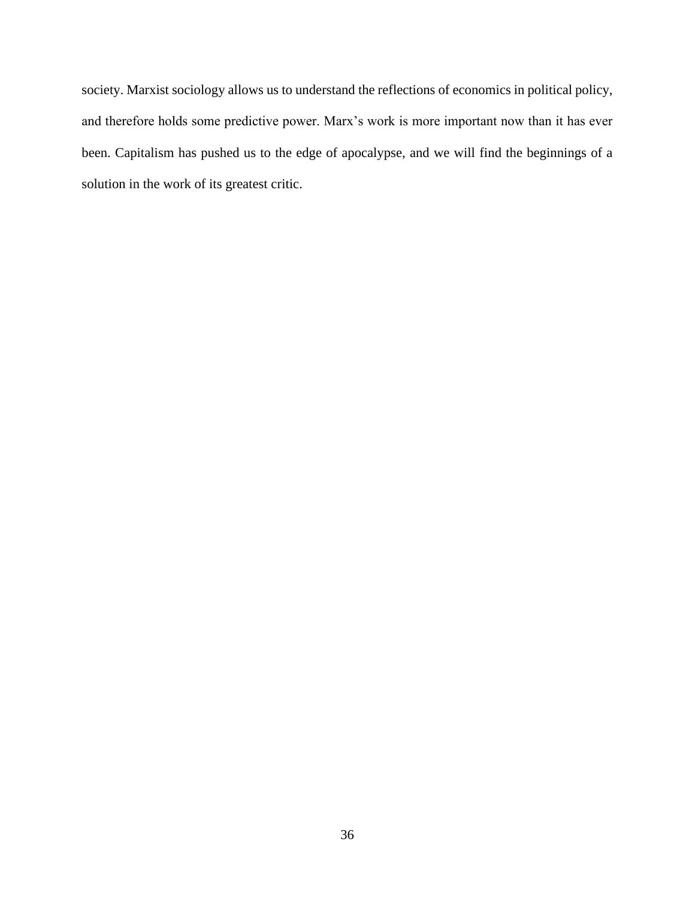society. Marxist sociology allows us to understand the reflections of economics in political policy, and therefore holds some predictive power. Marx's work is more important now than it has ever been. Capitalism has pushed us to the edge of apocalypse, and we will find the beginnings of a solution in the work of its greatest critic.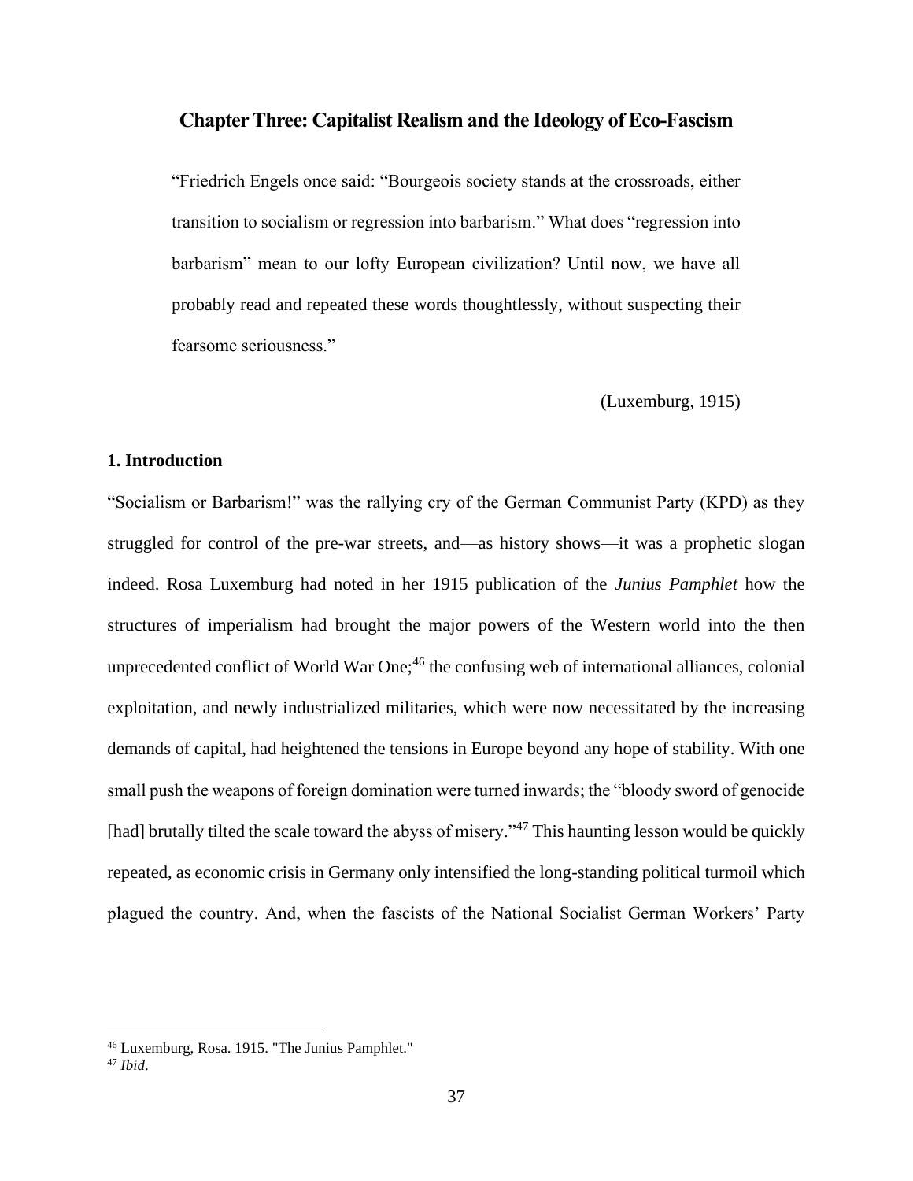## Chapter Three: Capitalist Realism and the Ideology of Eco-Fascism

> "Friedrich Engels once said: "Bourgeois society stands at the crossroads, either transition to socialism or regression into barbarism." What does "regression into barbarism" mean to our lofty European civilization? Until now, we have all probably read and repeated these words thoughtlessly, without suspecting their fearsome seriousness."
>
> (Luxemburg, 1915)

### 1. Introduction

"Socialism or Barbarism!" was the rallying cry of the German Communist Party (KPD) as they struggled for control of the pre-war streets, and—as history shows—it was a prophetic slogan indeed. Rosa Luxemburg had noted in her 1915 publication of the *Junius Pamphlet* how the structures of imperialism had brought the major powers of the Western world into the then unprecedented conflict of World War One;[46] the confusing web of international alliances, colonial exploitation, and newly industrialized militaries, which were now necessitated by the increasing demands of capital, had heightened the tensions in Europe beyond any hope of stability. With one small push the weapons of foreign domination were turned inwards; the "bloody sword of genocide [had] brutally tilted the scale toward the abyss of misery."[47] This haunting lesson would be quickly repeated, as economic crisis in Germany only intensified the long-standing political turmoil which plagued the country. And, when the fascists of the National Socialist German Workers' Party

---

[46] Luxemburg, Rosa. 1915. "The Junius Pamphlet."

[47] *Ibid*.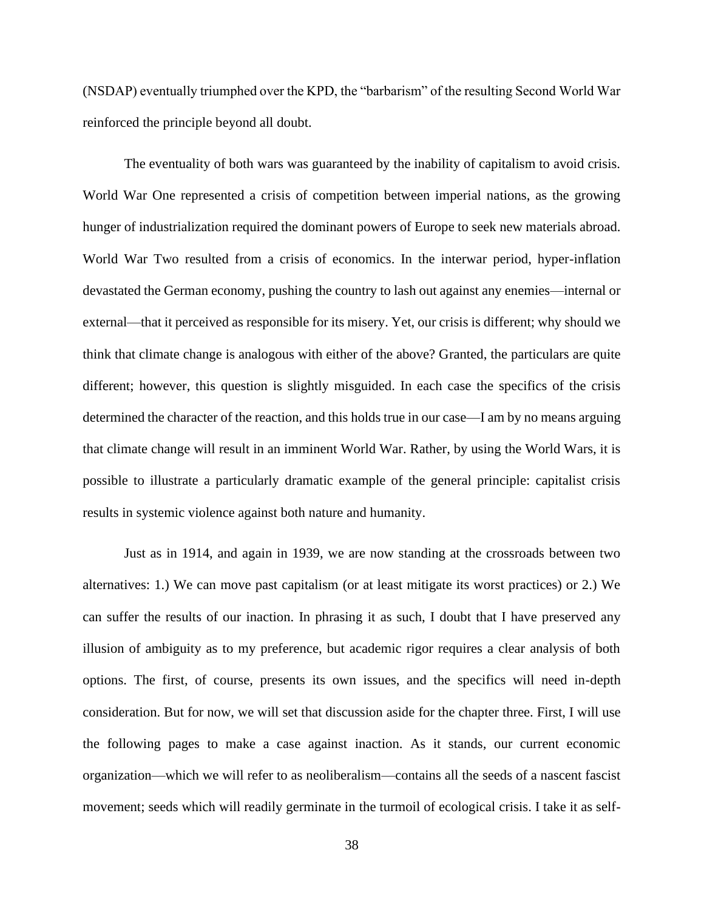(NSDAP) eventually triumphed over the KPD, the "barbarism" of the resulting Second World War reinforced the principle beyond all doubt.

The eventuality of both wars was guaranteed by the inability of capitalism to avoid crisis. World War One represented a crisis of competition between imperial nations, as the growing hunger of industrialization required the dominant powers of Europe to seek new materials abroad. World War Two resulted from a crisis of economics. In the interwar period, hyper-inflation devastated the German economy, pushing the country to lash out against any enemies—internal or external—that it perceived as responsible for its misery. Yet, our crisis is different; why should we think that climate change is analogous with either of the above? Granted, the particulars are quite different; however, this question is slightly misguided. In each case the specifics of the crisis determined the character of the reaction, and this holds true in our case—I am by no means arguing that climate change will result in an imminent World War. Rather, by using the World Wars, it is possible to illustrate a particularly dramatic example of the general principle: capitalist crisis results in systemic violence against both nature and humanity.

Just as in 1914, and again in 1939, we are now standing at the crossroads between two alternatives: 1.) We can move past capitalism (or at least mitigate its worst practices) or 2.) We can suffer the results of our inaction. In phrasing it as such, I doubt that I have preserved any illusion of ambiguity as to my preference, but academic rigor requires a clear analysis of both options. The first, of course, presents its own issues, and the specifics will need in-depth consideration. But for now, we will set that discussion aside for the chapter three. First, I will use the following pages to make a case against inaction. As it stands, our current economic organization—which we will refer to as neoliberalism—contains all the seeds of a nascent fascist movement; seeds which will readily germinate in the turmoil of ecological crisis. I take it as self-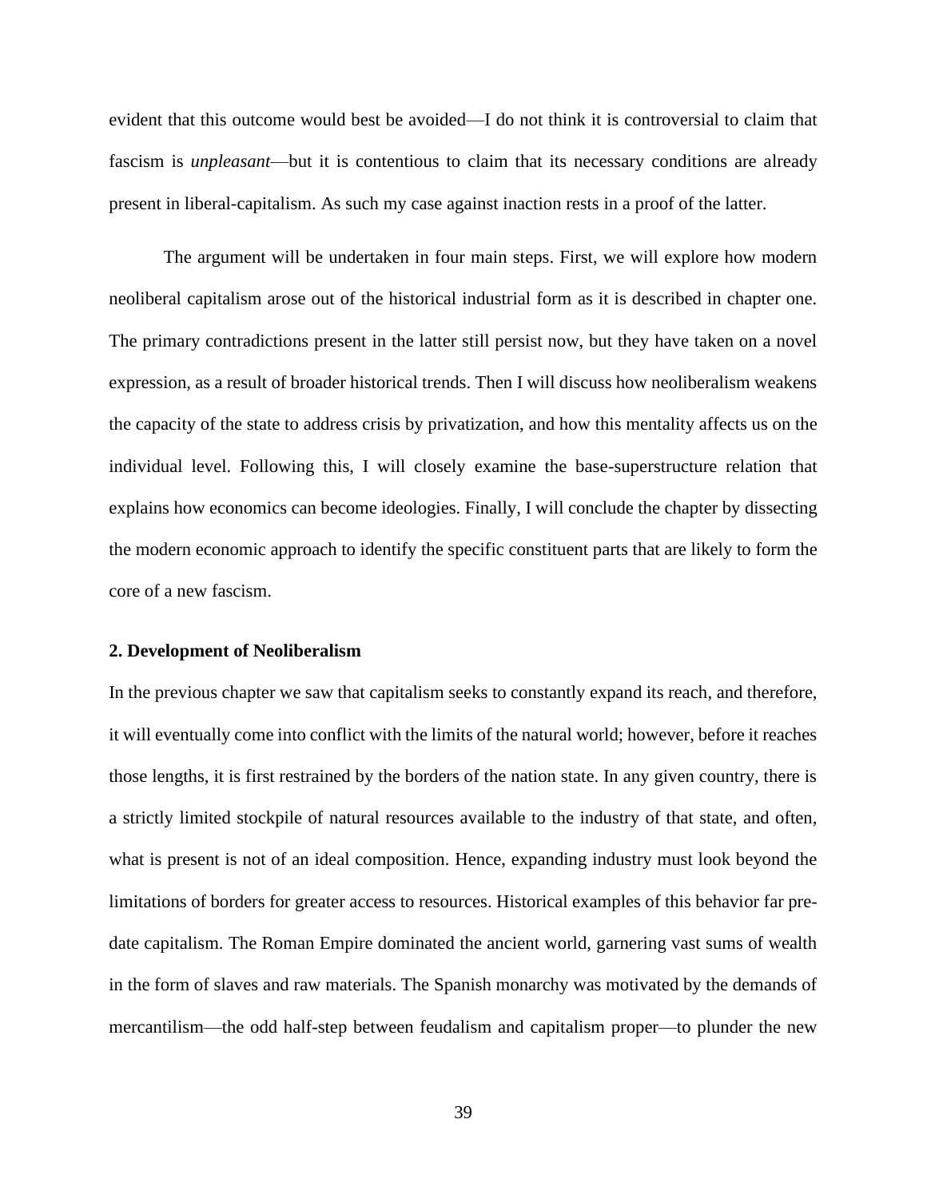evident that this outcome would best be avoided—I do not think it is controversial to claim that fascism is *unpleasant*—but it is contentious to claim that its necessary conditions are already present in liberal-capitalism. As such my case against inaction rests in a proof of the latter.

The argument will be undertaken in four main steps. First, we will explore how modern neoliberal capitalism arose out of the historical industrial form as it is described in chapter one. The primary contradictions present in the latter still persist now, but they have taken on a novel expression, as a result of broader historical trends. Then I will discuss how neoliberalism weakens the capacity of the state to address crisis by privatization, and how this mentality affects us on the individual level. Following this, I will closely examine the base-superstructure relation that explains how economics can become ideologies. Finally, I will conclude the chapter by dissecting the modern economic approach to identify the specific constituent parts that are likely to form the core of a new fascism.

**2. Development of Neoliberalism**

In the previous chapter we saw that capitalism seeks to constantly expand its reach, and therefore, it will eventually come into conflict with the limits of the natural world; however, before it reaches those lengths, it is first restrained by the borders of the nation state. In any given country, there is a strictly limited stockpile of natural resources available to the industry of that state, and often, what is present is not of an ideal composition. Hence, expanding industry must look beyond the limitations of borders for greater access to resources. Historical examples of this behavior far pre-date capitalism. The Roman Empire dominated the ancient world, garnering vast sums of wealth in the form of slaves and raw materials. The Spanish monarchy was motivated by the demands of mercantilism—the odd half-step between feudalism and capitalism proper—to plunder the new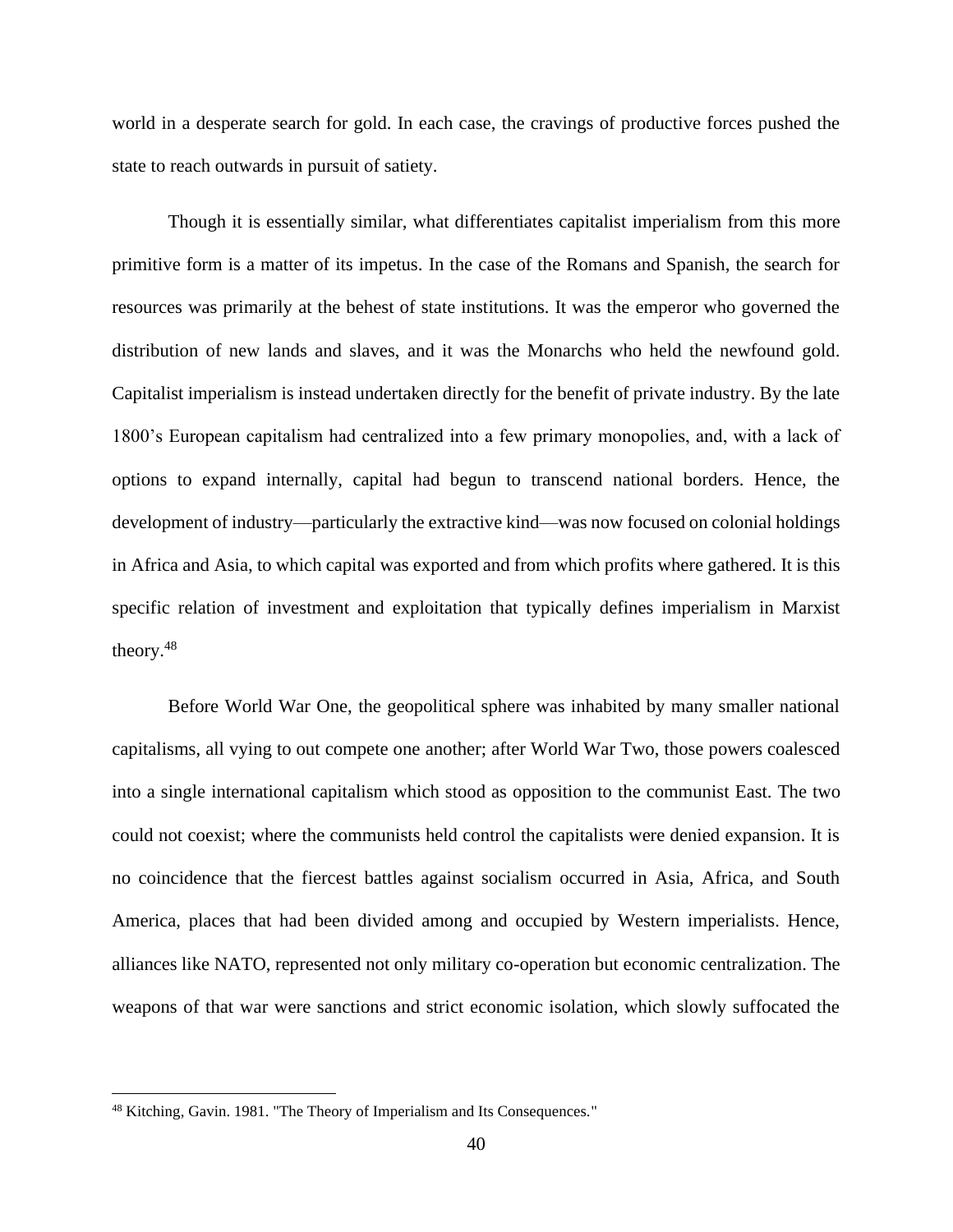world in a desperate search for gold. In each case, the cravings of productive forces pushed the state to reach outwards in pursuit of satiety.

Though it is essentially similar, what differentiates capitalist imperialism from this more primitive form is a matter of its impetus. In the case of the Romans and Spanish, the search for resources was primarily at the behest of state institutions. It was the emperor who governed the distribution of new lands and slaves, and it was the Monarchs who held the newfound gold. Capitalist imperialism is instead undertaken directly for the benefit of private industry. By the late 1800's European capitalism had centralized into a few primary monopolies, and, with a lack of options to expand internally, capital had begun to transcend national borders. Hence, the development of industry—particularly the extractive kind—was now focused on colonial holdings in Africa and Asia, to which capital was exported and from which profits where gathered. It is this specific relation of investment and exploitation that typically defines imperialism in Marxist theory.[48]

Before World War One, the geopolitical sphere was inhabited by many smaller national capitalisms, all vying to out compete one another; after World War Two, those powers coalesced into a single international capitalism which stood as opposition to the communist East. The two could not coexist; where the communists held control the capitalists were denied expansion. It is no coincidence that the fiercest battles against socialism occurred in Asia, Africa, and South America, places that had been divided among and occupied by Western imperialists. Hence, alliances like NATO, represented not only military co-operation but economic centralization. The weapons of that war were sanctions and strict economic isolation, which slowly suffocated the

[48] Kitching, Gavin. 1981. "The Theory of Imperialism and Its Consequences."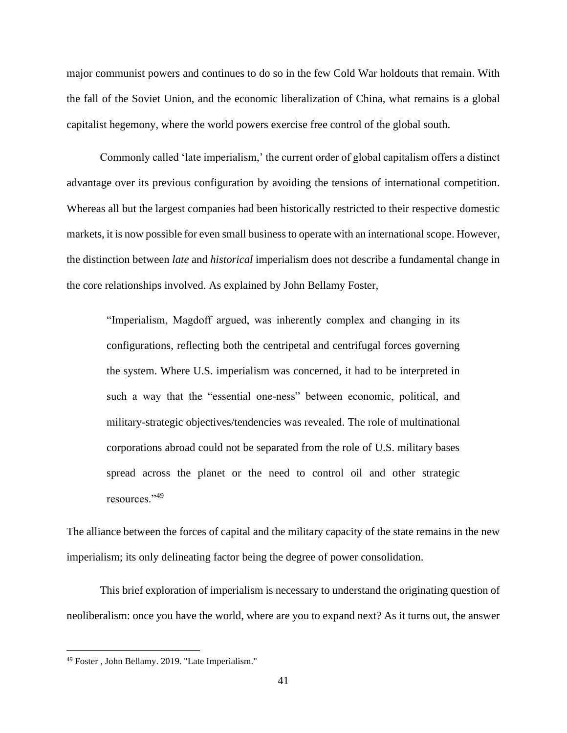major communist powers and continues to do so in the few Cold War holdouts that remain. With the fall of the Soviet Union, and the economic liberalization of China, what remains is a global capitalist hegemony, where the world powers exercise free control of the global south.

Commonly called 'late imperialism,' the current order of global capitalism offers a distinct advantage over its previous configuration by avoiding the tensions of international competition. Whereas all but the largest companies had been historically restricted to their respective domestic markets, it is now possible for even small business to operate with an international scope. However, the distinction between *late* and *historical* imperialism does not describe a fundamental change in the core relationships involved. As explained by John Bellamy Foster,

> "Imperialism, Magdoff argued, was inherently complex and changing in its configurations, reflecting both the centripetal and centrifugal forces governing the system. Where U.S. imperialism was concerned, it had to be interpreted in such a way that the "essential one-ness" between economic, political, and military-strategic objectives/tendencies was revealed. The role of multinational corporations abroad could not be separated from the role of U.S. military bases spread across the planet or the need to control oil and other strategic resources."[49]

The alliance between the forces of capital and the military capacity of the state remains in the new imperialism; its only delineating factor being the degree of power consolidation.

This brief exploration of imperialism is necessary to understand the originating question of neoliberalism: once you have the world, where are you to expand next? As it turns out, the answer

[49] Foster , John Bellamy. 2019. "Late Imperialism."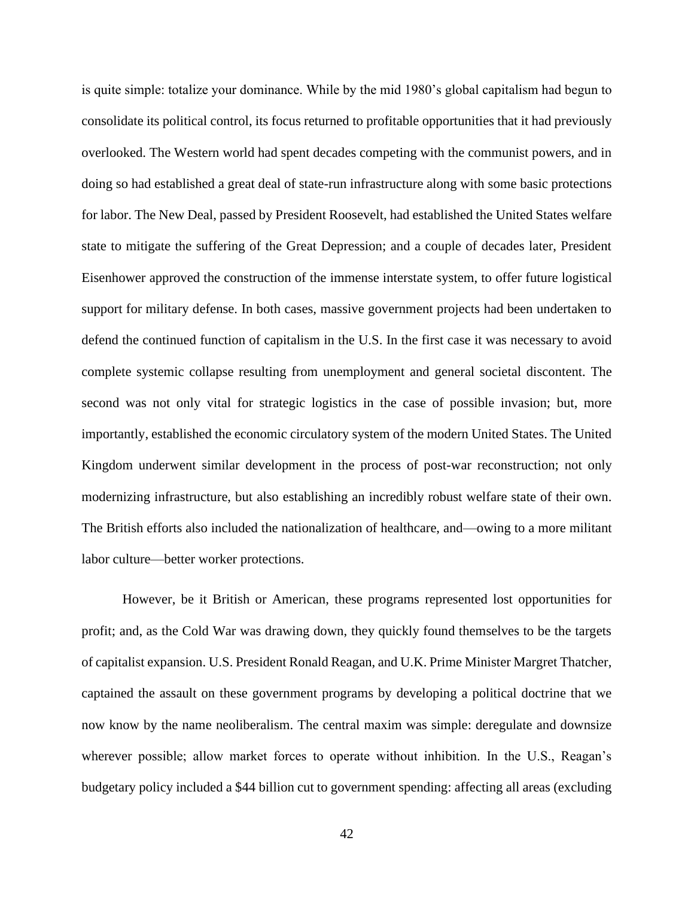is quite simple: totalize your dominance. While by the mid 1980's global capitalism had begun to consolidate its political control, its focus returned to profitable opportunities that it had previously overlooked. The Western world had spent decades competing with the communist powers, and in doing so had established a great deal of state-run infrastructure along with some basic protections for labor. The New Deal, passed by President Roosevelt, had established the United States welfare state to mitigate the suffering of the Great Depression; and a couple of decades later, President Eisenhower approved the construction of the immense interstate system, to offer future logistical support for military defense. In both cases, massive government projects had been undertaken to defend the continued function of capitalism in the U.S. In the first case it was necessary to avoid complete systemic collapse resulting from unemployment and general societal discontent. The second was not only vital for strategic logistics in the case of possible invasion; but, more importantly, established the economic circulatory system of the modern United States. The United Kingdom underwent similar development in the process of post-war reconstruction; not only modernizing infrastructure, but also establishing an incredibly robust welfare state of their own. The British efforts also included the nationalization of healthcare, and—owing to a more militant labor culture—better worker protections.

However, be it British or American, these programs represented lost opportunities for profit; and, as the Cold War was drawing down, they quickly found themselves to be the targets of capitalist expansion. U.S. President Ronald Reagan, and U.K. Prime Minister Margret Thatcher, captained the assault on these government programs by developing a political doctrine that we now know by the name neoliberalism. The central maxim was simple: deregulate and downsize wherever possible; allow market forces to operate without inhibition. In the U.S., Reagan's budgetary policy included a $44 billion cut to government spending: affecting all areas (excluding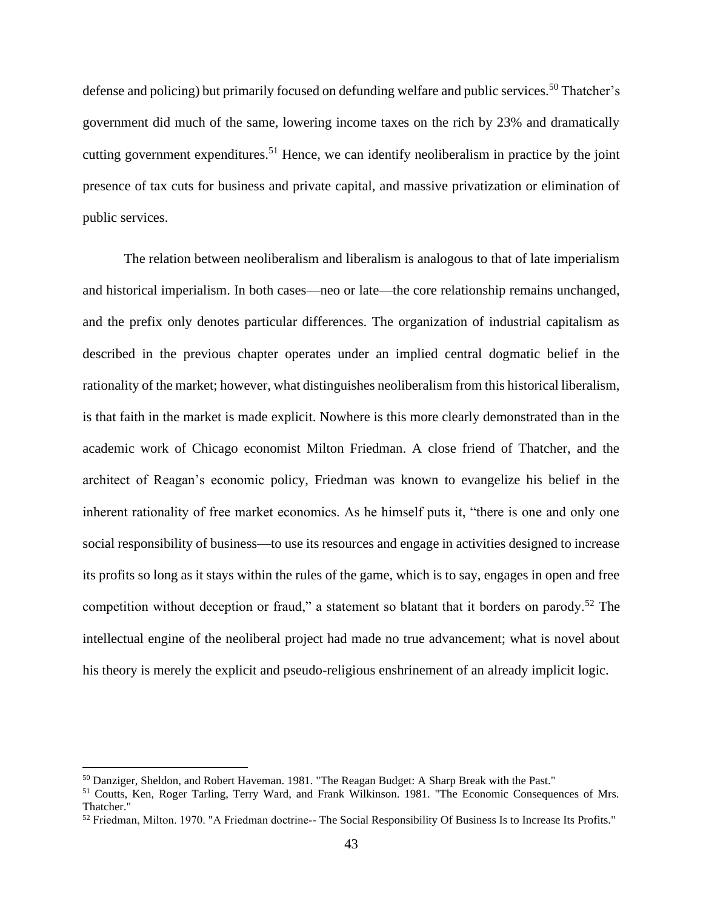defense and policing) but primarily focused on defunding welfare and public services.[50] Thatcher's government did much of the same, lowering income taxes on the rich by 23% and dramatically cutting government expenditures.[51] Hence, we can identify neoliberalism in practice by the joint presence of tax cuts for business and private capital, and massive privatization or elimination of public services.

The relation between neoliberalism and liberalism is analogous to that of late imperialism and historical imperialism. In both cases—neo or late—the core relationship remains unchanged, and the prefix only denotes particular differences. The organization of industrial capitalism as described in the previous chapter operates under an implied central dogmatic belief in the rationality of the market; however, what distinguishes neoliberalism from this historical liberalism, is that faith in the market is made explicit. Nowhere is this more clearly demonstrated than in the academic work of Chicago economist Milton Friedman. A close friend of Thatcher, and the architect of Reagan's economic policy, Friedman was known to evangelize his belief in the inherent rationality of free market economics. As he himself puts it, "there is one and only one social responsibility of business—to use its resources and engage in activities designed to increase its profits so long as it stays within the rules of the game, which is to say, engages in open and free competition without deception or fraud," a statement so blatant that it borders on parody.[52] The intellectual engine of the neoliberal project had made no true advancement; what is novel about his theory is merely the explicit and pseudo-religious enshrinement of an already implicit logic.

---

[50] Danziger, Sheldon, and Robert Haveman. 1981. "The Reagan Budget: A Sharp Break with the Past."

[51] Coutts, Ken, Roger Tarling, Terry Ward, and Frank Wilkinson. 1981. "The Economic Consequences of Mrs. Thatcher."

[52] Friedman, Milton. 1970. "A Friedman doctrine-- The Social Responsibility Of Business Is to Increase Its Profits."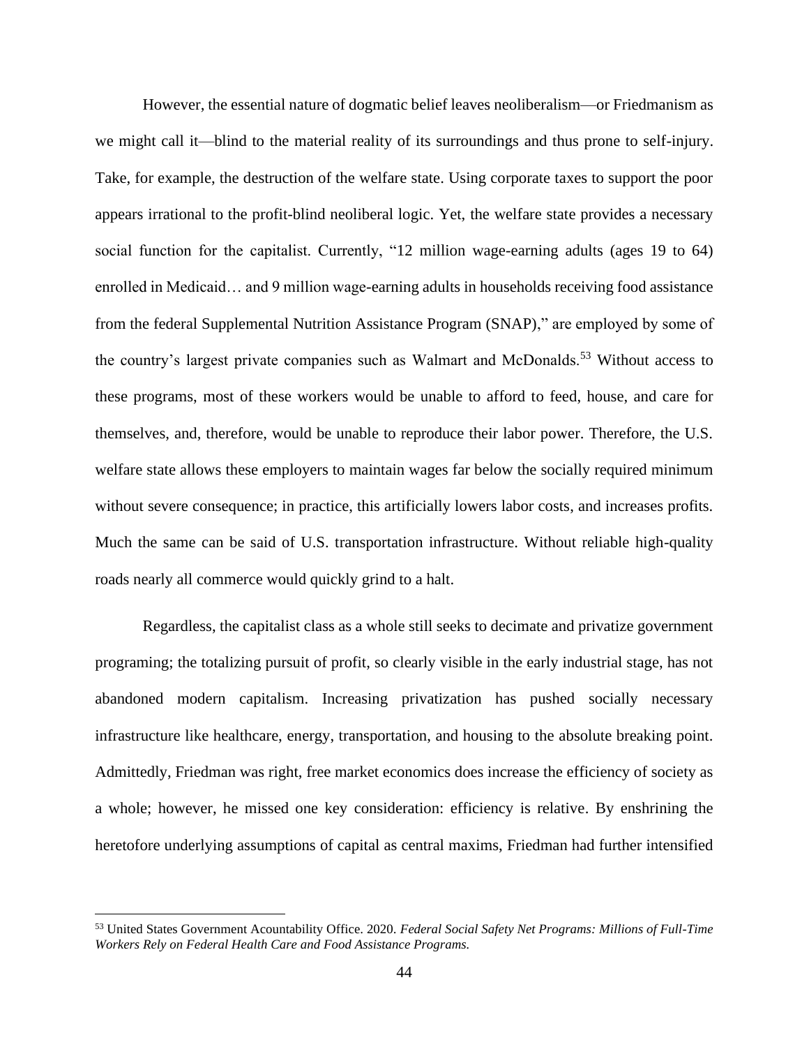However, the essential nature of dogmatic belief leaves neoliberalism—or Friedmanism as we might call it—blind to the material reality of its surroundings and thus prone to self-injury. Take, for example, the destruction of the welfare state. Using corporate taxes to support the poor appears irrational to the profit-blind neoliberal logic. Yet, the welfare state provides a necessary social function for the capitalist. Currently, "12 million wage-earning adults (ages 19 to 64) enrolled in Medicaid… and 9 million wage-earning adults in households receiving food assistance from the federal Supplemental Nutrition Assistance Program (SNAP)," are employed by some of the country's largest private companies such as Walmart and McDonalds.[53] Without access to these programs, most of these workers would be unable to afford to feed, house, and care for themselves, and, therefore, would be unable to reproduce their labor power. Therefore, the U.S. welfare state allows these employers to maintain wages far below the socially required minimum without severe consequence; in practice, this artificially lowers labor costs, and increases profits. Much the same can be said of U.S. transportation infrastructure. Without reliable high-quality roads nearly all commerce would quickly grind to a halt.

Regardless, the capitalist class as a whole still seeks to decimate and privatize government programing; the totalizing pursuit of profit, so clearly visible in the early industrial stage, has not abandoned modern capitalism. Increasing privatization has pushed socially necessary infrastructure like healthcare, energy, transportation, and housing to the absolute breaking point. Admittedly, Friedman was right, free market economics does increase the efficiency of society as a whole; however, he missed one key consideration: efficiency is relative. By enshrining the heretofore underlying assumptions of capital as central maxims, Friedman had further intensified

[53] United States Government Acountability Office. 2020. *Federal Social Safety Net Programs: Millions of Full-Time Workers Rely on Federal Health Care and Food Assistance Programs.*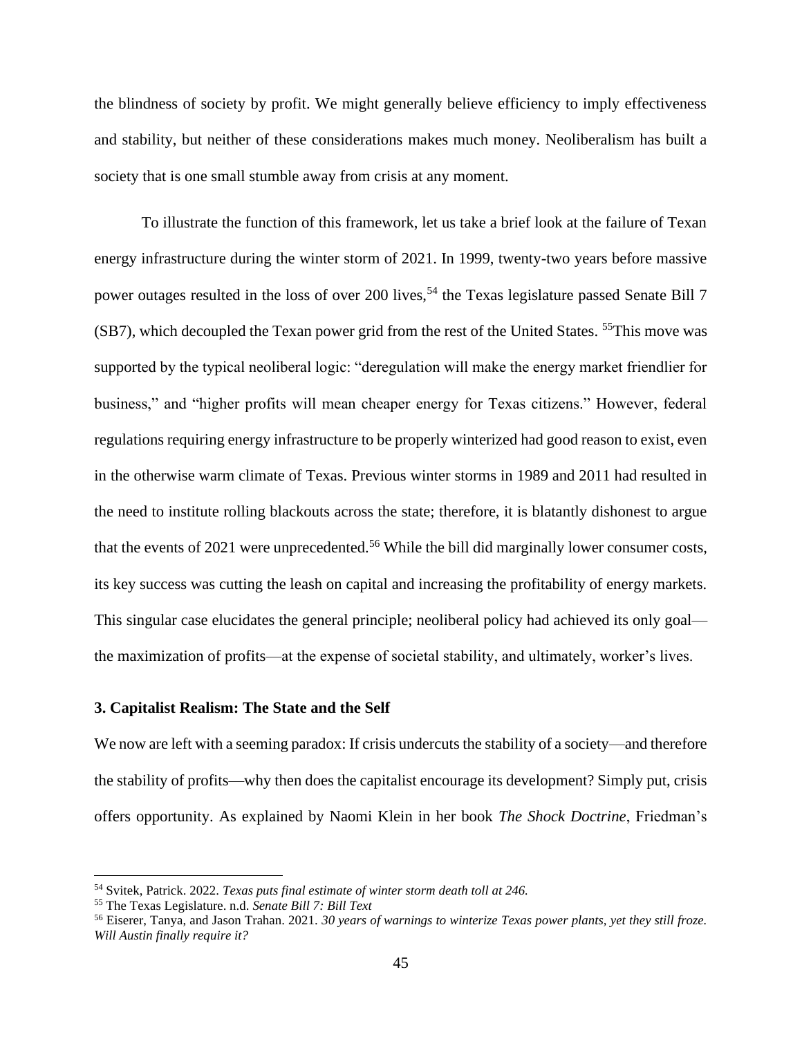the blindness of society by profit. We might generally believe efficiency to imply effectiveness and stability, but neither of these considerations makes much money. Neoliberalism has built a society that is one small stumble away from crisis at any moment.

To illustrate the function of this framework, let us take a brief look at the failure of Texan energy infrastructure during the winter storm of 2021. In 1999, twenty-two years before massive power outages resulted in the loss of over 200 lives,[54] the Texas legislature passed Senate Bill 7 (SB7), which decoupled the Texan power grid from the rest of the United States. [55]This move was supported by the typical neoliberal logic: "deregulation will make the energy market friendlier for business," and "higher profits will mean cheaper energy for Texas citizens." However, federal regulations requiring energy infrastructure to be properly winterized had good reason to exist, even in the otherwise warm climate of Texas. Previous winter storms in 1989 and 2011 had resulted in the need to institute rolling blackouts across the state; therefore, it is blatantly dishonest to argue that the events of 2021 were unprecedented.[56] While the bill did marginally lower consumer costs, its key success was cutting the leash on capital and increasing the profitability of energy markets. This singular case elucidates the general principle; neoliberal policy had achieved its only goal—the maximization of profits—at the expense of societal stability, and ultimately, worker's lives.

### 3. Capitalist Realism: The State and the Self

We now are left with a seeming paradox: If crisis undercuts the stability of a society—and therefore the stability of profits—why then does the capitalist encourage its development? Simply put, crisis offers opportunity. As explained by Naomi Klein in her book *The Shock Doctrine*, Friedman's

---

[54] Svitek, Patrick. 2022. *Texas puts final estimate of winter storm death toll at 246.*

[55] The Texas Legislature. n.d. *Senate Bill 7: Bill Text*

[56] Eiserer, Tanya, and Jason Trahan. 2021. *30 years of warnings to winterize Texas power plants, yet they still froze. Will Austin finally require it?*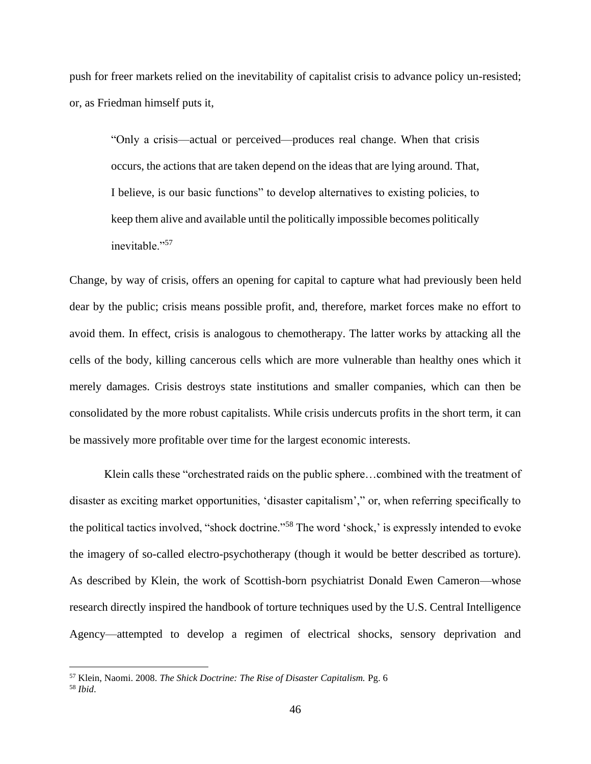push for freer markets relied on the inevitability of capitalist crisis to advance policy un-resisted; or, as Friedman himself puts it,

> "Only a crisis—actual or perceived—produces real change. When that crisis occurs, the actions that are taken depend on the ideas that are lying around. That, I believe, is our basic functions" to develop alternatives to existing policies, to keep them alive and available until the politically impossible becomes politically inevitable."[57]

Change, by way of crisis, offers an opening for capital to capture what had previously been held dear by the public; crisis means possible profit, and, therefore, market forces make no effort to avoid them. In effect, crisis is analogous to chemotherapy. The latter works by attacking all the cells of the body, killing cancerous cells which are more vulnerable than healthy ones which it merely damages. Crisis destroys state institutions and smaller companies, which can then be consolidated by the more robust capitalists. While crisis undercuts profits in the short term, it can be massively more profitable over time for the largest economic interests.

Klein calls these "orchestrated raids on the public sphere…combined with the treatment of disaster as exciting market opportunities, 'disaster capitalism'," or, when referring specifically to the political tactics involved, "shock doctrine."[58] The word 'shock,' is expressly intended to evoke the imagery of so-called electro-psychotherapy (though it would be better described as torture). As described by Klein, the work of Scottish-born psychiatrist Donald Ewen Cameron—whose research directly inspired the handbook of torture techniques used by the U.S. Central Intelligence Agency—attempted to develop a regimen of electrical shocks, sensory deprivation and

---

[57] Klein, Naomi. 2008. *The Shick Doctrine: The Rise of Disaster Capitalism.* Pg. 6

[58] *Ibid*.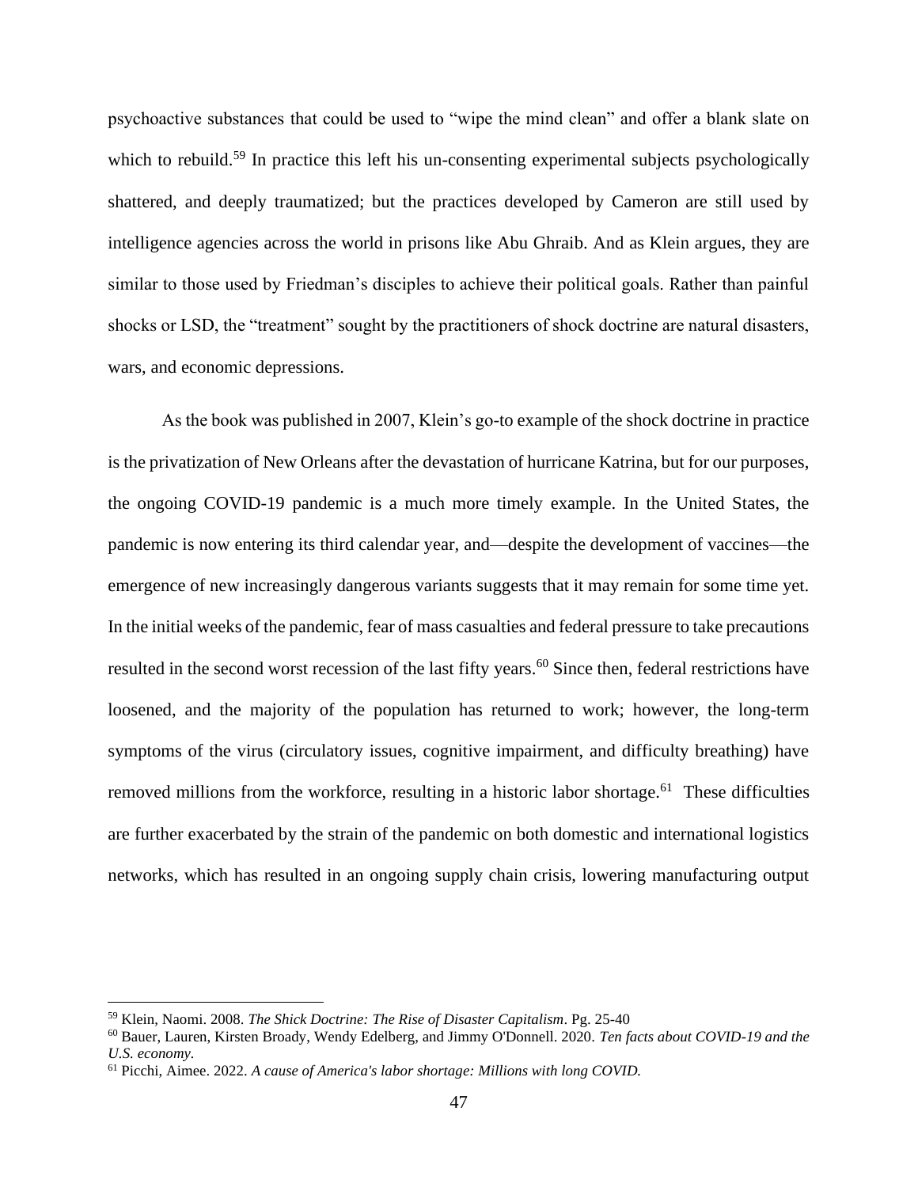psychoactive substances that could be used to "wipe the mind clean" and offer a blank slate on which to rebuild.[59] In practice this left his un-consenting experimental subjects psychologically shattered, and deeply traumatized; but the practices developed by Cameron are still used by intelligence agencies across the world in prisons like Abu Ghraib. And as Klein argues, they are similar to those used by Friedman's disciples to achieve their political goals. Rather than painful shocks or LSD, the "treatment" sought by the practitioners of shock doctrine are natural disasters, wars, and economic depressions.

As the book was published in 2007, Klein's go-to example of the shock doctrine in practice is the privatization of New Orleans after the devastation of hurricane Katrina, but for our purposes, the ongoing COVID-19 pandemic is a much more timely example. In the United States, the pandemic is now entering its third calendar year, and—despite the development of vaccines—the emergence of new increasingly dangerous variants suggests that it may remain for some time yet. In the initial weeks of the pandemic, fear of mass casualties and federal pressure to take precautions resulted in the second worst recession of the last fifty years.[60] Since then, federal restrictions have loosened, and the majority of the population has returned to work; however, the long-term symptoms of the virus (circulatory issues, cognitive impairment, and difficulty breathing) have removed millions from the workforce, resulting in a historic labor shortage.[61] These difficulties are further exacerbated by the strain of the pandemic on both domestic and international logistics networks, which has resulted in an ongoing supply chain crisis, lowering manufacturing output

---

[59] Klein, Naomi. 2008. *The Shick Doctrine: The Rise of Disaster Capitalism*. Pg. 25-40

[60] Bauer, Lauren, Kirsten Broady, Wendy Edelberg, and Jimmy O'Donnell. 2020. *Ten facts about COVID-19 and the U.S. economy.*

[61] Picchi, Aimee. 2022. *A cause of America's labor shortage: Millions with long COVID.*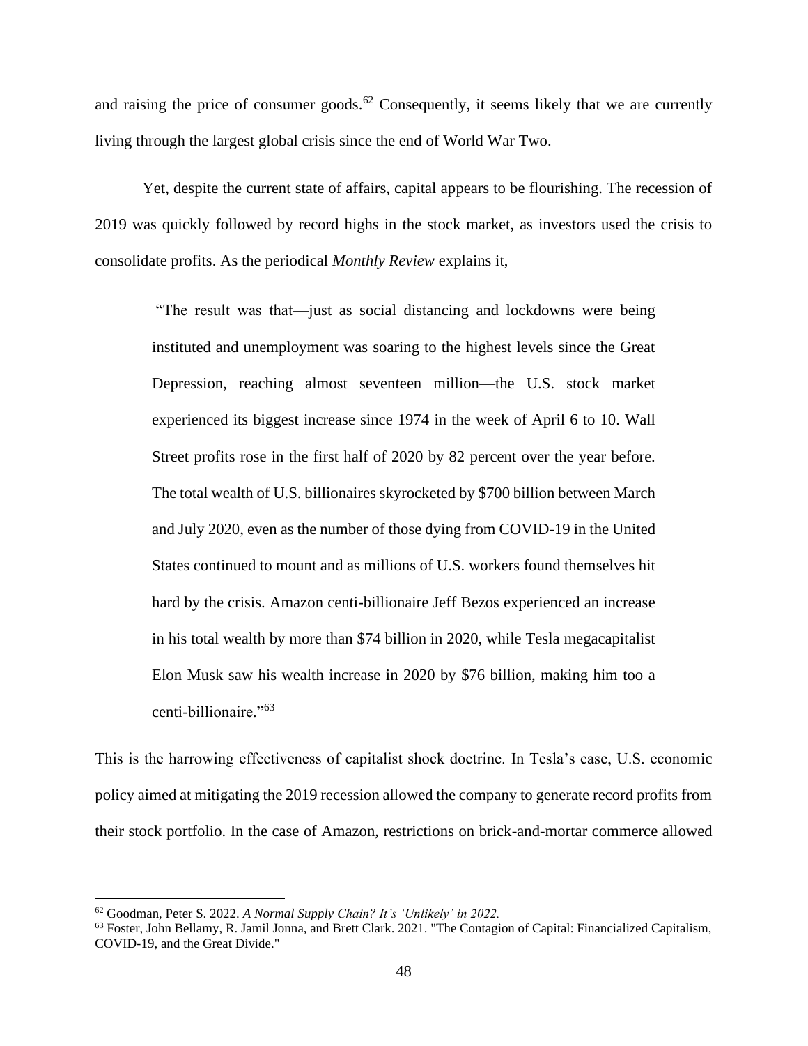and raising the price of consumer goods.[62] Consequently, it seems likely that we are currently living through the largest global crisis since the end of World War Two.

Yet, despite the current state of affairs, capital appears to be flourishing. The recession of 2019 was quickly followed by record highs in the stock market, as investors used the crisis to consolidate profits. As the periodical *Monthly Review* explains it,

> "The result was that—just as social distancing and lockdowns were being instituted and unemployment was soaring to the highest levels since the Great Depression, reaching almost seventeen million—the U.S. stock market experienced its biggest increase since 1974 in the week of April 6 to 10. Wall Street profits rose in the first half of 2020 by 82 percent over the year before. The total wealth of U.S. billionaires skyrocketed by $700 billion between March and July 2020, even as the number of those dying from COVID-19 in the United States continued to mount and as millions of U.S. workers found themselves hit hard by the crisis. Amazon centi-billionaire Jeff Bezos experienced an increase in his total wealth by more than $74 billion in 2020, while Tesla megacapitalist Elon Musk saw his wealth increase in 2020 by $76 billion, making him too a centi-billionaire."[63]

This is the harrowing effectiveness of capitalist shock doctrine. In Tesla's case, U.S. economic policy aimed at mitigating the 2019 recession allowed the company to generate record profits from their stock portfolio. In the case of Amazon, restrictions on brick-and-mortar commerce allowed

---

[62] Goodman, Peter S. 2022. *A Normal Supply Chain? It's 'Unlikely' in 2022.*

[63] Foster, John Bellamy, R. Jamil Jonna, and Brett Clark. 2021. "The Contagion of Capital: Financialized Capitalism, COVID-19, and the Great Divide."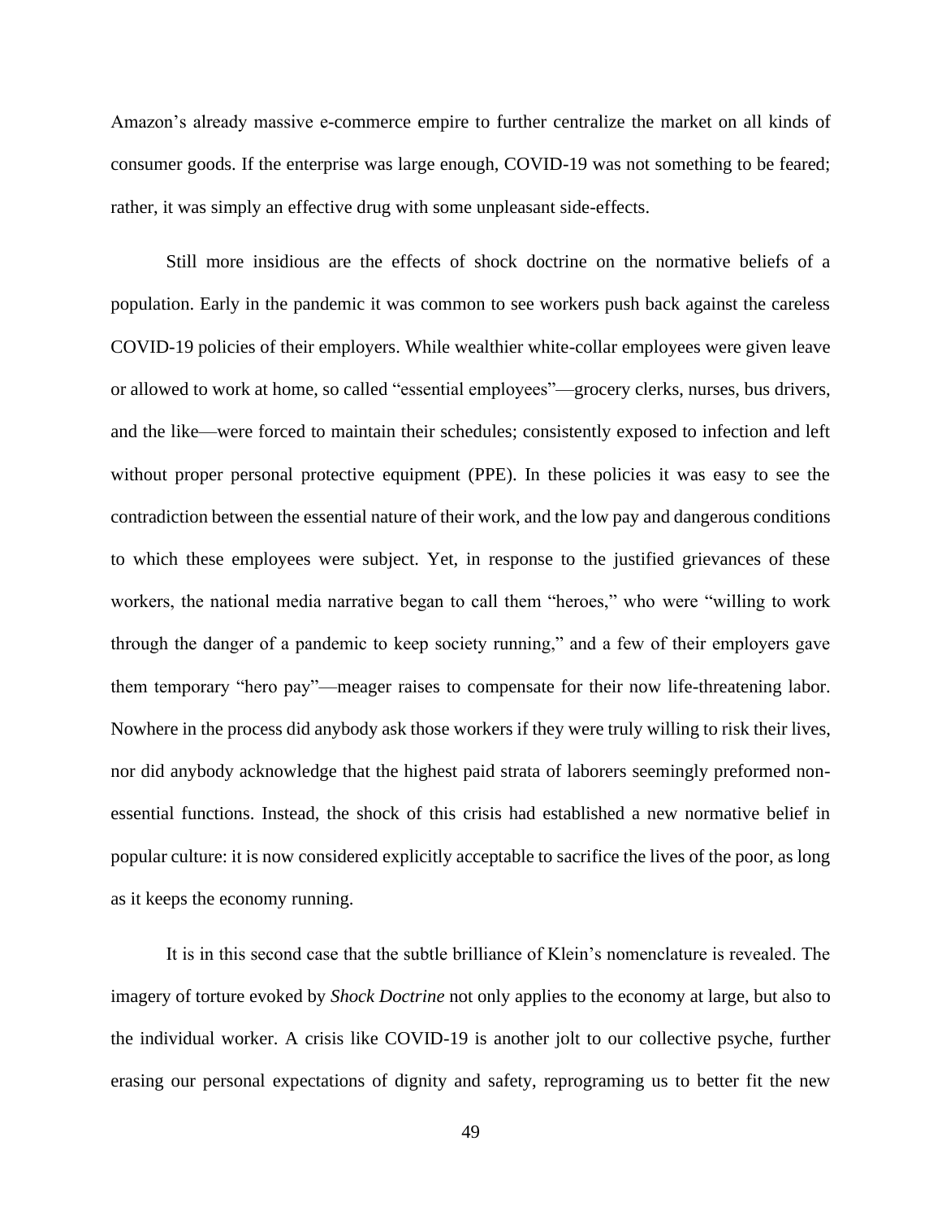Amazon's already massive e-commerce empire to further centralize the market on all kinds of consumer goods. If the enterprise was large enough, COVID-19 was not something to be feared; rather, it was simply an effective drug with some unpleasant side-effects.

Still more insidious are the effects of shock doctrine on the normative beliefs of a population. Early in the pandemic it was common to see workers push back against the careless COVID-19 policies of their employers. While wealthier white-collar employees were given leave or allowed to work at home, so called "essential employees"—grocery clerks, nurses, bus drivers, and the like—were forced to maintain their schedules; consistently exposed to infection and left without proper personal protective equipment (PPE). In these policies it was easy to see the contradiction between the essential nature of their work, and the low pay and dangerous conditions to which these employees were subject. Yet, in response to the justified grievances of these workers, the national media narrative began to call them "heroes," who were "willing to work through the danger of a pandemic to keep society running," and a few of their employers gave them temporary "hero pay"—meager raises to compensate for their now life-threatening labor. Nowhere in the process did anybody ask those workers if they were truly willing to risk their lives, nor did anybody acknowledge that the highest paid strata of laborers seemingly preformed non-essential functions. Instead, the shock of this crisis had established a new normative belief in popular culture: it is now considered explicitly acceptable to sacrifice the lives of the poor, as long as it keeps the economy running.

It is in this second case that the subtle brilliance of Klein's nomenclature is revealed. The imagery of torture evoked by *Shock Doctrine* not only applies to the economy at large, but also to the individual worker. A crisis like COVID-19 is another jolt to our collective psyche, further erasing our personal expectations of dignity and safety, reprograming us to better fit the new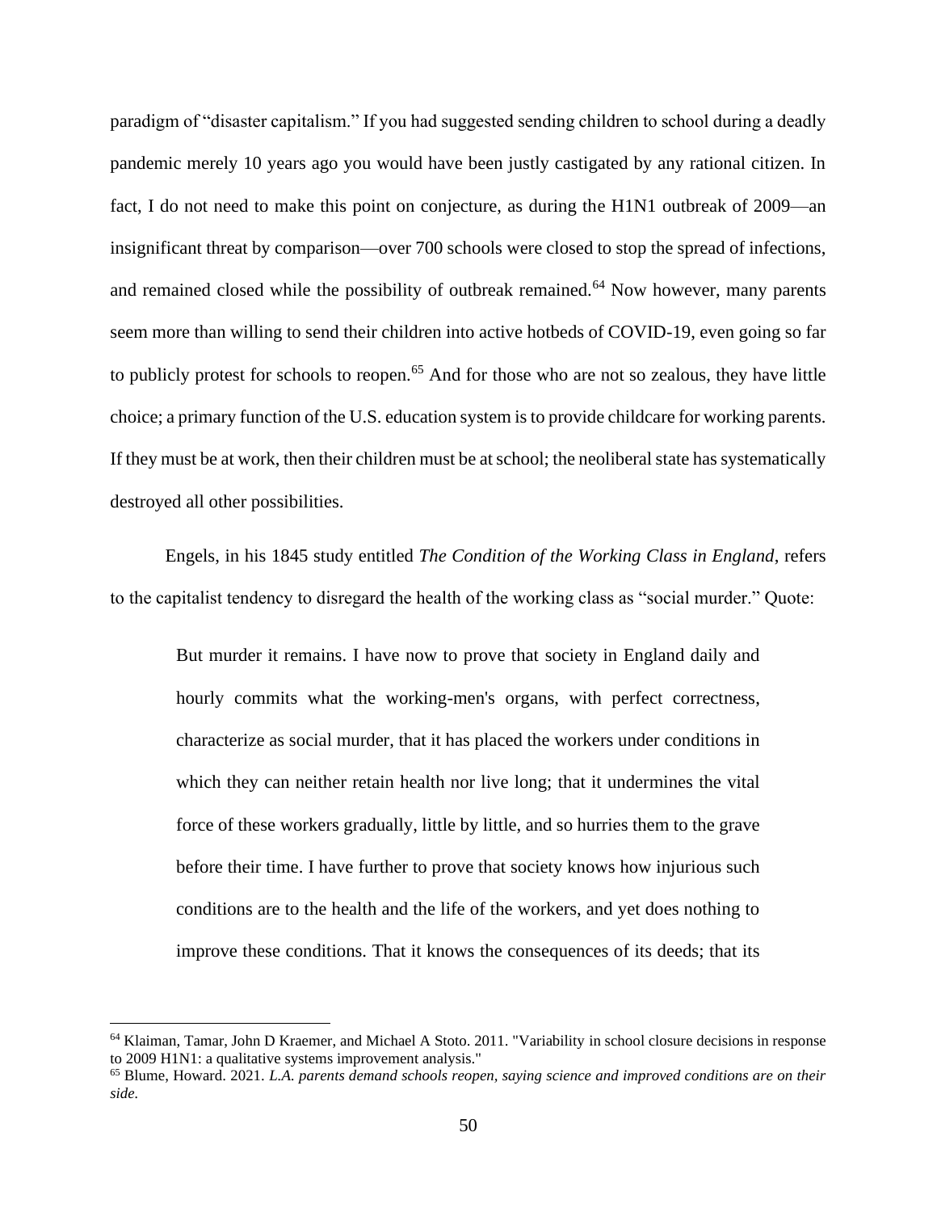paradigm of "disaster capitalism." If you had suggested sending children to school during a deadly pandemic merely 10 years ago you would have been justly castigated by any rational citizen. In fact, I do not need to make this point on conjecture, as during the H1N1 outbreak of 2009—an insignificant threat by comparison—over 700 schools were closed to stop the spread of infections, and remained closed while the possibility of outbreak remained.[64] Now however, many parents seem more than willing to send their children into active hotbeds of COVID-19, even going so far to publicly protest for schools to reopen.[65] And for those who are not so zealous, they have little choice; a primary function of the U.S. education system is to provide childcare for working parents. If they must be at work, then their children must be at school; the neoliberal state has systematically destroyed all other possibilities.

Engels, in his 1845 study entitled *The Condition of the Working Class in England*, refers to the capitalist tendency to disregard the health of the working class as "social murder." Quote:

> But murder it remains. I have now to prove that society in England daily and hourly commits what the working-men's organs, with perfect correctness, characterize as social murder, that it has placed the workers under conditions in which they can neither retain health nor live long; that it undermines the vital force of these workers gradually, little by little, and so hurries them to the grave before their time. I have further to prove that society knows how injurious such conditions are to the health and the life of the workers, and yet does nothing to improve these conditions. That it knows the consequences of its deeds; that its

---

[64] Klaiman, Tamar, John D Kraemer, and Michael A Stoto. 2011. "Variability in school closure decisions in response to 2009 H1N1: a qualitative systems improvement analysis."

[65] Blume, Howard. 2021. *L.A. parents demand schools reopen, saying science and improved conditions are on their side.*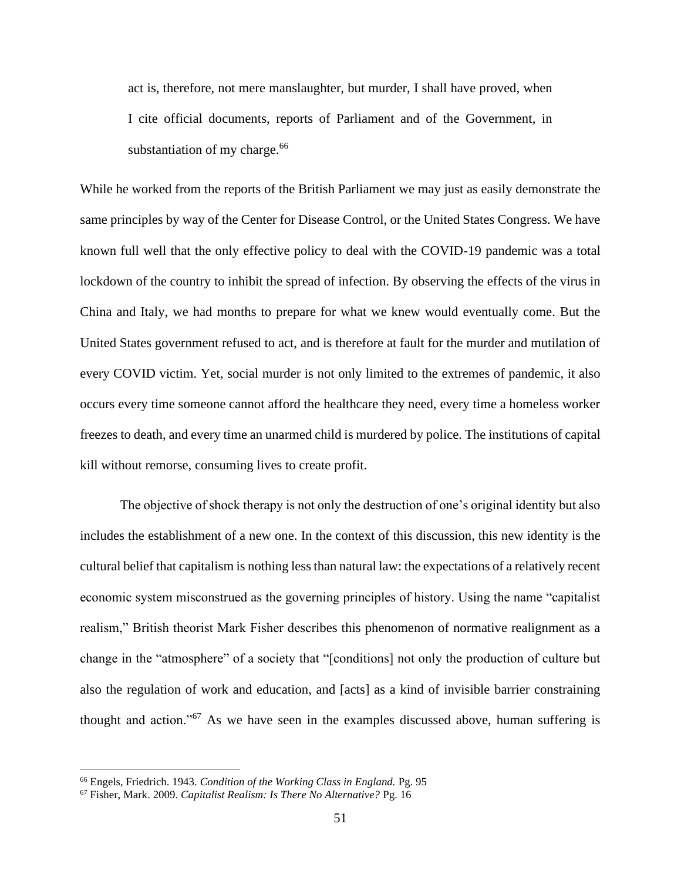> act is, therefore, not mere manslaughter, but murder, I shall have proved, when I cite official documents, reports of Parliament and of the Government, in substantiation of my charge.[66]

While he worked from the reports of the British Parliament we may just as easily demonstrate the same principles by way of the Center for Disease Control, or the United States Congress. We have known full well that the only effective policy to deal with the COVID-19 pandemic was a total lockdown of the country to inhibit the spread of infection. By observing the effects of the virus in China and Italy, we had months to prepare for what we knew would eventually come. But the United States government refused to act, and is therefore at fault for the murder and mutilation of every COVID victim. Yet, social murder is not only limited to the extremes of pandemic, it also occurs every time someone cannot afford the healthcare they need, every time a homeless worker freezes to death, and every time an unarmed child is murdered by police. The institutions of capital kill without remorse, consuming lives to create profit.

The objective of shock therapy is not only the destruction of one's original identity but also includes the establishment of a new one. In the context of this discussion, this new identity is the cultural belief that capitalism is nothing less than natural law: the expectations of a relatively recent economic system misconstrued as the governing principles of history. Using the name "capitalist realism," British theorist Mark Fisher describes this phenomenon of normative realignment as a change in the "atmosphere" of a society that "[conditions] not only the production of culture but also the regulation of work and education, and [acts] as a kind of invisible barrier constraining thought and action."[67] As we have seen in the examples discussed above, human suffering is

---

[66] Engels, Friedrich. 1943. *Condition of the Working Class in England.* Pg. 95

[67] Fisher, Mark. 2009. *Capitalist Realism: Is There No Alternative?* Pg. 16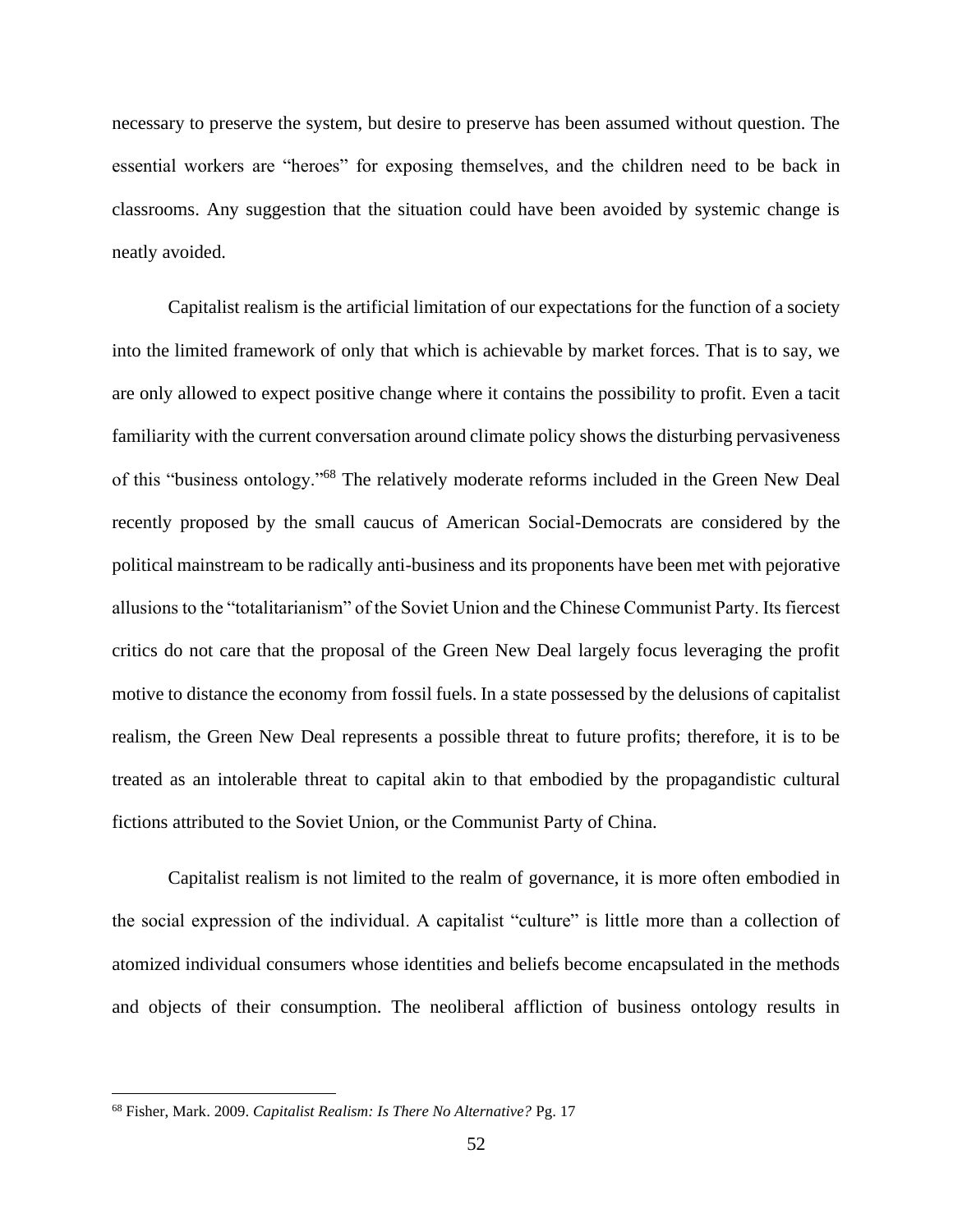necessary to preserve the system, but desire to preserve has been assumed without question. The essential workers are "heroes" for exposing themselves, and the children need to be back in classrooms. Any suggestion that the situation could have been avoided by systemic change is neatly avoided.

Capitalist realism is the artificial limitation of our expectations for the function of a society into the limited framework of only that which is achievable by market forces. That is to say, we are only allowed to expect positive change where it contains the possibility to profit. Even a tacit familiarity with the current conversation around climate policy shows the disturbing pervasiveness of this "business ontology."[68] The relatively moderate reforms included in the Green New Deal recently proposed by the small caucus of American Social-Democrats are considered by the political mainstream to be radically anti-business and its proponents have been met with pejorative allusions to the "totalitarianism" of the Soviet Union and the Chinese Communist Party. Its fiercest critics do not care that the proposal of the Green New Deal largely focus leveraging the profit motive to distance the economy from fossil fuels. In a state possessed by the delusions of capitalist realism, the Green New Deal represents a possible threat to future profits; therefore, it is to be treated as an intolerable threat to capital akin to that embodied by the propagandistic cultural fictions attributed to the Soviet Union, or the Communist Party of China.

Capitalist realism is not limited to the realm of governance, it is more often embodied in the social expression of the individual. A capitalist "culture" is little more than a collection of atomized individual consumers whose identities and beliefs become encapsulated in the methods and objects of their consumption. The neoliberal affliction of business ontology results in

---

[68] Fisher, Mark. 2009. *Capitalist Realism: Is There No Alternative?* Pg. 17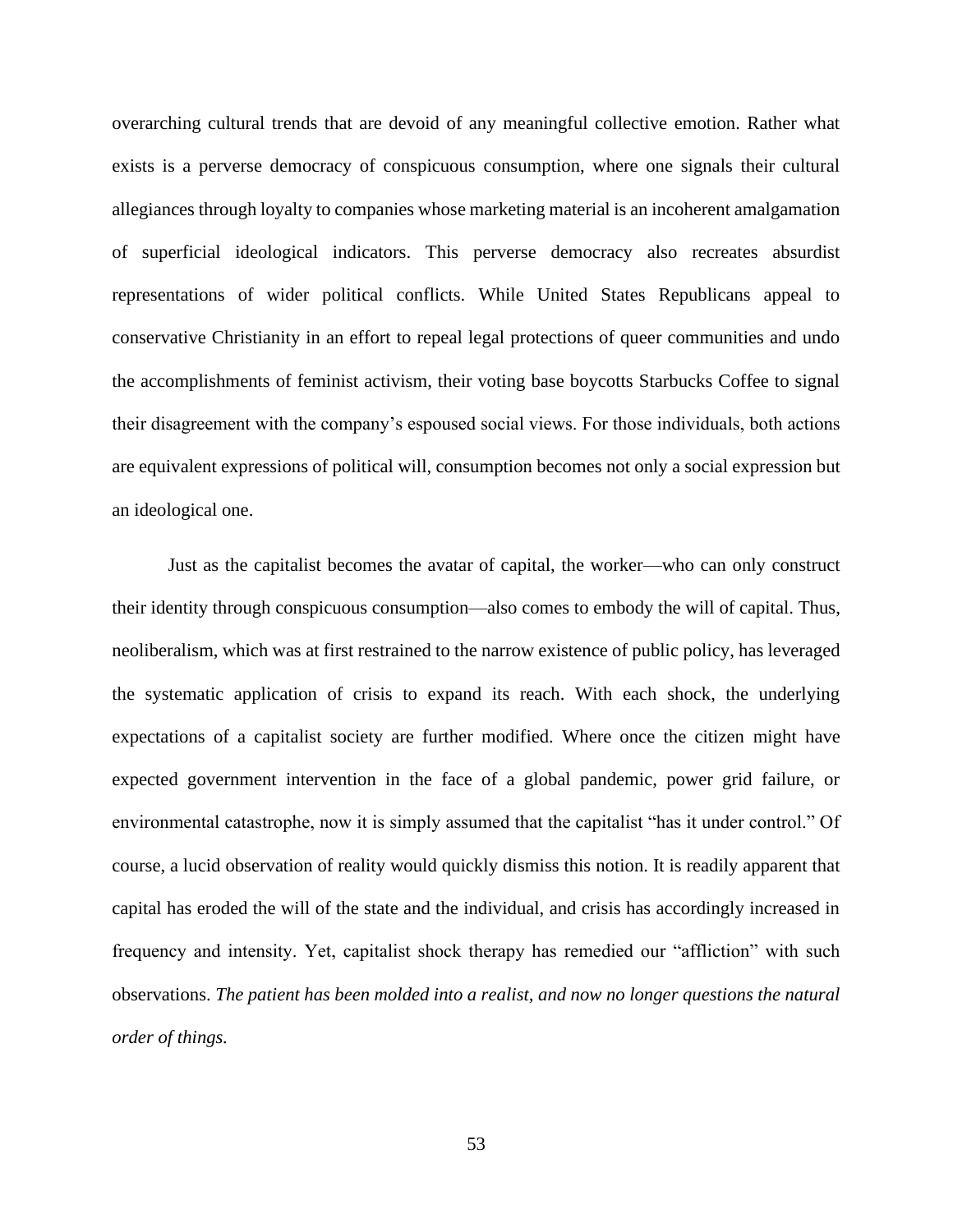overarching cultural trends that are devoid of any meaningful collective emotion. Rather what exists is a perverse democracy of conspicuous consumption, where one signals their cultural allegiances through loyalty to companies whose marketing material is an incoherent amalgamation of superficial ideological indicators. This perverse democracy also recreates absurdist representations of wider political conflicts. While United States Republicans appeal to conservative Christianity in an effort to repeal legal protections of queer communities and undo the accomplishments of feminist activism, their voting base boycotts Starbucks Coffee to signal their disagreement with the company's espoused social views. For those individuals, both actions are equivalent expressions of political will, consumption becomes not only a social expression but an ideological one.

Just as the capitalist becomes the avatar of capital, the worker—who can only construct their identity through conspicuous consumption—also comes to embody the will of capital. Thus, neoliberalism, which was at first restrained to the narrow existence of public policy, has leveraged the systematic application of crisis to expand its reach. With each shock, the underlying expectations of a capitalist society are further modified. Where once the citizen might have expected government intervention in the face of a global pandemic, power grid failure, or environmental catastrophe, now it is simply assumed that the capitalist "has it under control." Of course, a lucid observation of reality would quickly dismiss this notion. It is readily apparent that capital has eroded the will of the state and the individual, and crisis has accordingly increased in frequency and intensity. Yet, capitalist shock therapy has remedied our "affliction" with such observations. *The patient has been molded into a realist, and now no longer questions the natural order of things.*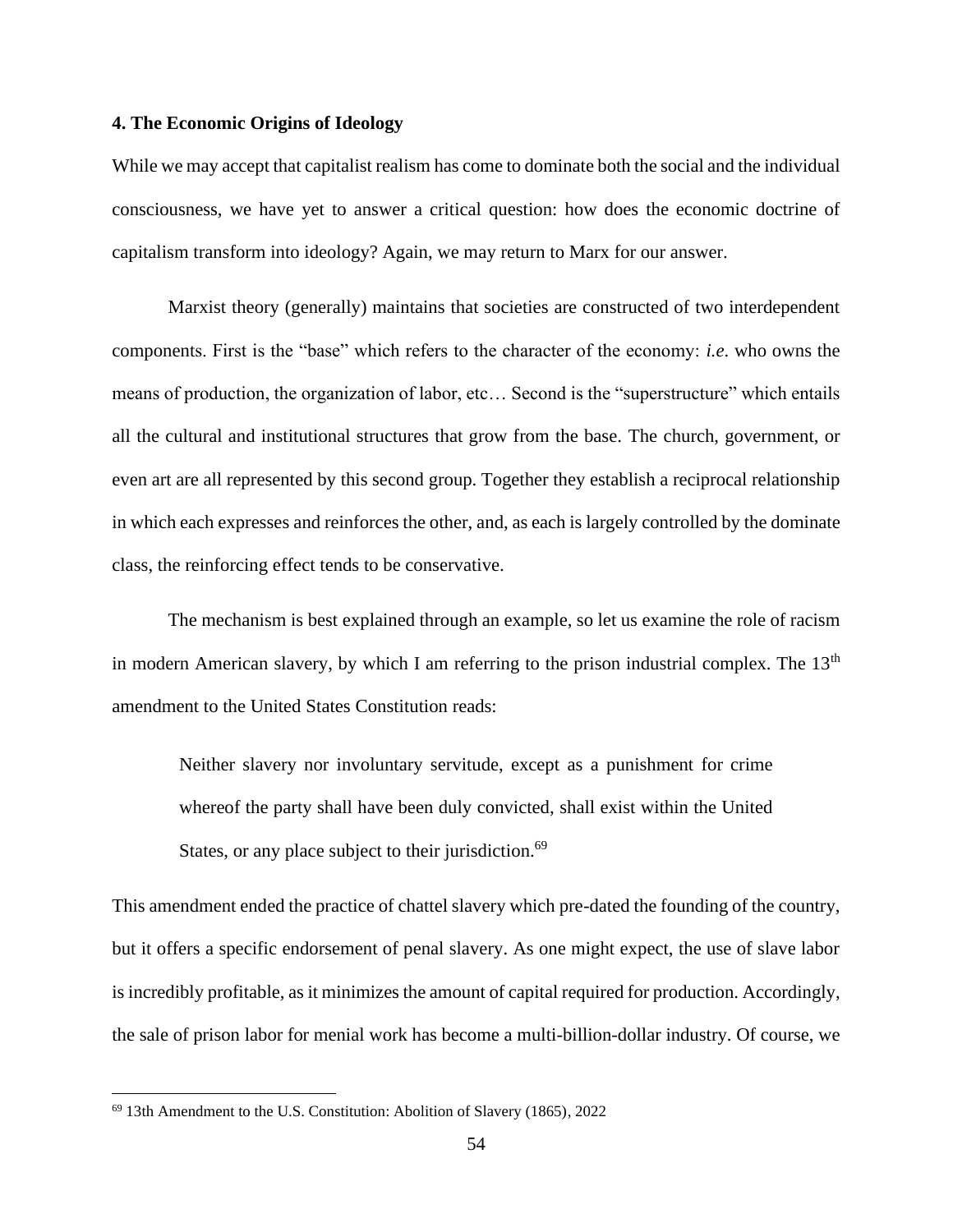### 4. The Economic Origins of Ideology

While we may accept that capitalist realism has come to dominate both the social and the individual consciousness, we have yet to answer a critical question: how does the economic doctrine of capitalism transform into ideology? Again, we may return to Marx for our answer.

Marxist theory (generally) maintains that societies are constructed of two interdependent components. First is the "base" which refers to the character of the economy: *i.e.* who owns the means of production, the organization of labor, etc… Second is the "superstructure" which entails all the cultural and institutional structures that grow from the base. The church, government, or even art are all represented by this second group. Together they establish a reciprocal relationship in which each expresses and reinforces the other, and, as each is largely controlled by the dominate class, the reinforcing effect tends to be conservative.

The mechanism is best explained through an example, so let us examine the role of racism in modern American slavery, by which I am referring to the prison industrial complex. The 13th amendment to the United States Constitution reads:

> Neither slavery nor involuntary servitude, except as a punishment for crime whereof the party shall have been duly convicted, shall exist within the United States, or any place subject to their jurisdiction.[69]

This amendment ended the practice of chattel slavery which pre-dated the founding of the country, but it offers a specific endorsement of penal slavery. As one might expect, the use of slave labor is incredibly profitable, as it minimizes the amount of capital required for production. Accordingly, the sale of prison labor for menial work has become a multi-billion-dollar industry. Of course, we

---

[69] 13th Amendment to the U.S. Constitution: Abolition of Slavery (1865), 2022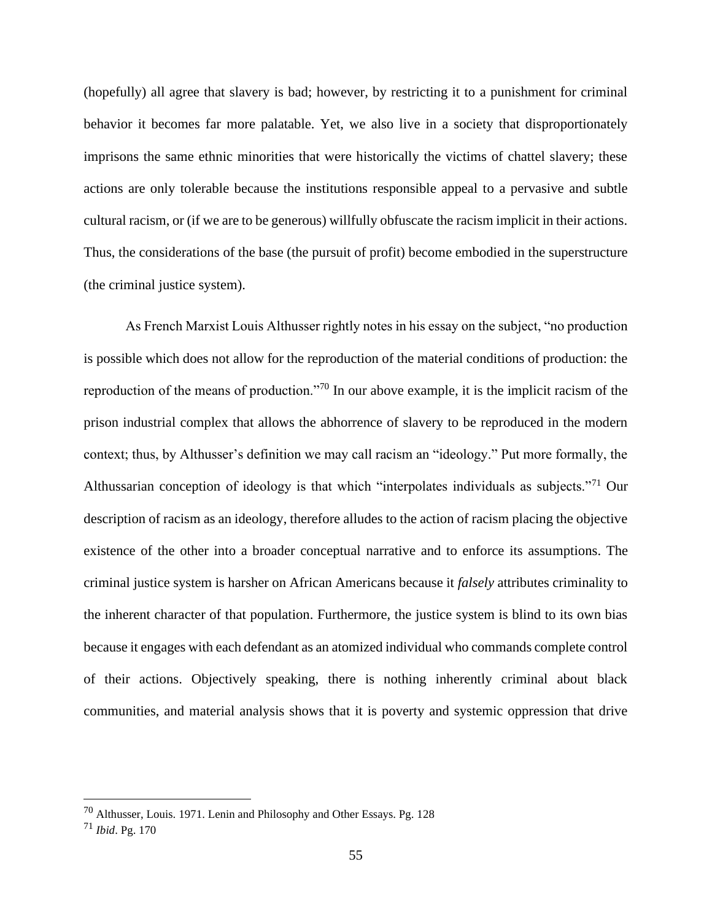(hopefully) all agree that slavery is bad; however, by restricting it to a punishment for criminal behavior it becomes far more palatable. Yet, we also live in a society that disproportionately imprisons the same ethnic minorities that were historically the victims of chattel slavery; these actions are only tolerable because the institutions responsible appeal to a pervasive and subtle cultural racism, or (if we are to be generous) willfully obfuscate the racism implicit in their actions. Thus, the considerations of the base (the pursuit of profit) become embodied in the superstructure (the criminal justice system).

As French Marxist Louis Althusser rightly notes in his essay on the subject, "no production is possible which does not allow for the reproduction of the material conditions of production: the reproduction of the means of production."[70] In our above example, it is the implicit racism of the prison industrial complex that allows the abhorrence of slavery to be reproduced in the modern context; thus, by Althusser's definition we may call racism an "ideology." Put more formally, the Althussarian conception of ideology is that which "interpolates individuals as subjects."[71] Our description of racism as an ideology, therefore alludes to the action of racism placing the objective existence of the other into a broader conceptual narrative and to enforce its assumptions. The criminal justice system is harsher on African Americans because it *falsely* attributes criminality to the inherent character of that population. Furthermore, the justice system is blind to its own bias because it engages with each defendant as an atomized individual who commands complete control of their actions. Objectively speaking, there is nothing inherently criminal about black communities, and material analysis shows that it is poverty and systemic oppression that drive

---

[70] Althusser, Louis. 1971. Lenin and Philosophy and Other Essays. Pg. 128

[71] *Ibid*. Pg. 170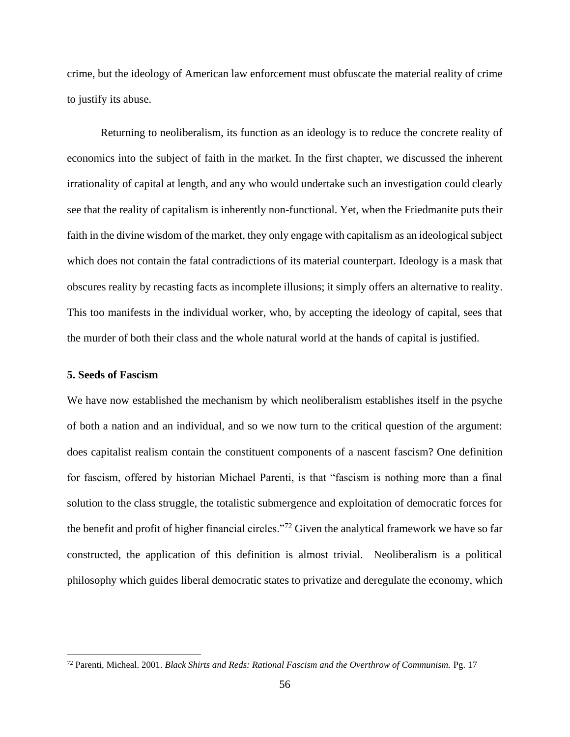crime, but the ideology of American law enforcement must obfuscate the material reality of crime to justify its abuse.

Returning to neoliberalism, its function as an ideology is to reduce the concrete reality of economics into the subject of faith in the market. In the first chapter, we discussed the inherent irrationality of capital at length, and any who would undertake such an investigation could clearly see that the reality of capitalism is inherently non-functional. Yet, when the Friedmanite puts their faith in the divine wisdom of the market, they only engage with capitalism as an ideological subject which does not contain the fatal contradictions of its material counterpart. Ideology is a mask that obscures reality by recasting facts as incomplete illusions; it simply offers an alternative to reality. This too manifests in the individual worker, who, by accepting the ideology of capital, sees that the murder of both their class and the whole natural world at the hands of capital is justified.

**5. Seeds of Fascism**

We have now established the mechanism by which neoliberalism establishes itself in the psyche of both a nation and an individual, and so we now turn to the critical question of the argument: does capitalist realism contain the constituent components of a nascent fascism? One definition for fascism, offered by historian Michael Parenti, is that "fascism is nothing more than a final solution to the class struggle, the totalistic submergence and exploitation of democratic forces for the benefit and profit of higher financial circles."[72] Given the analytical framework we have so far constructed, the application of this definition is almost trivial. Neoliberalism is a political philosophy which guides liberal democratic states to privatize and deregulate the economy, which

[72] Parenti, Micheal. 2001. *Black Shirts and Reds: Rational Fascism and the Overthrow of Communism.* Pg. 17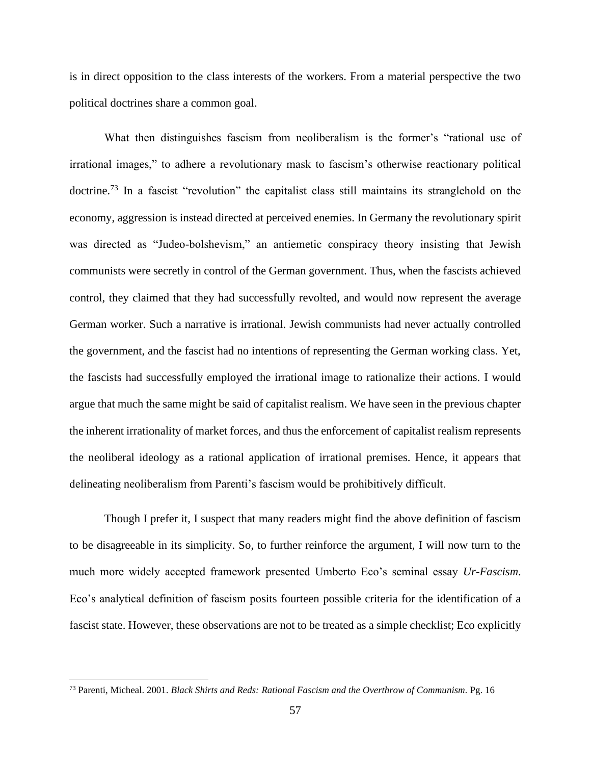is in direct opposition to the class interests of the workers. From a material perspective the two political doctrines share a common goal.

What then distinguishes fascism from neoliberalism is the former's "rational use of irrational images," to adhere a revolutionary mask to fascism's otherwise reactionary political doctrine.[73] In a fascist "revolution" the capitalist class still maintains its stranglehold on the economy, aggression is instead directed at perceived enemies. In Germany the revolutionary spirit was directed as "Judeo-bolshevism," an antiemetic conspiracy theory insisting that Jewish communists were secretly in control of the German government. Thus, when the fascists achieved control, they claimed that they had successfully revolted, and would now represent the average German worker. Such a narrative is irrational. Jewish communists had never actually controlled the government, and the fascist had no intentions of representing the German working class. Yet, the fascists had successfully employed the irrational image to rationalize their actions. I would argue that much the same might be said of capitalist realism. We have seen in the previous chapter the inherent irrationality of market forces, and thus the enforcement of capitalist realism represents the neoliberal ideology as a rational application of irrational premises. Hence, it appears that delineating neoliberalism from Parenti's fascism would be prohibitively difficult.

Though I prefer it, I suspect that many readers might find the above definition of fascism to be disagreeable in its simplicity. So, to further reinforce the argument, I will now turn to the much more widely accepted framework presented Umberto Eco's seminal essay *Ur-Fascism*. Eco's analytical definition of fascism posits fourteen possible criteria for the identification of a fascist state. However, these observations are not to be treated as a simple checklist; Eco explicitly

---

[73] Parenti, Micheal. 2001. *Black Shirts and Reds: Rational Fascism and the Overthrow of Communism.* Pg. 16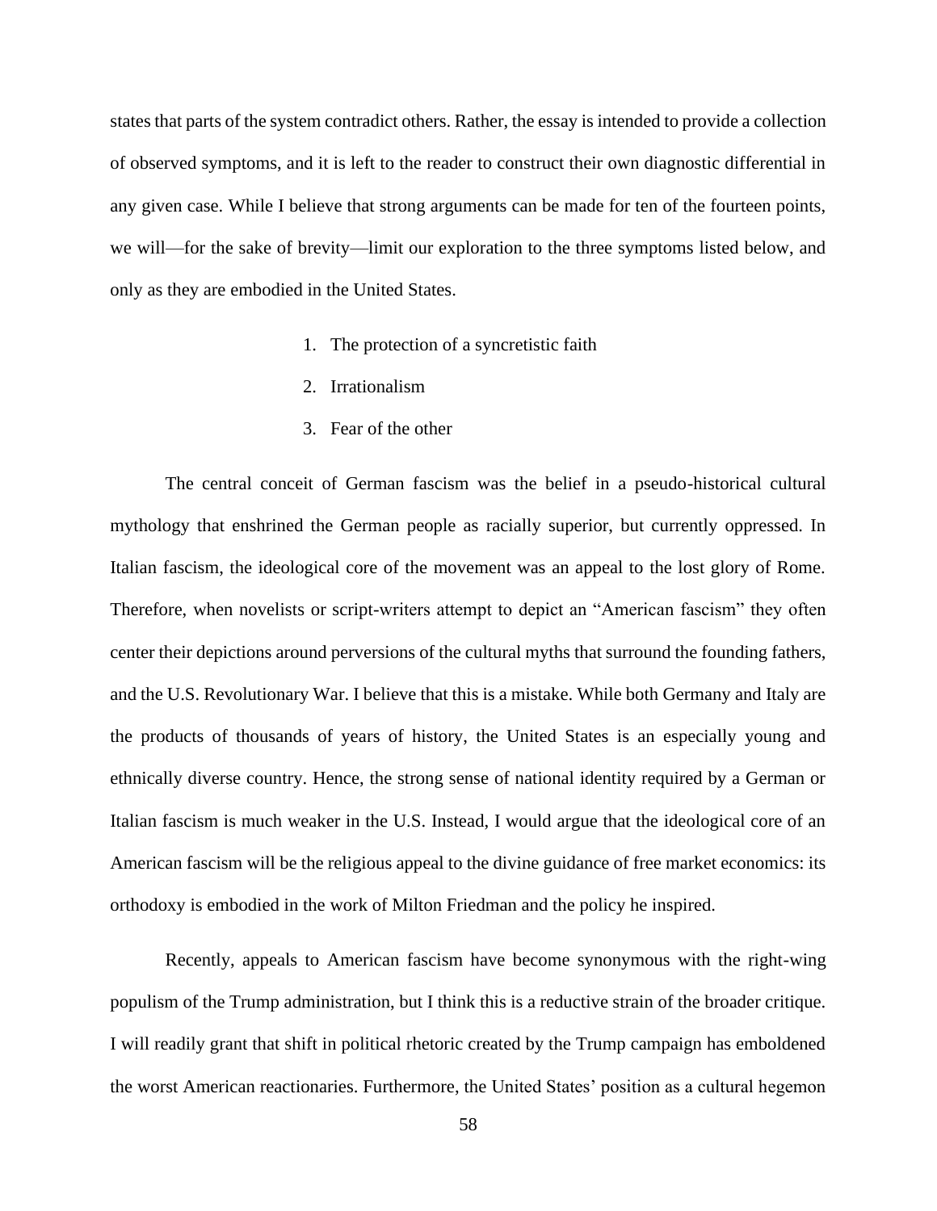states that parts of the system contradict others. Rather, the essay is intended to provide a collection of observed symptoms, and it is left to the reader to construct their own diagnostic differential in any given case. While I believe that strong arguments can be made for ten of the fourteen points, we will—for the sake of brevity—limit our exploration to the three symptoms listed below, and only as they are embodied in the United States.

1. The protection of a syncretistic faith
2. Irrationalism
3. Fear of the other

The central conceit of German fascism was the belief in a pseudo-historical cultural mythology that enshrined the German people as racially superior, but currently oppressed. In Italian fascism, the ideological core of the movement was an appeal to the lost glory of Rome. Therefore, when novelists or script-writers attempt to depict an "American fascism" they often center their depictions around perversions of the cultural myths that surround the founding fathers, and the U.S. Revolutionary War. I believe that this is a mistake. While both Germany and Italy are the products of thousands of years of history, the United States is an especially young and ethnically diverse country. Hence, the strong sense of national identity required by a German or Italian fascism is much weaker in the U.S. Instead, I would argue that the ideological core of an American fascism will be the religious appeal to the divine guidance of free market economics: its orthodoxy is embodied in the work of Milton Friedman and the policy he inspired.

Recently, appeals to American fascism have become synonymous with the right-wing populism of the Trump administration, but I think this is a reductive strain of the broader critique. I will readily grant that shift in political rhetoric created by the Trump campaign has emboldened the worst American reactionaries. Furthermore, the United States' position as a cultural hegemon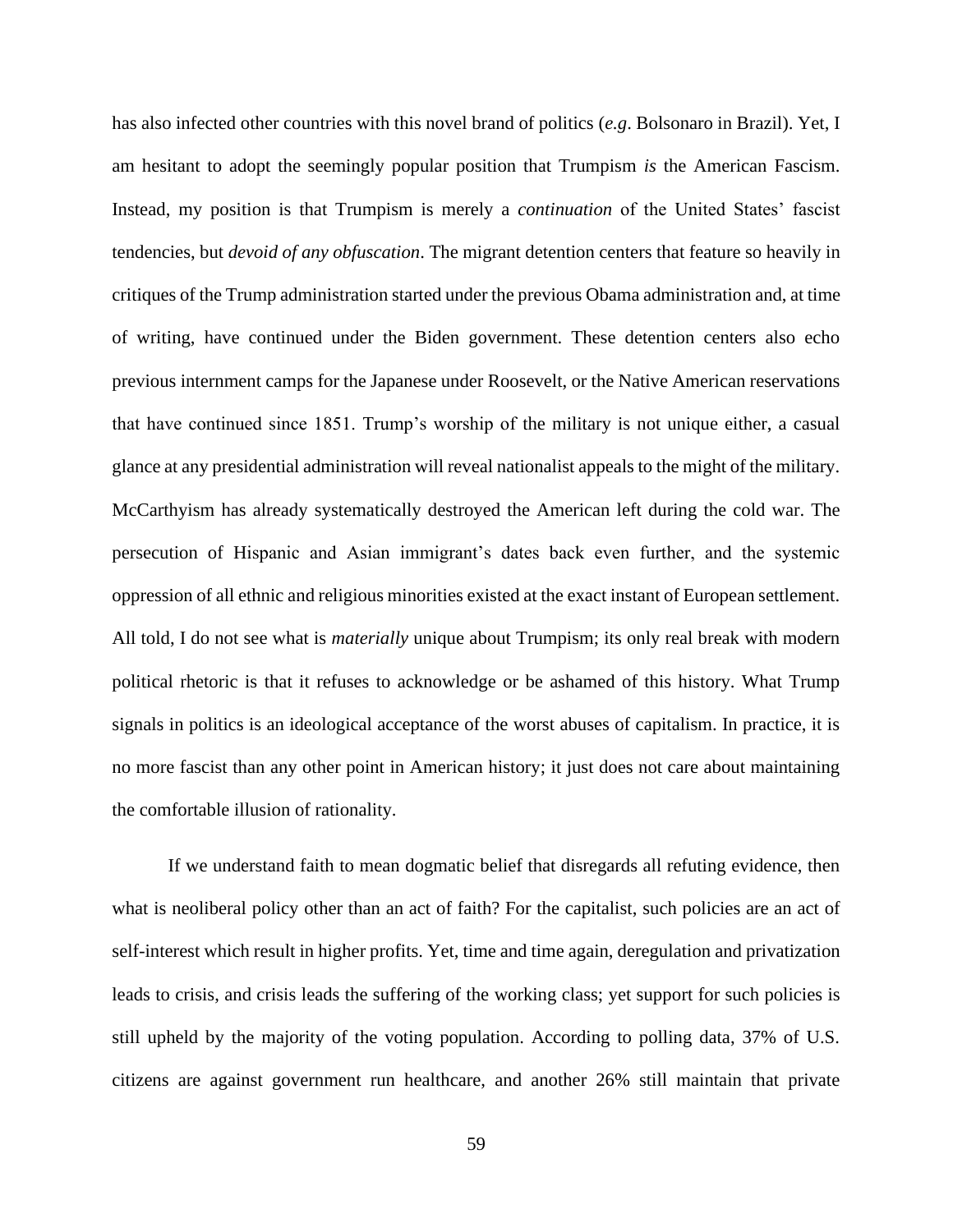has also infected other countries with this novel brand of politics (*e.g*. Bolsonaro in Brazil). Yet, I am hesitant to adopt the seemingly popular position that Trumpism *is* the American Fascism. Instead, my position is that Trumpism is merely a *continuation* of the United States' fascist tendencies, but *devoid of any obfuscation*. The migrant detention centers that feature so heavily in critiques of the Trump administration started under the previous Obama administration and, at time of writing, have continued under the Biden government. These detention centers also echo previous internment camps for the Japanese under Roosevelt, or the Native American reservations that have continued since 1851. Trump's worship of the military is not unique either, a casual glance at any presidential administration will reveal nationalist appeals to the might of the military. McCarthyism has already systematically destroyed the American left during the cold war. The persecution of Hispanic and Asian immigrant's dates back even further, and the systemic oppression of all ethnic and religious minorities existed at the exact instant of European settlement. All told, I do not see what is *materially* unique about Trumpism; its only real break with modern political rhetoric is that it refuses to acknowledge or be ashamed of this history. What Trump signals in politics is an ideological acceptance of the worst abuses of capitalism. In practice, it is no more fascist than any other point in American history; it just does not care about maintaining the comfortable illusion of rationality.

If we understand faith to mean dogmatic belief that disregards all refuting evidence, then what is neoliberal policy other than an act of faith? For the capitalist, such policies are an act of self-interest which result in higher profits. Yet, time and time again, deregulation and privatization leads to crisis, and crisis leads the suffering of the working class; yet support for such policies is still upheld by the majority of the voting population. According to polling data, 37% of U.S. citizens are against government run healthcare, and another 26% still maintain that private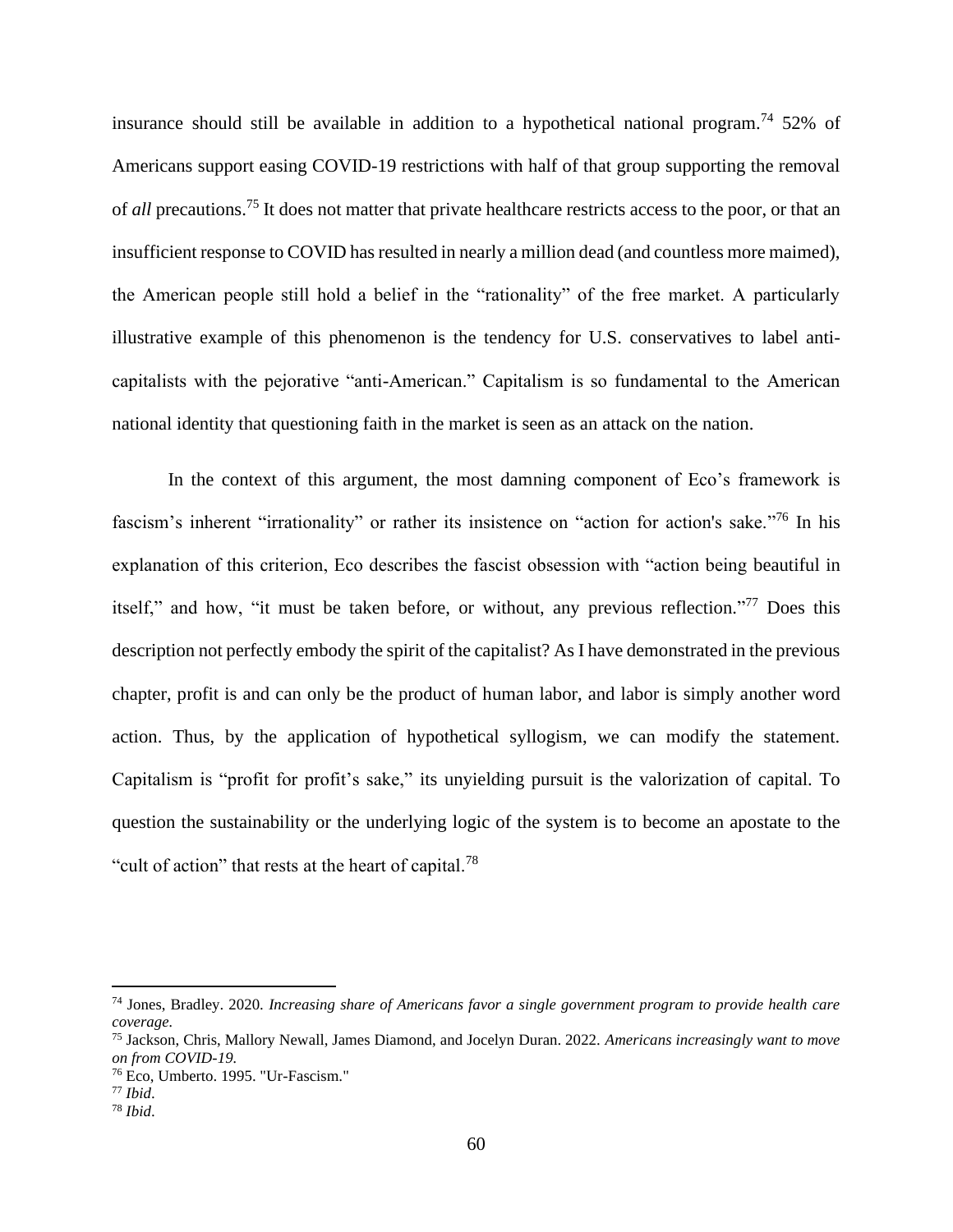insurance should still be available in addition to a hypothetical national program.[74] 52% of Americans support easing COVID-19 restrictions with half of that group supporting the removal of *all* precautions.[75] It does not matter that private healthcare restricts access to the poor, or that an insufficient response to COVID has resulted in nearly a million dead (and countless more maimed), the American people still hold a belief in the "rationality" of the free market. A particularly illustrative example of this phenomenon is the tendency for U.S. conservatives to label anti-capitalists with the pejorative "anti-American." Capitalism is so fundamental to the American national identity that questioning faith in the market is seen as an attack on the nation.

In the context of this argument, the most damning component of Eco's framework is fascism's inherent "irrationality" or rather its insistence on "action for action's sake."[76] In his explanation of this criterion, Eco describes the fascist obsession with "action being beautiful in itself," and how, "it must be taken before, or without, any previous reflection."[77] Does this description not perfectly embody the spirit of the capitalist? As I have demonstrated in the previous chapter, profit is and can only be the product of human labor, and labor is simply another word action. Thus, by the application of hypothetical syllogism, we can modify the statement. Capitalism is "profit for profit's sake," its unyielding pursuit is the valorization of capital. To question the sustainability or the underlying logic of the system is to become an apostate to the "cult of action" that rests at the heart of capital.[78]

---

[74] Jones, Bradley. 2020. *Increasing share of Americans favor a single government program to provide health care coverage.*

[75] Jackson, Chris, Mallory Newall, James Diamond, and Jocelyn Duran. 2022. *Americans increasingly want to move on from COVID-19.*

[76] Eco, Umberto. 1995. "Ur-Fascism."

[77] *Ibid*.

[78] *Ibid*.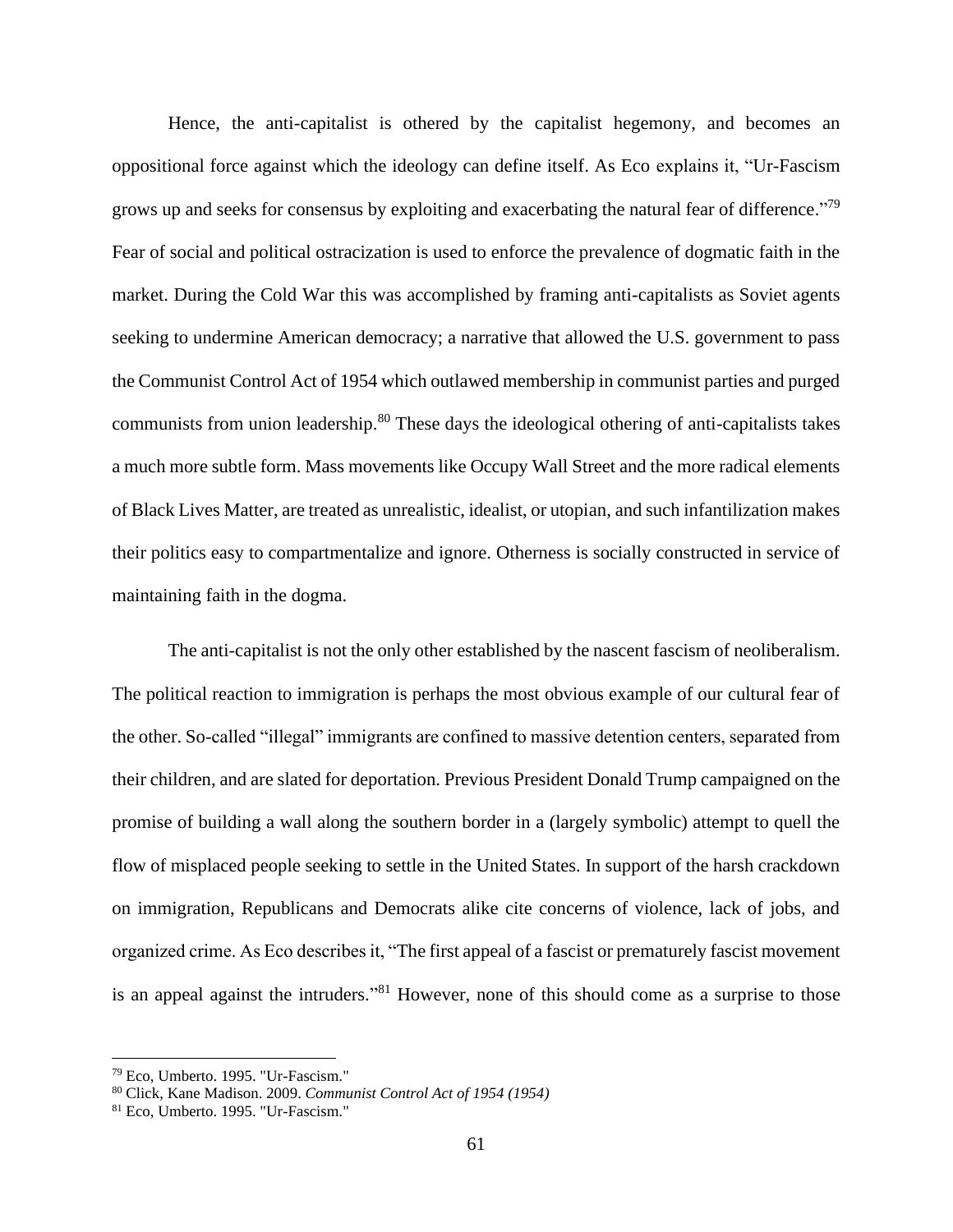Hence, the anti-capitalist is othered by the capitalist hegemony, and becomes an oppositional force against which the ideology can define itself. As Eco explains it, "Ur-Fascism grows up and seeks for consensus by exploiting and exacerbating the natural fear of difference."[79] Fear of social and political ostracization is used to enforce the prevalence of dogmatic faith in the market. During the Cold War this was accomplished by framing anti-capitalists as Soviet agents seeking to undermine American democracy; a narrative that allowed the U.S. government to pass the Communist Control Act of 1954 which outlawed membership in communist parties and purged communists from union leadership.[80] These days the ideological othering of anti-capitalists takes a much more subtle form. Mass movements like Occupy Wall Street and the more radical elements of Black Lives Matter, are treated as unrealistic, idealist, or utopian, and such infantilization makes their politics easy to compartmentalize and ignore. Otherness is socially constructed in service of maintaining faith in the dogma.

The anti-capitalist is not the only other established by the nascent fascism of neoliberalism. The political reaction to immigration is perhaps the most obvious example of our cultural fear of the other. So-called "illegal" immigrants are confined to massive detention centers, separated from their children, and are slated for deportation. Previous President Donald Trump campaigned on the promise of building a wall along the southern border in a (largely symbolic) attempt to quell the flow of misplaced people seeking to settle in the United States. In support of the harsh crackdown on immigration, Republicans and Democrats alike cite concerns of violence, lack of jobs, and organized crime. As Eco describes it, "The first appeal of a fascist or prematurely fascist movement is an appeal against the intruders."[81] However, none of this should come as a surprise to those

[79] Eco, Umberto. 1995. "Ur-Fascism."

[80] Click, Kane Madison. 2009. *Communist Control Act of 1954 (1954)*

[81] Eco, Umberto. 1995. "Ur-Fascism."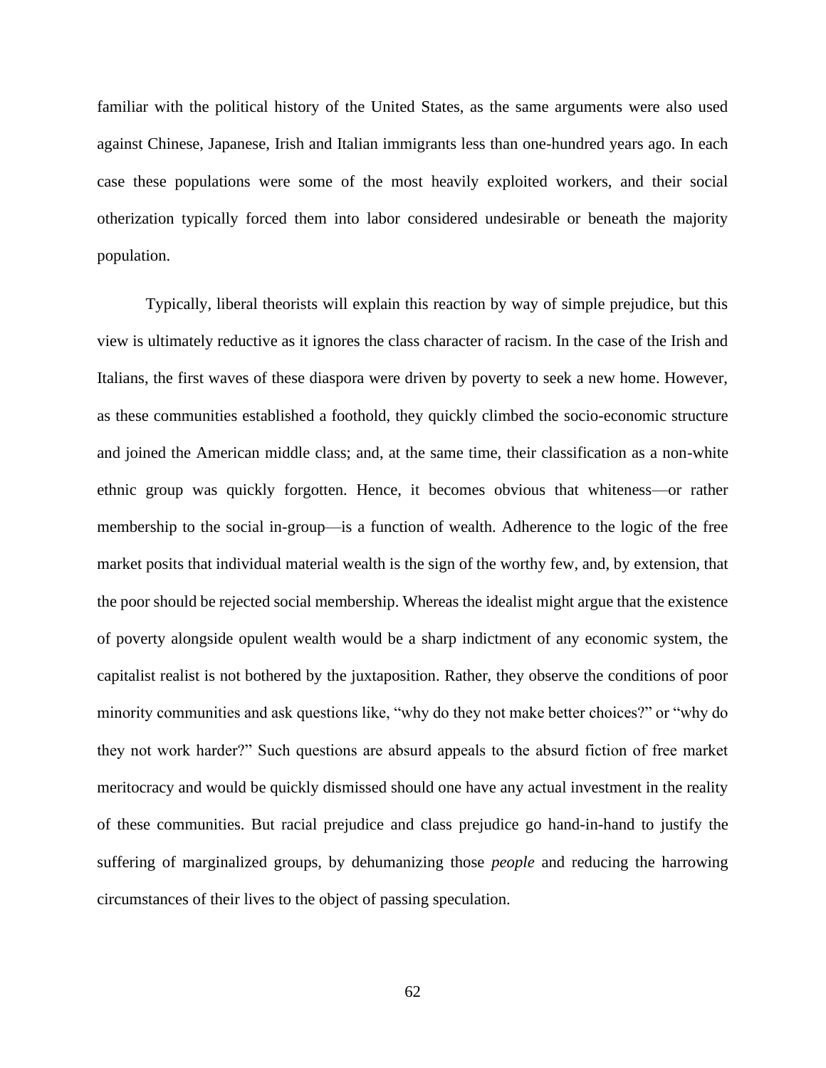familiar with the political history of the United States, as the same arguments were also used against Chinese, Japanese, Irish and Italian immigrants less than one-hundred years ago. In each case these populations were some of the most heavily exploited workers, and their social otherization typically forced them into labor considered undesirable or beneath the majority population.

Typically, liberal theorists will explain this reaction by way of simple prejudice, but this view is ultimately reductive as it ignores the class character of racism. In the case of the Irish and Italians, the first waves of these diaspora were driven by poverty to seek a new home. However, as these communities established a foothold, they quickly climbed the socio-economic structure and joined the American middle class; and, at the same time, their classification as a non-white ethnic group was quickly forgotten. Hence, it becomes obvious that whiteness—or rather membership to the social in-group—is a function of wealth. Adherence to the logic of the free market posits that individual material wealth is the sign of the worthy few, and, by extension, that the poor should be rejected social membership. Whereas the idealist might argue that the existence of poverty alongside opulent wealth would be a sharp indictment of any economic system, the capitalist realist is not bothered by the juxtaposition. Rather, they observe the conditions of poor minority communities and ask questions like, "why do they not make better choices?" or "why do they not work harder?" Such questions are absurd appeals to the absurd fiction of free market meritocracy and would be quickly dismissed should one have any actual investment in the reality of these communities. But racial prejudice and class prejudice go hand-in-hand to justify the suffering of marginalized groups, by dehumanizing those *people* and reducing the harrowing circumstances of their lives to the object of passing speculation.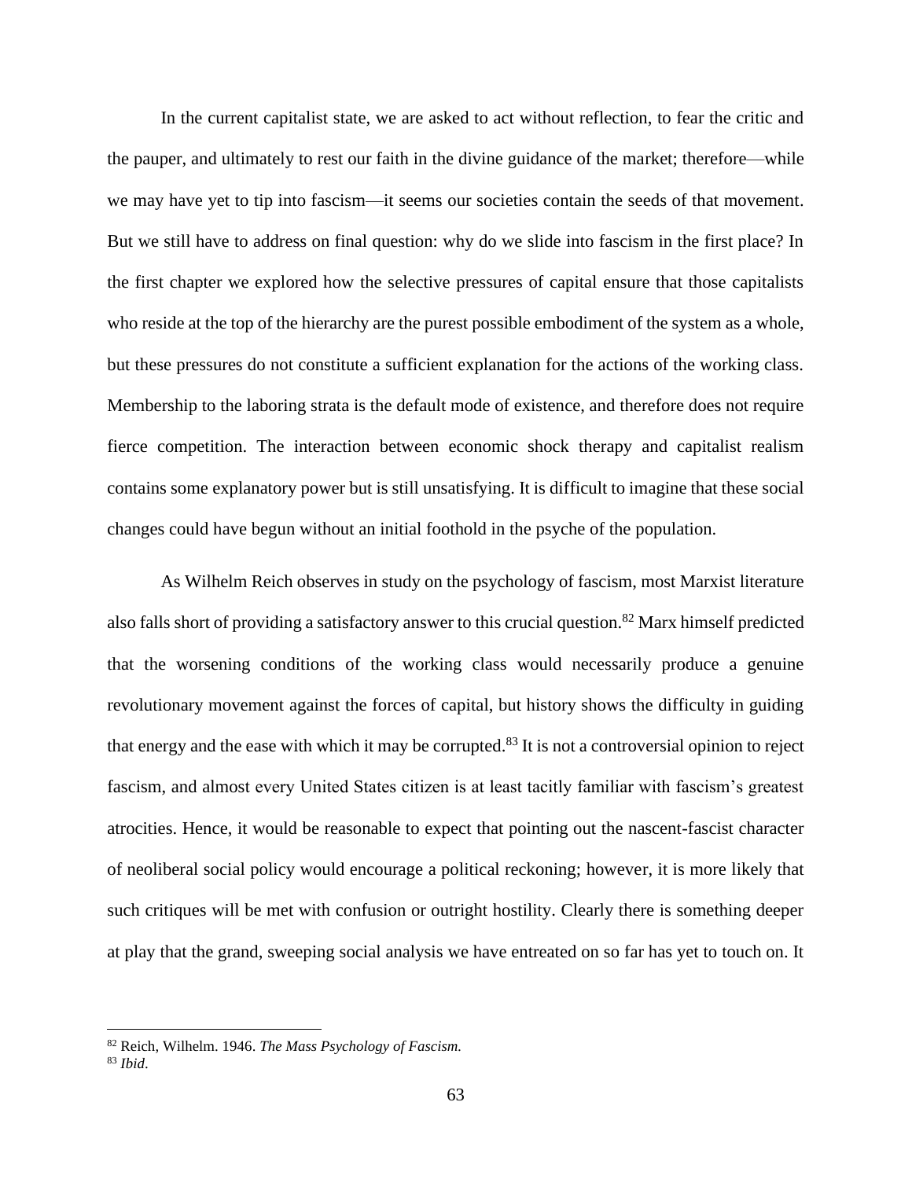In the current capitalist state, we are asked to act without reflection, to fear the critic and the pauper, and ultimately to rest our faith in the divine guidance of the market; therefore—while we may have yet to tip into fascism—it seems our societies contain the seeds of that movement. But we still have to address on final question: why do we slide into fascism in the first place? In the first chapter we explored how the selective pressures of capital ensure that those capitalists who reside at the top of the hierarchy are the purest possible embodiment of the system as a whole, but these pressures do not constitute a sufficient explanation for the actions of the working class. Membership to the laboring strata is the default mode of existence, and therefore does not require fierce competition. The interaction between economic shock therapy and capitalist realism contains some explanatory power but is still unsatisfying. It is difficult to imagine that these social changes could have begun without an initial foothold in the psyche of the population.

As Wilhelm Reich observes in study on the psychology of fascism, most Marxist literature also falls short of providing a satisfactory answer to this crucial question.[82] Marx himself predicted that the worsening conditions of the working class would necessarily produce a genuine revolutionary movement against the forces of capital, but history shows the difficulty in guiding that energy and the ease with which it may be corrupted.[83] It is not a controversial opinion to reject fascism, and almost every United States citizen is at least tacitly familiar with fascism's greatest atrocities. Hence, it would be reasonable to expect that pointing out the nascent-fascist character of neoliberal social policy would encourage a political reckoning; however, it is more likely that such critiques will be met with confusion or outright hostility. Clearly there is something deeper at play that the grand, sweeping social analysis we have entreated on so far has yet to touch on. It

---

[82] Reich, Wilhelm. 1946. *The Mass Psychology of Fascism.*

[83] *Ibid*.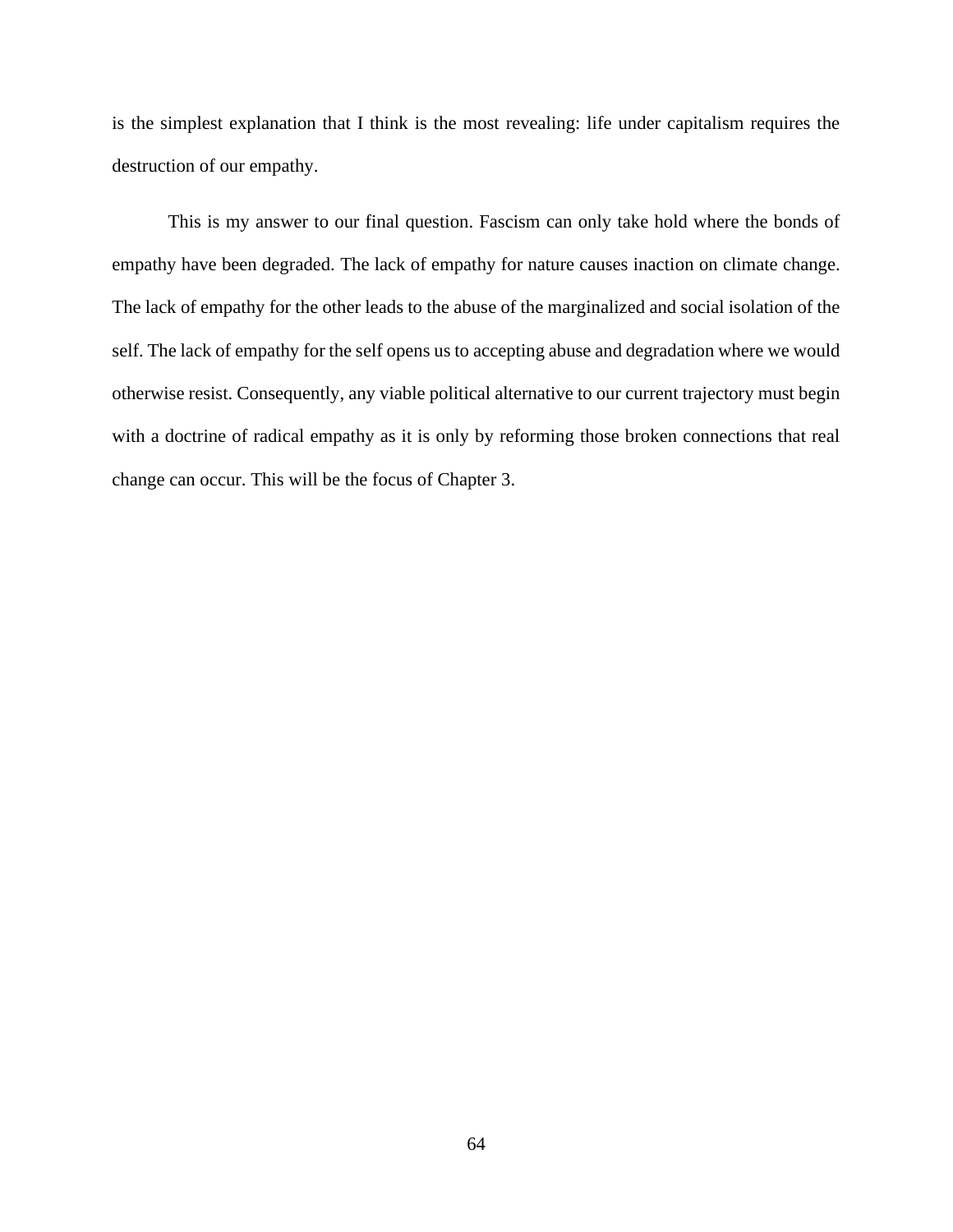is the simplest explanation that I think is the most revealing: life under capitalism requires the destruction of our empathy.

This is my answer to our final question. Fascism can only take hold where the bonds of empathy have been degraded. The lack of empathy for nature causes inaction on climate change. The lack of empathy for the other leads to the abuse of the marginalized and social isolation of the self. The lack of empathy for the self opens us to accepting abuse and degradation where we would otherwise resist. Consequently, any viable political alternative to our current trajectory must begin with a doctrine of radical empathy as it is only by reforming those broken connections that real change can occur. This will be the focus of Chapter 3.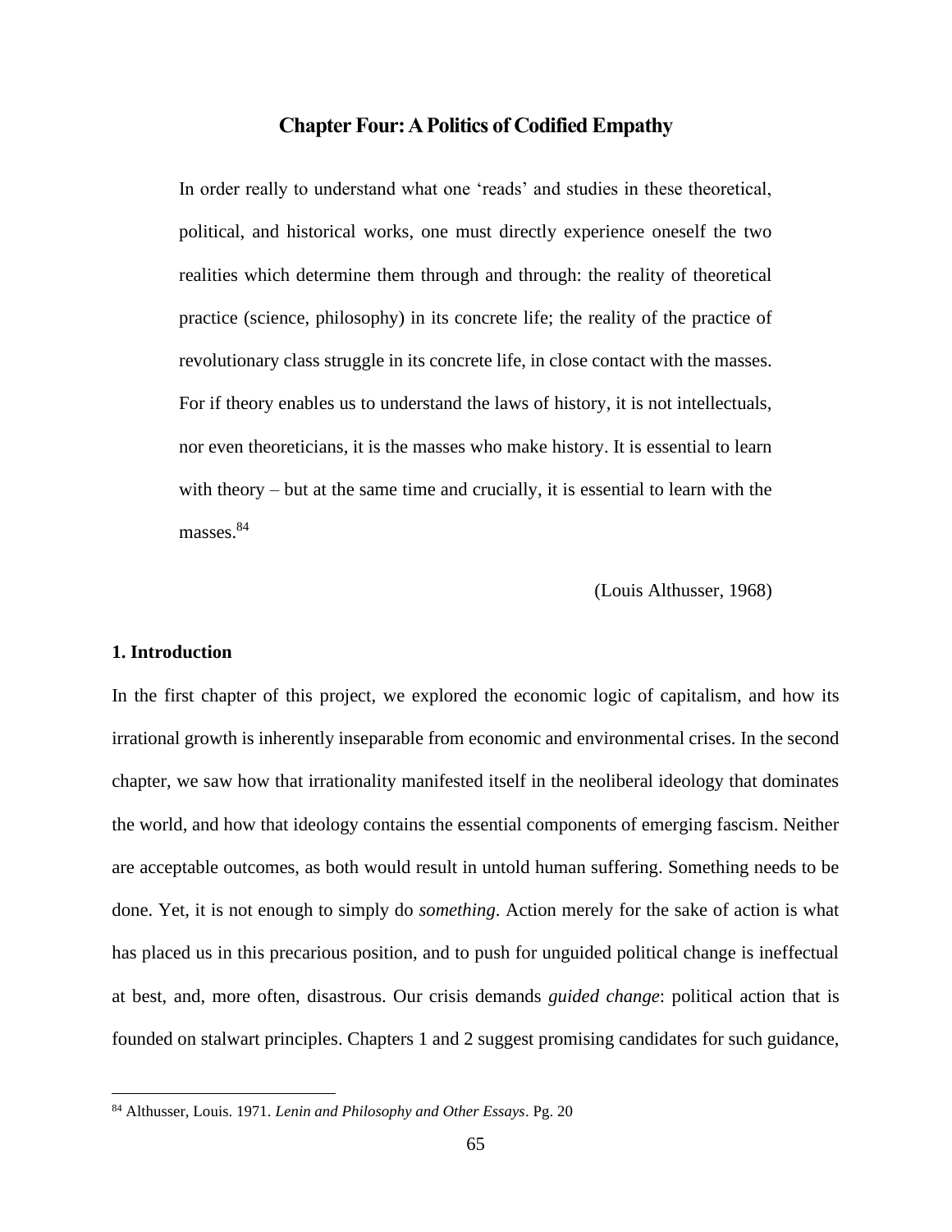# Chapter Four: A Politics of Codified Empathy

> In order really to understand what one 'reads' and studies in these theoretical, political, and historical works, one must directly experience oneself the two realities which determine them through and through: the reality of theoretical practice (science, philosophy) in its concrete life; the reality of the practice of revolutionary class struggle in its concrete life, in close contact with the masses. For if theory enables us to understand the laws of history, it is not intellectuals, nor even theoreticians, it is the masses who make history. It is essential to learn with theory – but at the same time and crucially, it is essential to learn with the masses.[84]
>
> (Louis Althusser, 1968)

## 1. Introduction

In the first chapter of this project, we explored the economic logic of capitalism, and how its irrational growth is inherently inseparable from economic and environmental crises. In the second chapter, we saw how that irrationality manifested itself in the neoliberal ideology that dominates the world, and how that ideology contains the essential components of emerging fascism. Neither are acceptable outcomes, as both would result in untold human suffering. Something needs to be done. Yet, it is not enough to simply do *something*. Action merely for the sake of action is what has placed us in this precarious position, and to push for unguided political change is ineffectual at best, and, more often, disastrous. Our crisis demands *guided change*: political action that is founded on stalwart principles. Chapters 1 and 2 suggest promising candidates for such guidance,

[84] Althusser, Louis. 1971. *Lenin and Philosophy and Other Essays*. Pg. 20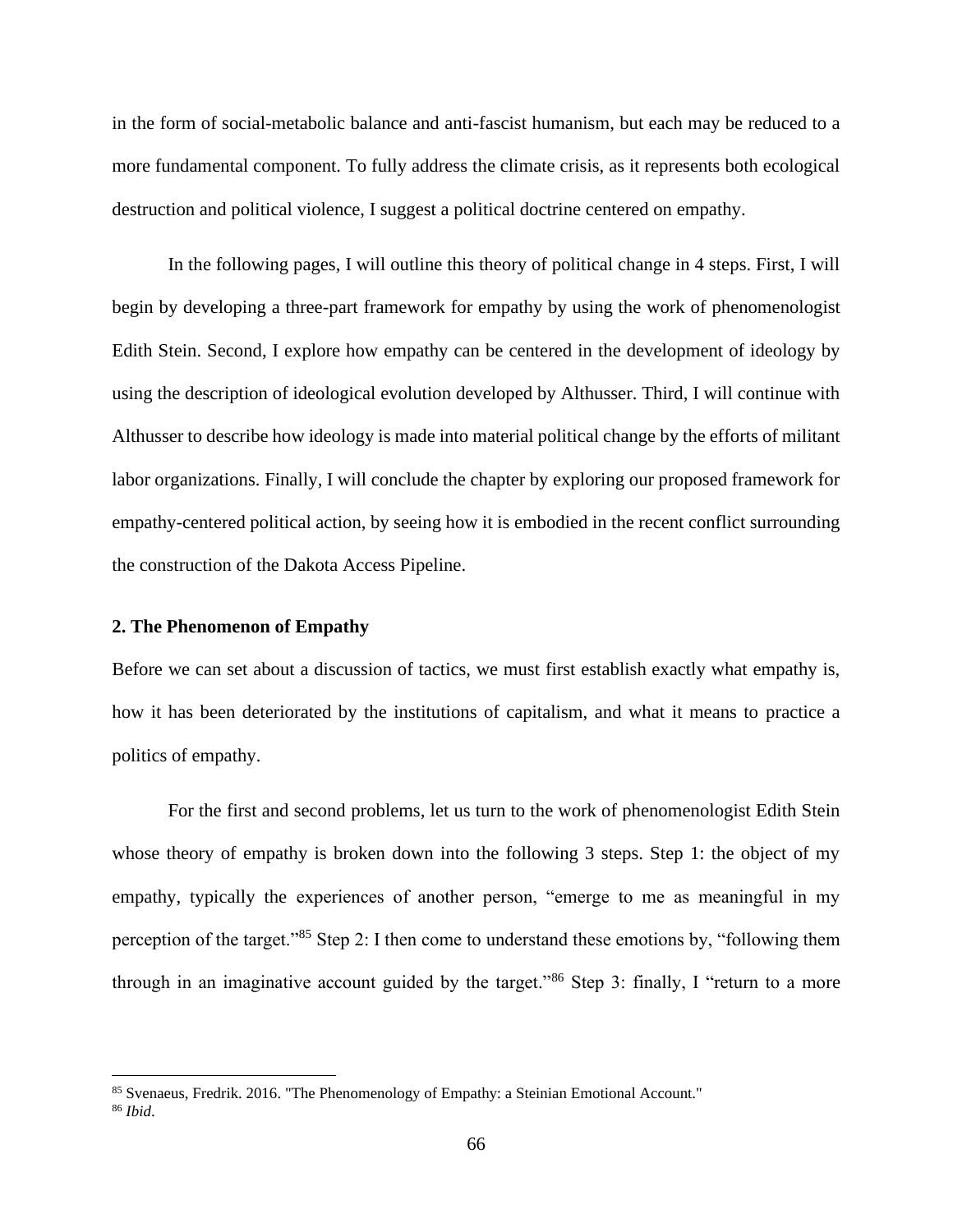in the form of social-metabolic balance and anti-fascist humanism, but each may be reduced to a more fundamental component. To fully address the climate crisis, as it represents both ecological destruction and political violence, I suggest a political doctrine centered on empathy.

In the following pages, I will outline this theory of political change in 4 steps. First, I will begin by developing a three-part framework for empathy by using the work of phenomenologist Edith Stein. Second, I explore how empathy can be centered in the development of ideology by using the description of ideological evolution developed by Althusser. Third, I will continue with Althusser to describe how ideology is made into material political change by the efforts of militant labor organizations. Finally, I will conclude the chapter by exploring our proposed framework for empathy-centered political action, by seeing how it is embodied in the recent conflict surrounding the construction of the Dakota Access Pipeline.

### 2. The Phenomenon of Empathy

Before we can set about a discussion of tactics, we must first establish exactly what empathy is, how it has been deteriorated by the institutions of capitalism, and what it means to practice a politics of empathy.

For the first and second problems, let us turn to the work of phenomenologist Edith Stein whose theory of empathy is broken down into the following 3 steps. Step 1: the object of my empathy, typically the experiences of another person, "emerge to me as meaningful in my perception of the target."[85] Step 2: I then come to understand these emotions by, "following them through in an imaginative account guided by the target."[86] Step 3: finally, I "return to a more

---

[85] Svenaeus, Fredrik. 2016. "The Phenomenology of Empathy: a Steinian Emotional Account."

[86] *Ibid*.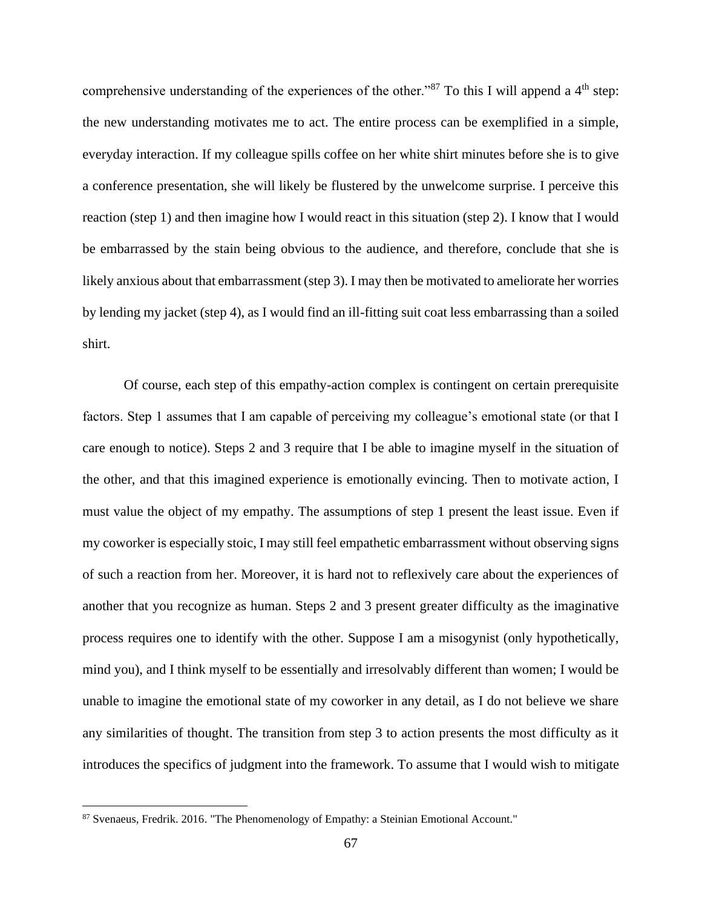comprehensive understanding of the experiences of the other."[87] To this I will append a 4th step: the new understanding motivates me to act. The entire process can be exemplified in a simple, everyday interaction. If my colleague spills coffee on her white shirt minutes before she is to give a conference presentation, she will likely be flustered by the unwelcome surprise. I perceive this reaction (step 1) and then imagine how I would react in this situation (step 2). I know that I would be embarrassed by the stain being obvious to the audience, and therefore, conclude that she is likely anxious about that embarrassment (step 3). I may then be motivated to ameliorate her worries by lending my jacket (step 4), as I would find an ill-fitting suit coat less embarrassing than a soiled shirt.

Of course, each step of this empathy-action complex is contingent on certain prerequisite factors. Step 1 assumes that I am capable of perceiving my colleague's emotional state (or that I care enough to notice). Steps 2 and 3 require that I be able to imagine myself in the situation of the other, and that this imagined experience is emotionally evincing. Then to motivate action, I must value the object of my empathy. The assumptions of step 1 present the least issue. Even if my coworker is especially stoic, I may still feel empathetic embarrassment without observing signs of such a reaction from her. Moreover, it is hard not to reflexively care about the experiences of another that you recognize as human. Steps 2 and 3 present greater difficulty as the imaginative process requires one to identify with the other. Suppose I am a misogynist (only hypothetically, mind you), and I think myself to be essentially and irresolvably different than women; I would be unable to imagine the emotional state of my coworker in any detail, as I do not believe we share any similarities of thought. The transition from step 3 to action presents the most difficulty as it introduces the specifics of judgment into the framework. To assume that I would wish to mitigate

[87] Svenaeus, Fredrik. 2016. "The Phenomenology of Empathy: a Steinian Emotional Account."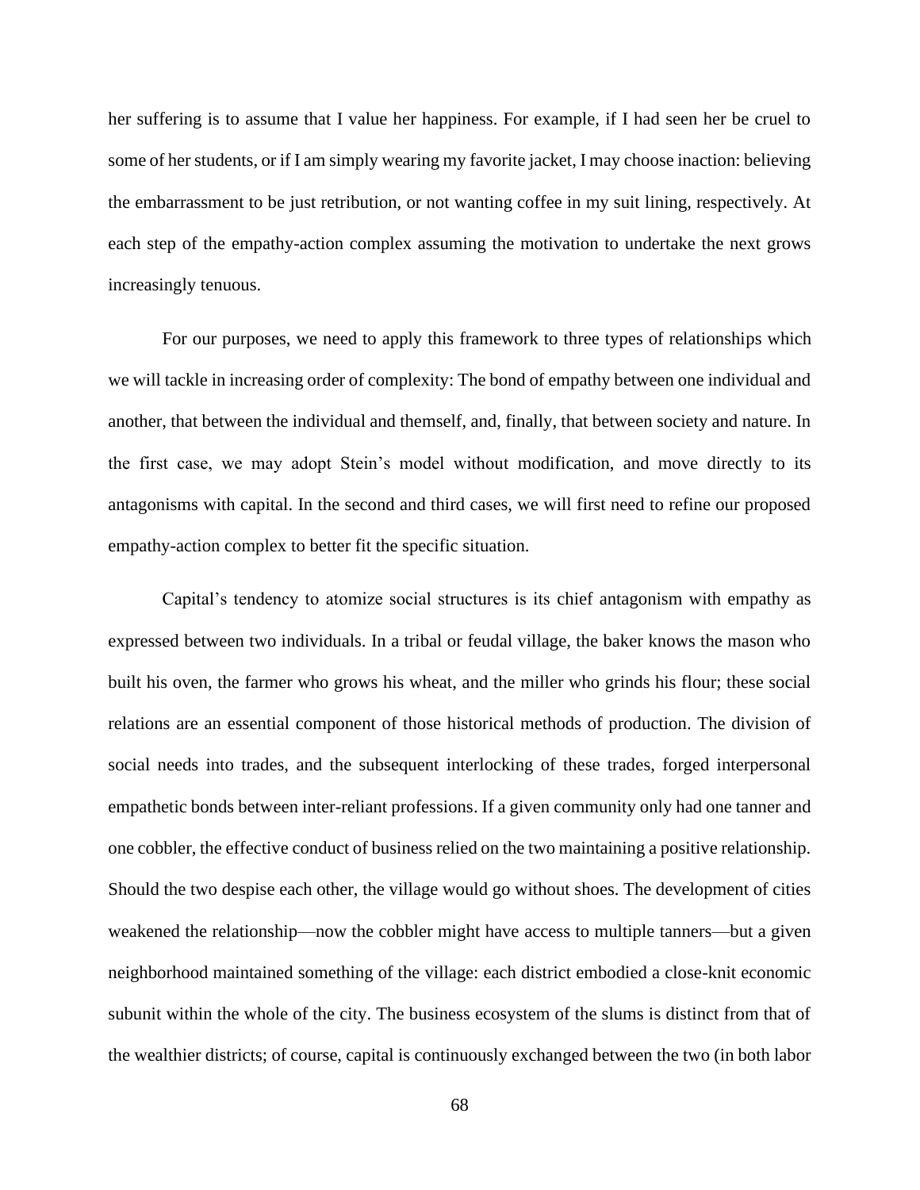her suffering is to assume that I value her happiness. For example, if I had seen her be cruel to some of her students, or if I am simply wearing my favorite jacket, I may choose inaction: believing the embarrassment to be just retribution, or not wanting coffee in my suit lining, respectively. At each step of the empathy-action complex assuming the motivation to undertake the next grows increasingly tenuous.

For our purposes, we need to apply this framework to three types of relationships which we will tackle in increasing order of complexity: The bond of empathy between one individual and another, that between the individual and themself, and, finally, that between society and nature. In the first case, we may adopt Stein's model without modification, and move directly to its antagonisms with capital. In the second and third cases, we will first need to refine our proposed empathy-action complex to better fit the specific situation.

Capital's tendency to atomize social structures is its chief antagonism with empathy as expressed between two individuals. In a tribal or feudal village, the baker knows the mason who built his oven, the farmer who grows his wheat, and the miller who grinds his flour; these social relations are an essential component of those historical methods of production. The division of social needs into trades, and the subsequent interlocking of these trades, forged interpersonal empathetic bonds between inter-reliant professions. If a given community only had one tanner and one cobbler, the effective conduct of business relied on the two maintaining a positive relationship. Should the two despise each other, the village would go without shoes. The development of cities weakened the relationship—now the cobbler might have access to multiple tanners—but a given neighborhood maintained something of the village: each district embodied a close-knit economic subunit within the whole of the city. The business ecosystem of the slums is distinct from that of the wealthier districts; of course, capital is continuously exchanged between the two (in both labor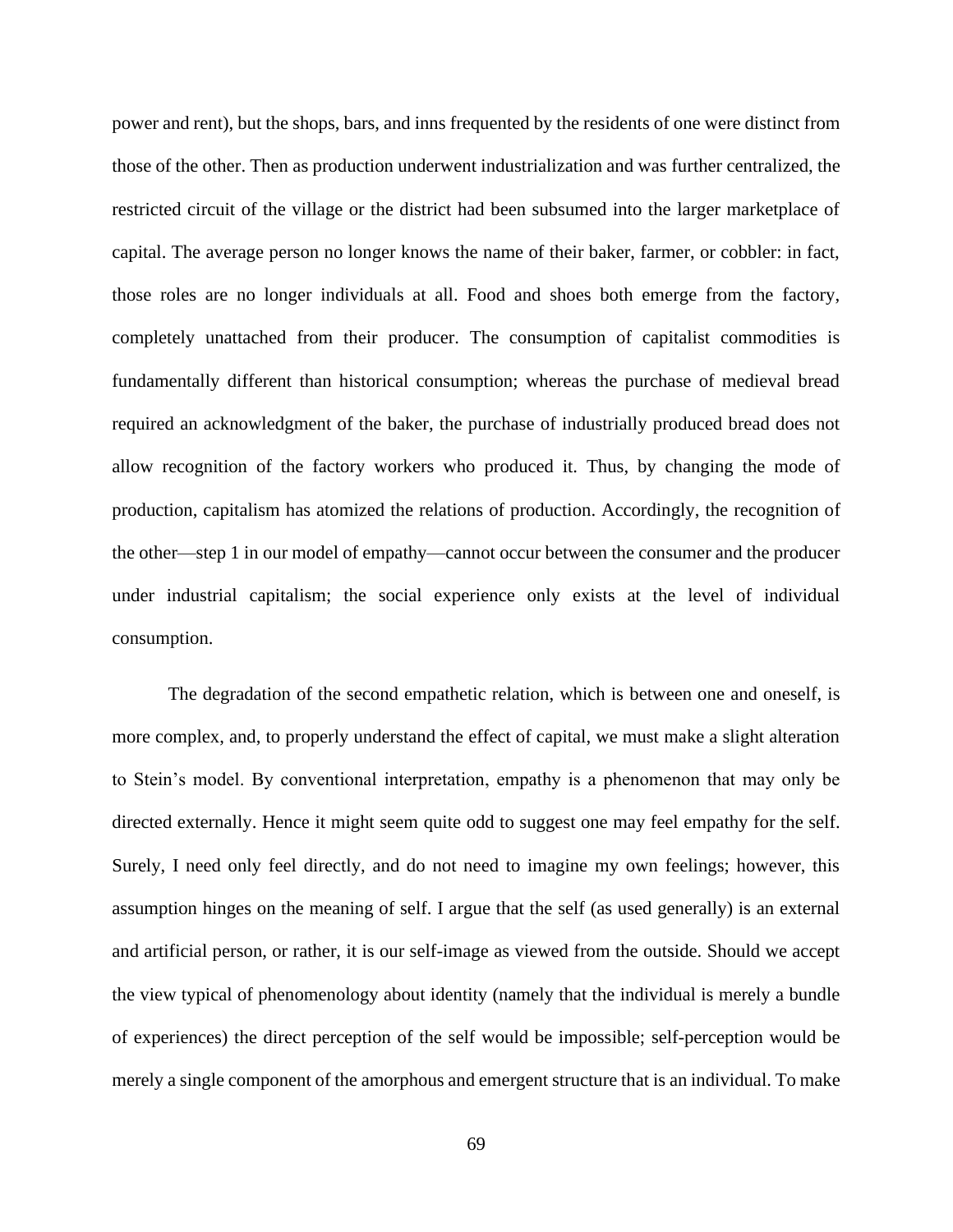power and rent), but the shops, bars, and inns frequented by the residents of one were distinct from those of the other. Then as production underwent industrialization and was further centralized, the restricted circuit of the village or the district had been subsumed into the larger marketplace of capital. The average person no longer knows the name of their baker, farmer, or cobbler: in fact, those roles are no longer individuals at all. Food and shoes both emerge from the factory, completely unattached from their producer. The consumption of capitalist commodities is fundamentally different than historical consumption; whereas the purchase of medieval bread required an acknowledgment of the baker, the purchase of industrially produced bread does not allow recognition of the factory workers who produced it. Thus, by changing the mode of production, capitalism has atomized the relations of production. Accordingly, the recognition of the other—step 1 in our model of empathy—cannot occur between the consumer and the producer under industrial capitalism; the social experience only exists at the level of individual consumption.

The degradation of the second empathetic relation, which is between one and oneself, is more complex, and, to properly understand the effect of capital, we must make a slight alteration to Stein's model. By conventional interpretation, empathy is a phenomenon that may only be directed externally. Hence it might seem quite odd to suggest one may feel empathy for the self. Surely, I need only feel directly, and do not need to imagine my own feelings; however, this assumption hinges on the meaning of self. I argue that the self (as used generally) is an external and artificial person, or rather, it is our self-image as viewed from the outside. Should we accept the view typical of phenomenology about identity (namely that the individual is merely a bundle of experiences) the direct perception of the self would be impossible; self-perception would be merely a single component of the amorphous and emergent structure that is an individual. To make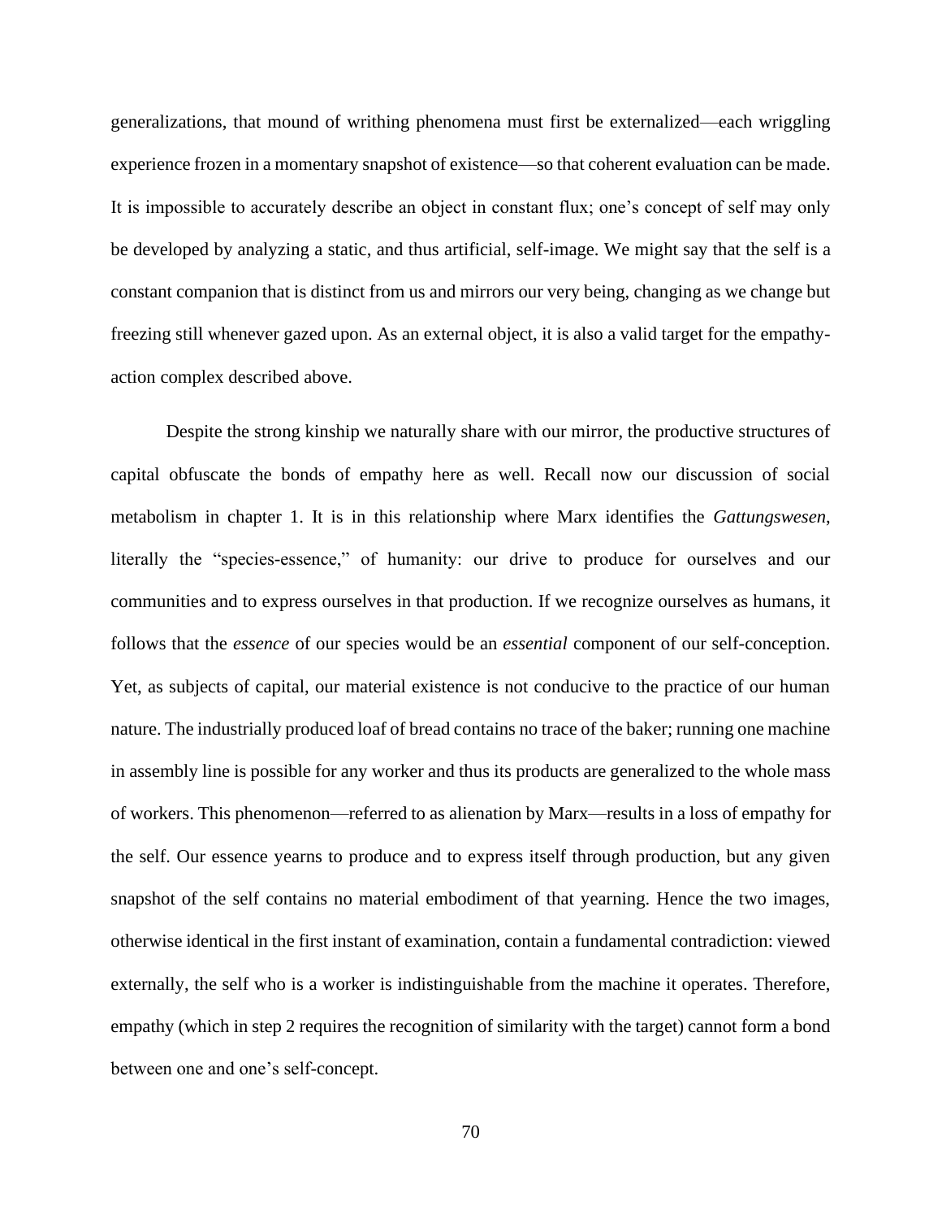generalizations, that mound of writhing phenomena must first be externalized—each wriggling experience frozen in a momentary snapshot of existence—so that coherent evaluation can be made. It is impossible to accurately describe an object in constant flux; one's concept of self may only be developed by analyzing a static, and thus artificial, self-image. We might say that the self is a constant companion that is distinct from us and mirrors our very being, changing as we change but freezing still whenever gazed upon. As an external object, it is also a valid target for the empathy-action complex described above.

Despite the strong kinship we naturally share with our mirror, the productive structures of capital obfuscate the bonds of empathy here as well. Recall now our discussion of social metabolism in chapter 1. It is in this relationship where Marx identifies the *Gattungswesen*, literally the "species-essence," of humanity: our drive to produce for ourselves and our communities and to express ourselves in that production. If we recognize ourselves as humans, it follows that the *essence* of our species would be an *essential* component of our self-conception. Yet, as subjects of capital, our material existence is not conducive to the practice of our human nature. The industrially produced loaf of bread contains no trace of the baker; running one machine in assembly line is possible for any worker and thus its products are generalized to the whole mass of workers. This phenomenon—referred to as alienation by Marx—results in a loss of empathy for the self. Our essence yearns to produce and to express itself through production, but any given snapshot of the self contains no material embodiment of that yearning. Hence the two images, otherwise identical in the first instant of examination, contain a fundamental contradiction: viewed externally, the self who is a worker is indistinguishable from the machine it operates. Therefore, empathy (which in step 2 requires the recognition of similarity with the target) cannot form a bond between one and one's self-concept.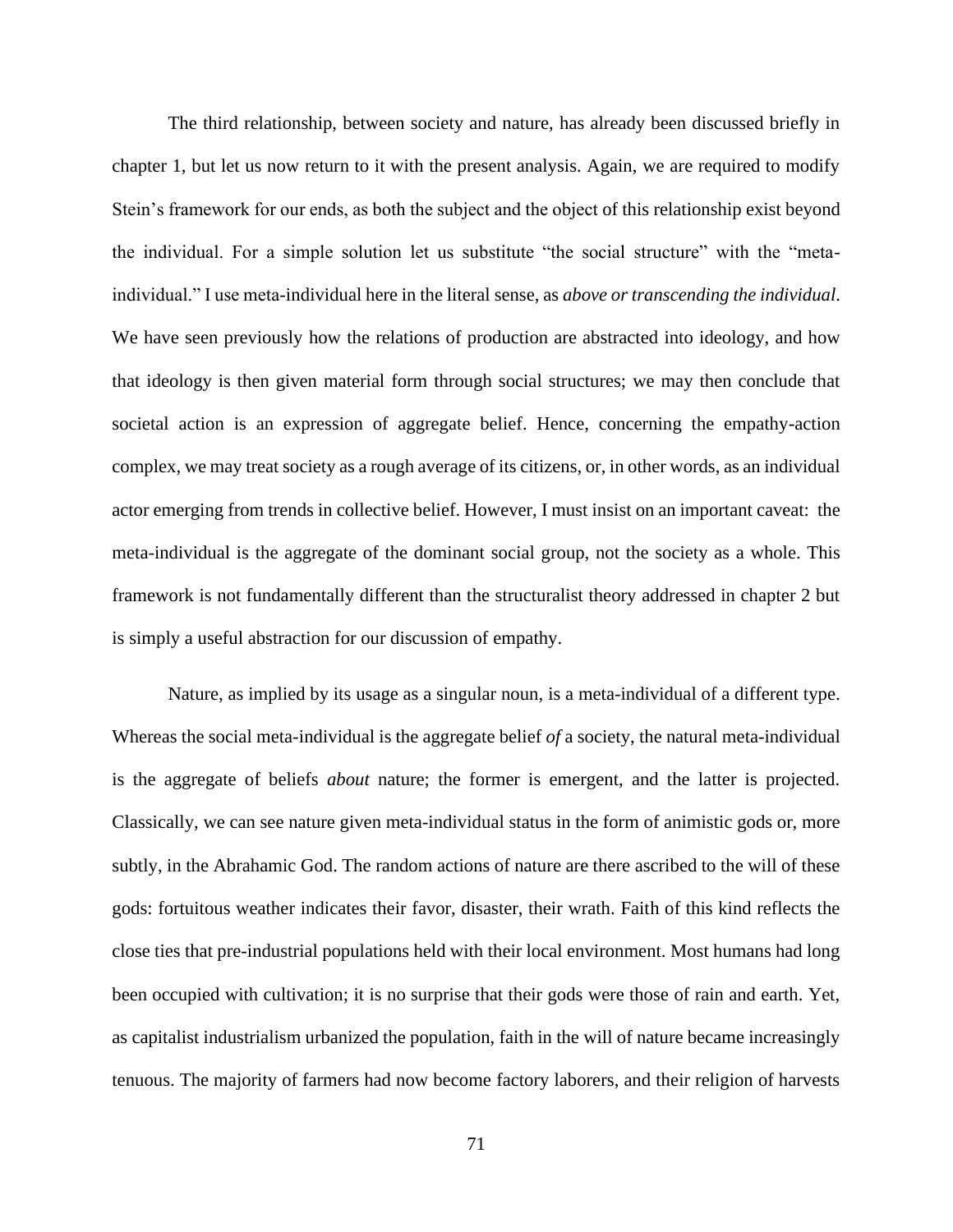The third relationship, between society and nature, has already been discussed briefly in chapter 1, but let us now return to it with the present analysis. Again, we are required to modify Stein's framework for our ends, as both the subject and the object of this relationship exist beyond the individual. For a simple solution let us substitute "the social structure" with the "meta-individual." I use meta-individual here in the literal sense, as *above or transcending the individual*. We have seen previously how the relations of production are abstracted into ideology, and how that ideology is then given material form through social structures; we may then conclude that societal action is an expression of aggregate belief. Hence, concerning the empathy-action complex, we may treat society as a rough average of its citizens, or, in other words, as an individual actor emerging from trends in collective belief. However, I must insist on an important caveat: the meta-individual is the aggregate of the dominant social group, not the society as a whole. This framework is not fundamentally different than the structuralist theory addressed in chapter 2 but is simply a useful abstraction for our discussion of empathy.

Nature, as implied by its usage as a singular noun, is a meta-individual of a different type. Whereas the social meta-individual is the aggregate belief *of* a society, the natural meta-individual is the aggregate of beliefs *about* nature; the former is emergent, and the latter is projected. Classically, we can see nature given meta-individual status in the form of animistic gods or, more subtly, in the Abrahamic God. The random actions of nature are there ascribed to the will of these gods: fortuitous weather indicates their favor, disaster, their wrath. Faith of this kind reflects the close ties that pre-industrial populations held with their local environment. Most humans had long been occupied with cultivation; it is no surprise that their gods were those of rain and earth. Yet, as capitalist industrialism urbanized the population, faith in the will of nature became increasingly tenuous. The majority of farmers had now become factory laborers, and their religion of harvests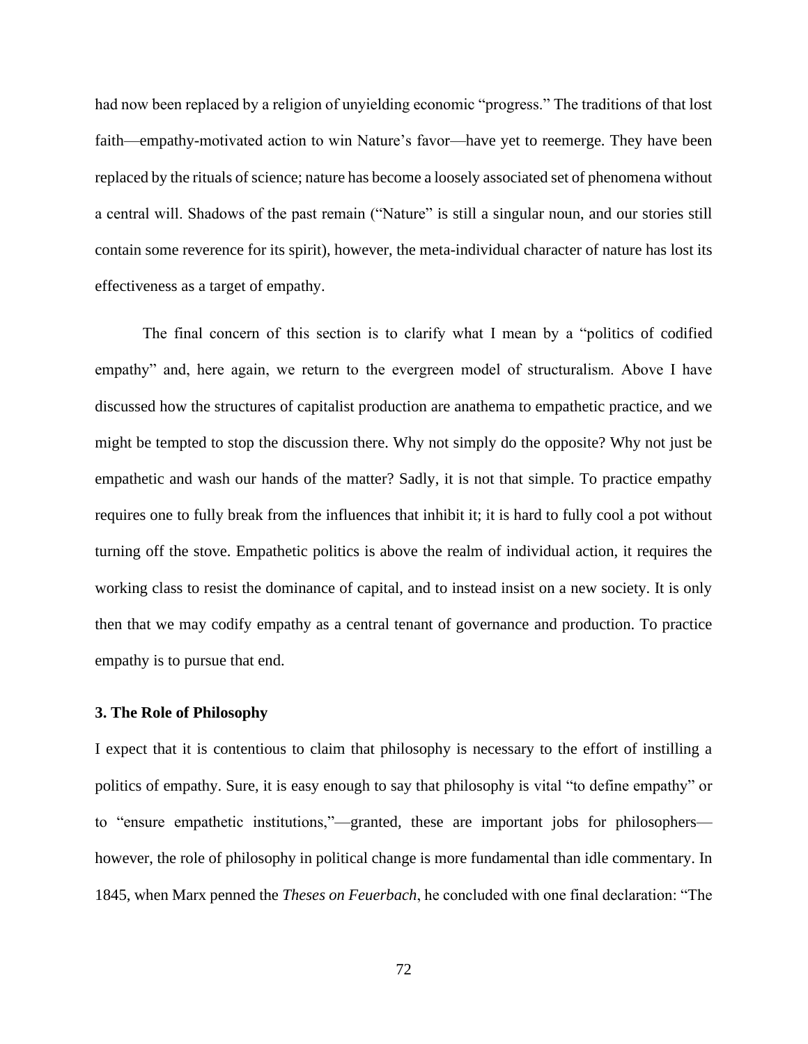had now been replaced by a religion of unyielding economic "progress." The traditions of that lost faith—empathy-motivated action to win Nature's favor—have yet to reemerge. They have been replaced by the rituals of science; nature has become a loosely associated set of phenomena without a central will. Shadows of the past remain ("Nature" is still a singular noun, and our stories still contain some reverence for its spirit), however, the meta-individual character of nature has lost its effectiveness as a target of empathy.

The final concern of this section is to clarify what I mean by a "politics of codified empathy" and, here again, we return to the evergreen model of structuralism. Above I have discussed how the structures of capitalist production are anathema to empathetic practice, and we might be tempted to stop the discussion there. Why not simply do the opposite? Why not just be empathetic and wash our hands of the matter? Sadly, it is not that simple. To practice empathy requires one to fully break from the influences that inhibit it; it is hard to fully cool a pot without turning off the stove. Empathetic politics is above the realm of individual action, it requires the working class to resist the dominance of capital, and to instead insist on a new society. It is only then that we may codify empathy as a central tenant of governance and production. To practice empathy is to pursue that end.

### 3. The Role of Philosophy

I expect that it is contentious to claim that philosophy is necessary to the effort of instilling a politics of empathy. Sure, it is easy enough to say that philosophy is vital "to define empathy" or to "ensure empathetic institutions,"—granted, these are important jobs for philosophers—however, the role of philosophy in political change is more fundamental than idle commentary. In 1845, when Marx penned the *Theses on Feuerbach*, he concluded with one final declaration: "The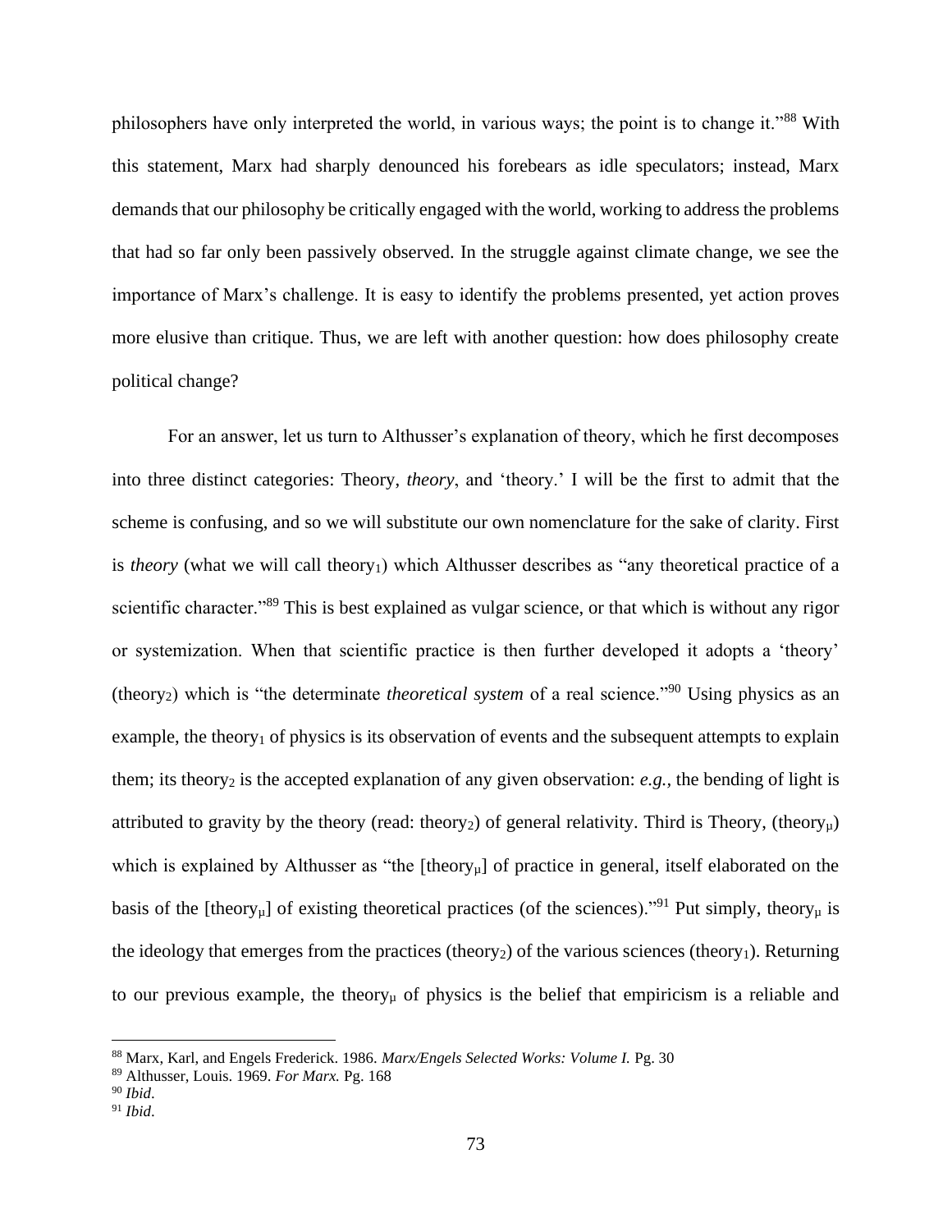philosophers have only interpreted the world, in various ways; the point is to change it."[88] With this statement, Marx had sharply denounced his forebears as idle speculators; instead, Marx demands that our philosophy be critically engaged with the world, working to address the problems that had so far only been passively observed. In the struggle against climate change, we see the importance of Marx's challenge. It is easy to identify the problems presented, yet action proves more elusive than critique. Thus, we are left with another question: how does philosophy create political change?

For an answer, let us turn to Althusser's explanation of theory, which he first decomposes into three distinct categories: Theory, *theory*, and 'theory.' I will be the first to admit that the scheme is confusing, and so we will substitute our own nomenclature for the sake of clarity. First is *theory* (what we will call $\text{theory}_1$) which Althusser describes as "any theoretical practice of a scientific character."[89] This is best explained as vulgar science, or that which is without any rigor or systemization. When that scientific practice is then further developed it adopts a 'theory' ($\text{theory}_2$) which is "the determinate *theoretical system* of a real science."[90] Using physics as an example, the $\text{theory}_1$ of physics is its observation of events and the subsequent attempts to explain them; its $\text{theory}_2$ is the accepted explanation of any given observation: *e.g.,* the bending of light is attributed to gravity by the theory (read: $\text{theory}_2$) of general relativity. Third is Theory, ($\text{theory}_\mu$) which is explained by Althusser as "the [$\text{theory}_\mu$] of practice in general, itself elaborated on the basis of the [$\text{theory}_\mu$] of existing theoretical practices (of the sciences)."[91] Put simply, $\text{theory}_\mu$ is the ideology that emerges from the practices ($\text{theory}_2$) of the various sciences ($\text{theory}_1$). Returning to our previous example, the $\text{theory}_\mu$ of physics is the belief that empiricism is a reliable and

---

[88] Marx, Karl, and Engels Frederick. 1986. *Marx/Engels Selected Works: Volume I.* Pg. 30

[89] Althusser, Louis. 1969. *For Marx.* Pg. 168

[90] *Ibid*.

[91] *Ibid*.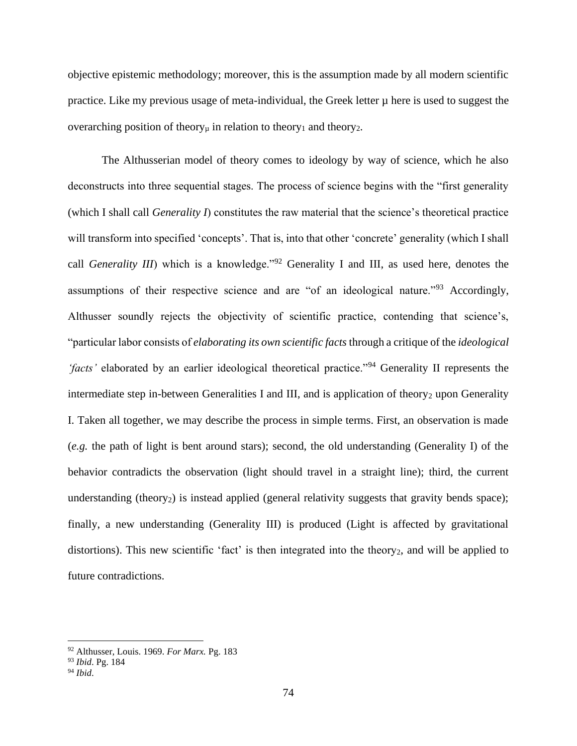objective epistemic methodology; moreover, this is the assumption made by all modern scientific practice. Like my previous usage of meta-individual, the Greek letter μ here is used to suggest the overarching position of $\text{theory}_\mu$ in relation to $\text{theory}_1$ and $\text{theory}_2$.

The Althusserian model of theory comes to ideology by way of science, which he also deconstructs into three sequential stages. The process of science begins with the "first generality (which I shall call *Generality I*) constitutes the raw material that the science's theoretical practice will transform into specified 'concepts'. That is, into that other 'concrete' generality (which I shall call *Generality III*) which is a knowledge."[92] Generality I and III, as used here, denotes the assumptions of their respective science and are "of an ideological nature."[93] Accordingly, Althusser soundly rejects the objectivity of scientific practice, contending that science's, "particular labor consists of *elaborating its own scientific facts* through a critique of the *ideological 'facts'* elaborated by an earlier ideological theoretical practice."[94] Generality II represents the intermediate step in-between Generalities I and III, and is application of $\text{theory}_2$ upon Generality I. Taken all together, we may describe the process in simple terms. First, an observation is made (*e.g.* the path of light is bent around stars); second, the old understanding (Generality I) of the behavior contradicts the observation (light should travel in a straight line); third, the current understanding ($\text{theory}_2$) is instead applied (general relativity suggests that gravity bends space); finally, a new understanding (Generality III) is produced (Light is affected by gravitational distortions). This new scientific 'fact' is then integrated into the $\text{theory}_2$, and will be applied to future contradictions.

---

[92] Althusser, Louis. 1969. *For Marx.* Pg. 183

[93] *Ibid*. Pg. 184

[94] *Ibid*.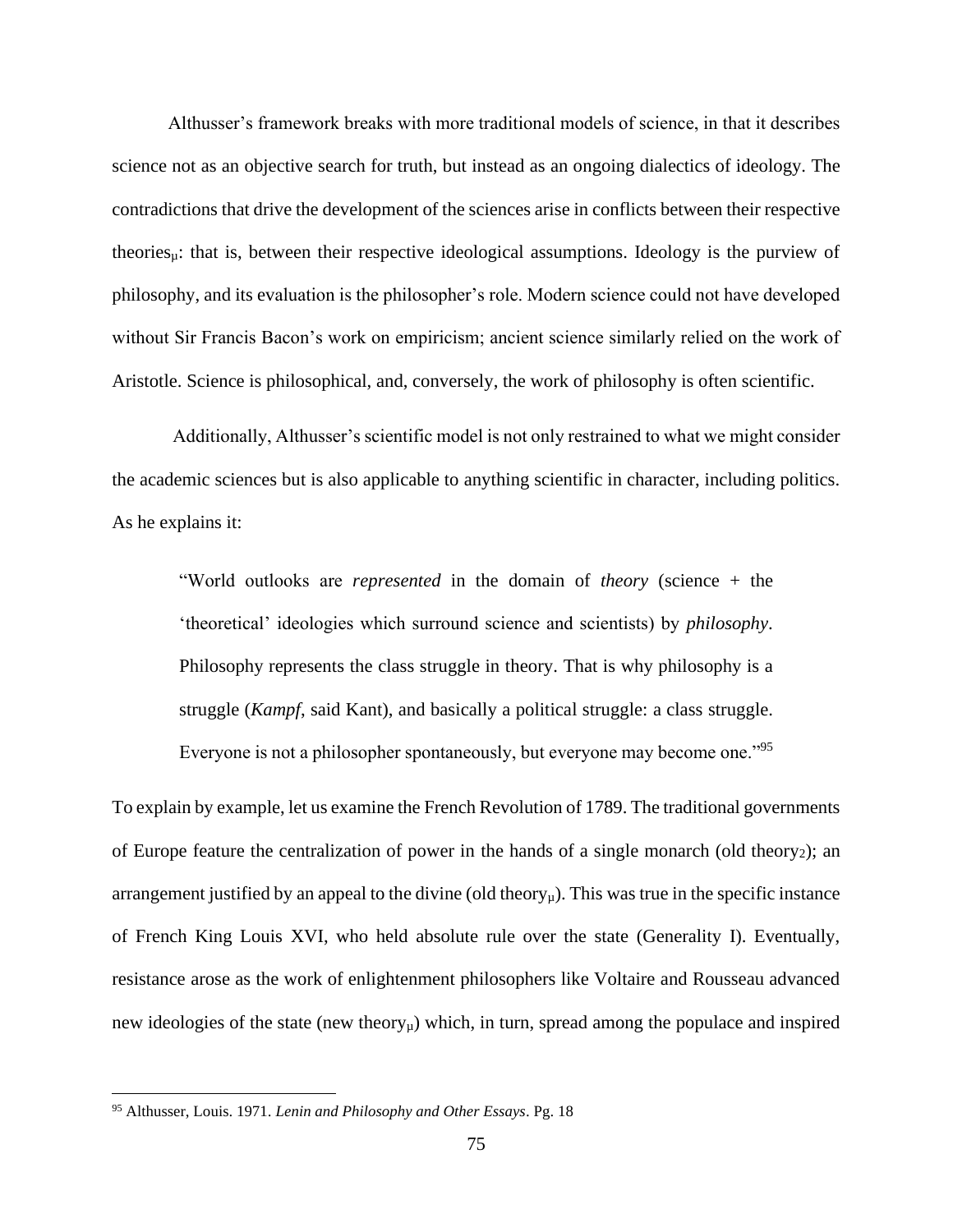Althusser's framework breaks with more traditional models of science, in that it describes science not as an objective search for truth, but instead as an ongoing dialectics of ideology. The contradictions that drive the development of the sciences arise in conflicts between their respective theories$_{\mu}$: that is, between their respective ideological assumptions. Ideology is the purview of philosophy, and its evaluation is the philosopher's role. Modern science could not have developed without Sir Francis Bacon's work on empiricism; ancient science similarly relied on the work of Aristotle. Science is philosophical, and, conversely, the work of philosophy is often scientific.

Additionally, Althusser's scientific model is not only restrained to what we might consider the academic sciences but is also applicable to anything scientific in character, including politics. As he explains it:

> "World outlooks are *represented* in the domain of *theory* (science + the 'theoretical' ideologies which surround science and scientists) by *philosophy*. Philosophy represents the class struggle in theory. That is why philosophy is a struggle (*Kampf*, said Kant), and basically a political struggle: a class struggle. Everyone is not a philosopher spontaneously, but everyone may become one."[95]

To explain by example, let us examine the French Revolution of 1789. The traditional governments of Europe feature the centralization of power in the hands of a single monarch (old theory$_2$); an arrangement justified by an appeal to the divine (old theory$_{\mu}$). This was true in the specific instance of French King Louis XVI, who held absolute rule over the state (Generality I). Eventually, resistance arose as the work of enlightenment philosophers like Voltaire and Rousseau advanced new ideologies of the state (new theory$_{\mu}$) which, in turn, spread among the populace and inspired

[95] Althusser, Louis. 1971. *Lenin and Philosophy and Other Essays*. Pg. 18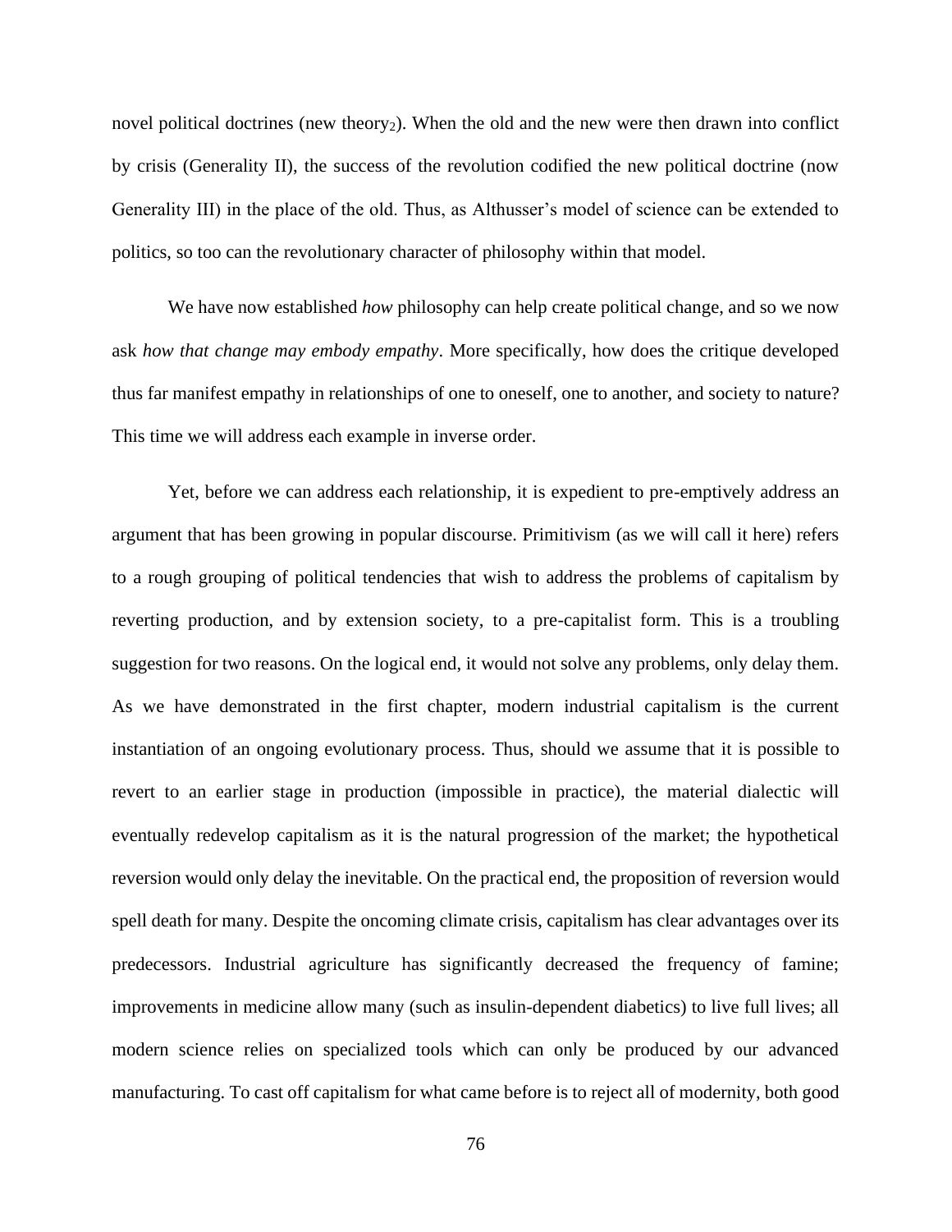novel political doctrines (new theory$_2$). When the old and the new were then drawn into conflict by crisis (Generality II), the success of the revolution codified the new political doctrine (now Generality III) in the place of the old. Thus, as Althusser's model of science can be extended to politics, so too can the revolutionary character of philosophy within that model.

We have now established *how* philosophy can help create political change, and so we now ask *how that change may embody empathy*. More specifically, how does the critique developed thus far manifest empathy in relationships of one to oneself, one to another, and society to nature? This time we will address each example in inverse order.

Yet, before we can address each relationship, it is expedient to pre-emptively address an argument that has been growing in popular discourse. Primitivism (as we will call it here) refers to a rough grouping of political tendencies that wish to address the problems of capitalism by reverting production, and by extension society, to a pre-capitalist form. This is a troubling suggestion for two reasons. On the logical end, it would not solve any problems, only delay them. As we have demonstrated in the first chapter, modern industrial capitalism is the current instantiation of an ongoing evolutionary process. Thus, should we assume that it is possible to revert to an earlier stage in production (impossible in practice), the material dialectic will eventually redevelop capitalism as it is the natural progression of the market; the hypothetical reversion would only delay the inevitable. On the practical end, the proposition of reversion would spell death for many. Despite the oncoming climate crisis, capitalism has clear advantages over its predecessors. Industrial agriculture has significantly decreased the frequency of famine; improvements in medicine allow many (such as insulin-dependent diabetics) to live full lives; all modern science relies on specialized tools which can only be produced by our advanced manufacturing. To cast off capitalism for what came before is to reject all of modernity, both good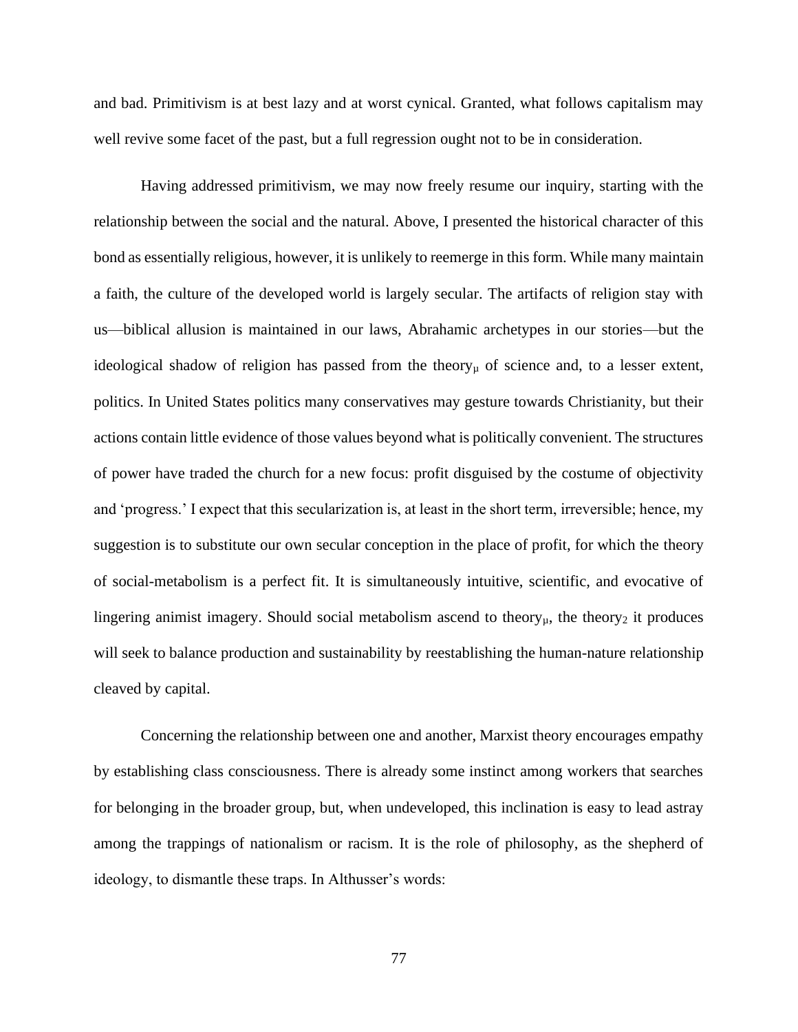and bad. Primitivism is at best lazy and at worst cynical. Granted, what follows capitalism may well revive some facet of the past, but a full regression ought not to be in consideration.

Having addressed primitivism, we may now freely resume our inquiry, starting with the relationship between the social and the natural. Above, I presented the historical character of this bond as essentially religious, however, it is unlikely to reemerge in this form. While many maintain a faith, the culture of the developed world is largely secular. The artifacts of religion stay with us—biblical allusion is maintained in our laws, Abrahamic archetypes in our stories—but the ideological shadow of religion has passed from the theory$_{\mu}$ of science and, to a lesser extent, politics. In United States politics many conservatives may gesture towards Christianity, but their actions contain little evidence of those values beyond what is politically convenient. The structures of power have traded the church for a new focus: profit disguised by the costume of objectivity and 'progress.' I expect that this secularization is, at least in the short term, irreversible; hence, my suggestion is to substitute our own secular conception in the place of profit, for which the theory of social-metabolism is a perfect fit. It is simultaneously intuitive, scientific, and evocative of lingering animist imagery. Should social metabolism ascend to theory$_{\mu}$, the theory$_{2}$ it produces will seek to balance production and sustainability by reestablishing the human-nature relationship cleaved by capital.

Concerning the relationship between one and another, Marxist theory encourages empathy by establishing class consciousness. There is already some instinct among workers that searches for belonging in the broader group, but, when undeveloped, this inclination is easy to lead astray among the trappings of nationalism or racism. It is the role of philosophy, as the shepherd of ideology, to dismantle these traps. In Althusser's words: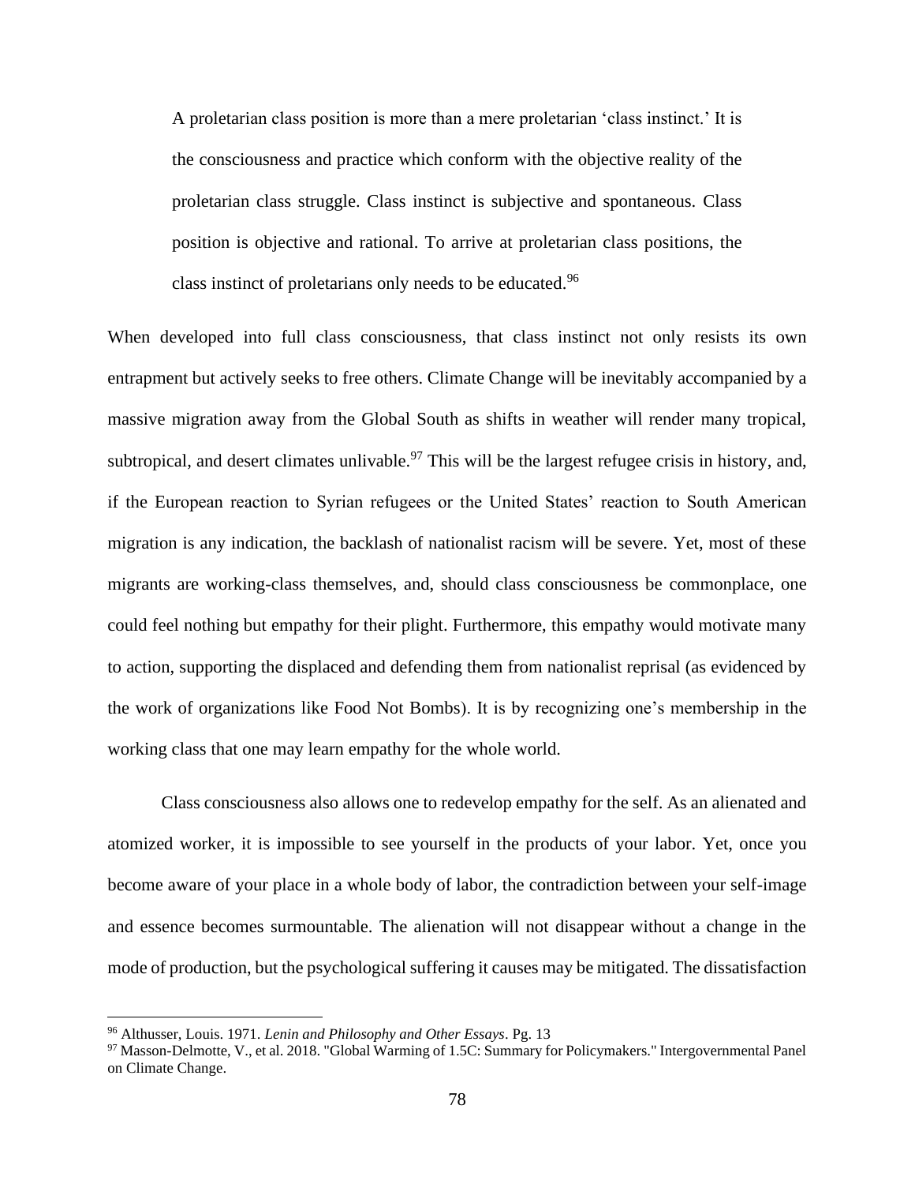> A proletarian class position is more than a mere proletarian 'class instinct.' It is the consciousness and practice which conform with the objective reality of the proletarian class struggle. Class instinct is subjective and spontaneous. Class position is objective and rational. To arrive at proletarian class positions, the class instinct of proletarians only needs to be educated.[96]

When developed into full class consciousness, that class instinct not only resists its own entrapment but actively seeks to free others. Climate Change will be inevitably accompanied by a massive migration away from the Global South as shifts in weather will render many tropical, subtropical, and desert climates unlivable.[97] This will be the largest refugee crisis in history, and, if the European reaction to Syrian refugees or the United States' reaction to South American migration is any indication, the backlash of nationalist racism will be severe. Yet, most of these migrants are working-class themselves, and, should class consciousness be commonplace, one could feel nothing but empathy for their plight. Furthermore, this empathy would motivate many to action, supporting the displaced and defending them from nationalist reprisal (as evidenced by the work of organizations like Food Not Bombs). It is by recognizing one's membership in the working class that one may learn empathy for the whole world.

Class consciousness also allows one to redevelop empathy for the self. As an alienated and atomized worker, it is impossible to see yourself in the products of your labor. Yet, once you become aware of your place in a whole body of labor, the contradiction between your self-image and essence becomes surmountable. The alienation will not disappear without a change in the mode of production, but the psychological suffering it causes may be mitigated. The dissatisfaction

---

[96] Althusser, Louis. 1971. *Lenin and Philosophy and Other Essays*. Pg. 13

[97] Masson-Delmotte, V., et al. 2018. "Global Warming of 1.5C: Summary for Policymakers." Intergovernmental Panel on Climate Change.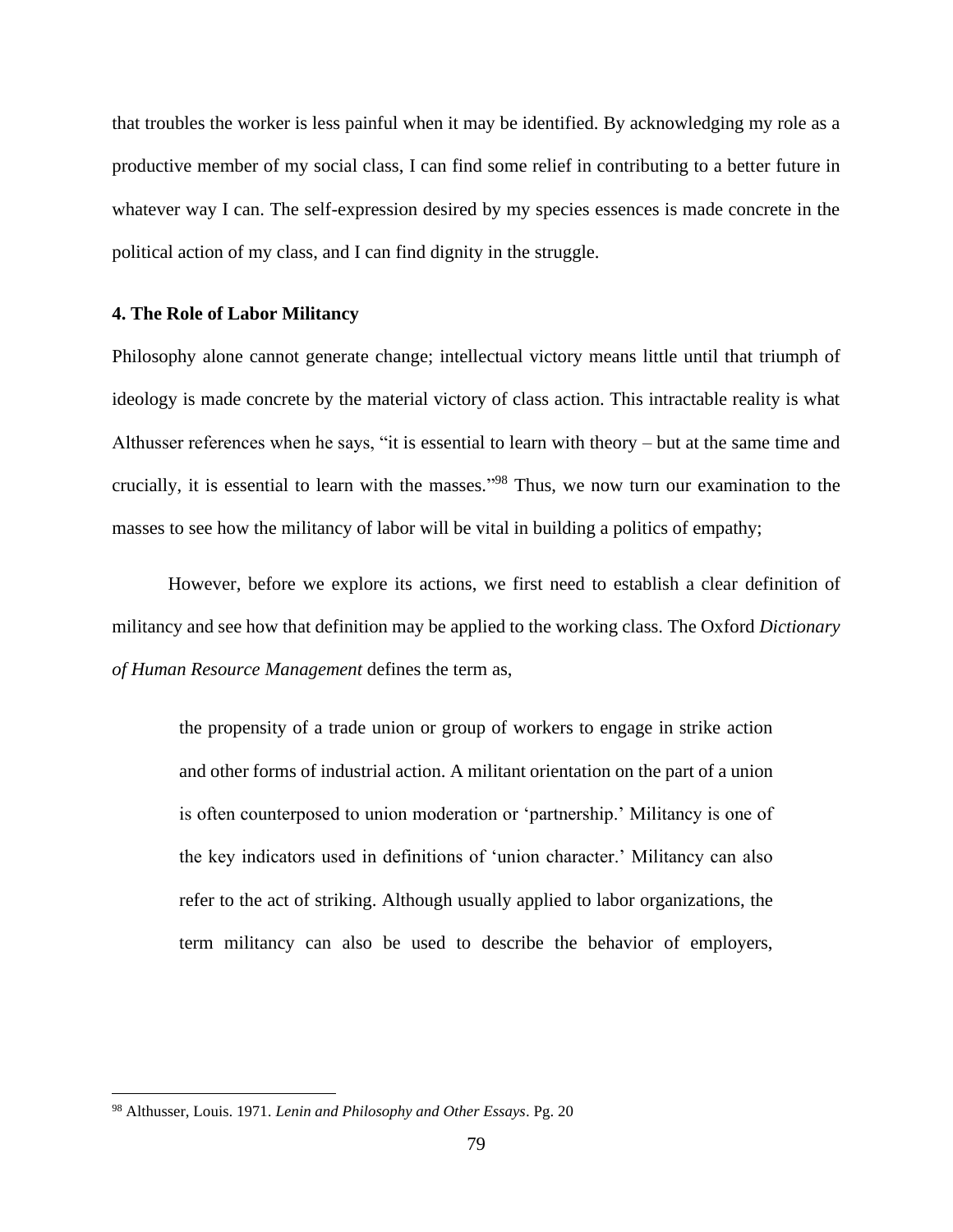that troubles the worker is less painful when it may be identified. By acknowledging my role as a productive member of my social class, I can find some relief in contributing to a better future in whatever way I can. The self-expression desired by my species essences is made concrete in the political action of my class, and I can find dignity in the struggle.

### 4. The Role of Labor Militancy

Philosophy alone cannot generate change; intellectual victory means little until that triumph of ideology is made concrete by the material victory of class action. This intractable reality is what Althusser references when he says, "it is essential to learn with theory – but at the same time and crucially, it is essential to learn with the masses."[98] Thus, we now turn our examination to the masses to see how the militancy of labor will be vital in building a politics of empathy;

However, before we explore its actions, we first need to establish a clear definition of militancy and see how that definition may be applied to the working class. The Oxford *Dictionary of Human Resource Management* defines the term as,

> the propensity of a trade union or group of workers to engage in strike action and other forms of industrial action. A militant orientation on the part of a union is often counterposed to union moderation or 'partnership.' Militancy is one of the key indicators used in definitions of 'union character.' Militancy can also refer to the act of striking. Although usually applied to labor organizations, the term militancy can also be used to describe the behavior of employers,

---

[98] Althusser, Louis. 1971. *Lenin and Philosophy and Other Essays*. Pg. 20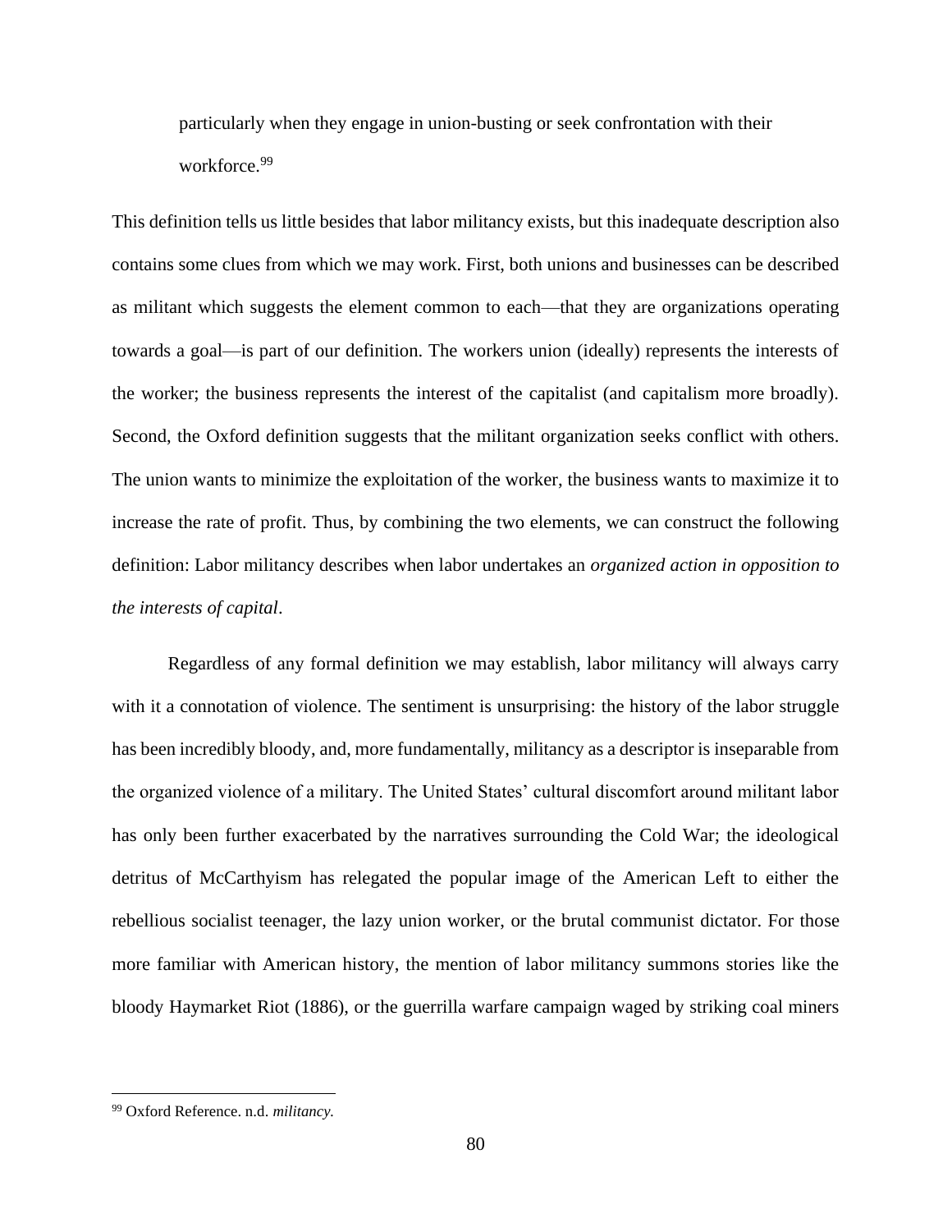> particularly when they engage in union-busting or seek confrontation with their workforce.[99]

This definition tells us little besides that labor militancy exists, but this inadequate description also contains some clues from which we may work. First, both unions and businesses can be described as militant which suggests the element common to each—that they are organizations operating towards a goal—is part of our definition. The workers union (ideally) represents the interests of the worker; the business represents the interest of the capitalist (and capitalism more broadly). Second, the Oxford definition suggests that the militant organization seeks conflict with others. The union wants to minimize the exploitation of the worker, the business wants to maximize it to increase the rate of profit. Thus, by combining the two elements, we can construct the following definition: Labor militancy describes when labor undertakes an *organized action in opposition to the interests of capital*.

Regardless of any formal definition we may establish, labor militancy will always carry with it a connotation of violence. The sentiment is unsurprising: the history of the labor struggle has been incredibly bloody, and, more fundamentally, militancy as a descriptor is inseparable from the organized violence of a military. The United States' cultural discomfort around militant labor has only been further exacerbated by the narratives surrounding the Cold War; the ideological detritus of McCarthyism has relegated the popular image of the American Left to either the rebellious socialist teenager, the lazy union worker, or the brutal communist dictator. For those more familiar with American history, the mention of labor militancy summons stories like the bloody Haymarket Riot (1886), or the guerrilla warfare campaign waged by striking coal miners

---

[99] Oxford Reference. n.d. *militancy.*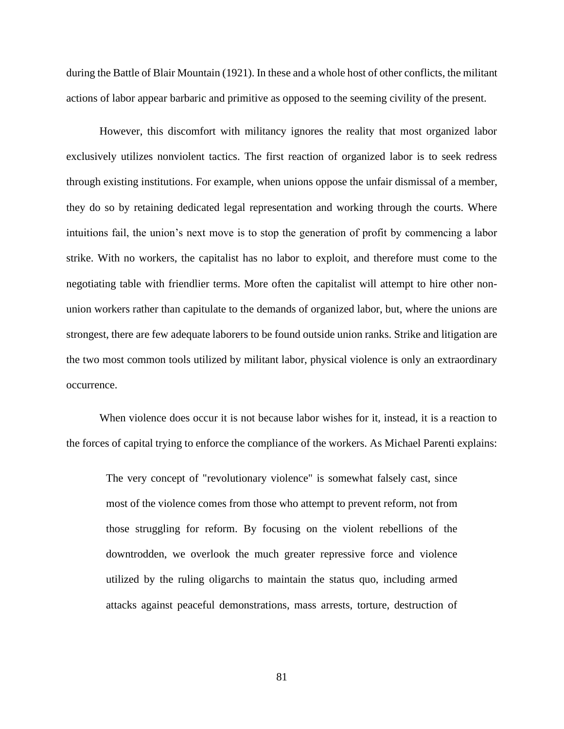during the Battle of Blair Mountain (1921). In these and a whole host of other conflicts, the militant actions of labor appear barbaric and primitive as opposed to the seeming civility of the present.

However, this discomfort with militancy ignores the reality that most organized labor exclusively utilizes nonviolent tactics. The first reaction of organized labor is to seek redress through existing institutions. For example, when unions oppose the unfair dismissal of a member, they do so by retaining dedicated legal representation and working through the courts. Where intuitions fail, the union's next move is to stop the generation of profit by commencing a labor strike. With no workers, the capitalist has no labor to exploit, and therefore must come to the negotiating table with friendlier terms. More often the capitalist will attempt to hire other non-union workers rather than capitulate to the demands of organized labor, but, where the unions are strongest, there are few adequate laborers to be found outside union ranks. Strike and litigation are the two most common tools utilized by militant labor, physical violence is only an extraordinary occurrence.

When violence does occur it is not because labor wishes for it, instead, it is a reaction to the forces of capital trying to enforce the compliance of the workers. As Michael Parenti explains:

> The very concept of "revolutionary violence" is somewhat falsely cast, since most of the violence comes from those who attempt to prevent reform, not from those struggling for reform. By focusing on the violent rebellions of the downtrodden, we overlook the much greater repressive force and violence utilized by the ruling oligarchs to maintain the status quo, including armed attacks against peaceful demonstrations, mass arrests, torture, destruction of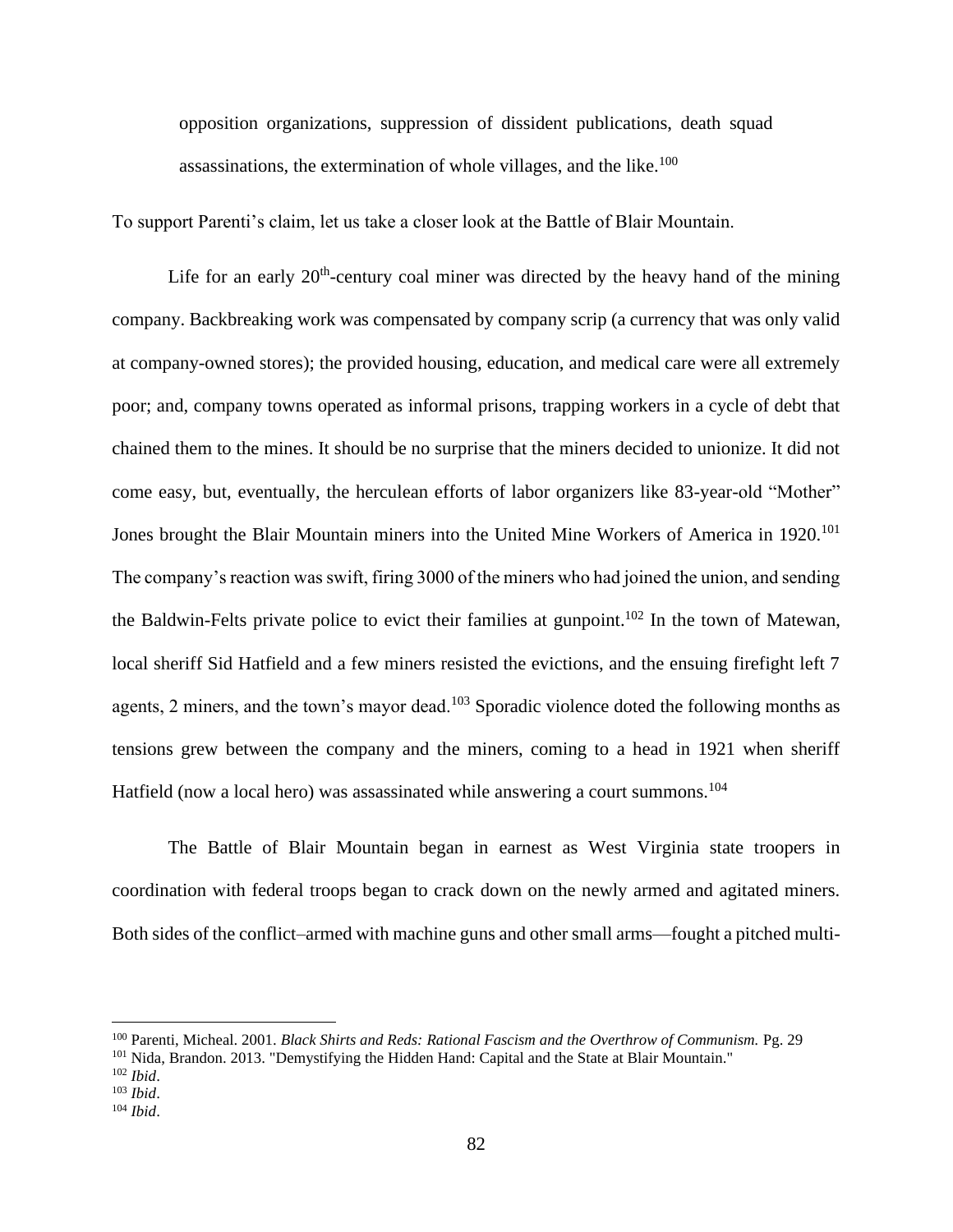> opposition organizations, suppression of dissident publications, death squad assassinations, the extermination of whole villages, and the like.[100]

To support Parenti's claim, let us take a closer look at the Battle of Blair Mountain.

Life for an early 20th-century coal miner was directed by the heavy hand of the mining company. Backbreaking work was compensated by company scrip (a currency that was only valid at company-owned stores); the provided housing, education, and medical care were all extremely poor; and, company towns operated as informal prisons, trapping workers in a cycle of debt that chained them to the mines. It should be no surprise that the miners decided to unionize. It did not come easy, but, eventually, the herculean efforts of labor organizers like 83-year-old "Mother" Jones brought the Blair Mountain miners into the United Mine Workers of America in 1920.[101] The company's reaction was swift, firing 3000 of the miners who had joined the union, and sending the Baldwin-Felts private police to evict their families at gunpoint.[102] In the town of Matewan, local sheriff Sid Hatfield and a few miners resisted the evictions, and the ensuing firefight left 7 agents, 2 miners, and the town's mayor dead.[103] Sporadic violence doted the following months as tensions grew between the company and the miners, coming to a head in 1921 when sheriff Hatfield (now a local hero) was assassinated while answering a court summons.[104]

The Battle of Blair Mountain began in earnest as West Virginia state troopers in coordination with federal troops began to crack down on the newly armed and agitated miners. Both sides of the conflict–armed with machine guns and other small arms—fought a pitched multi-

---

[100] Parenti, Micheal. 2001. *Black Shirts and Reds: Rational Fascism and the Overthrow of Communism.* Pg. 29

[101] Nida, Brandon. 2013. "Demystifying the Hidden Hand: Capital and the State at Blair Mountain."

[102] *Ibid*.

[103] *Ibid*.

[104] *Ibid*.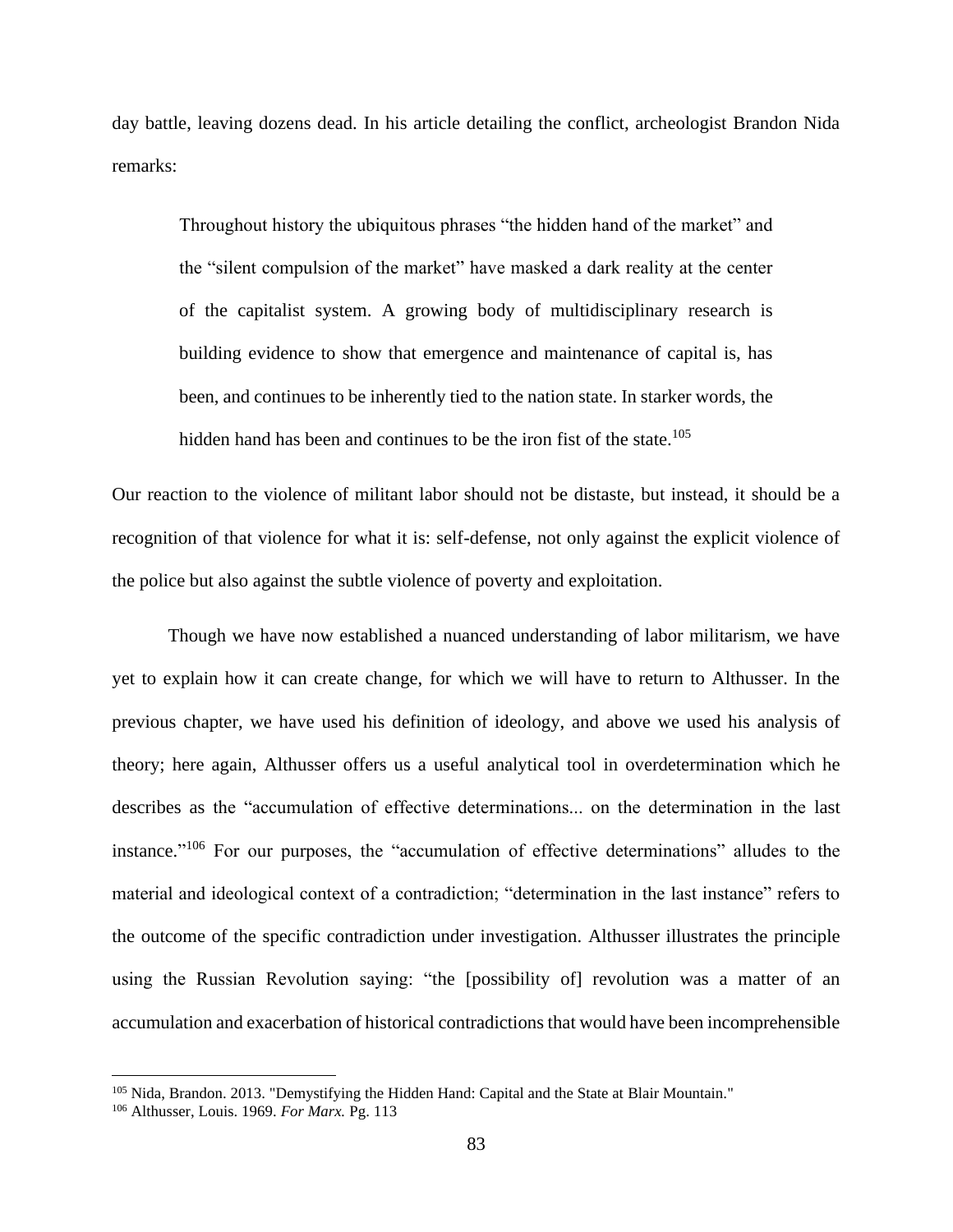day battle, leaving dozens dead. In his article detailing the conflict, archeologist Brandon Nida remarks:

> Throughout history the ubiquitous phrases "the hidden hand of the market" and the "silent compulsion of the market" have masked a dark reality at the center of the capitalist system. A growing body of multidisciplinary research is building evidence to show that emergence and maintenance of capital is, has been, and continues to be inherently tied to the nation state. In starker words, the hidden hand has been and continues to be the iron fist of the state.[105]

Our reaction to the violence of militant labor should not be distaste, but instead, it should be a recognition of that violence for what it is: self-defense, not only against the explicit violence of the police but also against the subtle violence of poverty and exploitation.

Though we have now established a nuanced understanding of labor militarism, we have yet to explain how it can create change, for which we will have to return to Althusser. In the previous chapter, we have used his definition of ideology, and above we used his analysis of theory; here again, Althusser offers us a useful analytical tool in overdetermination which he describes as the "accumulation of effective determinations... on the determination in the last instance."[106] For our purposes, the "accumulation of effective determinations" alludes to the material and ideological context of a contradiction; "determination in the last instance" refers to the outcome of the specific contradiction under investigation. Althusser illustrates the principle using the Russian Revolution saying: "the [possibility of] revolution was a matter of an accumulation and exacerbation of historical contradictions that would have been incomprehensible

---

[105] Nida, Brandon. 2013. "Demystifying the Hidden Hand: Capital and the State at Blair Mountain."

[106] Althusser, Louis. 1969. *For Marx.* Pg. 113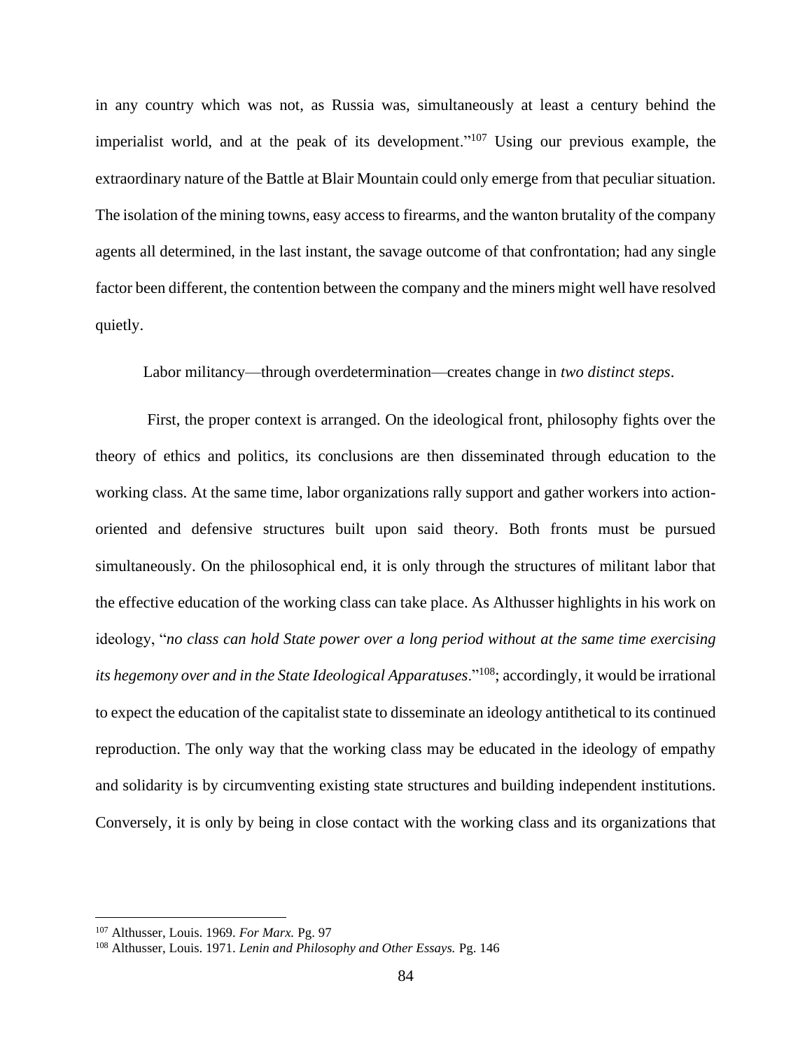in any country which was not, as Russia was, simultaneously at least a century behind the imperialist world, and at the peak of its development."[107] Using our previous example, the extraordinary nature of the Battle at Blair Mountain could only emerge from that peculiar situation. The isolation of the mining towns, easy access to firearms, and the wanton brutality of the company agents all determined, in the last instant, the savage outcome of that confrontation; had any single factor been different, the contention between the company and the miners might well have resolved quietly.

Labor militancy—through overdetermination—creates change in *two distinct steps*.

First, the proper context is arranged. On the ideological front, philosophy fights over the theory of ethics and politics, its conclusions are then disseminated through education to the working class. At the same time, labor organizations rally support and gather workers into action-oriented and defensive structures built upon said theory. Both fronts must be pursued simultaneously. On the philosophical end, it is only through the structures of militant labor that the effective education of the working class can take place. As Althusser highlights in his work on ideology, "*no class can hold State power over a long period without at the same time exercising its hegemony over and in the State Ideological Apparatuses*."[108]; accordingly, it would be irrational to expect the education of the capitalist state to disseminate an ideology antithetical to its continued reproduction. The only way that the working class may be educated in the ideology of empathy and solidarity is by circumventing existing state structures and building independent institutions. Conversely, it is only by being in close contact with the working class and its organizations that

[107] Althusser, Louis. 1969. *For Marx.* Pg. 97

[108] Althusser, Louis. 1971. *Lenin and Philosophy and Other Essays.* Pg. 146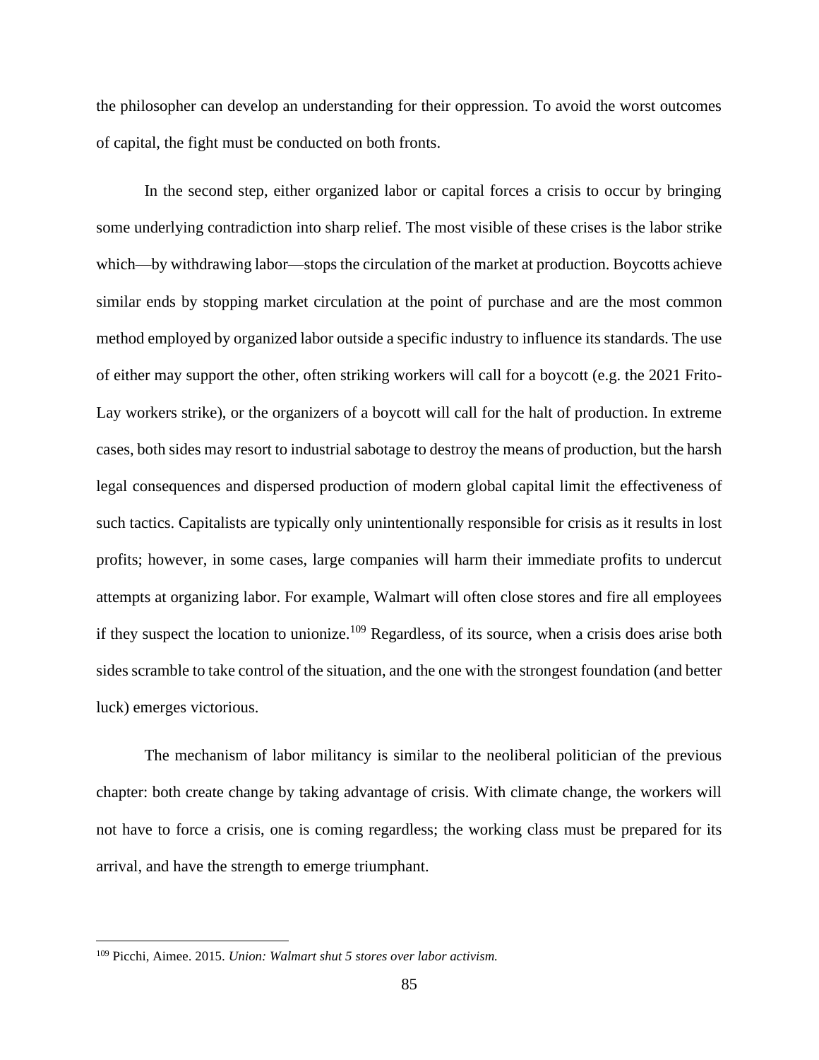the philosopher can develop an understanding for their oppression. To avoid the worst outcomes of capital, the fight must be conducted on both fronts.

In the second step, either organized labor or capital forces a crisis to occur by bringing some underlying contradiction into sharp relief. The most visible of these crises is the labor strike which—by withdrawing labor—stops the circulation of the market at production. Boycotts achieve similar ends by stopping market circulation at the point of purchase and are the most common method employed by organized labor outside a specific industry to influence its standards. The use of either may support the other, often striking workers will call for a boycott (e.g. the 2021 Frito-Lay workers strike), or the organizers of a boycott will call for the halt of production. In extreme cases, both sides may resort to industrial sabotage to destroy the means of production, but the harsh legal consequences and dispersed production of modern global capital limit the effectiveness of such tactics. Capitalists are typically only unintentionally responsible for crisis as it results in lost profits; however, in some cases, large companies will harm their immediate profits to undercut attempts at organizing labor. For example, Walmart will often close stores and fire all employees if they suspect the location to unionize.[109] Regardless, of its source, when a crisis does arise both sides scramble to take control of the situation, and the one with the strongest foundation (and better luck) emerges victorious.

The mechanism of labor militancy is similar to the neoliberal politician of the previous chapter: both create change by taking advantage of crisis. With climate change, the workers will not have to force a crisis, one is coming regardless; the working class must be prepared for its arrival, and have the strength to emerge triumphant.

---

[109] Picchi, Aimee. 2015. *Union: Walmart shut 5 stores over labor activism.*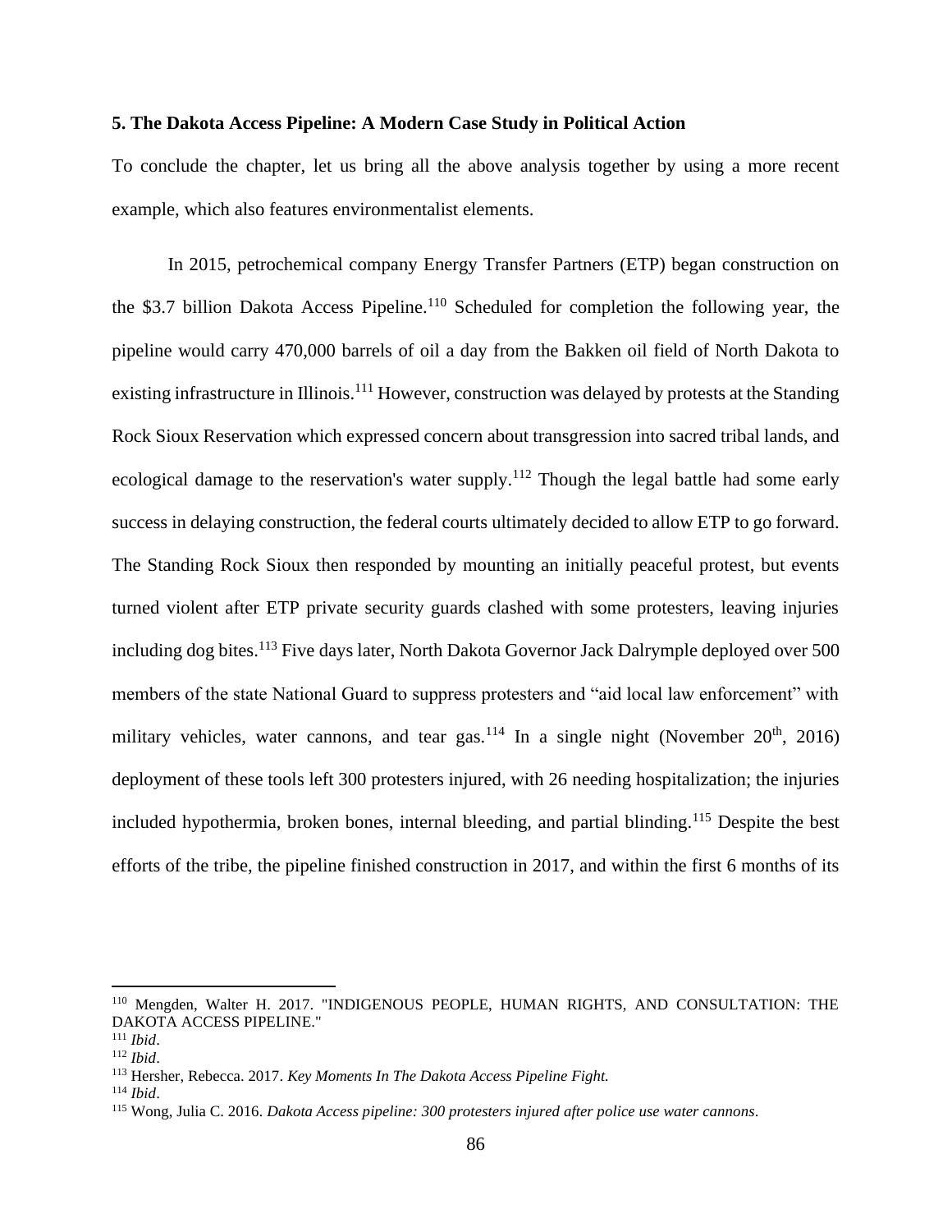### 5. The Dakota Access Pipeline: A Modern Case Study in Political Action

To conclude the chapter, let us bring all the above analysis together by using a more recent example, which also features environmentalist elements.

In 2015, petrochemical company Energy Transfer Partners (ETP) began construction on the \$3.7 billion Dakota Access Pipeline.[110] Scheduled for completion the following year, the pipeline would carry 470,000 barrels of oil a day from the Bakken oil field of North Dakota to existing infrastructure in Illinois.[111] However, construction was delayed by protests at the Standing Rock Sioux Reservation which expressed concern about transgression into sacred tribal lands, and ecological damage to the reservation's water supply.[112] Though the legal battle had some early success in delaying construction, the federal courts ultimately decided to allow ETP to go forward. The Standing Rock Sioux then responded by mounting an initially peaceful protest, but events turned violent after ETP private security guards clashed with some protesters, leaving injuries including dog bites.[113] Five days later, North Dakota Governor Jack Dalrymple deployed over 500 members of the state National Guard to suppress protesters and "aid local law enforcement" with military vehicles, water cannons, and tear gas.[114] In a single night (November 20th, 2016) deployment of these tools left 300 protesters injured, with 26 needing hospitalization; the injuries included hypothermia, broken bones, internal bleeding, and partial blinding.[115] Despite the best efforts of the tribe, the pipeline finished construction in 2017, and within the first 6 months of its

---

[110] Mengden, Walter H. 2017. "INDIGENOUS PEOPLE, HUMAN RIGHTS, AND CONSULTATION: THE DAKOTA ACCESS PIPELINE."

[111] *Ibid*.

[112] *Ibid*.

[113] Hersher, Rebecca. 2017. *Key Moments In The Dakota Access Pipeline Fight.*

[114] *Ibid*.

[115] Wong, Julia C. 2016. *Dakota Access pipeline: 300 protesters injured after police use water cannons*.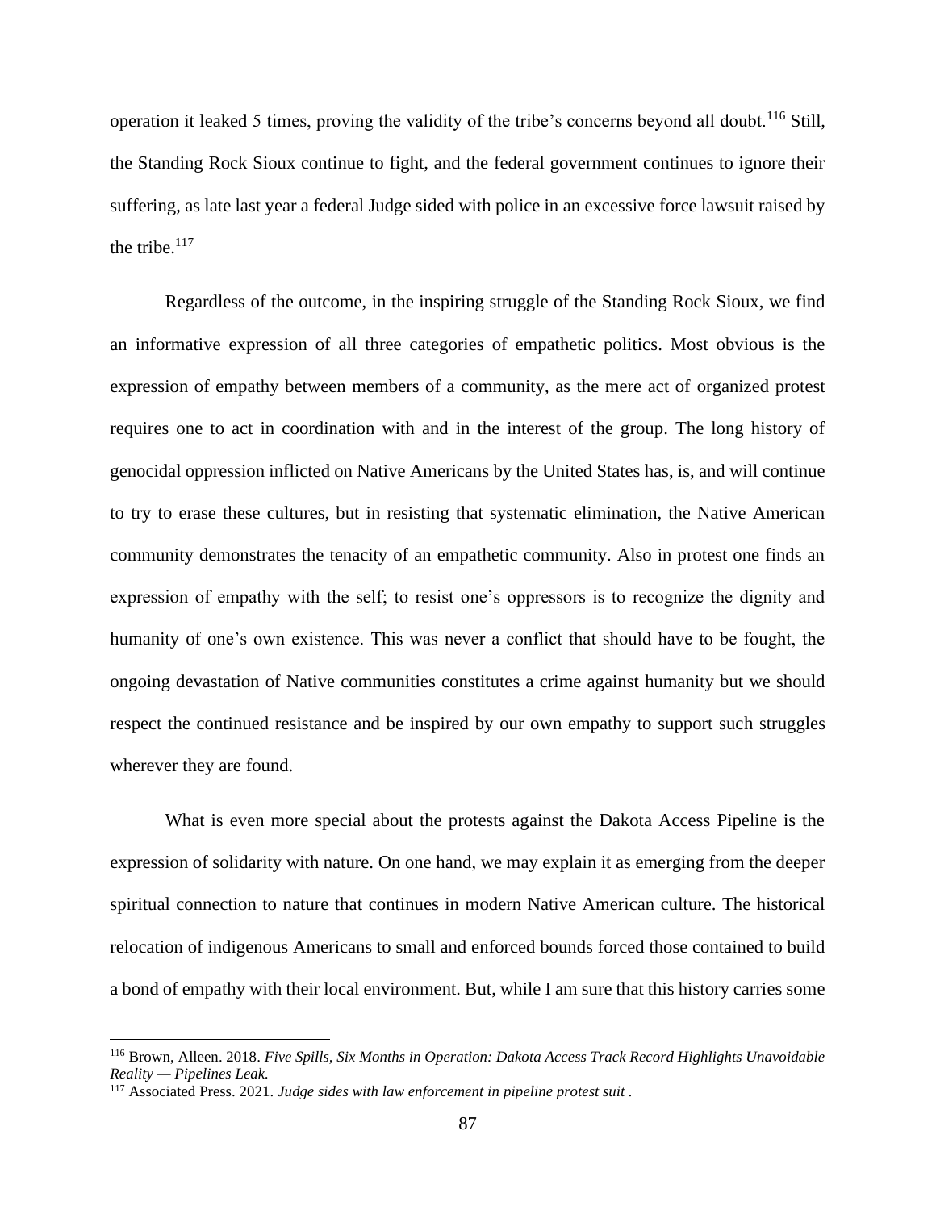operation it leaked 5 times, proving the validity of the tribe's concerns beyond all doubt.[116] Still, the Standing Rock Sioux continue to fight, and the federal government continues to ignore their suffering, as late last year a federal Judge sided with police in an excessive force lawsuit raised by the tribe.[117]

Regardless of the outcome, in the inspiring struggle of the Standing Rock Sioux, we find an informative expression of all three categories of empathetic politics. Most obvious is the expression of empathy between members of a community, as the mere act of organized protest requires one to act in coordination with and in the interest of the group. The long history of genocidal oppression inflicted on Native Americans by the United States has, is, and will continue to try to erase these cultures, but in resisting that systematic elimination, the Native American community demonstrates the tenacity of an empathetic community. Also in protest one finds an expression of empathy with the self; to resist one's oppressors is to recognize the dignity and humanity of one's own existence. This was never a conflict that should have to be fought, the ongoing devastation of Native communities constitutes a crime against humanity but we should respect the continued resistance and be inspired by our own empathy to support such struggles wherever they are found.

What is even more special about the protests against the Dakota Access Pipeline is the expression of solidarity with nature. On one hand, we may explain it as emerging from the deeper spiritual connection to nature that continues in modern Native American culture. The historical relocation of indigenous Americans to small and enforced bounds forced those contained to build a bond of empathy with their local environment. But, while I am sure that this history carries some

---

[116] Brown, Alleen. 2018. *Five Spills, Six Months in Operation: Dakota Access Track Record Highlights Unavoidable Reality — Pipelines Leak.*

[117] Associated Press. 2021. *Judge sides with law enforcement in pipeline protest suit .*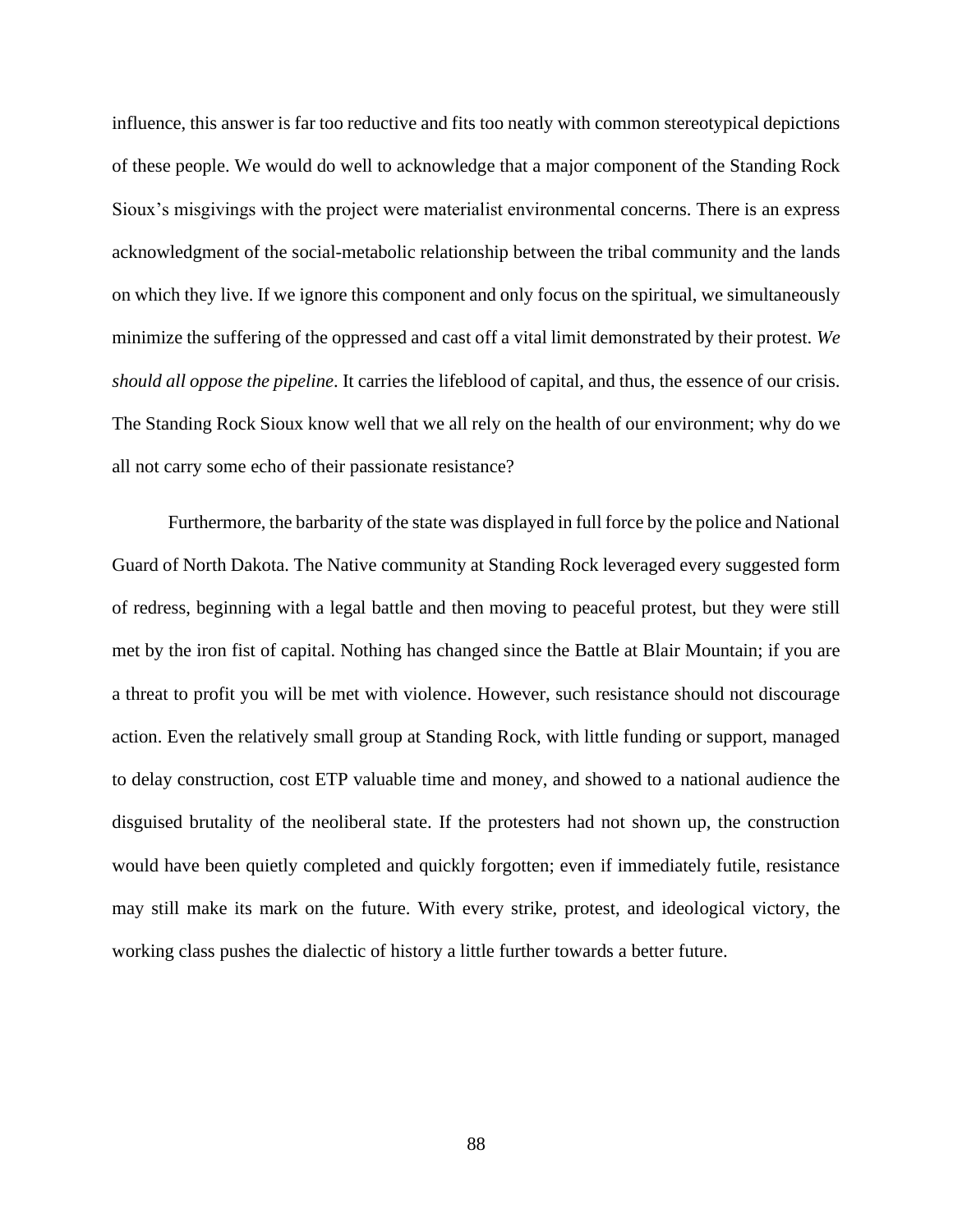influence, this answer is far too reductive and fits too neatly with common stereotypical depictions of these people. We would do well to acknowledge that a major component of the Standing Rock Sioux's misgivings with the project were materialist environmental concerns. There is an express acknowledgment of the social-metabolic relationship between the tribal community and the lands on which they live. If we ignore this component and only focus on the spiritual, we simultaneously minimize the suffering of the oppressed and cast off a vital limit demonstrated by their protest. *We should all oppose the pipeline*. It carries the lifeblood of capital, and thus, the essence of our crisis. The Standing Rock Sioux know well that we all rely on the health of our environment; why do we all not carry some echo of their passionate resistance?

Furthermore, the barbarity of the state was displayed in full force by the police and National Guard of North Dakota. The Native community at Standing Rock leveraged every suggested form of redress, beginning with a legal battle and then moving to peaceful protest, but they were still met by the iron fist of capital. Nothing has changed since the Battle at Blair Mountain; if you are a threat to profit you will be met with violence. However, such resistance should not discourage action. Even the relatively small group at Standing Rock, with little funding or support, managed to delay construction, cost ETP valuable time and money, and showed to a national audience the disguised brutality of the neoliberal state. If the protesters had not shown up, the construction would have been quietly completed and quickly forgotten; even if immediately futile, resistance may still make its mark on the future. With every strike, protest, and ideological victory, the working class pushes the dialectic of history a little further towards a better future.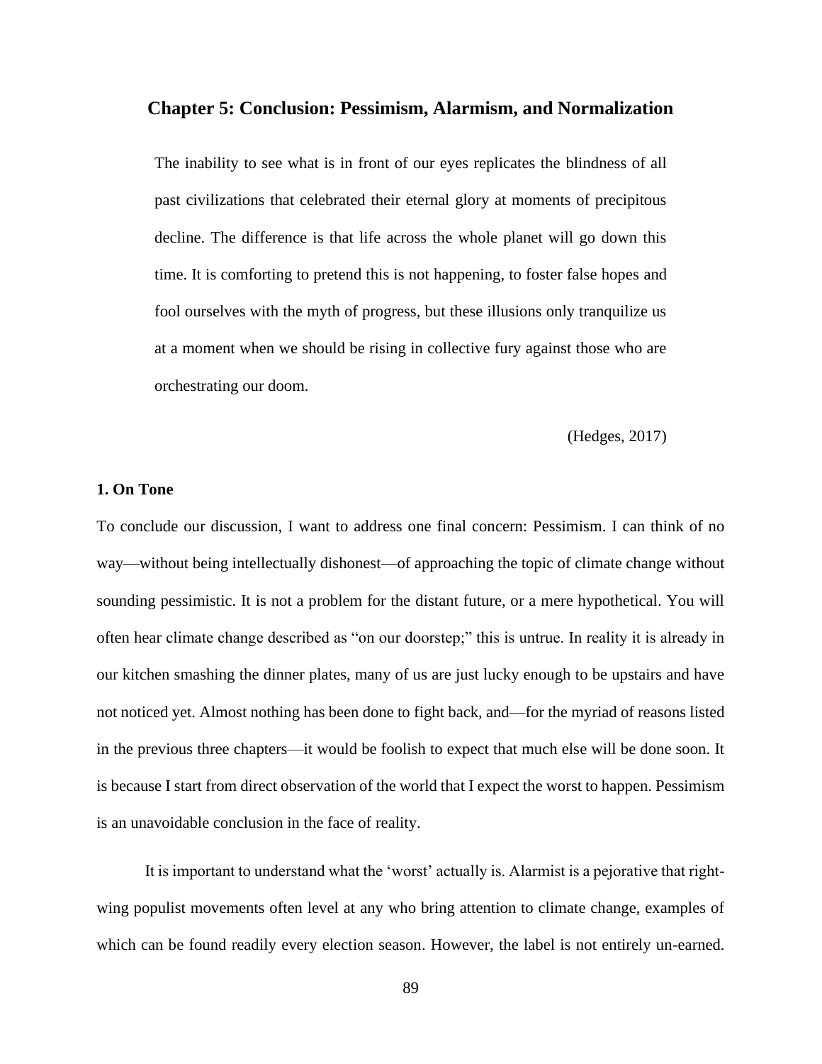## Chapter 5: Conclusion: Pessimism, Alarmism, and Normalization

> The inability to see what is in front of our eyes replicates the blindness of all past civilizations that celebrated their eternal glory at moments of precipitous decline. The difference is that life across the whole planet will go down this time. It is comforting to pretend this is not happening, to foster false hopes and fool ourselves with the myth of progress, but these illusions only tranquilize us at a moment when we should be rising in collective fury against those who are orchestrating our doom.
>
> (Hedges, 2017)

### 1. On Tone

To conclude our discussion, I want to address one final concern: Pessimism. I can think of no way—without being intellectually dishonest—of approaching the topic of climate change without sounding pessimistic. It is not a problem for the distant future, or a mere hypothetical. You will often hear climate change described as "on our doorstep;" this is untrue. In reality it is already in our kitchen smashing the dinner plates, many of us are just lucky enough to be upstairs and have not noticed yet. Almost nothing has been done to fight back, and—for the myriad of reasons listed in the previous three chapters—it would be foolish to expect that much else will be done soon. It is because I start from direct observation of the world that I expect the worst to happen. Pessimism is an unavoidable conclusion in the face of reality.

It is important to understand what the 'worst' actually is. Alarmist is a pejorative that right-wing populist movements often level at any who bring attention to climate change, examples of which can be found readily every election season. However, the label is not entirely un-earned.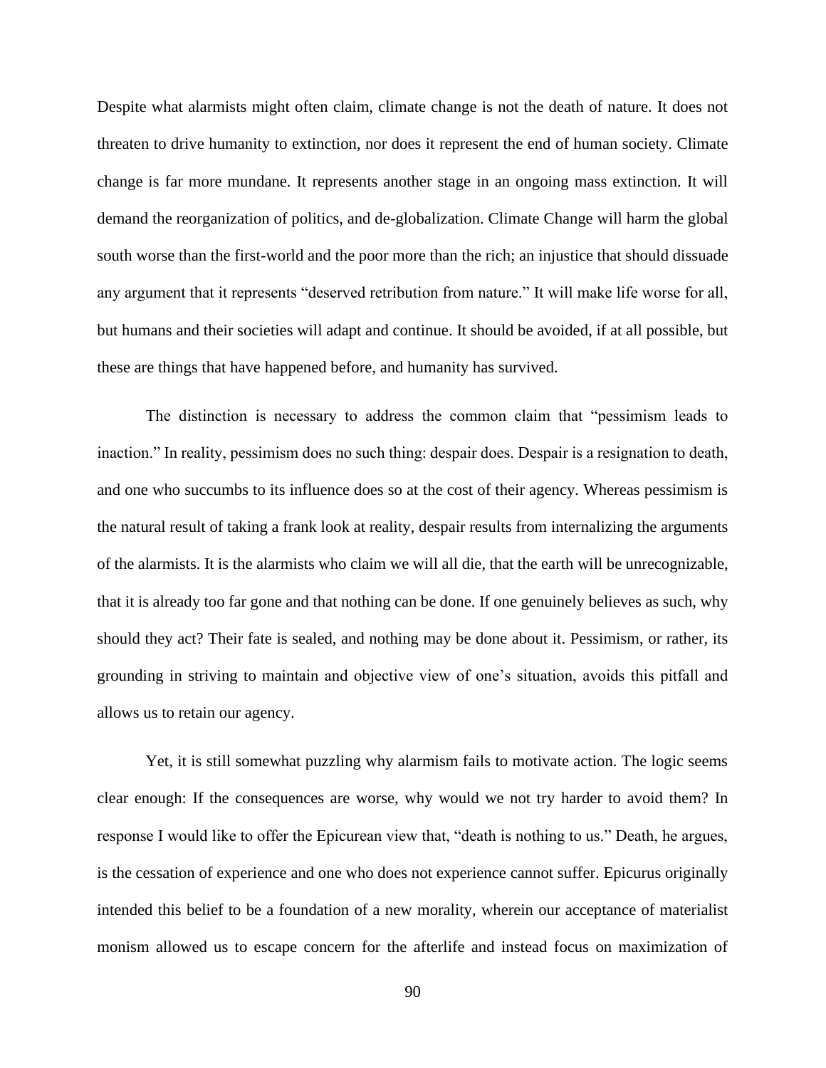Despite what alarmists might often claim, climate change is not the death of nature. It does not threaten to drive humanity to extinction, nor does it represent the end of human society. Climate change is far more mundane. It represents another stage in an ongoing mass extinction. It will demand the reorganization of politics, and de-globalization. Climate Change will harm the global south worse than the first-world and the poor more than the rich; an injustice that should dissuade any argument that it represents "deserved retribution from nature." It will make life worse for all, but humans and their societies will adapt and continue. It should be avoided, if at all possible, but these are things that have happened before, and humanity has survived.

The distinction is necessary to address the common claim that "pessimism leads to inaction." In reality, pessimism does no such thing: despair does. Despair is a resignation to death, and one who succumbs to its influence does so at the cost of their agency. Whereas pessimism is the natural result of taking a frank look at reality, despair results from internalizing the arguments of the alarmists. It is the alarmists who claim we will all die, that the earth will be unrecognizable, that it is already too far gone and that nothing can be done. If one genuinely believes as such, why should they act? Their fate is sealed, and nothing may be done about it. Pessimism, or rather, its grounding in striving to maintain and objective view of one's situation, avoids this pitfall and allows us to retain our agency.

Yet, it is still somewhat puzzling why alarmism fails to motivate action. The logic seems clear enough: If the consequences are worse, why would we not try harder to avoid them? In response I would like to offer the Epicurean view that, "death is nothing to us." Death, he argues, is the cessation of experience and one who does not experience cannot suffer. Epicurus originally intended this belief to be a foundation of a new morality, wherein our acceptance of materialist monism allowed us to escape concern for the afterlife and instead focus on maximization of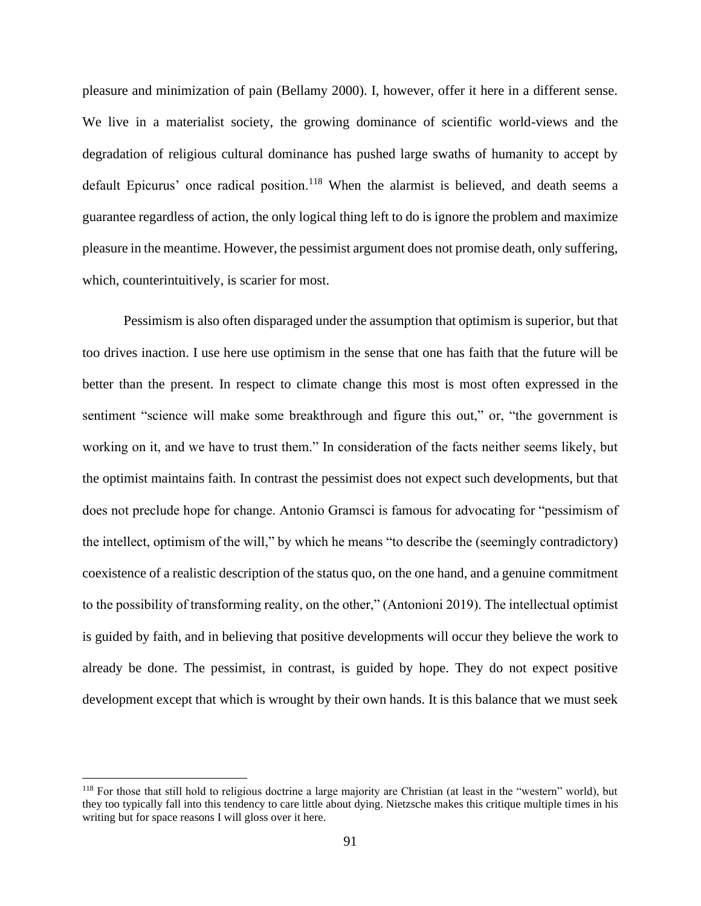pleasure and minimization of pain (Bellamy 2000). I, however, offer it here in a different sense. We live in a materialist society, the growing dominance of scientific world-views and the degradation of religious cultural dominance has pushed large swaths of humanity to accept by default Epicurus' once radical position.[118] When the alarmist is believed, and death seems a guarantee regardless of action, the only logical thing left to do is ignore the problem and maximize pleasure in the meantime. However, the pessimist argument does not promise death, only suffering, which, counterintuitively, is scarier for most.

Pessimism is also often disparaged under the assumption that optimism is superior, but that too drives inaction. I use here use optimism in the sense that one has faith that the future will be better than the present. In respect to climate change this most is most often expressed in the sentiment "science will make some breakthrough and figure this out," or, "the government is working on it, and we have to trust them." In consideration of the facts neither seems likely, but the optimist maintains faith. In contrast the pessimist does not expect such developments, but that does not preclude hope for change. Antonio Gramsci is famous for advocating for "pessimism of the intellect, optimism of the will," by which he means "to describe the (seemingly contradictory) coexistence of a realistic description of the status quo, on the one hand, and a genuine commitment to the possibility of transforming reality, on the other," (Antonioni 2019). The intellectual optimist is guided by faith, and in believing that positive developments will occur they believe the work to already be done. The pessimist, in contrast, is guided by hope. They do not expect positive development except that which is wrought by their own hands. It is this balance that we must seek

[118] For those that still hold to religious doctrine a large majority are Christian (at least in the "western" world), but they too typically fall into this tendency to care little about dying. Nietzsche makes this critique multiple times in his writing but for space reasons I will gloss over it here.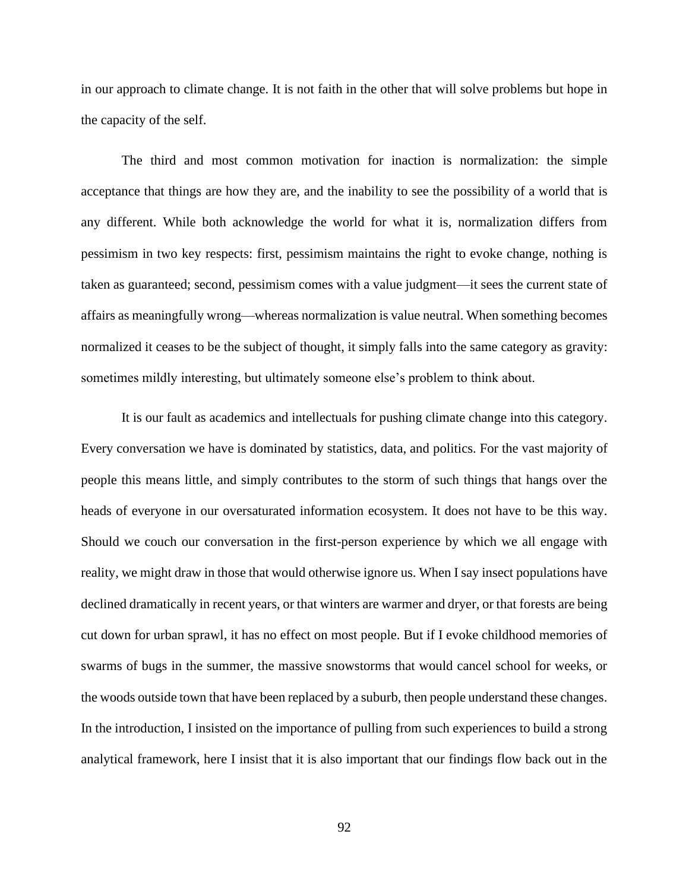in our approach to climate change. It is not faith in the other that will solve problems but hope in the capacity of the self.

The third and most common motivation for inaction is normalization: the simple acceptance that things are how they are, and the inability to see the possibility of a world that is any different. While both acknowledge the world for what it is, normalization differs from pessimism in two key respects: first, pessimism maintains the right to evoke change, nothing is taken as guaranteed; second, pessimism comes with a value judgment—it sees the current state of affairs as meaningfully wrong—whereas normalization is value neutral. When something becomes normalized it ceases to be the subject of thought, it simply falls into the same category as gravity: sometimes mildly interesting, but ultimately someone else's problem to think about.

It is our fault as academics and intellectuals for pushing climate change into this category. Every conversation we have is dominated by statistics, data, and politics. For the vast majority of people this means little, and simply contributes to the storm of such things that hangs over the heads of everyone in our oversaturated information ecosystem. It does not have to be this way. Should we couch our conversation in the first-person experience by which we all engage with reality, we might draw in those that would otherwise ignore us. When I say insect populations have declined dramatically in recent years, or that winters are warmer and dryer, or that forests are being cut down for urban sprawl, it has no effect on most people. But if I evoke childhood memories of swarms of bugs in the summer, the massive snowstorms that would cancel school for weeks, or the woods outside town that have been replaced by a suburb, then people understand these changes. In the introduction, I insisted on the importance of pulling from such experiences to build a strong analytical framework, here I insist that it is also important that our findings flow back out in the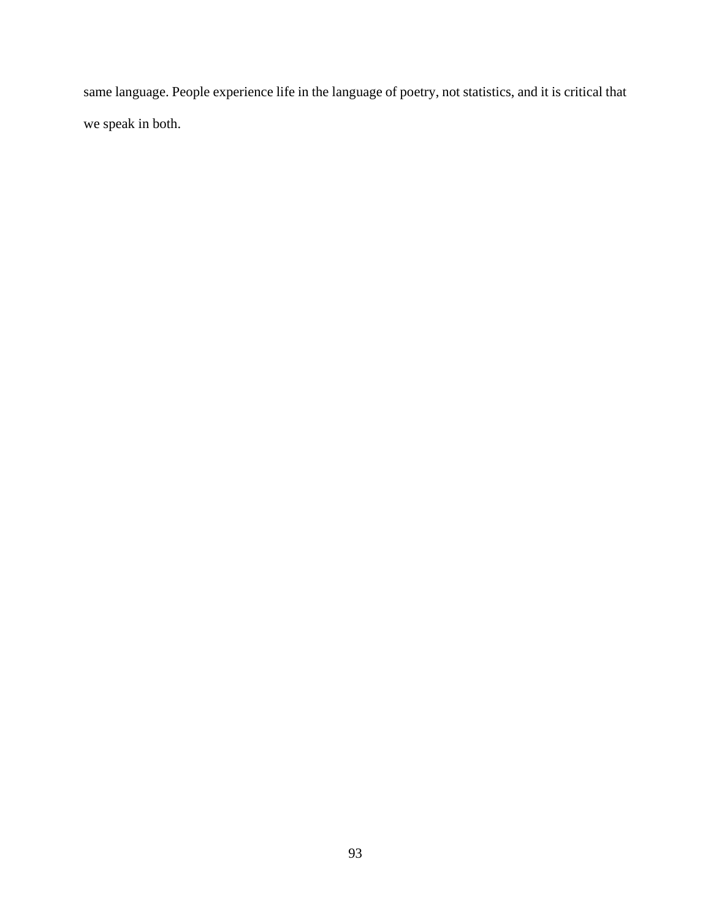same language. People experience life in the language of poetry, not statistics, and it is critical that we speak in both.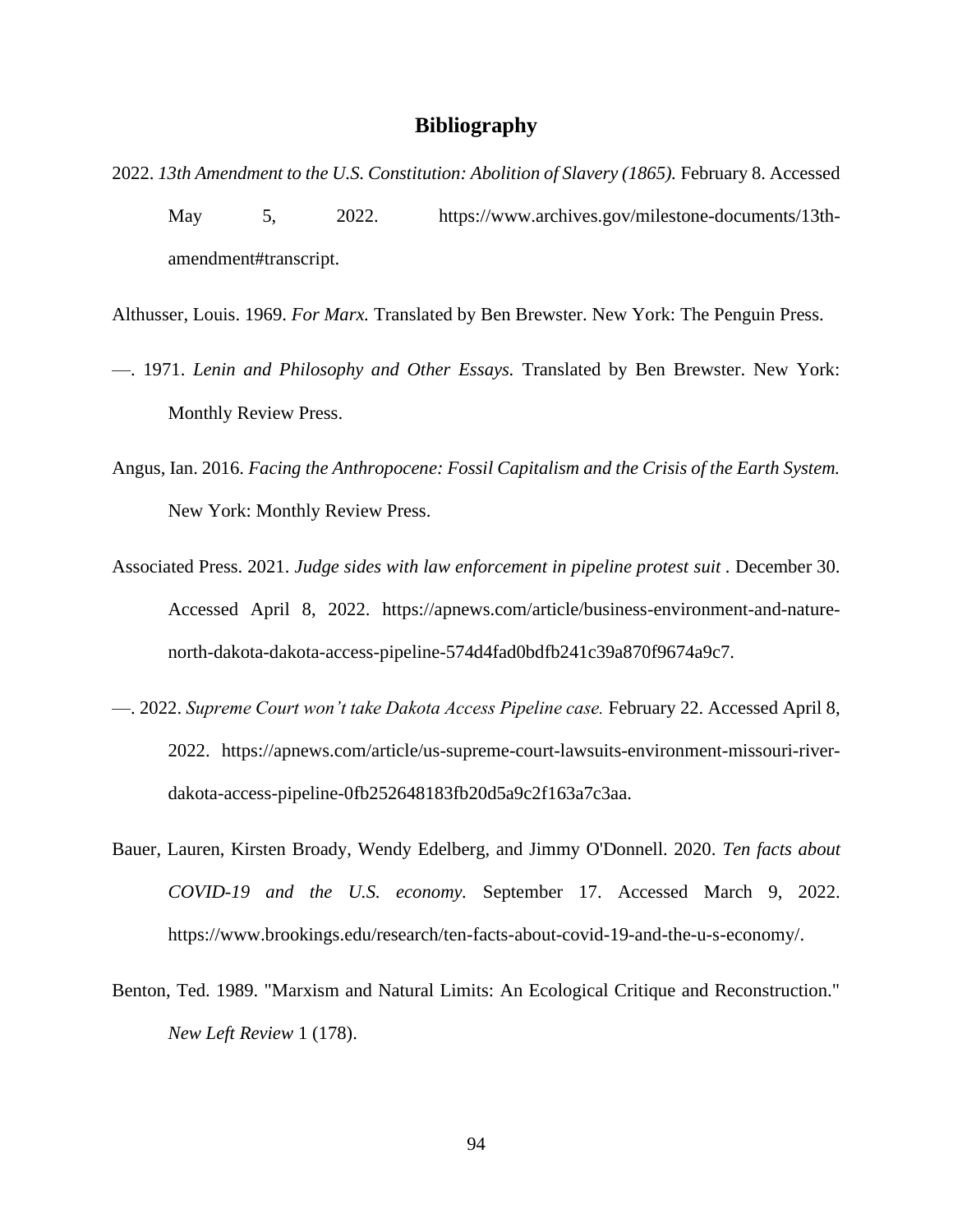# Bibliography

2022. *13th Amendment to the U.S. Constitution: Abolition of Slavery (1865).* February 8. Accessed May 5, 2022. https://www.archives.gov/milestone-documents/13th-amendment#transcript.

Althusser, Louis. 1969. *For Marx.* Translated by Ben Brewster. New York: The Penguin Press.

—. 1971. *Lenin and Philosophy and Other Essays.* Translated by Ben Brewster. New York: Monthly Review Press.

Angus, Ian. 2016. *Facing the Anthropocene: Fossil Capitalism and the Crisis of the Earth System.* New York: Monthly Review Press.

Associated Press. 2021. *Judge sides with law enforcement in pipeline protest suit* . December 30. Accessed April 8, 2022. https://apnews.com/article/business-environment-and-nature-north-dakota-dakota-access-pipeline-574d4fad0bdfb241c39a870f9674a9c7.

—. 2022. *Supreme Court won't take Dakota Access Pipeline case.* February 22. Accessed April 8, 2022. https://apnews.com/article/us-supreme-court-lawsuits-environment-missouri-river-dakota-access-pipeline-0fb252648183fb20d5a9c2f163a7c3aa.

Bauer, Lauren, Kirsten Broady, Wendy Edelberg, and Jimmy O'Donnell. 2020. *Ten facts about COVID-19 and the U.S. economy.* September 17. Accessed March 9, 2022. https://www.brookings.edu/research/ten-facts-about-covid-19-and-the-u-s-economy/.

Benton, Ted. 1989. "Marxism and Natural Limits: An Ecological Critique and Reconstruction." *New Left Review* 1 (178).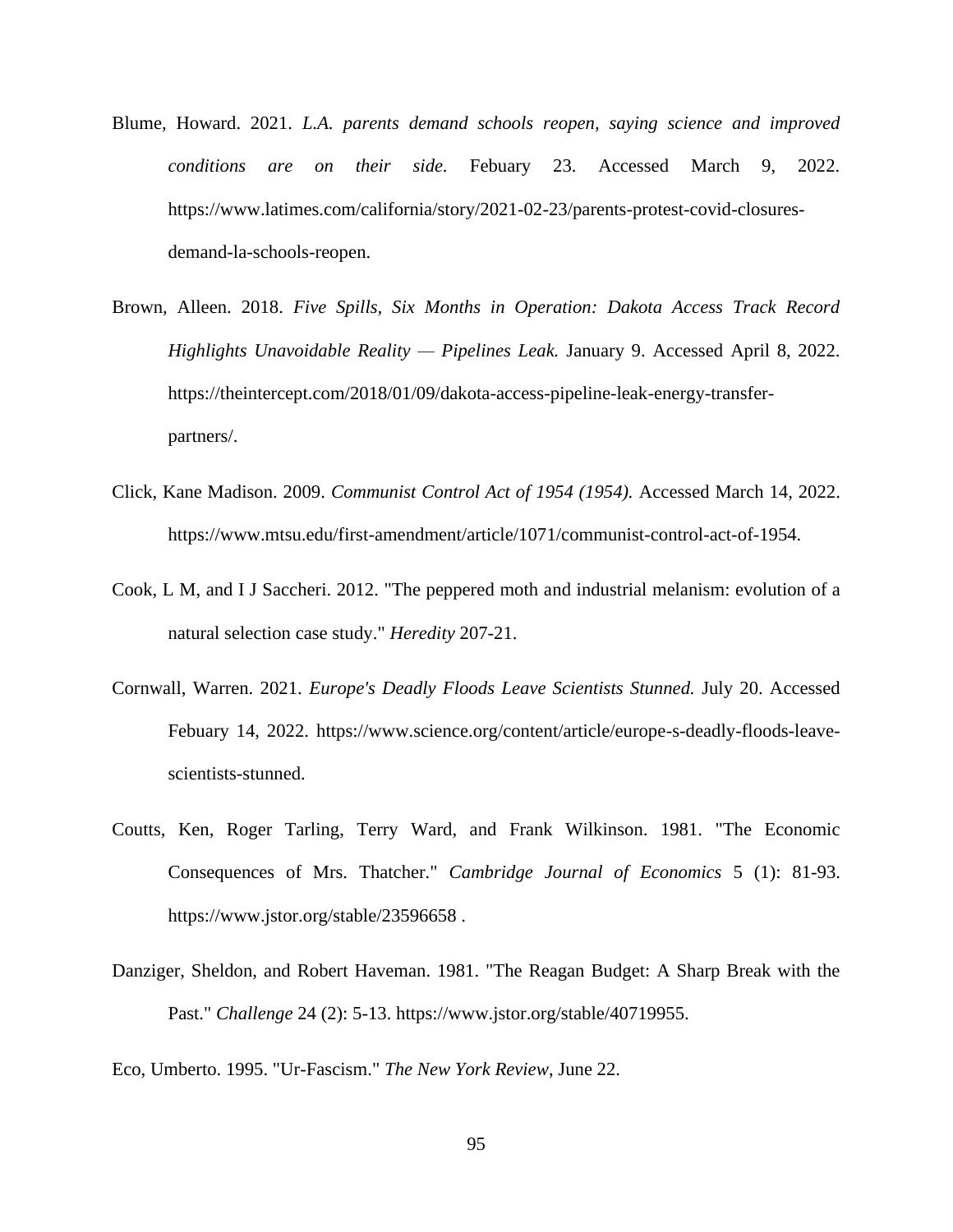Blume, Howard. 2021. *L.A. parents demand schools reopen, saying science and improved conditions are on their side.* Febuary 23. Accessed March 9, 2022. https://www.latimes.com/california/story/2021-02-23/parents-protest-covid-closures-demand-la-schools-reopen.

Brown, Alleen. 2018. *Five Spills, Six Months in Operation: Dakota Access Track Record Highlights Unavoidable Reality — Pipelines Leak.* January 9. Accessed April 8, 2022. https://theintercept.com/2018/01/09/dakota-access-pipeline-leak-energy-transfer-partners/.

Click, Kane Madison. 2009. *Communist Control Act of 1954 (1954).* Accessed March 14, 2022. https://www.mtsu.edu/first-amendment/article/1071/communist-control-act-of-1954.

Cook, L M, and I J Saccheri. 2012. "The peppered moth and industrial melanism: evolution of a natural selection case study." *Heredity* 207-21.

Cornwall, Warren. 2021. *Europe's Deadly Floods Leave Scientists Stunned.* July 20. Accessed Febuary 14, 2022. https://www.science.org/content/article/europe-s-deadly-floods-leave-scientists-stunned.

Coutts, Ken, Roger Tarling, Terry Ward, and Frank Wilkinson. 1981. "The Economic Consequences of Mrs. Thatcher." *Cambridge Journal of Economics* 5 (1): 81-93. https://www.jstor.org/stable/23596658 .

Danziger, Sheldon, and Robert Haveman. 1981. "The Reagan Budget: A Sharp Break with the Past." *Challenge* 24 (2): 5-13. https://www.jstor.org/stable/40719955.

Eco, Umberto. 1995. "Ur-Fascism." *The New York Review*, June 22.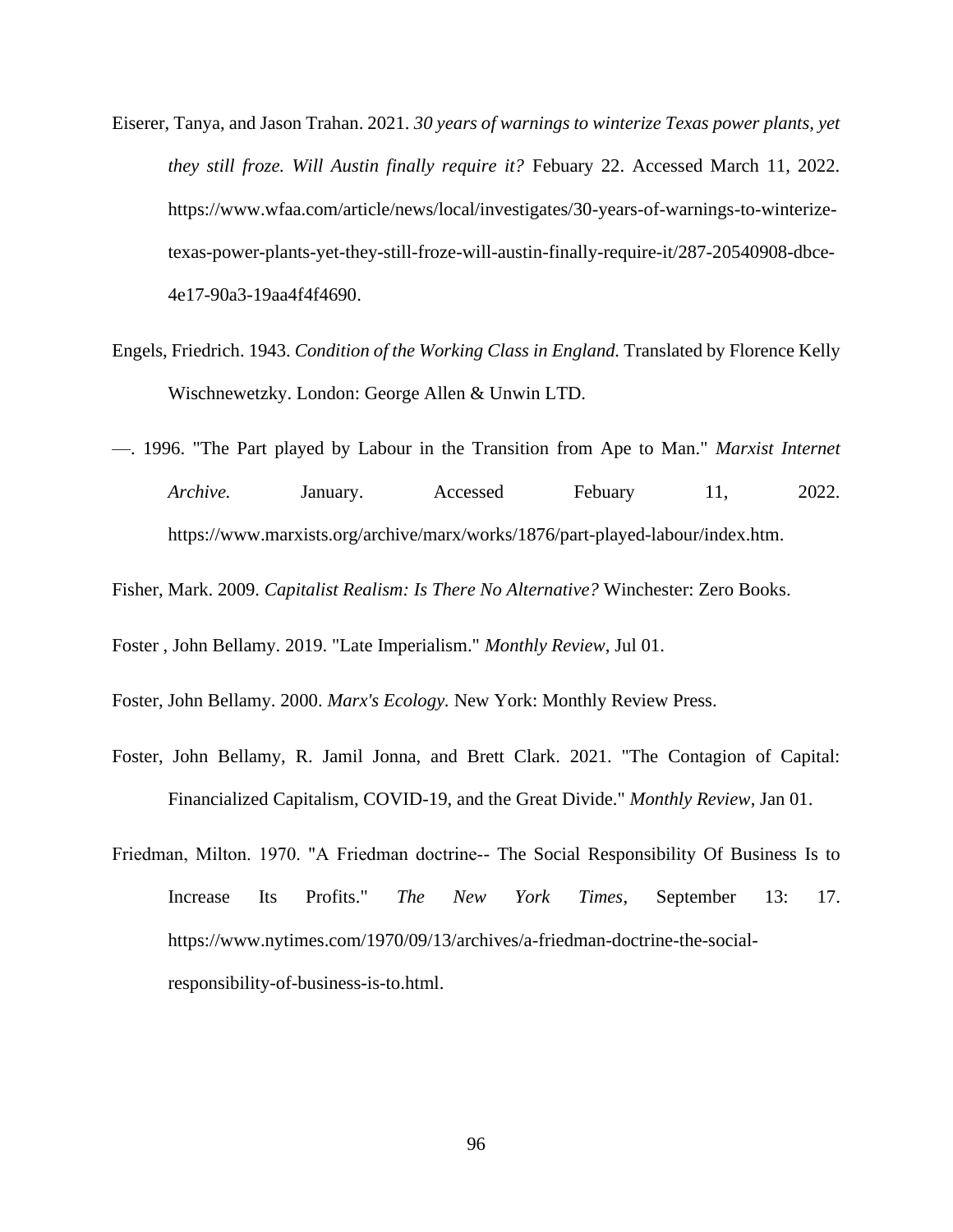Eiserer, Tanya, and Jason Trahan. 2021. *30 years of warnings to winterize Texas power plants, yet they still froze. Will Austin finally require it?* Febuary 22. Accessed March 11, 2022. https://www.wfaa.com/article/news/local/investigates/30-years-of-warnings-to-winterize-texas-power-plants-yet-they-still-froze-will-austin-finally-require-it/287-20540908-dbce-4e17-90a3-19aa4f4f4690.

Engels, Friedrich. 1943. *Condition of the Working Class in England.* Translated by Florence Kelly Wischnewetzky. London: George Allen & Unwin LTD.

—. 1996. "The Part played by Labour in the Transition from Ape to Man." *Marxist Internet Archive.* January. Accessed Febuary 11, 2022. https://www.marxists.org/archive/marx/works/1876/part-played-labour/index.htm.

Fisher, Mark. 2009. *Capitalist Realism: Is There No Alternative?* Winchester: Zero Books.

Foster , John Bellamy. 2019. "Late Imperialism." *Monthly Review*, Jul 01.

Foster, John Bellamy. 2000. *Marx's Ecology.* New York: Monthly Review Press.

Foster, John Bellamy, R. Jamil Jonna, and Brett Clark. 2021. "The Contagion of Capital: Financialized Capitalism, COVID-19, and the Great Divide." *Monthly Review*, Jan 01.

Friedman, Milton. 1970. "A Friedman doctrine-- The Social Responsibility Of Business Is to Increase Its Profits." *The New York Times*, September 13: 17. https://www.nytimes.com/1970/09/13/archives/a-friedman-doctrine-the-social-responsibility-of-business-is-to.html.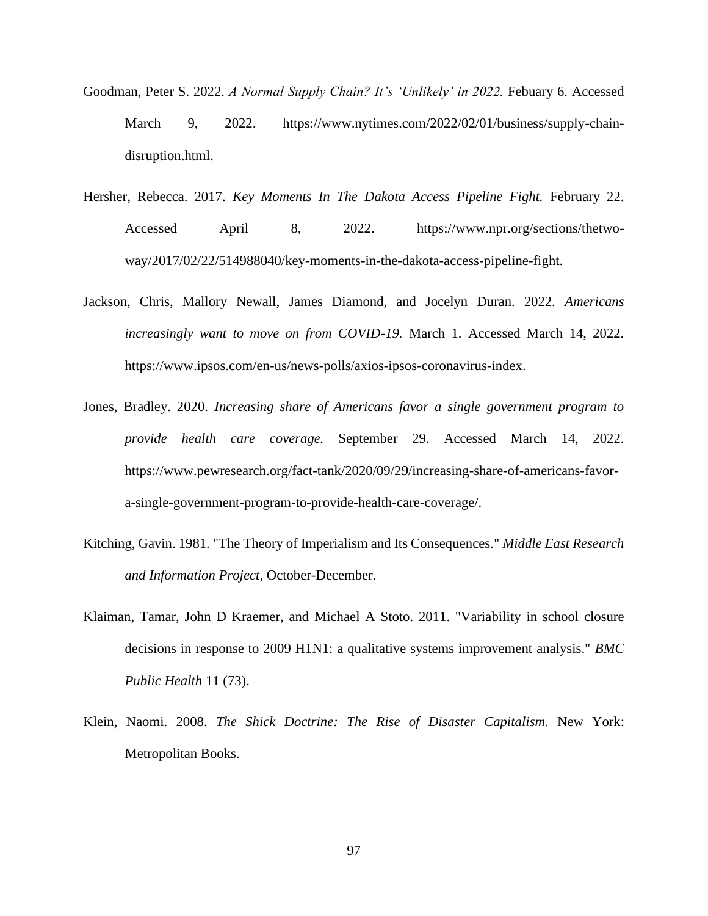Goodman, Peter S. 2022. *A Normal Supply Chain? It's 'Unlikely' in 2022.* Febuary 6. Accessed March 9, 2022. https://www.nytimes.com/2022/02/01/business/supply-chain-disruption.html.

Hersher, Rebecca. 2017. *Key Moments In The Dakota Access Pipeline Fight.* February 22. Accessed April 8, 2022. https://www.npr.org/sections/thetwo-way/2017/02/22/514988040/key-moments-in-the-dakota-access-pipeline-fight.

Jackson, Chris, Mallory Newall, James Diamond, and Jocelyn Duran. 2022. *Americans increasingly want to move on from COVID-19.* March 1. Accessed March 14, 2022. https://www.ipsos.com/en-us/news-polls/axios-ipsos-coronavirus-index.

Jones, Bradley. 2020. *Increasing share of Americans favor a single government program to provide health care coverage.* September 29. Accessed March 14, 2022. https://www.pewresearch.org/fact-tank/2020/09/29/increasing-share-of-americans-favor-a-single-government-program-to-provide-health-care-coverage/.

Kitching, Gavin. 1981. "The Theory of Imperialism and Its Consequences." *Middle East Research and Information Project*, October-December.

Klaiman, Tamar, John D Kraemer, and Michael A Stoto. 2011. "Variability in school closure decisions in response to 2009 H1N1: a qualitative systems improvement analysis." *BMC Public Health* 11 (73).

Klein, Naomi. 2008. *The Shick Doctrine: The Rise of Disaster Capitalism.* New York: Metropolitan Books.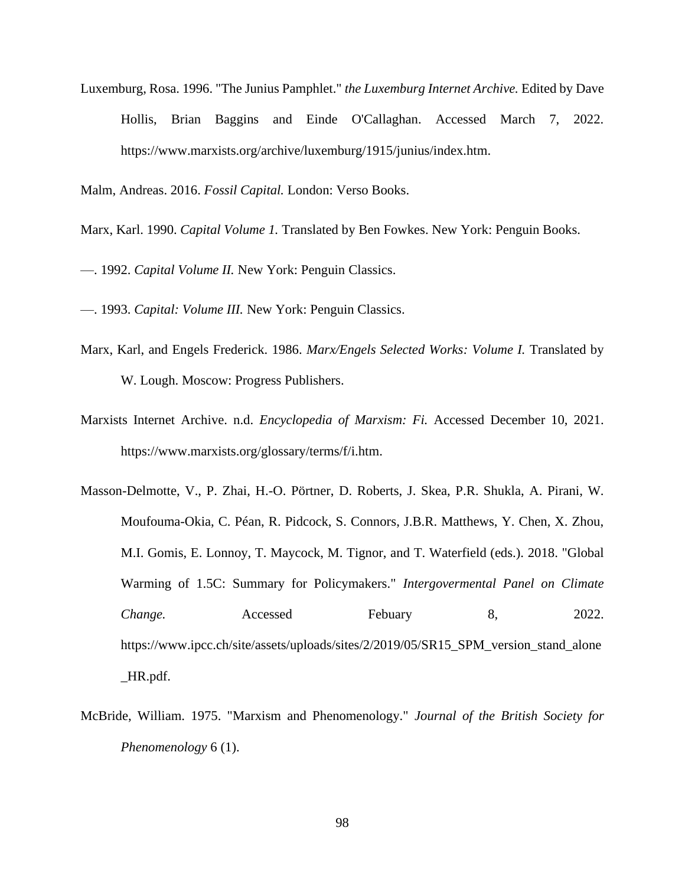Luxemburg, Rosa. 1996. "The Junius Pamphlet." *the Luxemburg Internet Archive.* Edited by Dave Hollis, Brian Baggins and Einde O'Callaghan. Accessed March 7, 2022. https://www.marxists.org/archive/luxemburg/1915/junius/index.htm.

Malm, Andreas. 2016. *Fossil Capital.* London: Verso Books.

Marx, Karl. 1990. *Capital Volume 1.* Translated by Ben Fowkes. New York: Penguin Books.

—. 1992. *Capital Volume II.* New York: Penguin Classics.

—. 1993. *Capital: Volume III.* New York: Penguin Classics.

Marx, Karl, and Engels Frederick. 1986. *Marx/Engels Selected Works: Volume I.* Translated by W. Lough. Moscow: Progress Publishers.

Marxists Internet Archive. n.d. *Encyclopedia of Marxism: Fi.* Accessed December 10, 2021. https://www.marxists.org/glossary/terms/f/i.htm.

Masson-Delmotte, V., P. Zhai, H.-O. Pörtner, D. Roberts, J. Skea, P.R. Shukla, A. Pirani, W. Moufouma-Okia, C. Péan, R. Pidcock, S. Connors, J.B.R. Matthews, Y. Chen, X. Zhou, M.I. Gomis, E. Lonnoy, T. Maycock, M. Tignor, and T. Waterfield (eds.). 2018. "Global Warming of 1.5C: Summary for Policymakers." *Intergovermental Panel on Climate Change.* Accessed Febuary 8, 2022. https://www.ipcc.ch/site/assets/uploads/sites/2/2019/05/SR15_SPM_version_stand_alone_HR.pdf.

McBride, William. 1975. "Marxism and Phenomenology." *Journal of the British Society for Phenomenology* 6 (1).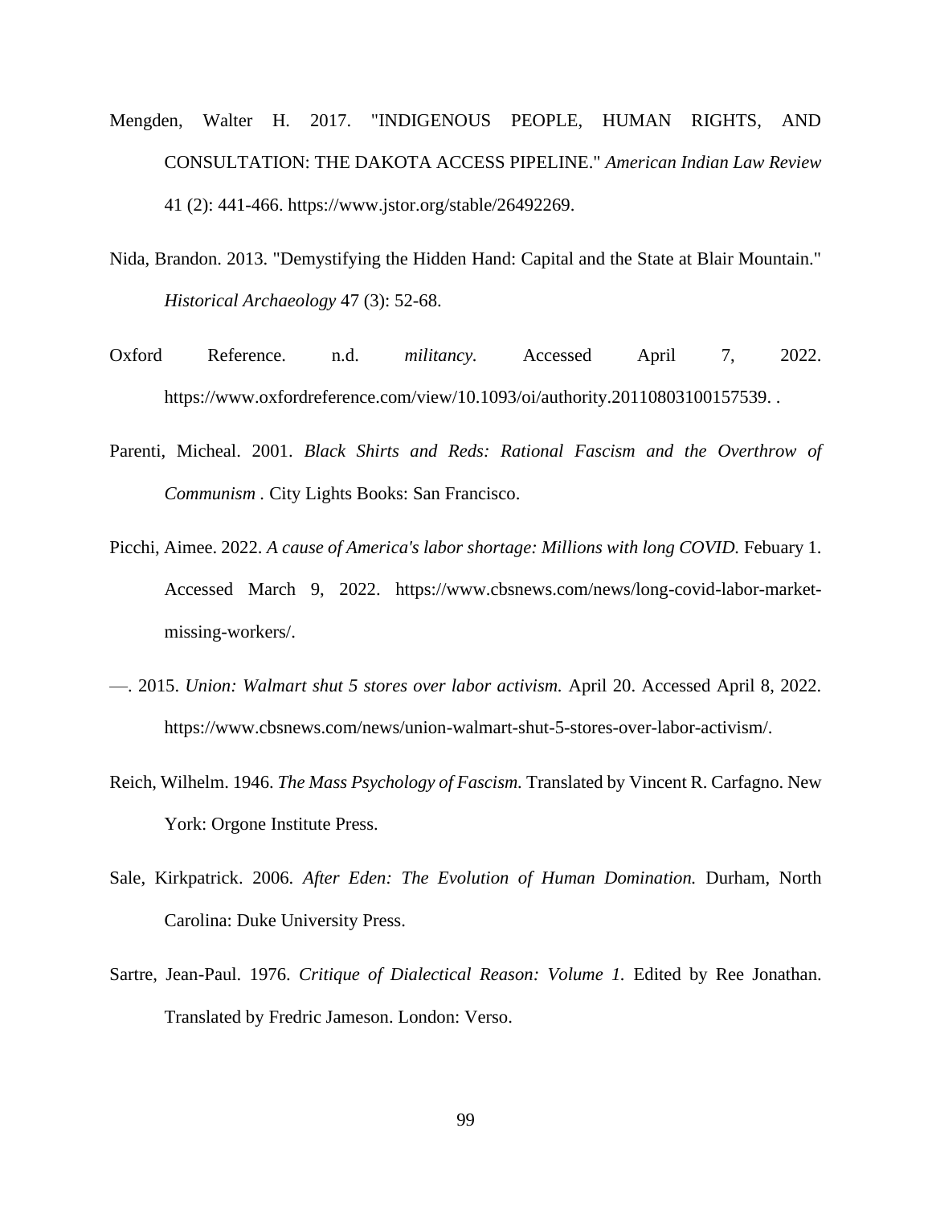Mengden, Walter H. 2017. "INDIGENOUS PEOPLE, HUMAN RIGHTS, AND CONSULTATION: THE DAKOTA ACCESS PIPELINE." *American Indian Law Review* 41 (2): 441-466. https://www.jstor.org/stable/26492269.

Nida, Brandon. 2013. "Demystifying the Hidden Hand: Capital and the State at Blair Mountain." *Historical Archaeology* 47 (3): 52-68.

Oxford Reference. n.d. *militancy.* Accessed April 7, 2022. https://www.oxfordreference.com/view/10.1093/oi/authority.20110803100157539. .

Parenti, Micheal. 2001. *Black Shirts and Reds: Rational Fascism and the Overthrow of Communism* . City Lights Books: San Francisco.

Picchi, Aimee. 2022. *A cause of America's labor shortage: Millions with long COVID.* Febuary 1. Accessed March 9, 2022. https://www.cbsnews.com/news/long-covid-labor-market-missing-workers/.

—. 2015. *Union: Walmart shut 5 stores over labor activism.* April 20. Accessed April 8, 2022. https://www.cbsnews.com/news/union-walmart-shut-5-stores-over-labor-activism/.

Reich, Wilhelm. 1946. *The Mass Psychology of Fascism.* Translated by Vincent R. Carfagno. New York: Orgone Institute Press.

Sale, Kirkpatrick. 2006. *After Eden: The Evolution of Human Domination.* Durham, North Carolina: Duke University Press.

Sartre, Jean-Paul. 1976. *Critique of Dialectical Reason: Volume 1.* Edited by Ree Jonathan. Translated by Fredric Jameson. London: Verso.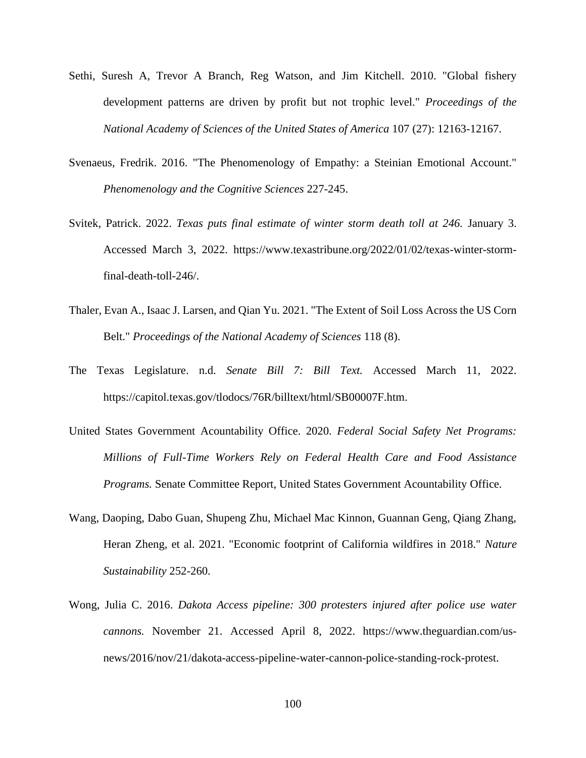Sethi, Suresh A, Trevor A Branch, Reg Watson, and Jim Kitchell. 2010. "Global fishery development patterns are driven by profit but not trophic level." *Proceedings of the National Academy of Sciences of the United States of America* 107 (27): 12163-12167.

Svenaeus, Fredrik. 2016. "The Phenomenology of Empathy: a Steinian Emotional Account." *Phenomenology and the Cognitive Sciences* 227-245.

Svitek, Patrick. 2022. *Texas puts final estimate of winter storm death toll at 246.* January 3. Accessed March 3, 2022. https://www.texastribune.org/2022/01/02/texas-winter-storm-final-death-toll-246/.

Thaler, Evan A., Isaac J. Larsen, and Qian Yu. 2021. "The Extent of Soil Loss Across the US Corn Belt." *Proceedings of the National Academy of Sciences* 118 (8).

The Texas Legislature. n.d. *Senate Bill 7: Bill Text.* Accessed March 11, 2022. https://capitol.texas.gov/tlodocs/76R/billtext/html/SB00007F.htm.

United States Government Acountability Office. 2020. *Federal Social Safety Net Programs: Millions of Full-Time Workers Rely on Federal Health Care and Food Assistance Programs.* Senate Committee Report, United States Government Acountability Office.

Wang, Daoping, Dabo Guan, Shupeng Zhu, Michael Mac Kinnon, Guannan Geng, Qiang Zhang, Heran Zheng, et al. 2021. "Economic footprint of California wildfires in 2018." *Nature Sustainability* 252-260.

Wong, Julia C. 2016. *Dakota Access pipeline: 300 protesters injured after police use water cannons.* November 21. Accessed April 8, 2022. https://www.theguardian.com/us-news/2016/nov/21/dakota-access-pipeline-water-cannon-police-standing-rock-protest.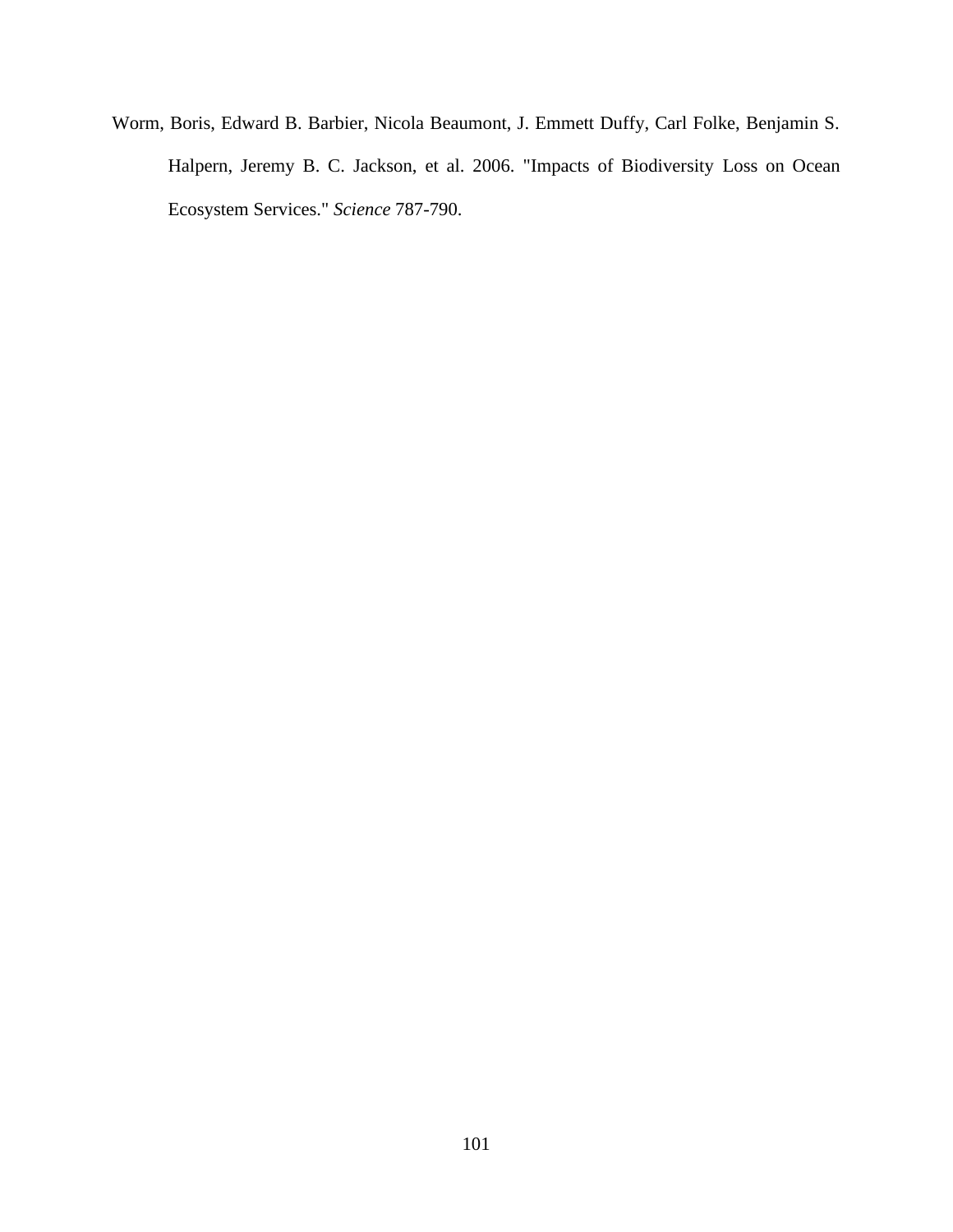Worm, Boris, Edward B. Barbier, Nicola Beaumont, J. Emmett Duffy, Carl Folke, Benjamin S. Halpern, Jeremy B. C. Jackson, et al. 2006. "Impacts of Biodiversity Loss on Ocean Ecosystem Services." *Science* 787-790.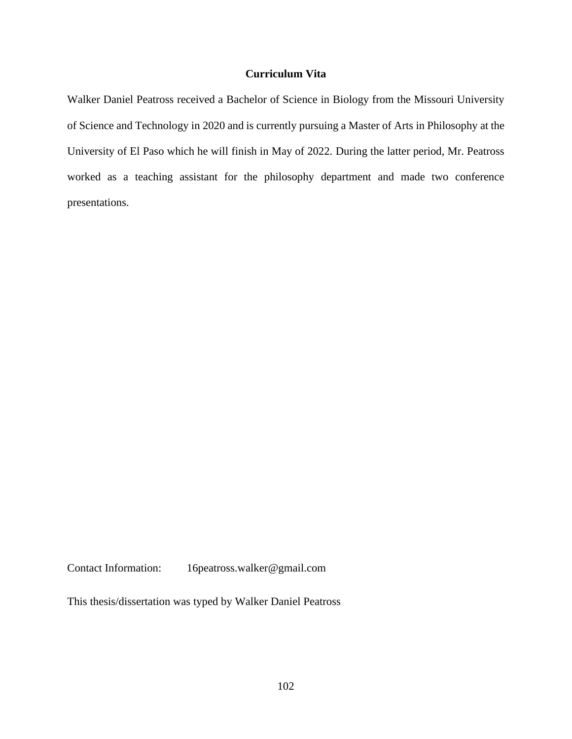# Curriculum Vita

Walker Daniel Peatross received a Bachelor of Science in Biology from the Missouri University of Science and Technology in 2020 and is currently pursuing a Master of Arts in Philosophy at the University of El Paso which he will finish in May of 2022. During the latter period, Mr. Peatross worked as a teaching assistant for the philosophy department and made two conference presentations.

Contact Information: 16peatross.walker@gmail.com

This thesis/dissertation was typed by Walker Daniel Peatross